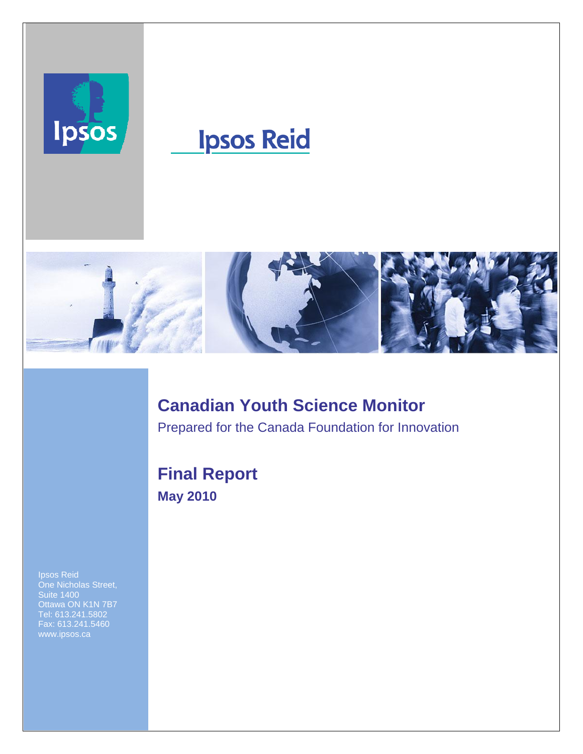Ipsos

Ipsos Reid

# Canadian Youth Science Monitor

Prepared for the Canada Foundation for Innovation

## Final Report

**May 2010**

Ipsos Reid
One Nicholas Street,
Suite 1400
Ottawa ON K1N 7B7
Tel: 613.241.5802
Fax: 613.241.5460
www.ipsos.ca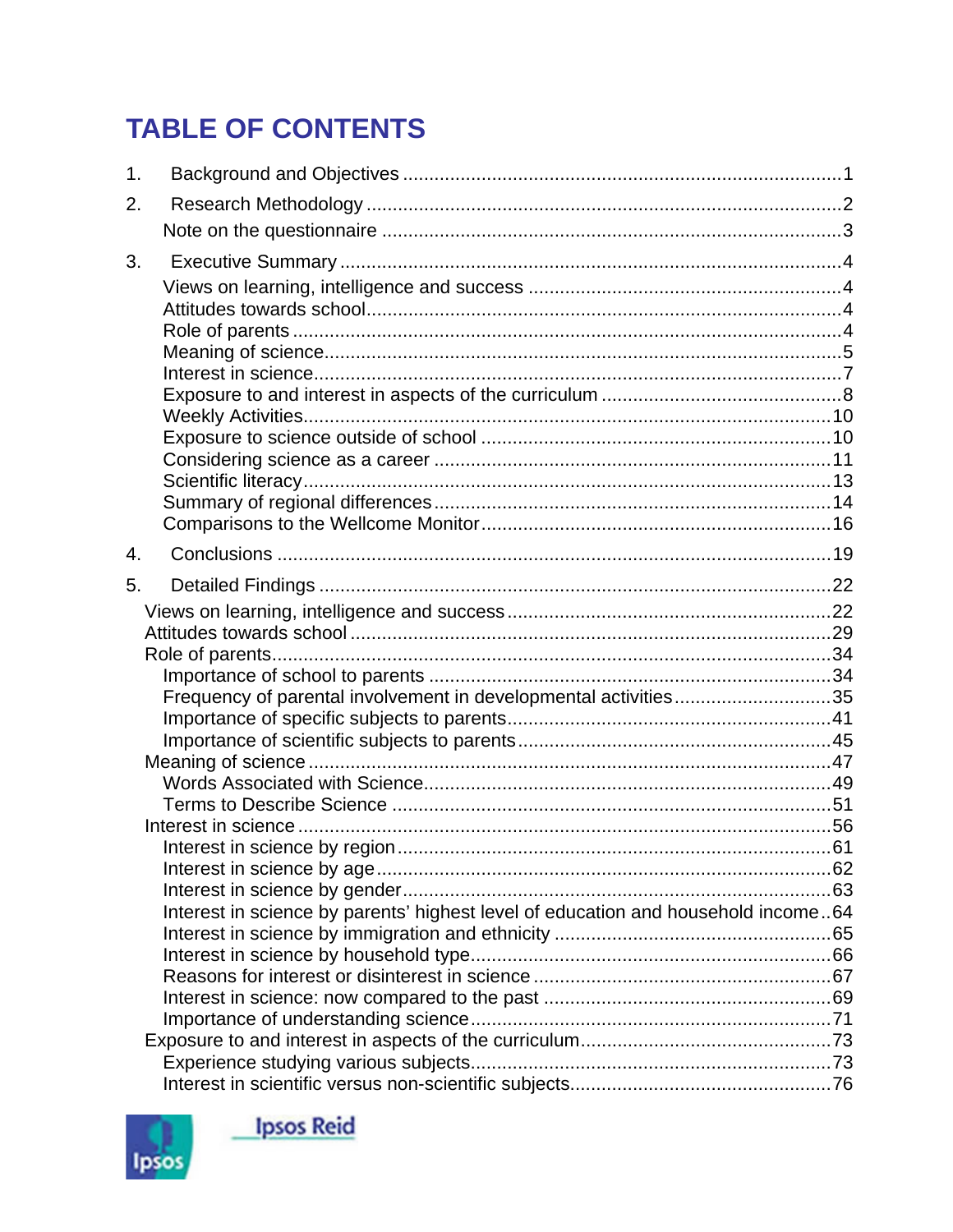# TABLE OF CONTENTS

1. Background and Objectives ....................................................................................1
2. Research Methodology ..........................................................................................2
   - Note on the questionnaire .......................................................................................3
3. Executive Summary ...............................................................................................4
   - Views on learning, intelligence and success ...........................................................4
   - Attitudes towards school..........................................................................................4
   - Role of parents ........................................................................................................4
   - Meaning of science..................................................................................................5
   - Interest in science....................................................................................................7
   - Exposure to and interest in aspects of the curriculum ..............................................8
   - Weekly Activities.....................................................................................................10
   - Exposure to science outside of school ..................................................................10
   - Considering science as a career ...........................................................................11
   - Scientific literacy....................................................................................................13
   - Summary of regional differences............................................................................14
   - Comparisons to the Wellcome Monitor...................................................................16
4. Conclusions .........................................................................................................19
5. Detailed Findings .................................................................................................22
   - Views on learning, intelligence and success .............................................................22
   - Attitudes towards school ...........................................................................................29
   - Role of parents.........................................................................................................34
     - Importance of school to parents ............................................................................34
     - Frequency of parental involvement in developmental activities.............................35
     - Importance of specific subjects to parents.............................................................41
     - Importance of scientific subjects to parents............................................................45
   - Meaning of science ...................................................................................................47
     - Words Associated with Science.............................................................................49
     - Terms to Describe Science ...................................................................................51
   - Interest in science .....................................................................................................56
     - Interest in science by region..................................................................................61
     - Interest in science by age......................................................................................62
     - Interest in science by gender.................................................................................63
     - Interest in science by parents' highest level of education and household income..64
     - Interest in science by immigration and ethnicity ....................................................65
     - Interest in science by household type....................................................................66
     - Reasons for interest or disinterest in science ........................................................67
     - Interest in science: now compared to the past ......................................................69
     - Importance of understanding science....................................................................71
   - Exposure to and interest in aspects of the curriculum................................................73
     - Experience studying various subjects....................................................................73
     - Interest in scientific versus non-scientific subjects.................................................76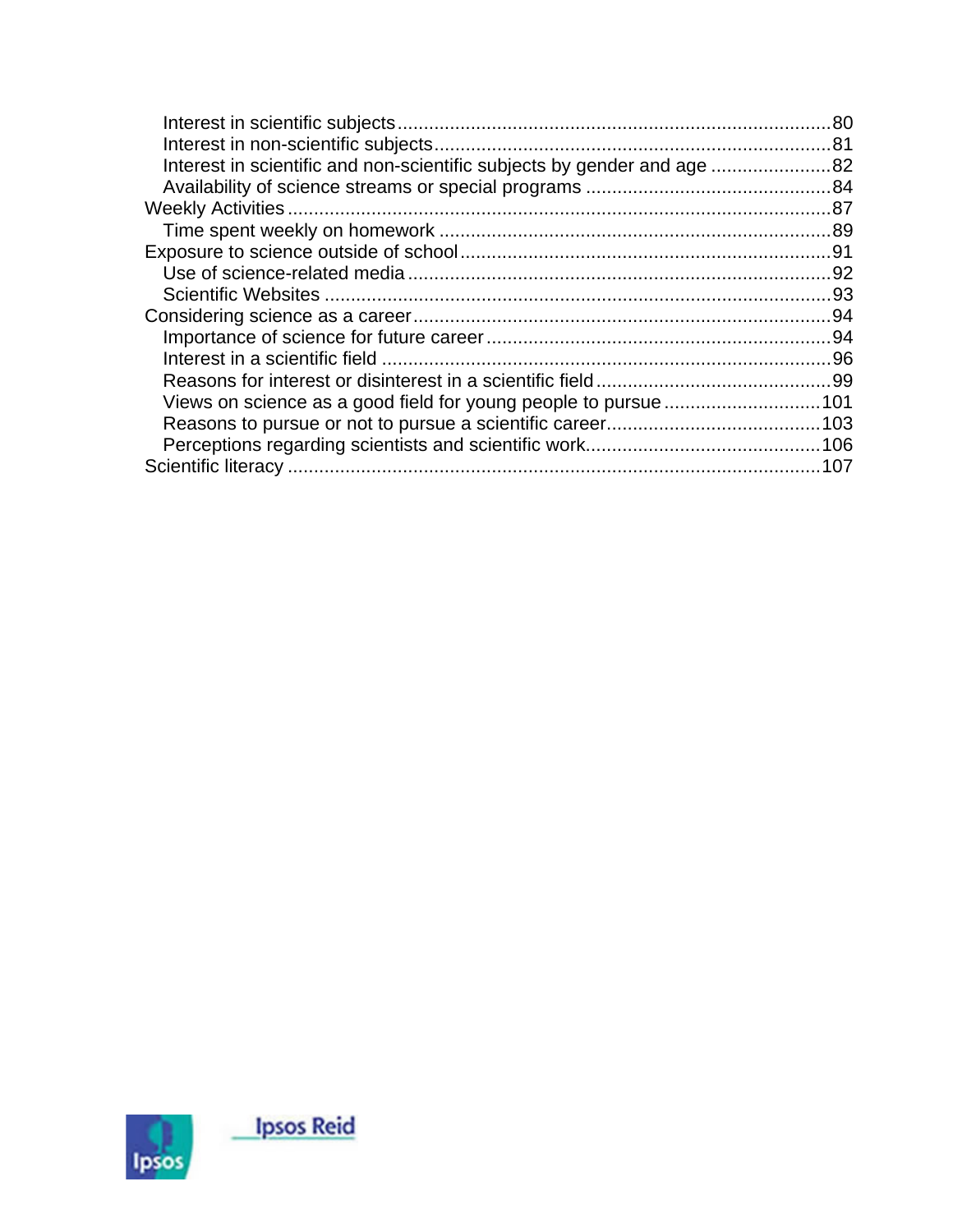- Interest in scientific subjects ........ 80
- Interest in non-scientific subjects ........ 81
- Interest in scientific and non-scientific subjects by gender and age ........ 82
- Availability of science streams or special programs ........ 84

Weekly Activities ........ 87

- Time spent weekly on homework ........ 89

Exposure to science outside of school ........ 91

- Use of science-related media ........ 92
- Scientific Websites ........ 93

Considering science as a career ........ 94

- Importance of science for future career ........ 94
- Interest in a scientific field ........ 96
- Reasons for interest or disinterest in a scientific field ........ 99
- Views on science as a good field for young people to pursue ........ 101
- Reasons to pursue or not to pursue a scientific career ........ 103
- Perceptions regarding scientists and scientific work ........ 106

Scientific literacy ........ 107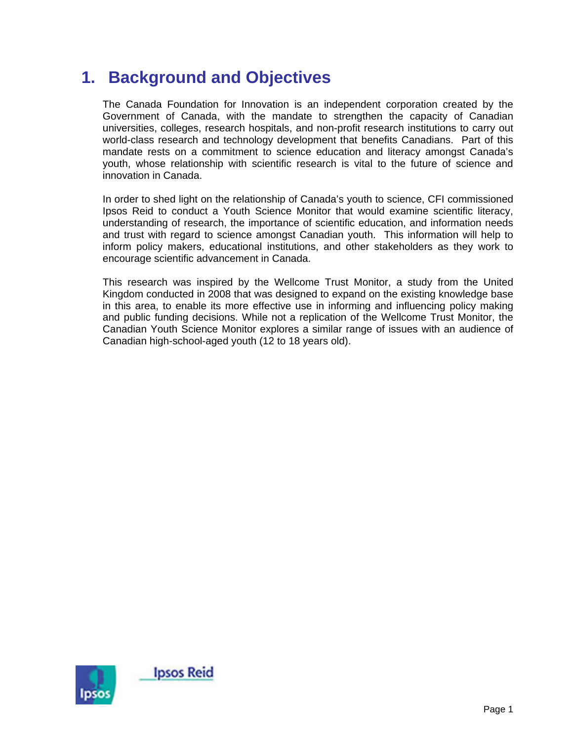# 1. Background and Objectives

The Canada Foundation for Innovation is an independent corporation created by the Government of Canada, with the mandate to strengthen the capacity of Canadian universities, colleges, research hospitals, and non-profit research institutions to carry out world-class research and technology development that benefits Canadians. Part of this mandate rests on a commitment to science education and literacy amongst Canada's youth, whose relationship with scientific research is vital to the future of science and innovation in Canada.

In order to shed light on the relationship of Canada's youth to science, CFI commissioned Ipsos Reid to conduct a Youth Science Monitor that would examine scientific literacy, understanding of research, the importance of scientific education, and information needs and trust with regard to science amongst Canadian youth. This information will help to inform policy makers, educational institutions, and other stakeholders as they work to encourage scientific advancement in Canada.

This research was inspired by the Wellcome Trust Monitor, a study from the United Kingdom conducted in 2008 that was designed to expand on the existing knowledge base in this area, to enable its more effective use in informing and influencing policy making and public funding decisions. While not a replication of the Wellcome Trust Monitor, the Canadian Youth Science Monitor explores a similar range of issues with an audience of Canadian high-school-aged youth (12 to 18 years old).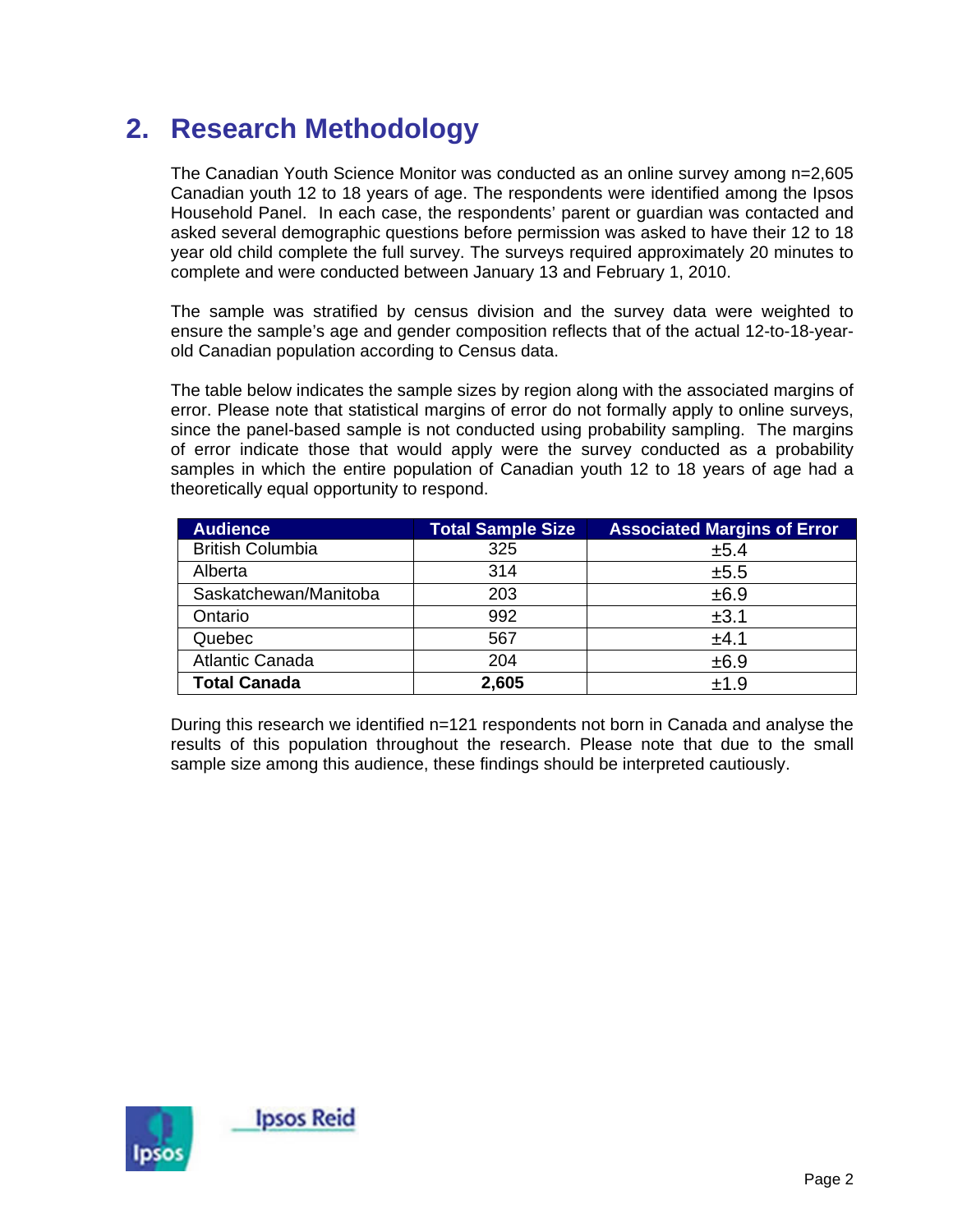## 2. Research Methodology

The Canadian Youth Science Monitor was conducted as an online survey among n=2,605 Canadian youth 12 to 18 years of age. The respondents were identified among the Ipsos Household Panel. In each case, the respondents' parent or guardian was contacted and asked several demographic questions before permission was asked to have their 12 to 18 year old child complete the full survey. The surveys required approximately 20 minutes to complete and were conducted between January 13 and February 1, 2010.

The sample was stratified by census division and the survey data were weighted to ensure the sample's age and gender composition reflects that of the actual 12-to-18-year-old Canadian population according to Census data.

The table below indicates the sample sizes by region along with the associated margins of error. Please note that statistical margins of error do not formally apply to online surveys, since the panel-based sample is not conducted using probability sampling. The margins of error indicate those that would apply were the survey conducted as a probability samples in which the entire population of Canadian youth 12 to 18 years of age had a theoretically equal opportunity to respond.

| Audience | Total Sample Size | Associated Margins of Error |
|---|---|---|
| British Columbia | 325 | ±5.4 |
| Alberta | 314 | ±5.5 |
| Saskatchewan/Manitoba | 203 | ±6.9 |
| Ontario | 992 | ±3.1 |
| Quebec | 567 | ±4.1 |
| Atlantic Canada | 204 | ±6.9 |
| **Total Canada** | **2,605** | ±1.9 |

During this research we identified n=121 respondents not born in Canada and analyse the results of this population throughout the research. Please note that due to the small sample size among this audience, these findings should be interpreted cautiously.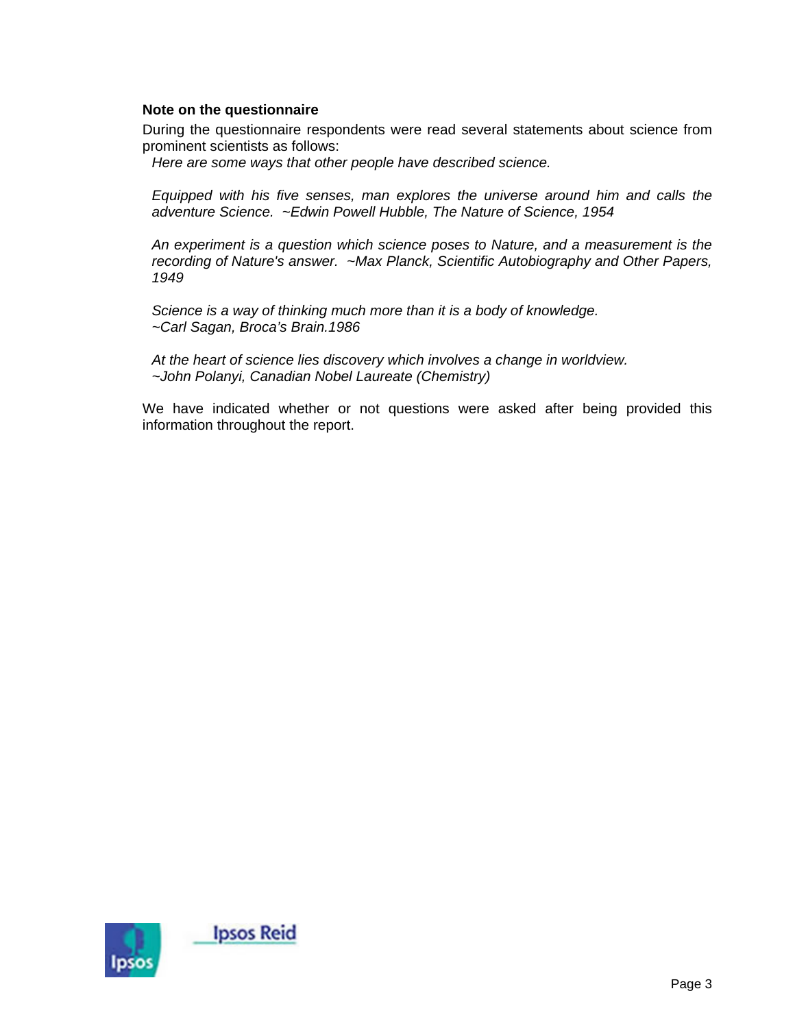**Note on the questionnaire**

During the questionnaire respondents were read several statements about science from prominent scientists as follows:

*Here are some ways that other people have described science.*

*Equipped with his five senses, man explores the universe around him and calls the adventure Science. ~Edwin Powell Hubble, The Nature of Science, 1954*

*An experiment is a question which science poses to Nature, and a measurement is the recording of Nature's answer. ~Max Planck, Scientific Autobiography and Other Papers, 1949*

*Science is a way of thinking much more than it is a body of knowledge.*
*~Carl Sagan, Broca's Brain.1986*

*At the heart of science lies discovery which involves a change in worldview.*
*~John Polanyi, Canadian Nobel Laureate (Chemistry)*

We have indicated whether or not questions were asked after being provided this information throughout the report.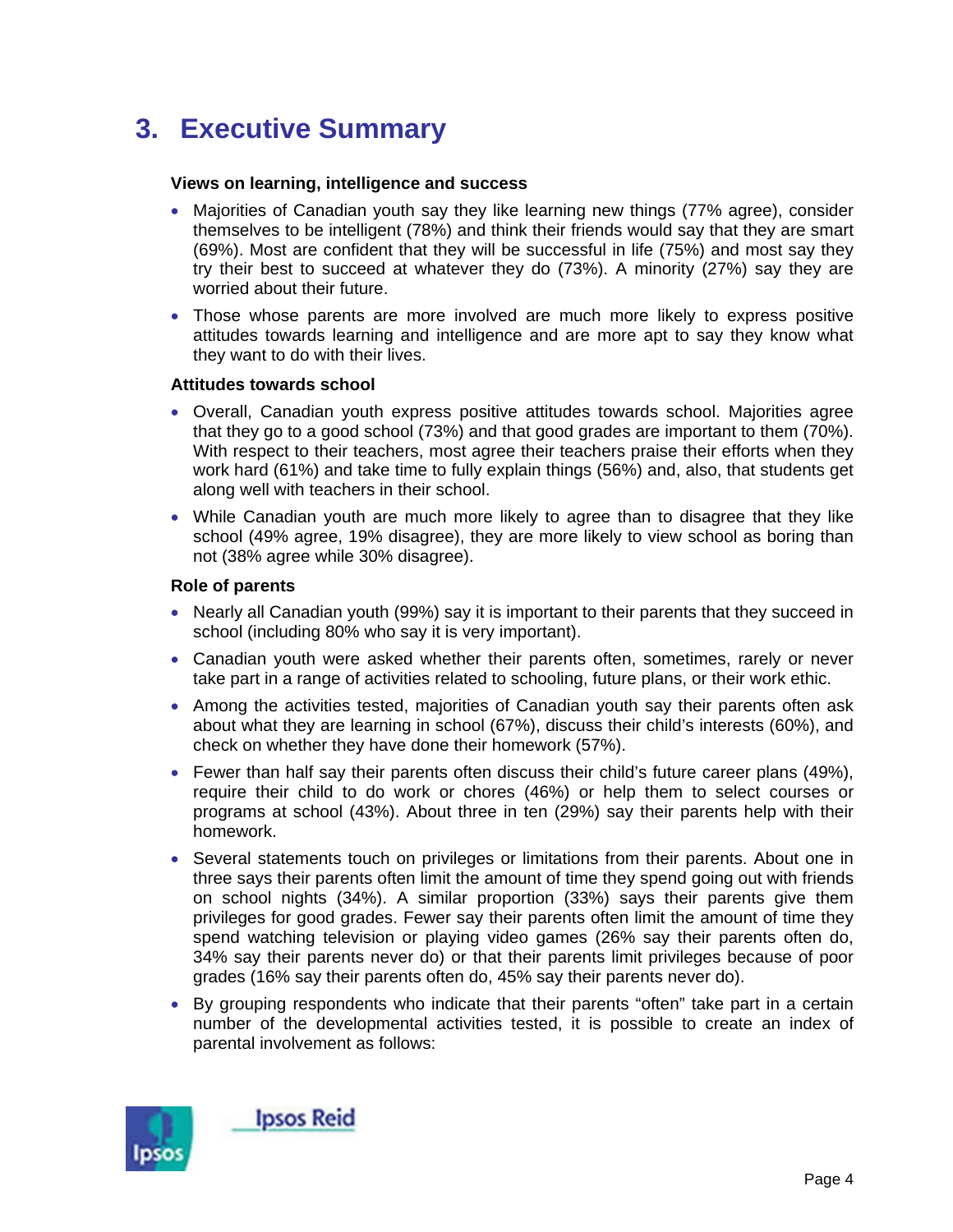# 3. Executive Summary

**Views on learning, intelligence and success**

- Majorities of Canadian youth say they like learning new things (77% agree), consider themselves to be intelligent (78%) and think their friends would say that they are smart (69%). Most are confident that they will be successful in life (75%) and most say they try their best to succeed at whatever they do (73%). A minority (27%) say they are worried about their future.
- Those whose parents are more involved are much more likely to express positive attitudes towards learning and intelligence and are more apt to say they know what they want to do with their lives.

**Attitudes towards school**

- Overall, Canadian youth express positive attitudes towards school. Majorities agree that they go to a good school (73%) and that good grades are important to them (70%). With respect to their teachers, most agree their teachers praise their efforts when they work hard (61%) and take time to fully explain things (56%) and, also, that students get along well with teachers in their school.
- While Canadian youth are much more likely to agree than to disagree that they like school (49% agree, 19% disagree), they are more likely to view school as boring than not (38% agree while 30% disagree).

**Role of parents**

- Nearly all Canadian youth (99%) say it is important to their parents that they succeed in school (including 80% who say it is very important).
- Canadian youth were asked whether their parents often, sometimes, rarely or never take part in a range of activities related to schooling, future plans, or their work ethic.
- Among the activities tested, majorities of Canadian youth say their parents often ask about what they are learning in school (67%), discuss their child's interests (60%), and check on whether they have done their homework (57%).
- Fewer than half say their parents often discuss their child's future career plans (49%), require their child to do work or chores (46%) or help them to select courses or programs at school (43%). About three in ten (29%) say their parents help with their homework.
- Several statements touch on privileges or limitations from their parents. About one in three says their parents often limit the amount of time they spend going out with friends on school nights (34%). A similar proportion (33%) says their parents give them privileges for good grades. Fewer say their parents often limit the amount of time they spend watching television or playing video games (26% say their parents often do, 34% say their parents never do) or that their parents limit privileges because of poor grades (16% say their parents often do, 45% say their parents never do).
- By grouping respondents who indicate that their parents "often" take part in a certain number of the developmental activities tested, it is possible to create an index of parental involvement as follows: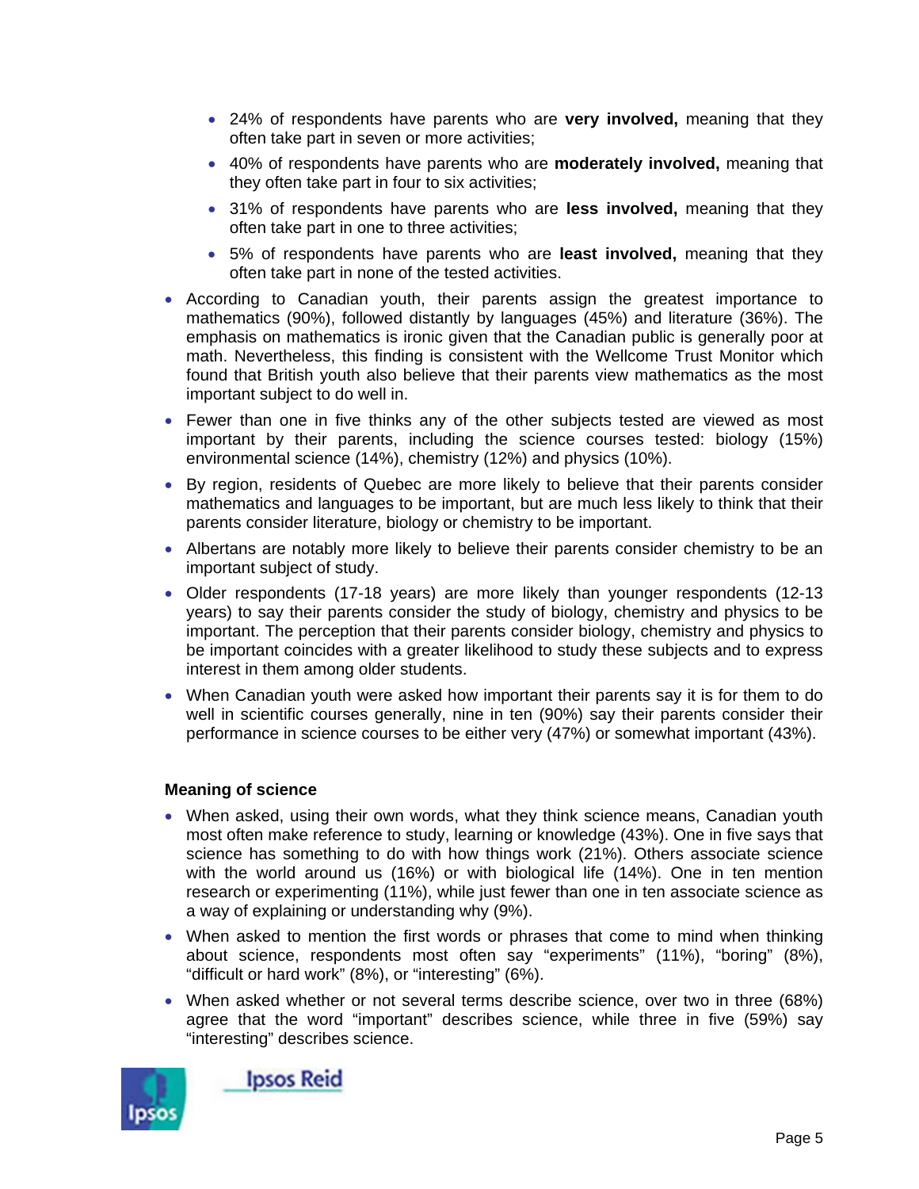- 24% of respondents have parents who are **very involved,** meaning that they often take part in seven or more activities;
- 40% of respondents have parents who are **moderately involved,** meaning that they often take part in four to six activities;
- 31% of respondents have parents who are **less involved,** meaning that they often take part in one to three activities;
- 5% of respondents have parents who are **least involved,** meaning that they often take part in none of the tested activities.

- According to Canadian youth, their parents assign the greatest importance to mathematics (90%), followed distantly by languages (45%) and literature (36%). The emphasis on mathematics is ironic given that the Canadian public is generally poor at math. Nevertheless, this finding is consistent with the Wellcome Trust Monitor which found that British youth also believe that their parents view mathematics as the most important subject to do well in.
- Fewer than one in five thinks any of the other subjects tested are viewed as most important by their parents, including the science courses tested: biology (15%) environmental science (14%), chemistry (12%) and physics (10%).
- By region, residents of Quebec are more likely to believe that their parents consider mathematics and languages to be important, but are much less likely to think that their parents consider literature, biology or chemistry to be important.
- Albertans are notably more likely to believe their parents consider chemistry to be an important subject of study.
- Older respondents (17-18 years) are more likely than younger respondents (12-13 years) to say their parents consider the study of biology, chemistry and physics to be important. The perception that their parents consider biology, chemistry and physics to be important coincides with a greater likelihood to study these subjects and to express interest in them among older students.
- When Canadian youth were asked how important their parents say it is for them to do well in scientific courses generally, nine in ten (90%) say their parents consider their performance in science courses to be either very (47%) or somewhat important (43%).

**Meaning of science**

- When asked, using their own words, what they think science means, Canadian youth most often make reference to study, learning or knowledge (43%). One in five says that science has something to do with how things work (21%). Others associate science with the world around us (16%) or with biological life (14%). One in ten mention research or experimenting (11%), while just fewer than one in ten associate science as a way of explaining or understanding why (9%).
- When asked to mention the first words or phrases that come to mind when thinking about science, respondents most often say "experiments" (11%), "boring" (8%), "difficult or hard work" (8%), or "interesting" (6%).
- When asked whether or not several terms describe science, over two in three (68%) agree that the word "important" describes science, while three in five (59%) say "interesting" describes science.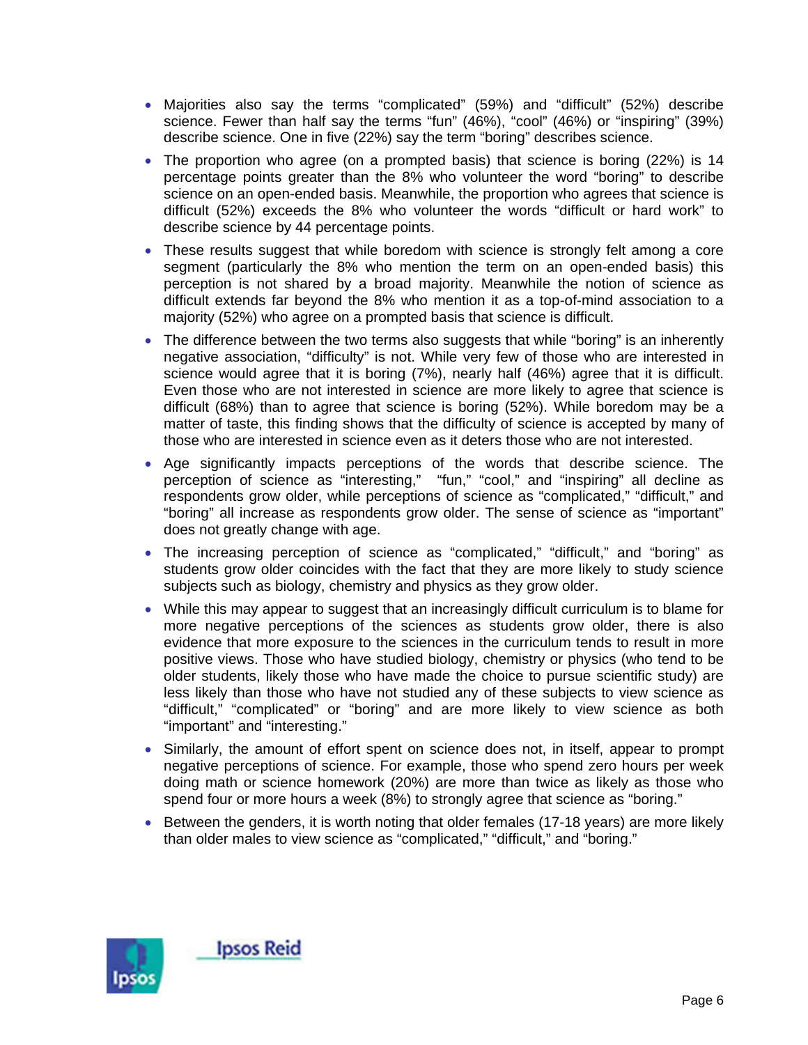- Majorities also say the terms “complicated” (59%) and “difficult” (52%) describe science. Fewer than half say the terms “fun” (46%), “cool” (46%) or “inspiring” (39%) describe science. One in five (22%) say the term “boring” describes science.
- The proportion who agree (on a prompted basis) that science is boring (22%) is 14 percentage points greater than the 8% who volunteer the word “boring” to describe science on an open-ended basis. Meanwhile, the proportion who agrees that science is difficult (52%) exceeds the 8% who volunteer the words “difficult or hard work” to describe science by 44 percentage points.
- These results suggest that while boredom with science is strongly felt among a core segment (particularly the 8% who mention the term on an open-ended basis) this perception is not shared by a broad majority. Meanwhile the notion of science as difficult extends far beyond the 8% who mention it as a top-of-mind association to a majority (52%) who agree on a prompted basis that science is difficult.
- The difference between the two terms also suggests that while “boring” is an inherently negative association, “difficulty” is not. While very few of those who are interested in science would agree that it is boring (7%), nearly half (46%) agree that it is difficult. Even those who are not interested in science are more likely to agree that science is difficult (68%) than to agree that science is boring (52%). While boredom may be a matter of taste, this finding shows that the difficulty of science is accepted by many of those who are interested in science even as it deters those who are not interested.
- Age significantly impacts perceptions of the words that describe science. The perception of science as “interesting,” “fun,” “cool,” and “inspiring” all decline as respondents grow older, while perceptions of science as “complicated,” “difficult,” and “boring” all increase as respondents grow older. The sense of science as “important” does not greatly change with age.
- The increasing perception of science as “complicated,” “difficult,” and “boring” as students grow older coincides with the fact that they are more likely to study science subjects such as biology, chemistry and physics as they grow older.
- While this may appear to suggest that an increasingly difficult curriculum is to blame for more negative perceptions of the sciences as students grow older, there is also evidence that more exposure to the sciences in the curriculum tends to result in more positive views. Those who have studied biology, chemistry or physics (who tend to be older students, likely those who have made the choice to pursue scientific study) are less likely than those who have not studied any of these subjects to view science as “difficult,” “complicated” or “boring” and are more likely to view science as both “important” and “interesting.”
- Similarly, the amount of effort spent on science does not, in itself, appear to prompt negative perceptions of science. For example, those who spend zero hours per week doing math or science homework (20%) are more than twice as likely as those who spend four or more hours a week (8%) to strongly agree that science as “boring.”
- Between the genders, it is worth noting that older females (17-18 years) are more likely than older males to view science as “complicated,” “difficult,” and “boring.”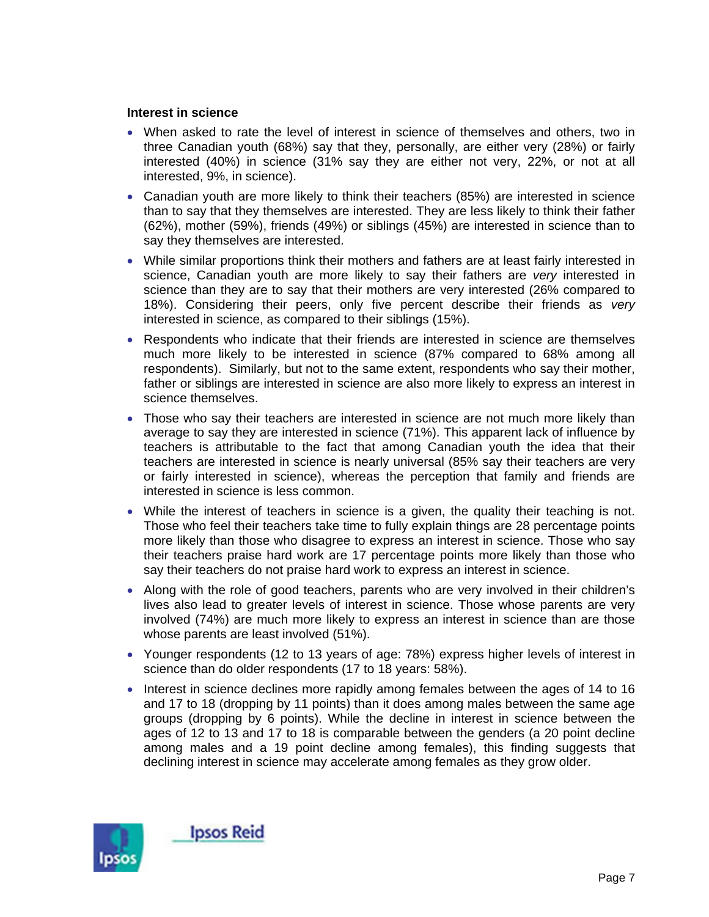**Interest in science**

- When asked to rate the level of interest in science of themselves and others, two in three Canadian youth (68%) say that they, personally, are either very (28%) or fairly interested (40%) in science (31% say they are either not very, 22%, or not at all interested, 9%, in science).
- Canadian youth are more likely to think their teachers (85%) are interested in science than to say that they themselves are interested. They are less likely to think their father (62%), mother (59%), friends (49%) or siblings (45%) are interested in science than to say they themselves are interested.
- While similar proportions think their mothers and fathers are at least fairly interested in science, Canadian youth are more likely to say their fathers are *very* interested in science than they are to say that their mothers are very interested (26% compared to 18%). Considering their peers, only five percent describe their friends as *very* interested in science, as compared to their siblings (15%).
- Respondents who indicate that their friends are interested in science are themselves much more likely to be interested in science (87% compared to 68% among all respondents). Similarly, but not to the same extent, respondents who say their mother, father or siblings are interested in science are also more likely to express an interest in science themselves.
- Those who say their teachers are interested in science are not much more likely than average to say they are interested in science (71%). This apparent lack of influence by teachers is attributable to the fact that among Canadian youth the idea that their teachers are interested in science is nearly universal (85% say their teachers are very or fairly interested in science), whereas the perception that family and friends are interested in science is less common.
- While the interest of teachers in science is a given, the quality their teaching is not. Those who feel their teachers take time to fully explain things are 28 percentage points more likely than those who disagree to express an interest in science. Those who say their teachers praise hard work are 17 percentage points more likely than those who say their teachers do not praise hard work to express an interest in science.
- Along with the role of good teachers, parents who are very involved in their children's lives also lead to greater levels of interest in science. Those whose parents are very involved (74%) are much more likely to express an interest in science than are those whose parents are least involved (51%).
- Younger respondents (12 to 13 years of age: 78%) express higher levels of interest in science than do older respondents (17 to 18 years: 58%).
- Interest in science declines more rapidly among females between the ages of 14 to 16 and 17 to 18 (dropping by 11 points) than it does among males between the same age groups (dropping by 6 points). While the decline in interest in science between the ages of 12 to 13 and 17 to 18 is comparable between the genders (a 20 point decline among males and a 19 point decline among females), this finding suggests that declining interest in science may accelerate among females as they grow older.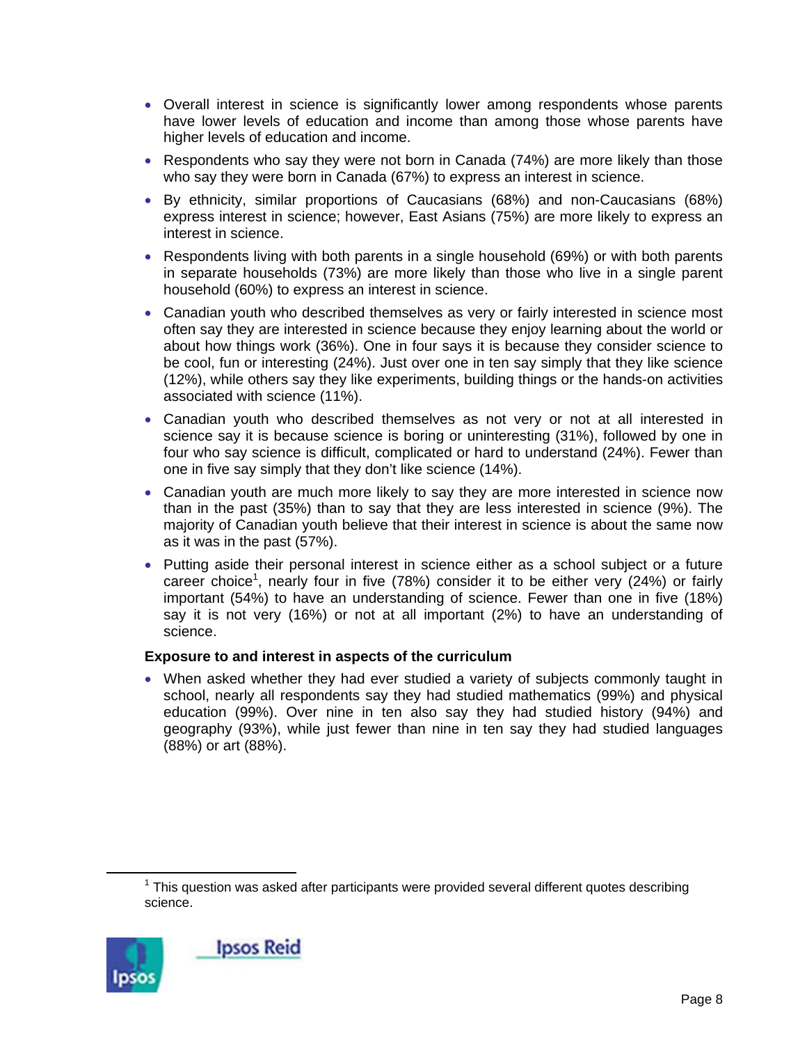- Overall interest in science is significantly lower among respondents whose parents have lower levels of education and income than among those whose parents have higher levels of education and income.
- Respondents who say they were not born in Canada (74%) are more likely than those who say they were born in Canada (67%) to express an interest in science.
- By ethnicity, similar proportions of Caucasians (68%) and non-Caucasians (68%) express interest in science; however, East Asians (75%) are more likely to express an interest in science.
- Respondents living with both parents in a single household (69%) or with both parents in separate households (73%) are more likely than those who live in a single parent household (60%) to express an interest in science.
- Canadian youth who described themselves as very or fairly interested in science most often say they are interested in science because they enjoy learning about the world or about how things work (36%). One in four says it is because they consider science to be cool, fun or interesting (24%). Just over one in ten say simply that they like science (12%), while others say they like experiments, building things or the hands-on activities associated with science (11%).
- Canadian youth who described themselves as not very or not at all interested in science say it is because science is boring or uninteresting (31%), followed by one in four who say science is difficult, complicated or hard to understand (24%). Fewer than one in five say simply that they don't like science (14%).
- Canadian youth are much more likely to say they are more interested in science now than in the past (35%) than to say that they are less interested in science (9%). The majority of Canadian youth believe that their interest in science is about the same now as it was in the past (57%).
- Putting aside their personal interest in science either as a school subject or a future career choice[1], nearly four in five (78%) consider it to be either very (24%) or fairly important (54%) to have an understanding of science. Fewer than one in five (18%) say it is not very (16%) or not at all important (2%) to have an understanding of science.

**Exposure to and interest in aspects of the curriculum**

- When asked whether they had ever studied a variety of subjects commonly taught in school, nearly all respondents say they had studied mathematics (99%) and physical education (99%). Over nine in ten also say they had studied history (94%) and geography (93%), while just fewer than nine in ten say they had studied languages (88%) or art (88%).

[1] This question was asked after participants were provided several different quotes describing science.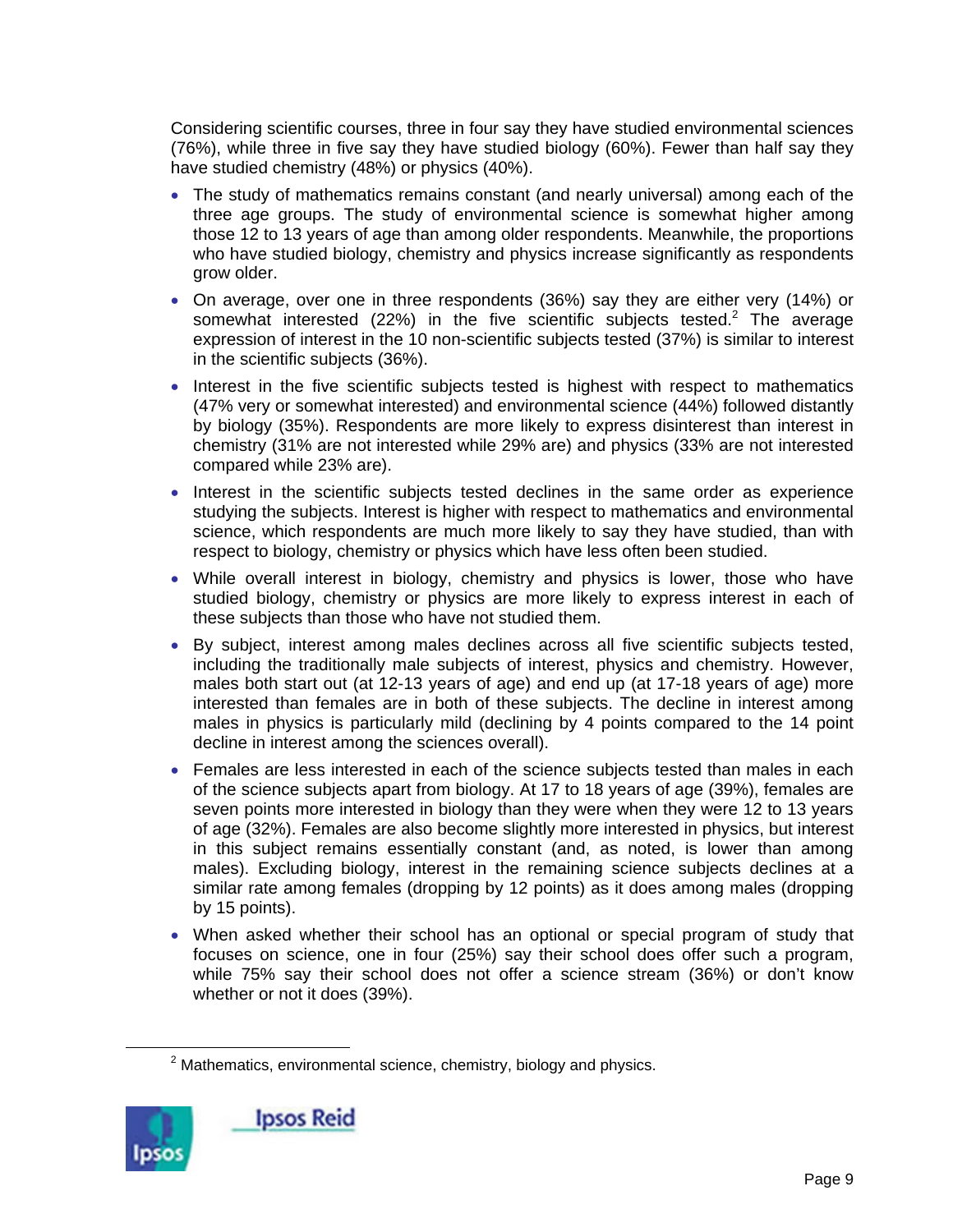Considering scientific courses, three in four say they have studied environmental sciences (76%), while three in five say they have studied biology (60%). Fewer than half say they have studied chemistry (48%) or physics (40%).

- The study of mathematics remains constant (and nearly universal) among each of the three age groups. The study of environmental science is somewhat higher among those 12 to 13 years of age than among older respondents. Meanwhile, the proportions who have studied biology, chemistry and physics increase significantly as respondents grow older.
- On average, over one in three respondents (36%) say they are either very (14%) or somewhat interested (22%) in the five scientific subjects tested.[2] The average expression of interest in the 10 non-scientific subjects tested (37%) is similar to interest in the scientific subjects (36%).
- Interest in the five scientific subjects tested is highest with respect to mathematics (47% very or somewhat interested) and environmental science (44%) followed distantly by biology (35%). Respondents are more likely to express disinterest than interest in chemistry (31% are not interested while 29% are) and physics (33% are not interested compared while 23% are).
- Interest in the scientific subjects tested declines in the same order as experience studying the subjects. Interest is higher with respect to mathematics and environmental science, which respondents are much more likely to say they have studied, than with respect to biology, chemistry or physics which have less often been studied.
- While overall interest in biology, chemistry and physics is lower, those who have studied biology, chemistry or physics are more likely to express interest in each of these subjects than those who have not studied them.
- By subject, interest among males declines across all five scientific subjects tested, including the traditionally male subjects of interest, physics and chemistry. However, males both start out (at 12-13 years of age) and end up (at 17-18 years of age) more interested than females are in both of these subjects. The decline in interest among males in physics is particularly mild (declining by 4 points compared to the 14 point decline in interest among the sciences overall).
- Females are less interested in each of the science subjects tested than males in each of the science subjects apart from biology. At 17 to 18 years of age (39%), females are seven points more interested in biology than they were when they were 12 to 13 years of age (32%). Females are also become slightly more interested in physics, but interest in this subject remains essentially constant (and, as noted, is lower than among males). Excluding biology, interest in the remaining science subjects declines at a similar rate among females (dropping by 12 points) as it does among males (dropping by 15 points).
- When asked whether their school has an optional or special program of study that focuses on science, one in four (25%) say their school does offer such a program, while 75% say their school does not offer a science stream (36%) or don't know whether or not it does (39%).

[2] Mathematics, environmental science, chemistry, biology and physics.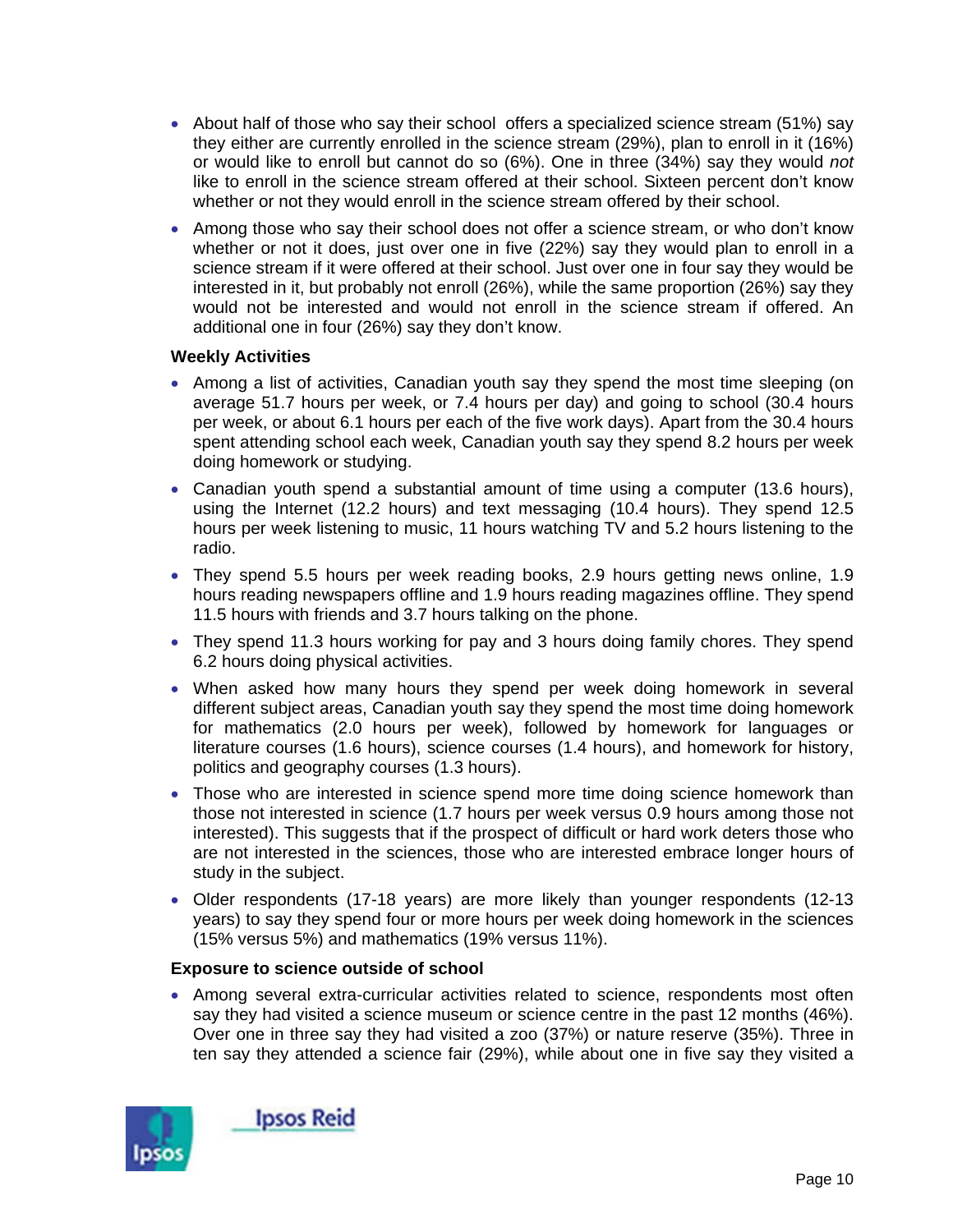- About half of those who say their school offers a specialized science stream (51%) say they either are currently enrolled in the science stream (29%), plan to enroll in it (16%) or would like to enroll but cannot do so (6%). One in three (34%) say they would *not* like to enroll in the science stream offered at their school. Sixteen percent don't know whether or not they would enroll in the science stream offered by their school.
- Among those who say their school does not offer a science stream, or who don't know whether or not it does, just over one in five (22%) say they would plan to enroll in a science stream if it were offered at their school. Just over one in four say they would be interested in it, but probably not enroll (26%), while the same proportion (26%) say they would not be interested and would not enroll in the science stream if offered. An additional one in four (26%) say they don't know.

**Weekly Activities**

- Among a list of activities, Canadian youth say they spend the most time sleeping (on average 51.7 hours per week, or 7.4 hours per day) and going to school (30.4 hours per week, or about 6.1 hours per each of the five work days). Apart from the 30.4 hours spent attending school each week, Canadian youth say they spend 8.2 hours per week doing homework or studying.
- Canadian youth spend a substantial amount of time using a computer (13.6 hours), using the Internet (12.2 hours) and text messaging (10.4 hours). They spend 12.5 hours per week listening to music, 11 hours watching TV and 5.2 hours listening to the radio.
- They spend 5.5 hours per week reading books, 2.9 hours getting news online, 1.9 hours reading newspapers offline and 1.9 hours reading magazines offline. They spend 11.5 hours with friends and 3.7 hours talking on the phone.
- They spend 11.3 hours working for pay and 3 hours doing family chores. They spend 6.2 hours doing physical activities.
- When asked how many hours they spend per week doing homework in several different subject areas, Canadian youth say they spend the most time doing homework for mathematics (2.0 hours per week), followed by homework for languages or literature courses (1.6 hours), science courses (1.4 hours), and homework for history, politics and geography courses (1.3 hours).
- Those who are interested in science spend more time doing science homework than those not interested in science (1.7 hours per week versus 0.9 hours among those not interested). This suggests that if the prospect of difficult or hard work deters those who are not interested in the sciences, those who are interested embrace longer hours of study in the subject.
- Older respondents (17-18 years) are more likely than younger respondents (12-13 years) to say they spend four or more hours per week doing homework in the sciences (15% versus 5%) and mathematics (19% versus 11%).

**Exposure to science outside of school**

- Among several extra-curricular activities related to science, respondents most often say they had visited a science museum or science centre in the past 12 months (46%). Over one in three say they had visited a zoo (37%) or nature reserve (35%). Three in ten say they attended a science fair (29%), while about one in five say they visited a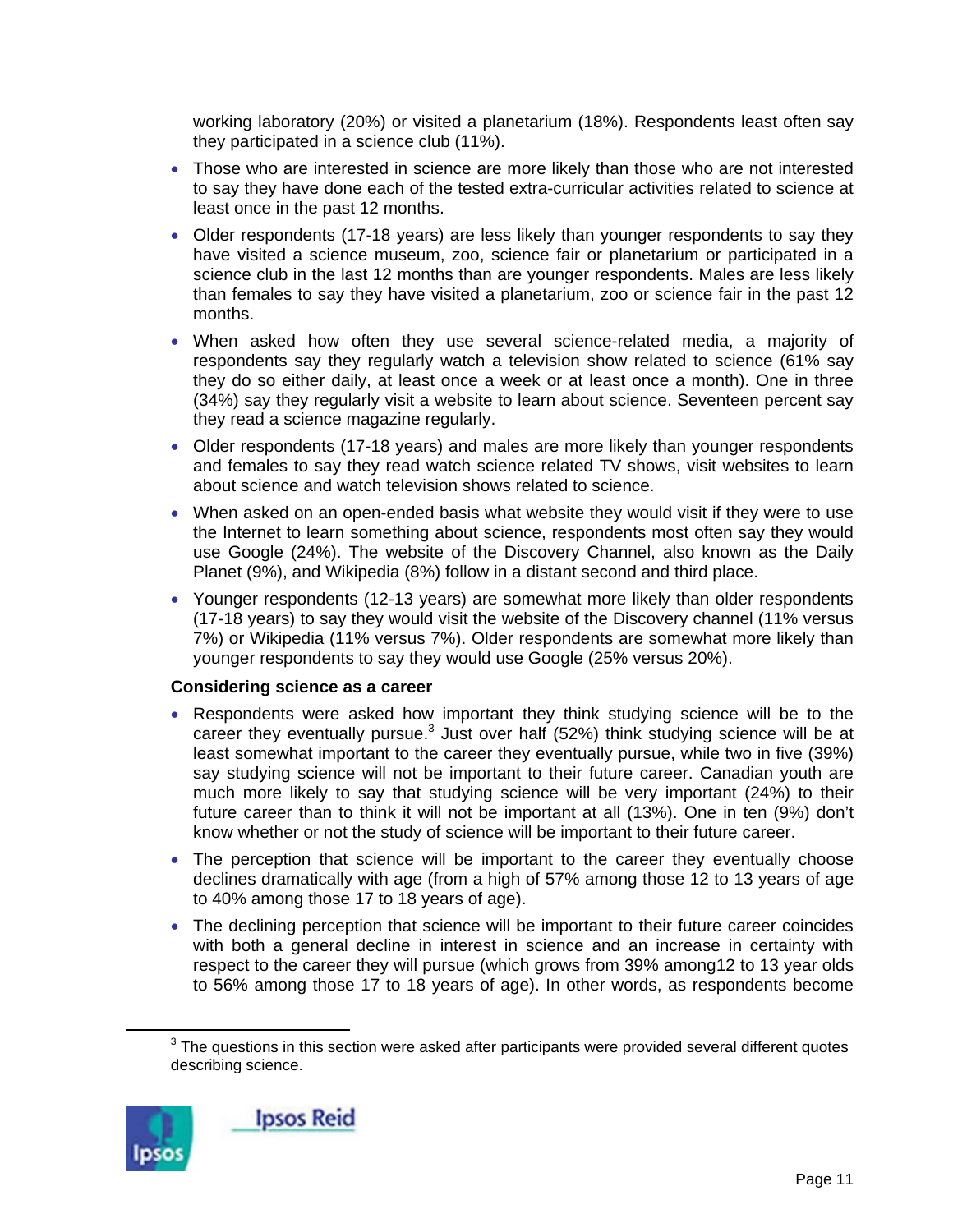working laboratory (20%) or visited a planetarium (18%). Respondents least often say they participated in a science club (11%).

- Those who are interested in science are more likely than those who are not interested to say they have done each of the tested extra-curricular activities related to science at least once in the past 12 months.
- Older respondents (17-18 years) are less likely than younger respondents to say they have visited a science museum, zoo, science fair or planetarium or participated in a science club in the last 12 months than are younger respondents. Males are less likely than females to say they have visited a planetarium, zoo or science fair in the past 12 months.
- When asked how often they use several science-related media, a majority of respondents say they regularly watch a television show related to science (61% say they do so either daily, at least once a week or at least once a month). One in three (34%) say they regularly visit a website to learn about science. Seventeen percent say they read a science magazine regularly.
- Older respondents (17-18 years) and males are more likely than younger respondents and females to say they read watch science related TV shows, visit websites to learn about science and watch television shows related to science.
- When asked on an open-ended basis what website they would visit if they were to use the Internet to learn something about science, respondents most often say they would use Google (24%). The website of the Discovery Channel, also known as the Daily Planet (9%), and Wikipedia (8%) follow in a distant second and third place.
- Younger respondents (12-13 years) are somewhat more likely than older respondents (17-18 years) to say they would visit the website of the Discovery channel (11% versus 7%) or Wikipedia (11% versus 7%). Older respondents are somewhat more likely than younger respondents to say they would use Google (25% versus 20%).

**Considering science as a career**

- Respondents were asked how important they think studying science will be to the career they eventually pursue.[3] Just over half (52%) think studying science will be at least somewhat important to the career they eventually pursue, while two in five (39%) say studying science will not be important to their future career. Canadian youth are much more likely to say that studying science will be very important (24%) to their future career than to think it will not be important at all (13%). One in ten (9%) don't know whether or not the study of science will be important to their future career.
- The perception that science will be important to the career they eventually choose declines dramatically with age (from a high of 57% among those 12 to 13 years of age to 40% among those 17 to 18 years of age).
- The declining perception that science will be important to their future career coincides with both a general decline in interest in science and an increase in certainty with respect to the career they will pursue (which grows from 39% among12 to 13 year olds to 56% among those 17 to 18 years of age). In other words, as respondents become

[3] The questions in this section were asked after participants were provided several different quotes describing science.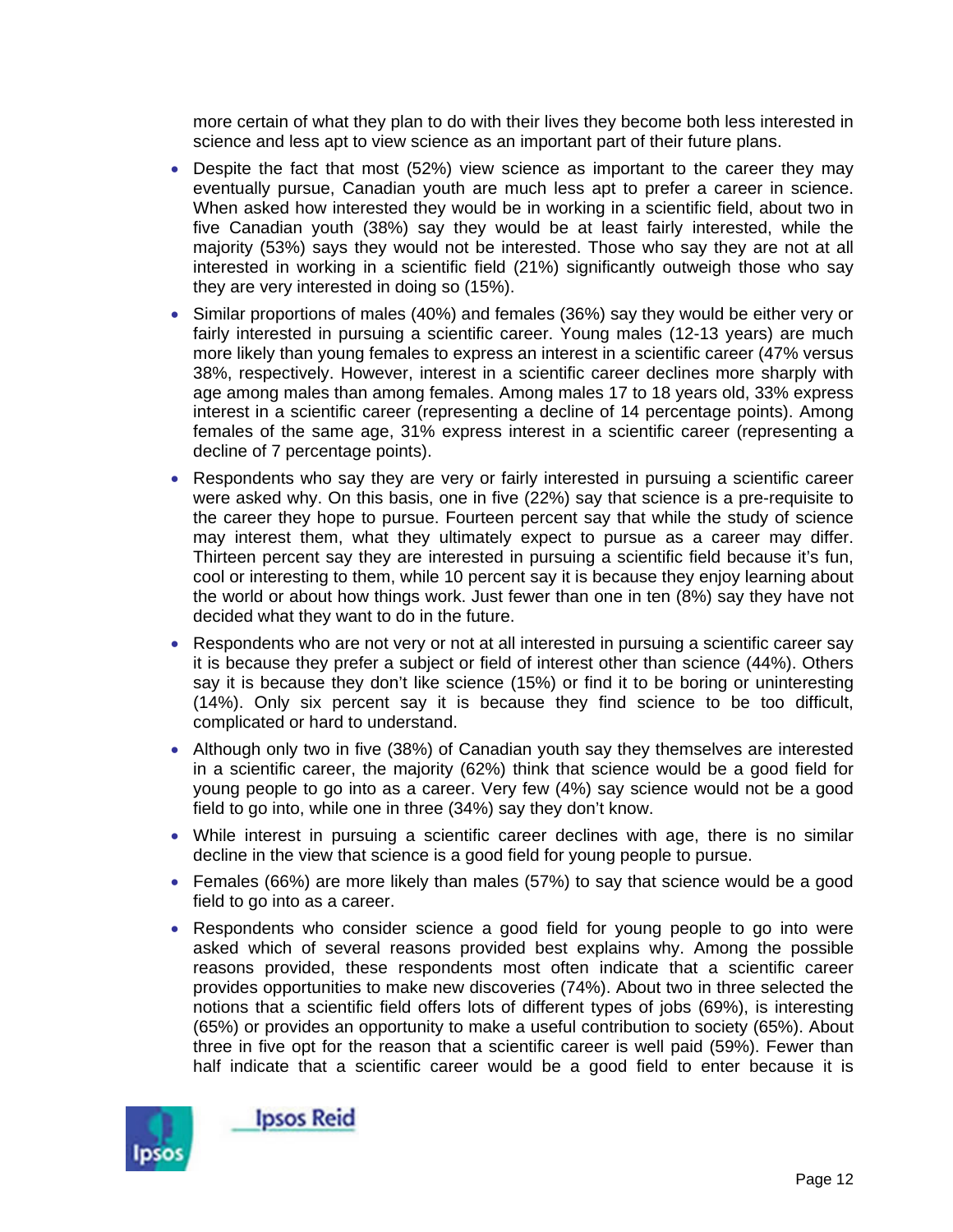more certain of what they plan to do with their lives they become both less interested in science and less apt to view science as an important part of their future plans.

- Despite the fact that most (52%) view science as important to the career they may eventually pursue, Canadian youth are much less apt to prefer a career in science. When asked how interested they would be in working in a scientific field, about two in five Canadian youth (38%) say they would be at least fairly interested, while the majority (53%) says they would not be interested. Those who say they are not at all interested in working in a scientific field (21%) significantly outweigh those who say they are very interested in doing so (15%).
- Similar proportions of males (40%) and females (36%) say they would be either very or fairly interested in pursuing a scientific career. Young males (12-13 years) are much more likely than young females to express an interest in a scientific career (47% versus 38%, respectively. However, interest in a scientific career declines more sharply with age among males than among females. Among males 17 to 18 years old, 33% express interest in a scientific career (representing a decline of 14 percentage points). Among females of the same age, 31% express interest in a scientific career (representing a decline of 7 percentage points).
- Respondents who say they are very or fairly interested in pursuing a scientific career were asked why. On this basis, one in five (22%) say that science is a pre-requisite to the career they hope to pursue. Fourteen percent say that while the study of science may interest them, what they ultimately expect to pursue as a career may differ. Thirteen percent say they are interested in pursuing a scientific field because it's fun, cool or interesting to them, while 10 percent say it is because they enjoy learning about the world or about how things work. Just fewer than one in ten (8%) say they have not decided what they want to do in the future.
- Respondents who are not very or not at all interested in pursuing a scientific career say it is because they prefer a subject or field of interest other than science (44%). Others say it is because they don't like science (15%) or find it to be boring or uninteresting (14%). Only six percent say it is because they find science to be too difficult, complicated or hard to understand.
- Although only two in five (38%) of Canadian youth say they themselves are interested in a scientific career, the majority (62%) think that science would be a good field for young people to go into as a career. Very few (4%) say science would not be a good field to go into, while one in three (34%) say they don't know.
- While interest in pursuing a scientific career declines with age, there is no similar decline in the view that science is a good field for young people to pursue.
- Females (66%) are more likely than males (57%) to say that science would be a good field to go into as a career.
- Respondents who consider science a good field for young people to go into were asked which of several reasons provided best explains why. Among the possible reasons provided, these respondents most often indicate that a scientific career provides opportunities to make new discoveries (74%). About two in three selected the notions that a scientific field offers lots of different types of jobs (69%), is interesting (65%) or provides an opportunity to make a useful contribution to society (65%). About three in five opt for the reason that a scientific career is well paid (59%). Fewer than half indicate that a scientific career would be a good field to enter because it is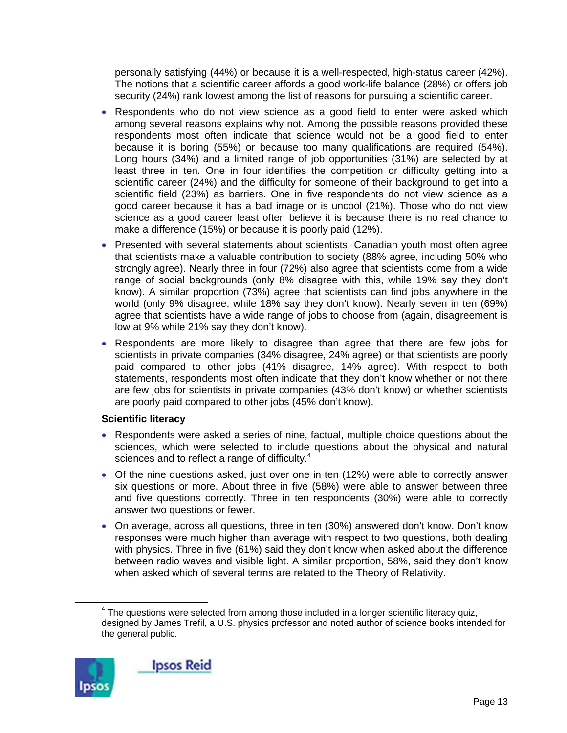personally satisfying (44%) or because it is a well-respected, high-status career (42%). The notions that a scientific career affords a good work-life balance (28%) or offers job security (24%) rank lowest among the list of reasons for pursuing a scientific career.

- Respondents who do not view science as a good field to enter were asked which among several reasons explains why not. Among the possible reasons provided these respondents most often indicate that science would not be a good field to enter because it is boring (55%) or because too many qualifications are required (54%). Long hours (34%) and a limited range of job opportunities (31%) are selected by at least three in ten. One in four identifies the competition or difficulty getting into a scientific career (24%) and the difficulty for someone of their background to get into a scientific field (23%) as barriers. One in five respondents do not view science as a good career because it has a bad image or is uncool (21%). Those who do not view science as a good career least often believe it is because there is no real chance to make a difference (15%) or because it is poorly paid (12%).
- Presented with several statements about scientists, Canadian youth most often agree that scientists make a valuable contribution to society (88% agree, including 50% who strongly agree). Nearly three in four (72%) also agree that scientists come from a wide range of social backgrounds (only 8% disagree with this, while 19% say they don't know). A similar proportion (73%) agree that scientists can find jobs anywhere in the world (only 9% disagree, while 18% say they don't know). Nearly seven in ten (69%) agree that scientists have a wide range of jobs to choose from (again, disagreement is low at 9% while 21% say they don't know).
- Respondents are more likely to disagree than agree that there are few jobs for scientists in private companies (34% disagree, 24% agree) or that scientists are poorly paid compared to other jobs (41% disagree, 14% agree). With respect to both statements, respondents most often indicate that they don't know whether or not there are few jobs for scientists in private companies (43% don't know) or whether scientists are poorly paid compared to other jobs (45% don't know).

**Scientific literacy**

- Respondents were asked a series of nine, factual, multiple choice questions about the sciences, which were selected to include questions about the physical and natural sciences and to reflect a range of difficulty.[4]
- Of the nine questions asked, just over one in ten (12%) were able to correctly answer six questions or more. About three in five (58%) were able to answer between three and five questions correctly. Three in ten respondents (30%) were able to correctly answer two questions or fewer.
- On average, across all questions, three in ten (30%) answered don't know. Don't know responses were much higher than average with respect to two questions, both dealing with physics. Three in five (61%) said they don't know when asked about the difference between radio waves and visible light. A similar proportion, 58%, said they don't know when asked which of several terms are related to the Theory of Relativity.

[4] The questions were selected from among those included in a longer scientific literacy quiz, designed by James Trefil, a U.S. physics professor and noted author of science books intended for the general public.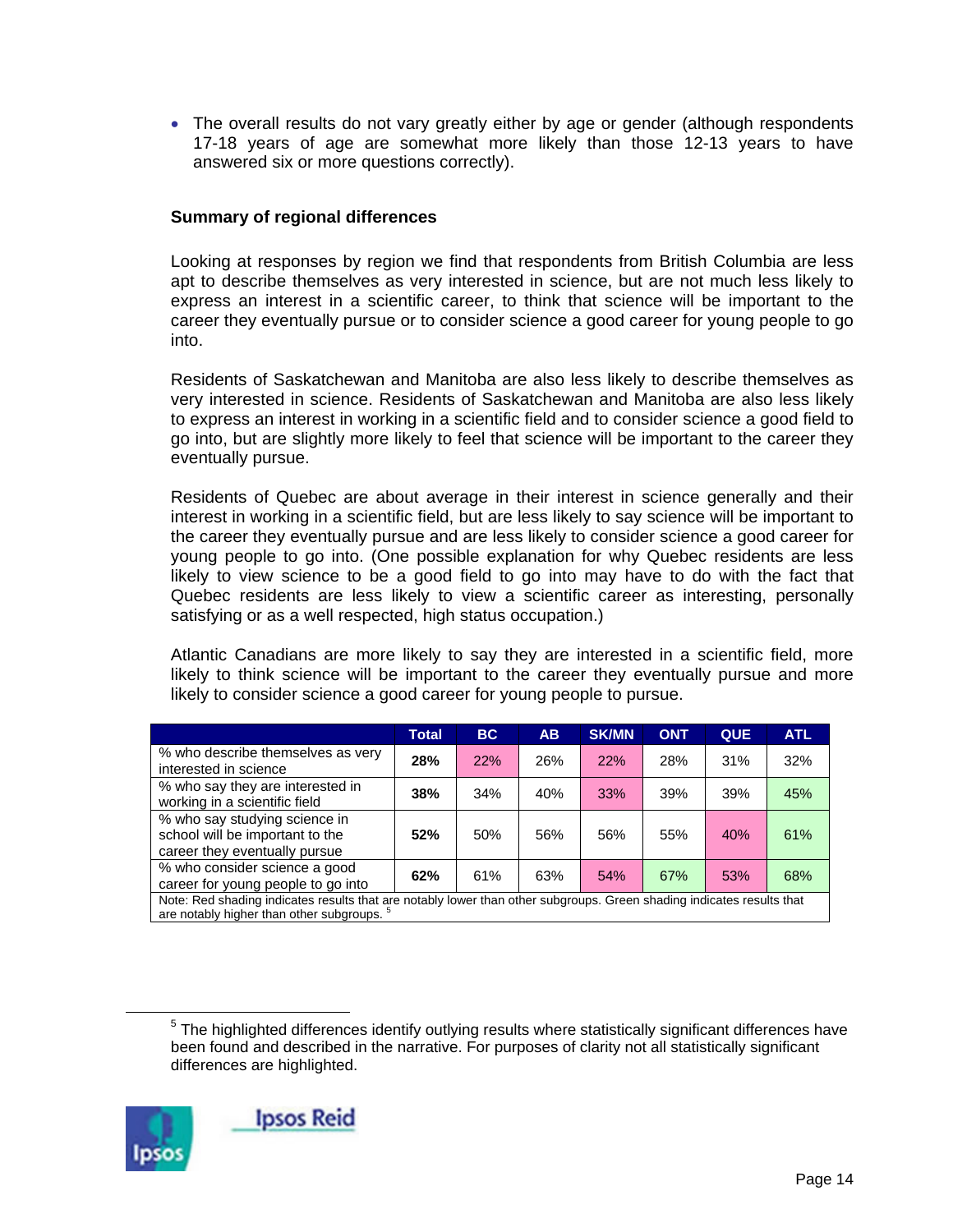- The overall results do not vary greatly either by age or gender (although respondents 17-18 years of age are somewhat more likely than those 12-13 years to have answered six or more questions correctly).

**Summary of regional differences**

Looking at responses by region we find that respondents from British Columbia are less apt to describe themselves as very interested in science, but are not much less likely to express an interest in a scientific career, to think that science will be important to the career they eventually pursue or to consider science a good career for young people to go into.

Residents of Saskatchewan and Manitoba are also less likely to describe themselves as very interested in science. Residents of Saskatchewan and Manitoba are also less likely to express an interest in working in a scientific field and to consider science a good field to go into, but are slightly more likely to feel that science will be important to the career they eventually pursue.

Residents of Quebec are about average in their interest in science generally and their interest in working in a scientific field, but are less likely to say science will be important to the career they eventually pursue and are less likely to consider science a good career for young people to go into. (One possible explanation for why Quebec residents are less likely to view science to be a good field to go into may have to do with the fact that Quebec residents are less likely to view a scientific career as interesting, personally satisfying or as a well respected, high status occupation.)

Atlantic Canadians are more likely to say they are interested in a scientific field, more likely to think science will be important to the career they eventually pursue and more likely to consider science a good career for young people to pursue.

| | Total | BC | AB | SK/MN | ONT | QUE | ATL |
|---|---|---|---|---|---|---|---|
| % who describe themselves as very interested in science | **28%** | 22% | 26% | 22% | 28% | 31% | 32% |
| % who say they are interested in working in a scientific field | **38%** | 34% | 40% | 33% | 39% | 39% | 45% |
| % who say studying science in school will be important to the career they eventually pursue | **52%** | 50% | 56% | 56% | 55% | 40% | 61% |
| % who consider science a good career for young people to go into | **62%** | 61% | 63% | 54% | 67% | 53% | 68% |

Note: Red shading indicates results that are notably lower than other subgroups. Green shading indicates results that are notably higher than other subgroups. [5]

[5] The highlighted differences identify outlying results where statistically significant differences have been found and described in the narrative. For purposes of clarity not all statistically significant differences are highlighted.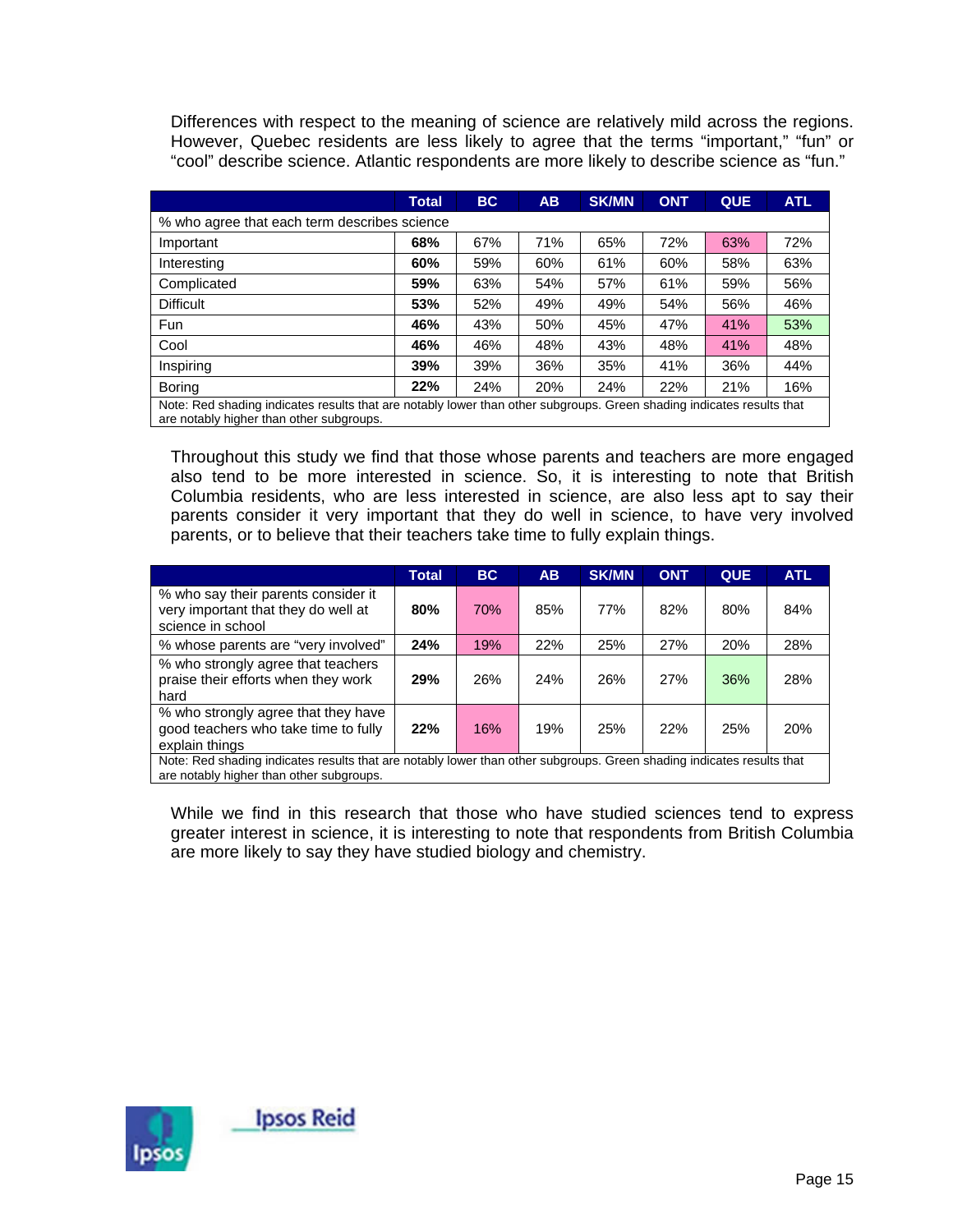Differences with respect to the meaning of science are relatively mild across the regions. However, Quebec residents are less likely to agree that the terms "important," "fun" or "cool" describe science. Atlantic respondents are more likely to describe science as "fun."

| | Total | BC | AB | SK/MN | ONT | QUE | ATL |
|---|---|---|---|---|---|---|---|
| % who agree that each term describes science | | | | | | | |
| Important | **68%** | 67% | 71% | 65% | 72% | 63% | 72% |
| Interesting | **60%** | 59% | 60% | 61% | 60% | 58% | 63% |
| Complicated | **59%** | 63% | 54% | 57% | 61% | 59% | 56% |
| Difficult | **53%** | 52% | 49% | 49% | 54% | 56% | 46% |
| Fun | **46%** | 43% | 50% | 45% | 47% | 41% | 53% |
| Cool | **46%** | 46% | 48% | 43% | 48% | 41% | 48% |
| Inspiring | **39%** | 39% | 36% | 35% | 41% | 36% | 44% |
| Boring | **22%** | 24% | 20% | 24% | 22% | 21% | 16% |
| Note: Red shading indicates results that are notably lower than other subgroups. Green shading indicates results that are notably higher than other subgroups. | | | | | | | |

Throughout this study we find that those whose parents and teachers are more engaged also tend to be more interested in science. So, it is interesting to note that British Columbia residents, who are less interested in science, are also less apt to say their parents consider it very important that they do well in science, to have very involved parents, or to believe that their teachers take time to fully explain things.

| | Total | BC | AB | SK/MN | ONT | QUE | ATL |
|---|---|---|---|---|---|---|---|
| % who say their parents consider it very important that they do well at science in school | **80%** | 70% | 85% | 77% | 82% | 80% | 84% |
| % whose parents are "very involved" | **24%** | 19% | 22% | 25% | 27% | 20% | 28% |
| % who strongly agree that teachers praise their efforts when they work hard | **29%** | 26% | 24% | 26% | 27% | 36% | 28% |
| % who strongly agree that they have good teachers who take time to fully explain things | **22%** | 16% | 19% | 25% | 22% | 25% | 20% |
| Note: Red shading indicates results that are notably lower than other subgroups. Green shading indicates results that are notably higher than other subgroups. | | | | | | | |

While we find in this research that those who have studied sciences tend to express greater interest in science, it is interesting to note that respondents from British Columbia are more likely to say they have studied biology and chemistry.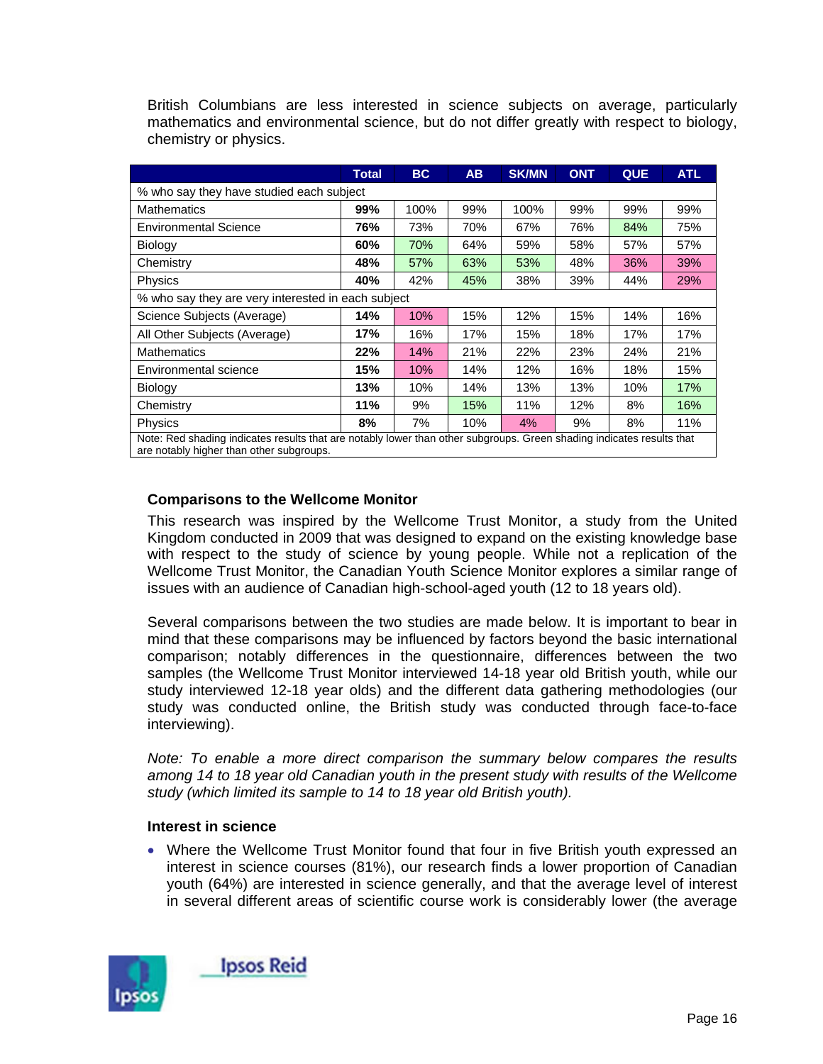British Columbians are less interested in science subjects on average, particularly mathematics and environmental science, but do not differ greatly with respect to biology, chemistry or physics.

| | Total | BC | AB | SK/MN | ONT | QUE | ATL |
|---|---|---|---|---|---|---|---|
| % who say they have studied each subject | | | | | | | |
| Mathematics | **99%** | 100% | 99% | 100% | 99% | 99% | 99% |
| Environmental Science | **76%** | 73% | 70% | 67% | 76% | 84% | 75% |
| Biology | **60%** | 70% | 64% | 59% | 58% | 57% | 57% |
| Chemistry | **48%** | 57% | 63% | 53% | 48% | 36% | 39% |
| Physics | **40%** | 42% | 45% | 38% | 39% | 44% | 29% |
| % who say they are very interested in each subject | | | | | | | |
| Science Subjects (Average) | **14%** | 10% | 15% | 12% | 15% | 14% | 16% |
| All Other Subjects (Average) | **17%** | 16% | 17% | 15% | 18% | 17% | 17% |
| Mathematics | **22%** | 14% | 21% | 22% | 23% | 24% | 21% |
| Environmental science | **15%** | 10% | 14% | 12% | 16% | 18% | 15% |
| Biology | **13%** | 10% | 14% | 13% | 13% | 10% | 17% |
| Chemistry | **11%** | 9% | 15% | 11% | 12% | 8% | 16% |
| Physics | **8%** | 7% | 10% | 4% | 9% | 8% | 11% |

Note: Red shading indicates results that are notably lower than other subgroups. Green shading indicates results that are notably higher than other subgroups.

### Comparisons to the Wellcome Monitor

This research was inspired by the Wellcome Trust Monitor, a study from the United Kingdom conducted in 2009 that was designed to expand on the existing knowledge base with respect to the study of science by young people. While not a replication of the Wellcome Trust Monitor, the Canadian Youth Science Monitor explores a similar range of issues with an audience of Canadian high-school-aged youth (12 to 18 years old).

Several comparisons between the two studies are made below. It is important to bear in mind that these comparisons may be influenced by factors beyond the basic international comparison; notably differences in the questionnaire, differences between the two samples (the Wellcome Trust Monitor interviewed 14-18 year old British youth, while our study interviewed 12-18 year olds) and the different data gathering methodologies (our study was conducted online, the British study was conducted through face-to-face interviewing).

*Note: To enable a more direct comparison the summary below compares the results among 14 to 18 year old Canadian youth in the present study with results of the Wellcome study (which limited its sample to 14 to 18 year old British youth).*

#### Interest in science

- Where the Wellcome Trust Monitor found that four in five British youth expressed an interest in science courses (81%), our research finds a lower proportion of Canadian youth (64%) are interested in science generally, and that the average level of interest in several different areas of scientific course work is considerably lower (the average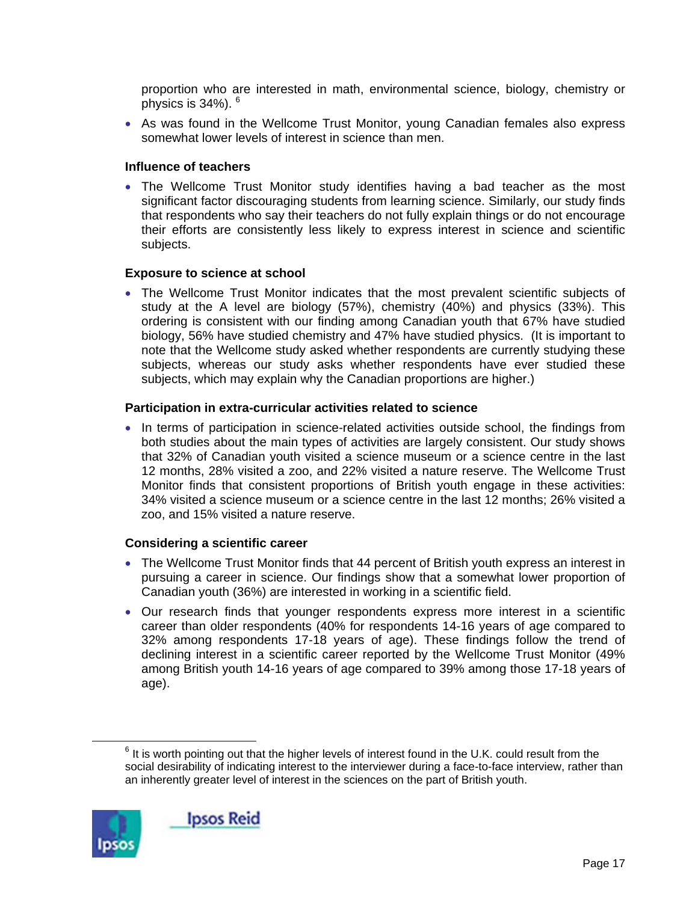proportion who are interested in math, environmental science, biology, chemistry or physics is 34%). [6]

- As was found in the Wellcome Trust Monitor, young Canadian females also express somewhat lower levels of interest in science than men.

**Influence of teachers**

- The Wellcome Trust Monitor study identifies having a bad teacher as the most significant factor discouraging students from learning science. Similarly, our study finds that respondents who say their teachers do not fully explain things or do not encourage their efforts are consistently less likely to express interest in science and scientific subjects.

**Exposure to science at school**

- The Wellcome Trust Monitor indicates that the most prevalent scientific subjects of study at the A level are biology (57%), chemistry (40%) and physics (33%). This ordering is consistent with our finding among Canadian youth that 67% have studied biology, 56% have studied chemistry and 47% have studied physics. (It is important to note that the Wellcome study asked whether respondents are currently studying these subjects, whereas our study asks whether respondents have ever studied these subjects, which may explain why the Canadian proportions are higher.)

**Participation in extra-curricular activities related to science**

- In terms of participation in science-related activities outside school, the findings from both studies about the main types of activities are largely consistent. Our study shows that 32% of Canadian youth visited a science museum or a science centre in the last 12 months, 28% visited a zoo, and 22% visited a nature reserve. The Wellcome Trust Monitor finds that consistent proportions of British youth engage in these activities: 34% visited a science museum or a science centre in the last 12 months; 26% visited a zoo, and 15% visited a nature reserve.

**Considering a scientific career**

- The Wellcome Trust Monitor finds that 44 percent of British youth express an interest in pursuing a career in science. Our findings show that a somewhat lower proportion of Canadian youth (36%) are interested in working in a scientific field.
- Our research finds that younger respondents express more interest in a scientific career than older respondents (40% for respondents 14-16 years of age compared to 32% among respondents 17-18 years of age). These findings follow the trend of declining interest in a scientific career reported by the Wellcome Trust Monitor (49% among British youth 14-16 years of age compared to 39% among those 17-18 years of age).

[6] It is worth pointing out that the higher levels of interest found in the U.K. could result from the social desirability of indicating interest to the interviewer during a face-to-face interview, rather than an inherently greater level of interest in the sciences on the part of British youth.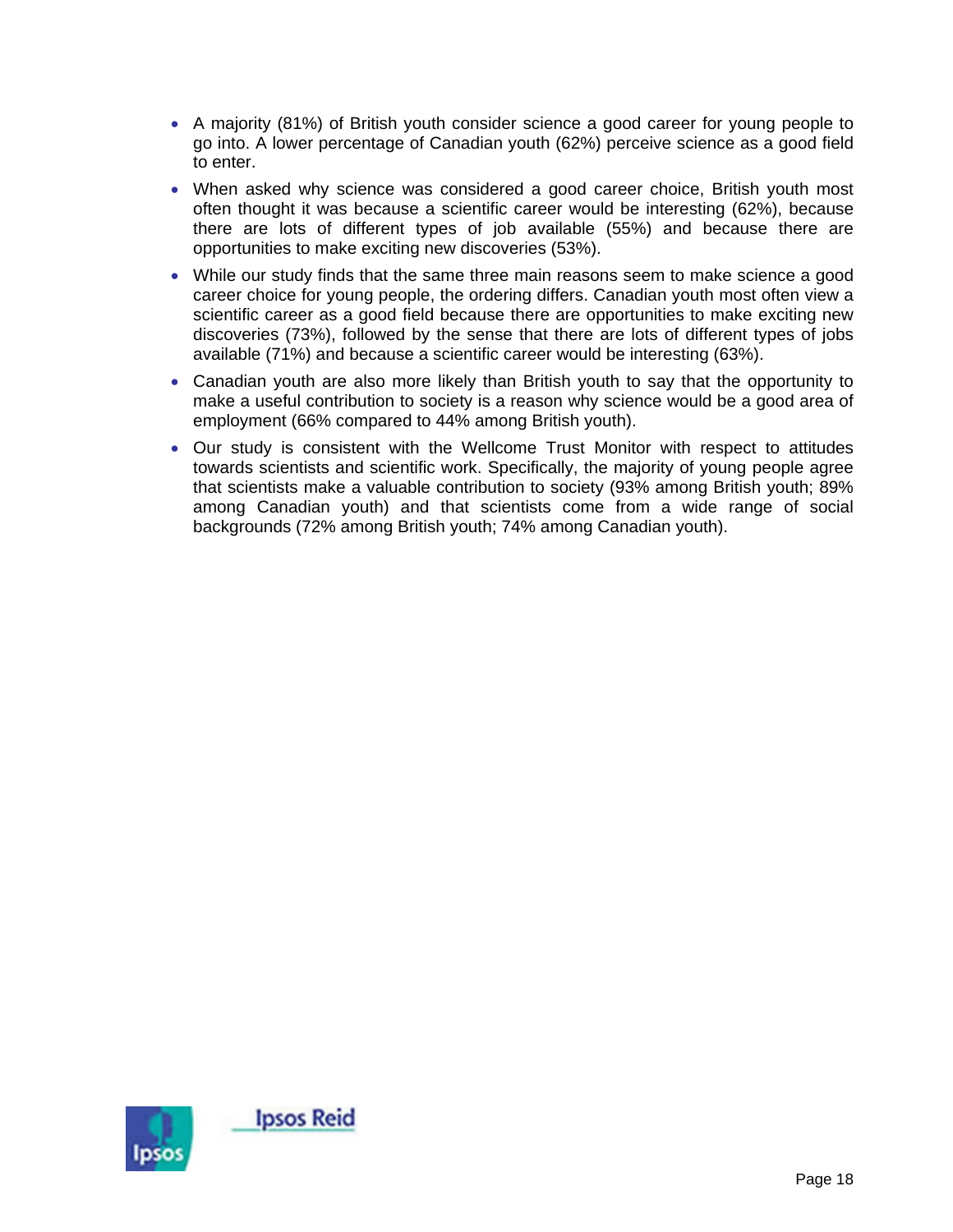- A majority (81%) of British youth consider science a good career for young people to go into. A lower percentage of Canadian youth (62%) perceive science as a good field to enter.
- When asked why science was considered a good career choice, British youth most often thought it was because a scientific career would be interesting (62%), because there are lots of different types of job available (55%) and because there are opportunities to make exciting new discoveries (53%).
- While our study finds that the same three main reasons seem to make science a good career choice for young people, the ordering differs. Canadian youth most often view a scientific career as a good field because there are opportunities to make exciting new discoveries (73%), followed by the sense that there are lots of different types of jobs available (71%) and because a scientific career would be interesting (63%).
- Canadian youth are also more likely than British youth to say that the opportunity to make a useful contribution to society is a reason why science would be a good area of employment (66% compared to 44% among British youth).
- Our study is consistent with the Wellcome Trust Monitor with respect to attitudes towards scientists and scientific work. Specifically, the majority of young people agree that scientists make a valuable contribution to society (93% among British youth; 89% among Canadian youth) and that scientists come from a wide range of social backgrounds (72% among British youth; 74% among Canadian youth).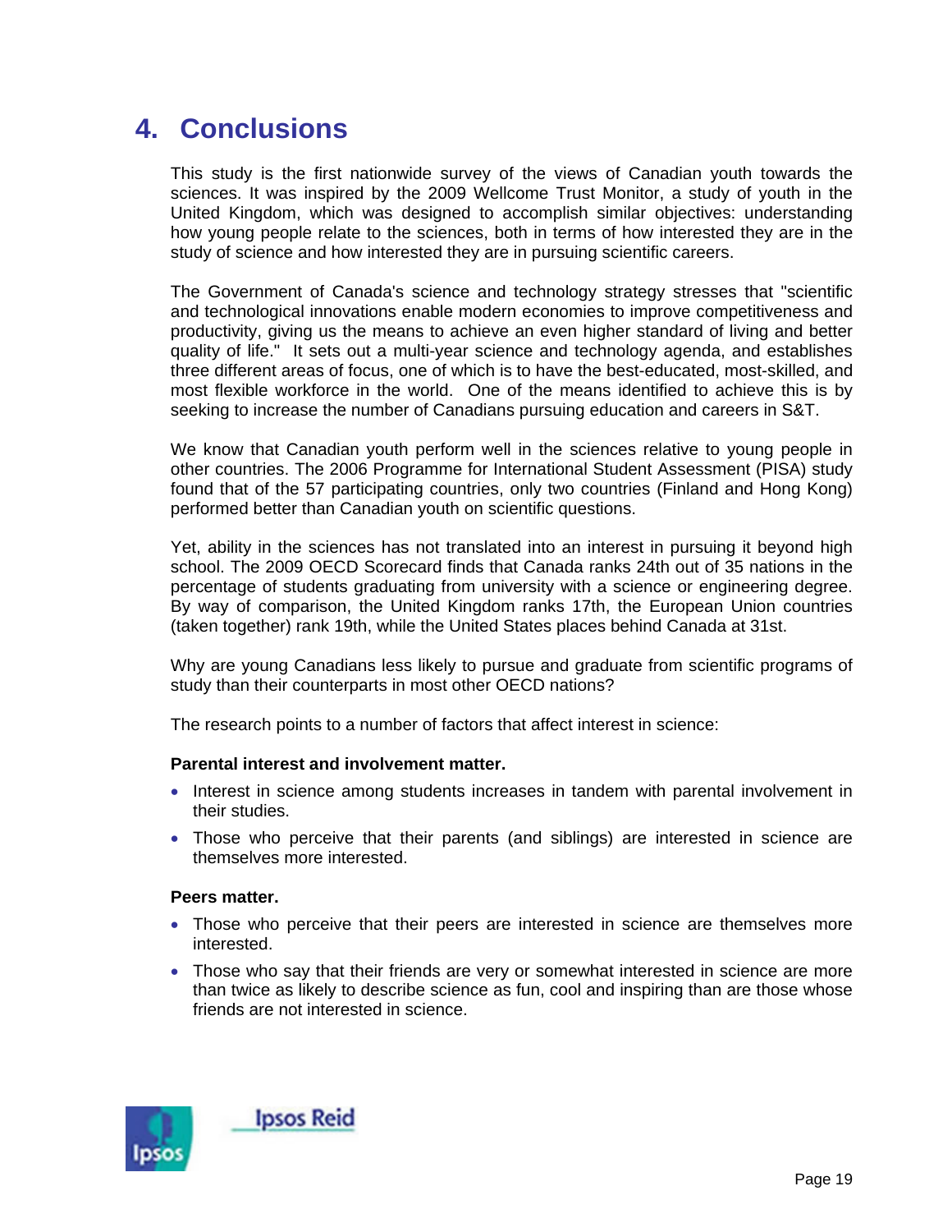# 4. Conclusions

This study is the first nationwide survey of the views of Canadian youth towards the sciences. It was inspired by the 2009 Wellcome Trust Monitor, a study of youth in the United Kingdom, which was designed to accomplish similar objectives: understanding how young people relate to the sciences, both in terms of how interested they are in the study of science and how interested they are in pursuing scientific careers.

The Government of Canada's science and technology strategy stresses that "scientific and technological innovations enable modern economies to improve competitiveness and productivity, giving us the means to achieve an even higher standard of living and better quality of life." It sets out a multi-year science and technology agenda, and establishes three different areas of focus, one of which is to have the best-educated, most-skilled, and most flexible workforce in the world. One of the means identified to achieve this is by seeking to increase the number of Canadians pursuing education and careers in S&T.

We know that Canadian youth perform well in the sciences relative to young people in other countries. The 2006 Programme for International Student Assessment (PISA) study found that of the 57 participating countries, only two countries (Finland and Hong Kong) performed better than Canadian youth on scientific questions.

Yet, ability in the sciences has not translated into an interest in pursuing it beyond high school. The 2009 OECD Scorecard finds that Canada ranks 24th out of 35 nations in the percentage of students graduating from university with a science or engineering degree. By way of comparison, the United Kingdom ranks 17th, the European Union countries (taken together) rank 19th, while the United States places behind Canada at 31st.

Why are young Canadians less likely to pursue and graduate from scientific programs of study than their counterparts in most other OECD nations?

The research points to a number of factors that affect interest in science:

**Parental interest and involvement matter.**

- Interest in science among students increases in tandem with parental involvement in their studies.
- Those who perceive that their parents (and siblings) are interested in science are themselves more interested.

**Peers matter.**

- Those who perceive that their peers are interested in science are themselves more interested.
- Those who say that their friends are very or somewhat interested in science are more than twice as likely to describe science as fun, cool and inspiring than are those whose friends are not interested in science.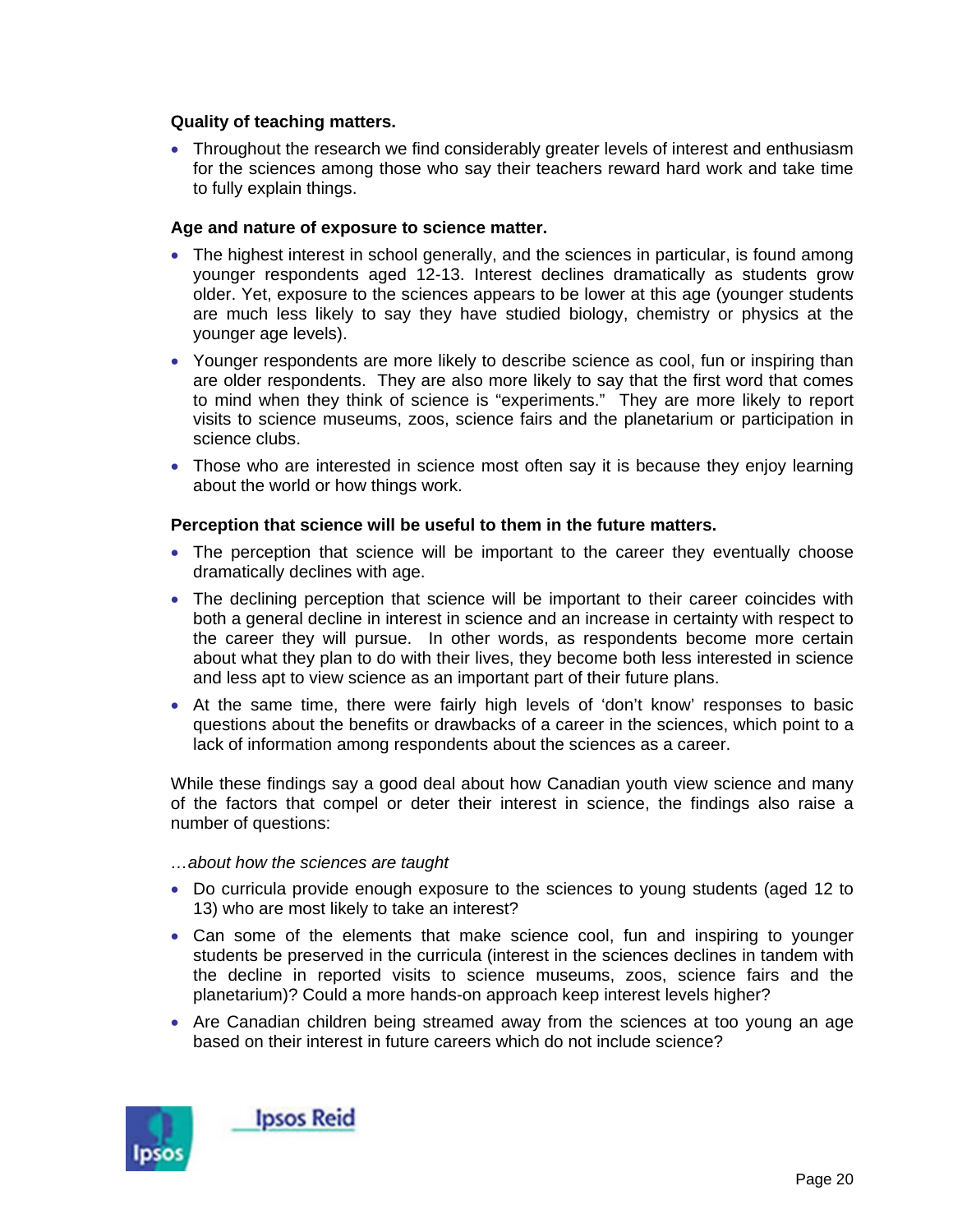**Quality of teaching matters.**

- Throughout the research we find considerably greater levels of interest and enthusiasm for the sciences among those who say their teachers reward hard work and take time to fully explain things.

**Age and nature of exposure to science matter.**

- The highest interest in school generally, and the sciences in particular, is found among younger respondents aged 12-13. Interest declines dramatically as students grow older. Yet, exposure to the sciences appears to be lower at this age (younger students are much less likely to say they have studied biology, chemistry or physics at the younger age levels).
- Younger respondents are more likely to describe science as cool, fun or inspiring than are older respondents. They are also more likely to say that the first word that comes to mind when they think of science is "experiments." They are more likely to report visits to science museums, zoos, science fairs and the planetarium or participation in science clubs.
- Those who are interested in science most often say it is because they enjoy learning about the world or how things work.

**Perception that science will be useful to them in the future matters.**

- The perception that science will be important to the career they eventually choose dramatically declines with age.
- The declining perception that science will be important to their career coincides with both a general decline in interest in science and an increase in certainty with respect to the career they will pursue. In other words, as respondents become more certain about what they plan to do with their lives, they become both less interested in science and less apt to view science as an important part of their future plans.
- At the same time, there were fairly high levels of 'don't know' responses to basic questions about the benefits or drawbacks of a career in the sciences, which point to a lack of information among respondents about the sciences as a career.

While these findings say a good deal about how Canadian youth view science and many of the factors that compel or deter their interest in science, the findings also raise a number of questions:

*…about how the sciences are taught*

- Do curricula provide enough exposure to the sciences to young students (aged 12 to 13) who are most likely to take an interest?
- Can some of the elements that make science cool, fun and inspiring to younger students be preserved in the curricula (interest in the sciences declines in tandem with the decline in reported visits to science museums, zoos, science fairs and the planetarium)? Could a more hands-on approach keep interest levels higher?
- Are Canadian children being streamed away from the sciences at too young an age based on their interest in future careers which do not include science?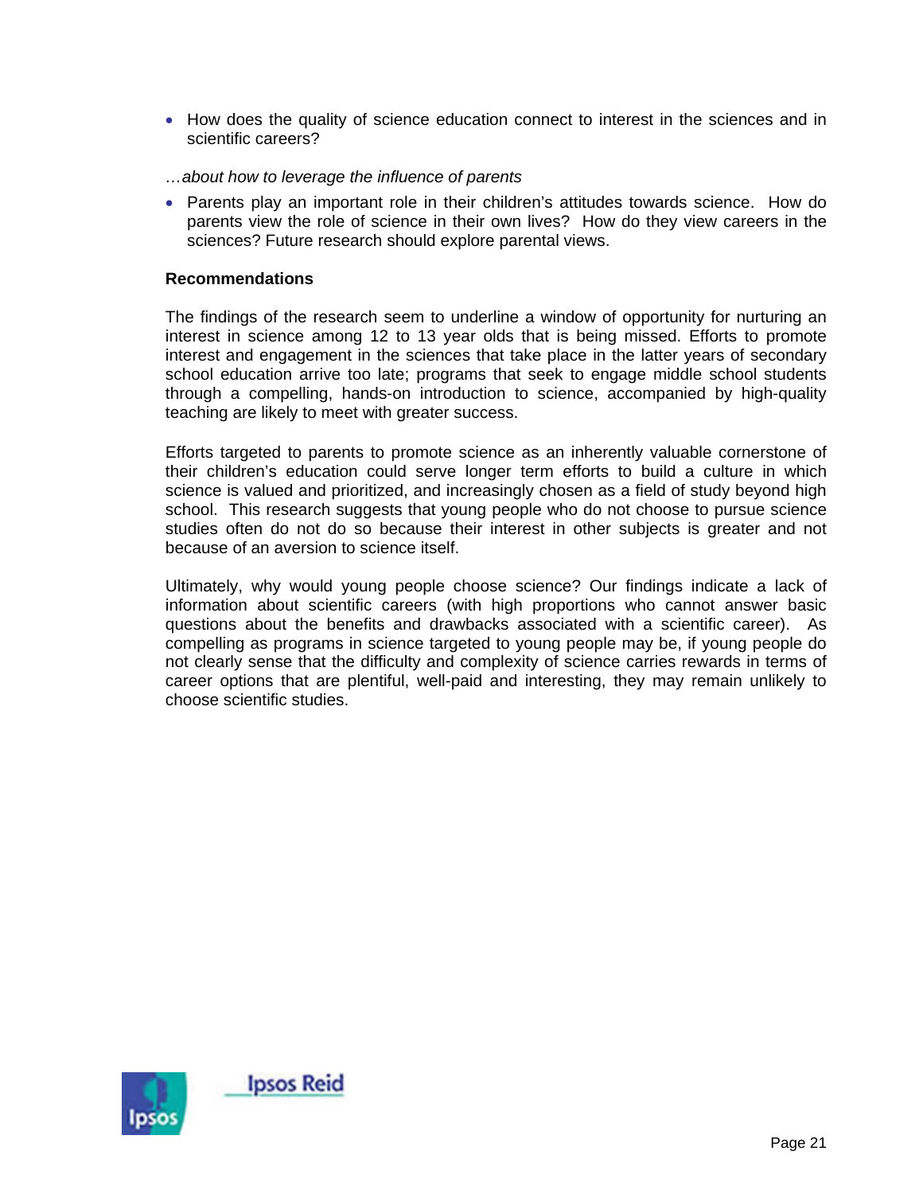- How does the quality of science education connect to interest in the sciences and in scientific careers?

*…about how to leverage the influence of parents*

- Parents play an important role in their children's attitudes towards science. How do parents view the role of science in their own lives? How do they view careers in the sciences? Future research should explore parental views.

**Recommendations**

The findings of the research seem to underline a window of opportunity for nurturing an interest in science among 12 to 13 year olds that is being missed. Efforts to promote interest and engagement in the sciences that take place in the latter years of secondary school education arrive too late; programs that seek to engage middle school students through a compelling, hands-on introduction to science, accompanied by high-quality teaching are likely to meet with greater success.

Efforts targeted to parents to promote science as an inherently valuable cornerstone of their children's education could serve longer term efforts to build a culture in which science is valued and prioritized, and increasingly chosen as a field of study beyond high school. This research suggests that young people who do not choose to pursue science studies often do not do so because their interest in other subjects is greater and not because of an aversion to science itself.

Ultimately, why would young people choose science? Our findings indicate a lack of information about scientific careers (with high proportions who cannot answer basic questions about the benefits and drawbacks associated with a scientific career). As compelling as programs in science targeted to young people may be, if young people do not clearly sense that the difficulty and complexity of science carries rewards in terms of career options that are plentiful, well-paid and interesting, they may remain unlikely to choose scientific studies.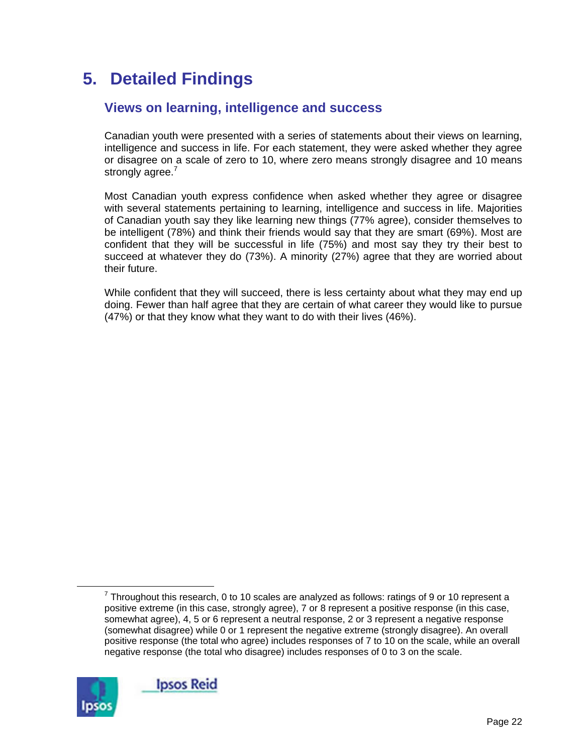# 5. Detailed Findings

## Views on learning, intelligence and success

Canadian youth were presented with a series of statements about their views on learning, intelligence and success in life. For each statement, they were asked whether they agree or disagree on a scale of zero to 10, where zero means strongly disagree and 10 means strongly agree.[7]

Most Canadian youth express confidence when asked whether they agree or disagree with several statements pertaining to learning, intelligence and success in life. Majorities of Canadian youth say they like learning new things (77% agree), consider themselves to be intelligent (78%) and think their friends would say that they are smart (69%). Most are confident that they will be successful in life (75%) and most say they try their best to succeed at whatever they do (73%). A minority (27%) agree that they are worried about their future.

While confident that they will succeed, there is less certainty about what they may end up doing. Fewer than half agree that they are certain of what career they would like to pursue (47%) or that they know what they want to do with their lives (46%).

---

[7] Throughout this research, 0 to 10 scales are analyzed as follows: ratings of 9 or 10 represent a positive extreme (in this case, strongly agree), 7 or 8 represent a positive response (in this case, somewhat agree), 4, 5 or 6 represent a neutral response, 2 or 3 represent a negative response (somewhat disagree) while 0 or 1 represent the negative extreme (strongly disagree). An overall positive response (the total who agree) includes responses of 7 to 10 on the scale, while an overall negative response (the total who disagree) includes responses of 0 to 3 on the scale.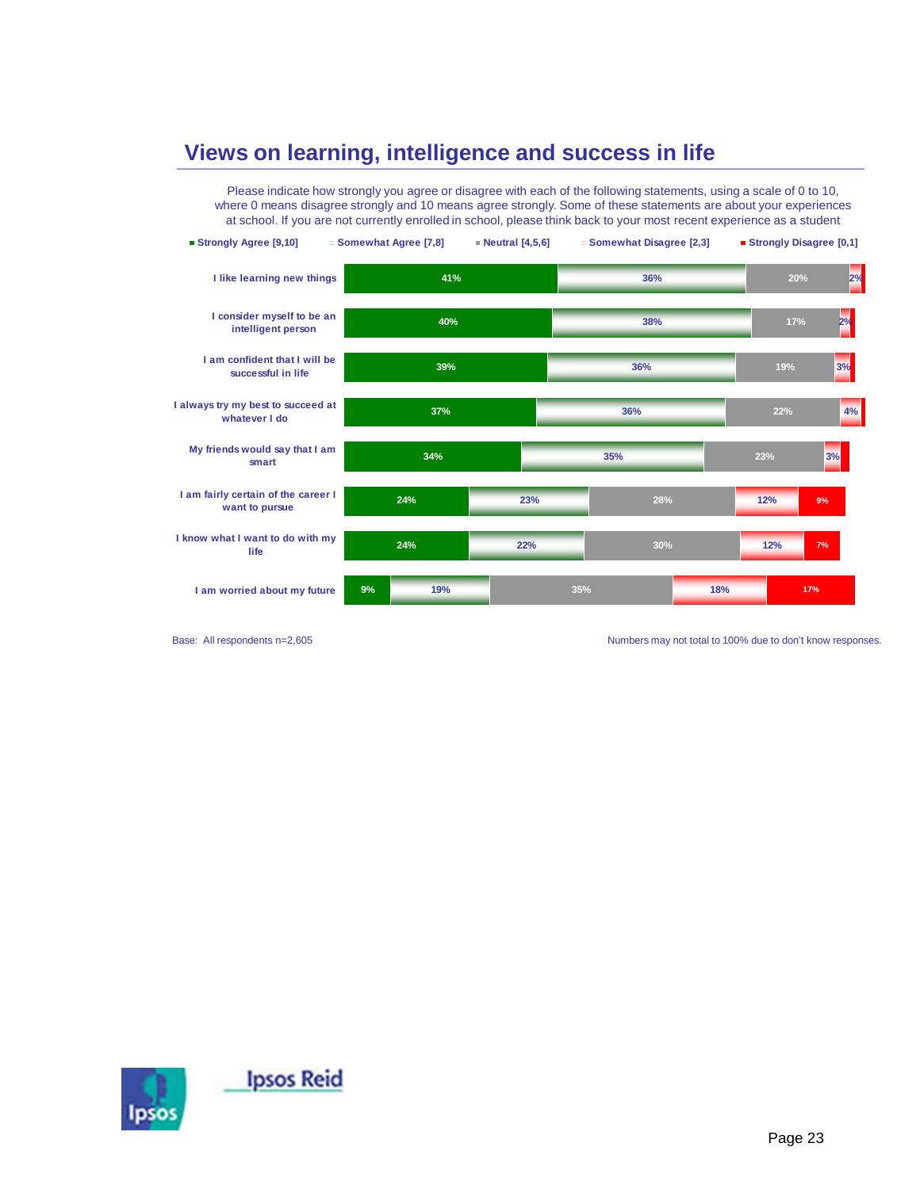# Views on learning, intelligence and success in life

Please indicate how strongly you agree or disagree with each of the following statements, using a scale of 0 to 10, where 0 means disagree strongly and 10 means agree strongly. Some of these statements are about your experiences at school. If you are not currently enrolled in school, please think back to your most recent experience as a student

| Statement | Strongly Agree [9,10] | Somewhat Agree [7,8] | Neutral [4,5,6] | Somewhat Disagree [2,3] | Strongly Disagree [0,1] |
|---|---|---|---|---|---|
| I like learning new things | 41% | 36% | 20% | 2% | |
| I consider myself to be an intelligent person | 40% | 38% | 17% | 2% | |
| I am confident that I will be successful in life | 39% | 36% | 19% | 3% | |
| I always try my best to succeed at whatever I do | 37% | 36% | 22% | 4% | |
| My friends would say that I am smart | 34% | 35% | 23% | 3% | |
| I am fairly certain of the career I want to pursue | 24% | 23% | 28% | 12% | 9% |
| I know what I want to do with my life | 24% | 22% | 30% | 12% | 7% |
| I am worried about my future | 9% | 19% | 35% | 18% | 17% |

Base: All respondents n=2,605

Numbers may not total to 100% due to don't know responses.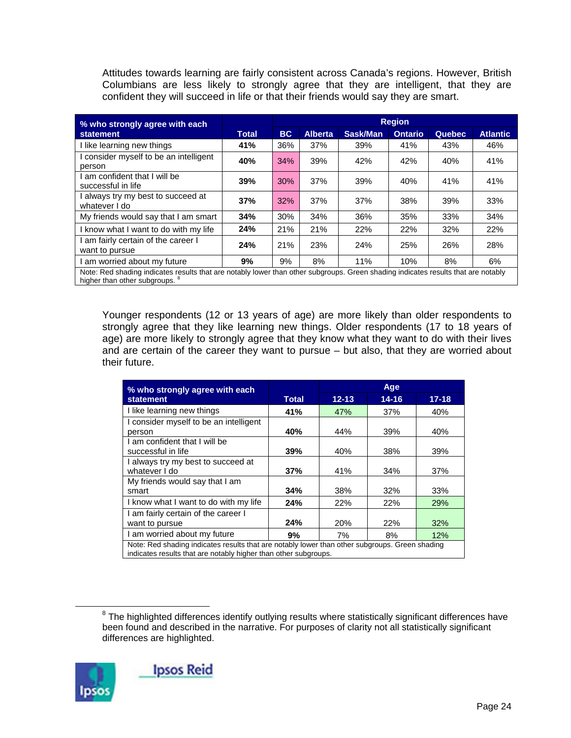Attitudes towards learning are fairly consistent across Canada's regions. However, British Columbians are less likely to strongly agree that they are intelligent, that they are confident they will succeed in life or that their friends would say they are smart.

| % who strongly agree with each statement | Total | Region | | | | | |
|---|---|---|---|---|---|---|---|
| | | BC | Alberta | Sask/Man | Ontario | Quebec | Atlantic |
| I like learning new things | **41%** | 36% | 37% | 39% | 41% | 43% | 46% |
| I consider myself to be an intelligent person | **40%** | 34% | 39% | 42% | 42% | 40% | 41% |
| I am confident that I will be successful in life | **39%** | 30% | 37% | 39% | 40% | 41% | 41% |
| I always try my best to succeed at whatever I do | **37%** | 32% | 37% | 37% | 38% | 39% | 33% |
| My friends would say that I am smart | **34%** | 30% | 34% | 36% | 35% | 33% | 34% |
| I know what I want to do with my life | **24%** | 21% | 21% | 22% | 22% | 32% | 22% |
| I am fairly certain of the career I want to pursue | **24%** | 21% | 23% | 24% | 25% | 26% | 28% |
| I am worried about my future | **9%** | 9% | 8% | 11% | 10% | 8% | 6% |

Note: Red shading indicates results that are notably lower than other subgroups. Green shading indicates results that are notably higher than other subgroups. [8]

Younger respondents (12 or 13 years of age) are more likely than older respondents to strongly agree that they like learning new things. Older respondents (17 to 18 years of age) are more likely to strongly agree that they know what they want to do with their lives and are certain of the career they want to pursue – but also, that they are worried about their future.

| % who strongly agree with each statement | Total | Age | | |
|---|---|---|---|---|
| | | 12-13 | 14-16 | 17-18 |
| I like learning new things | **41%** | 47% | 37% | 40% |
| I consider myself to be an intelligent person | **40%** | 44% | 39% | 40% |
| I am confident that I will be successful in life | **39%** | 40% | 38% | 39% |
| I always try my best to succeed at whatever I do | **37%** | 41% | 34% | 37% |
| My friends would say that I am smart | **34%** | 38% | 32% | 33% |
| I know what I want to do with my life | **24%** | 22% | 22% | 29% |
| I am fairly certain of the career I want to pursue | **24%** | 20% | 22% | 32% |
| I am worried about my future | **9%** | 7% | 8% | 12% |

Note: Red shading indicates results that are notably lower than other subgroups. Green shading indicates results that are notably higher than other subgroups.

[8] The highlighted differences identify outlying results where statistically significant differences have been found and described in the narrative. For purposes of clarity not all statistically significant differences are highlighted.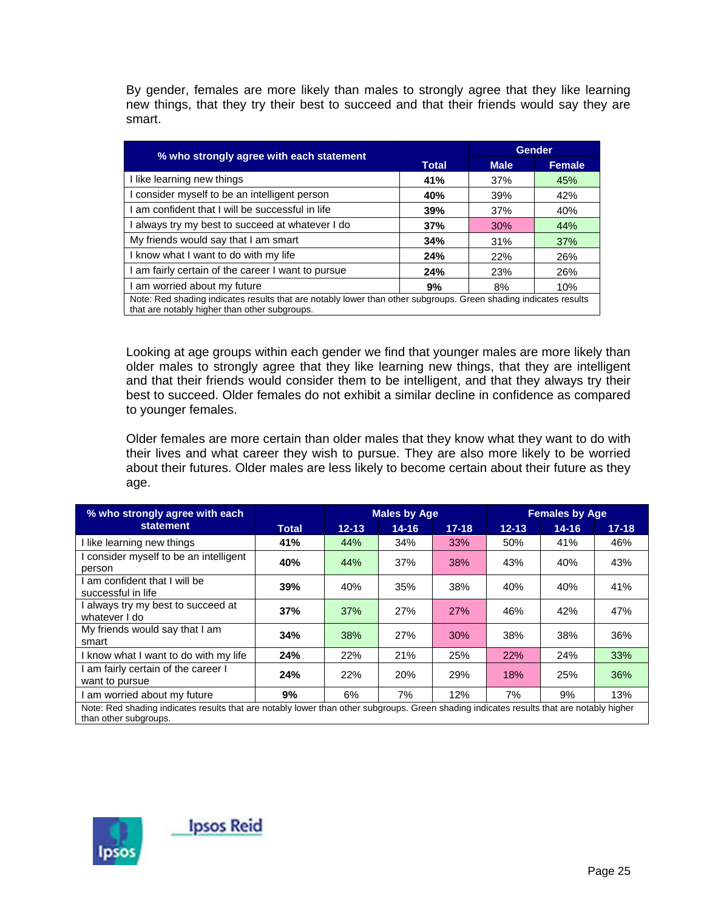By gender, females are more likely than males to strongly agree that they like learning new things, that they try their best to succeed and that their friends would say they are smart.

| % who strongly agree with each statement | Total | Gender | |
|---|---|---|---|
| | | Male | Female |
| I like learning new things | **41%** | 37% | 45% |
| I consider myself to be an intelligent person | **40%** | 39% | 42% |
| I am confident that I will be successful in life | **39%** | 37% | 40% |
| I always try my best to succeed at whatever I do | **37%** | 30% | 44% |
| My friends would say that I am smart | **34%** | 31% | 37% |
| I know what I want to do with my life | **24%** | 22% | 26% |
| I am fairly certain of the career I want to pursue | **24%** | 23% | 26% |
| I am worried about my future | **9%** | 8% | 10% |

Note: Red shading indicates results that are notably lower than other subgroups. Green shading indicates results that are notably higher than other subgroups.

Looking at age groups within each gender we find that younger males are more likely than older males to strongly agree that they like learning new things, that they are intelligent and that their friends would consider them to be intelligent, and that they always try their best to succeed. Older females do not exhibit a similar decline in confidence as compared to younger females.

Older females are more certain than older males that they know what they want to do with their lives and what career they wish to pursue. They are also more likely to be worried about their futures. Older males are less likely to become certain about their future as they age.

| % who strongly agree with each statement | Total | Males by Age | | | Females by Age | | |
|---|---|---|---|---|---|---|---|
| | | 12-13 | 14-16 | 17-18 | 12-13 | 14-16 | 17-18 |
| I like learning new things | **41%** | 44% | 34% | 33% | 50% | 41% | 46% |
| I consider myself to be an intelligent person | **40%** | 44% | 37% | 38% | 43% | 40% | 43% |
| I am confident that I will be successful in life | **39%** | 40% | 35% | 38% | 40% | 40% | 41% |
| I always try my best to succeed at whatever I do | **37%** | 37% | 27% | 27% | 46% | 42% | 47% |
| My friends would say that I am smart | **34%** | 38% | 27% | 30% | 38% | 38% | 36% |
| I know what I want to do with my life | **24%** | 22% | 21% | 25% | 22% | 24% | 33% |
| I am fairly certain of the career I want to pursue | **24%** | 22% | 20% | 29% | 18% | 25% | 36% |
| I am worried about my future | **9%** | 6% | 7% | 12% | 7% | 9% | 13% |

Note: Red shading indicates results that are notably lower than other subgroups. Green shading indicates results that are notably higher than other subgroups.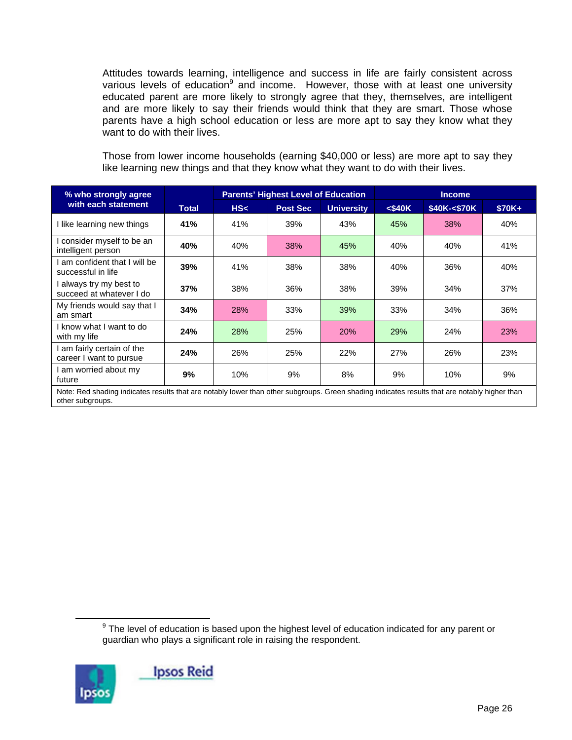Attitudes towards learning, intelligence and success in life are fairly consistent across various levels of education[9] and income. However, those with at least one university educated parent are more likely to strongly agree that they, themselves, are intelligent and are more likely to say their friends would think that they are smart. Those whose parents have a high school education or less are more apt to say they know what they want to do with their lives.

Those from lower income households (earning $40,000 or less) are more apt to say they like learning new things and that they know what they want to do with their lives.

| % who strongly agree with each statement | Total | Parents' Highest Level of Education | | | Income | | |
|---|---|---|---|---|---|---|---|
| | | HS< | Post Sec | University | <$40K | $40K-<$70K | $70K+ |
| I like learning new things | **41%** | 41% | 39% | 43% | 45% | 38% | 40% |
| I consider myself to be an intelligent person | **40%** | 40% | 38% | 45% | 40% | 40% | 41% |
| I am confident that I will be successful in life | **39%** | 41% | 38% | 38% | 40% | 36% | 40% |
| I always try my best to succeed at whatever I do | **37%** | 38% | 36% | 38% | 39% | 34% | 37% |
| My friends would say that I am smart | **34%** | 28% | 33% | 39% | 33% | 34% | 36% |
| I know what I want to do with my life | **24%** | 28% | 25% | 20% | 29% | 24% | 23% |
| I am fairly certain of the career I want to pursue | **24%** | 26% | 25% | 22% | 27% | 26% | 23% |
| I am worried about my future | **9%** | 10% | 9% | 8% | 9% | 10% | 9% |

Note: Red shading indicates results that are notably lower than other subgroups. Green shading indicates results that are notably higher than other subgroups.

[9] The level of education is based upon the highest level of education indicated for any parent or guardian who plays a significant role in raising the respondent.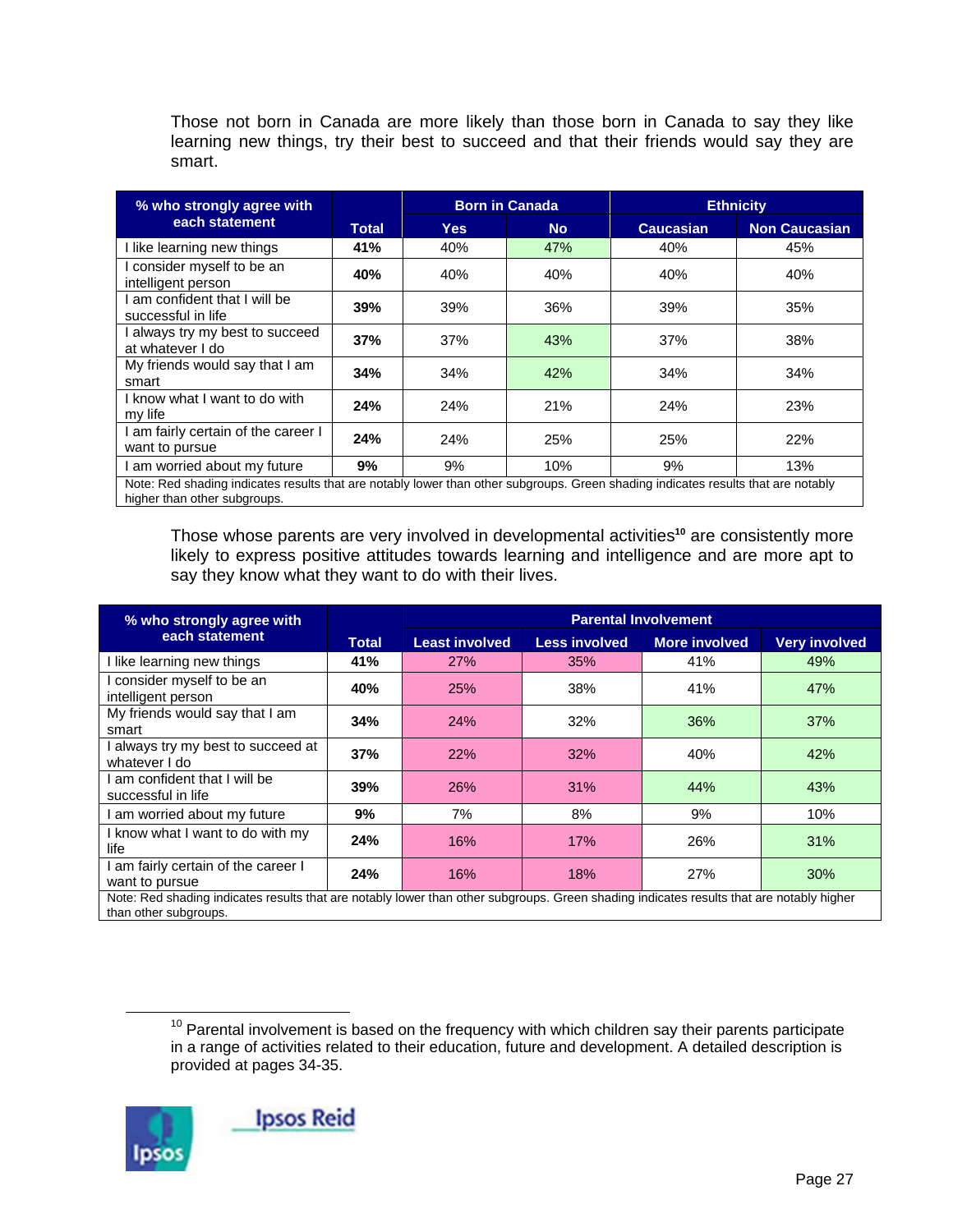Those not born in Canada are more likely than those born in Canada to say they like learning new things, try their best to succeed and that their friends would say they are smart.

| % who strongly agree with each statement | Total | Born in Canada | | Ethnicity | |
|---|---|---|---|---|---|
| | | Yes | No | Caucasian | Non Caucasian |
| I like learning new things | **41%** | 40% | 47% | 40% | 45% |
| I consider myself to be an intelligent person | **40%** | 40% | 40% | 40% | 40% |
| I am confident that I will be successful in life | **39%** | 39% | 36% | 39% | 35% |
| I always try my best to succeed at whatever I do | **37%** | 37% | 43% | 37% | 38% |
| My friends would say that I am smart | **34%** | 34% | 42% | 34% | 34% |
| I know what I want to do with my life | **24%** | 24% | 21% | 24% | 23% |
| I am fairly certain of the career I want to pursue | **24%** | 24% | 25% | 25% | 22% |
| I am worried about my future | **9%** | 9% | 10% | 9% | 13% |

Note: Red shading indicates results that are notably lower than other subgroups. Green shading indicates results that are notably higher than other subgroups.

Those whose parents are very involved in developmental activities[10] are consistently more likely to express positive attitudes towards learning and intelligence and are more apt to say they know what they want to do with their lives.

| % who strongly agree with each statement | Total | Parental Involvement | | | |
|---|---|---|---|---|---|
| | | Least involved | Less involved | More involved | Very involved |
| I like learning new things | **41%** | 27% | 35% | 41% | 49% |
| I consider myself to be an intelligent person | **40%** | 25% | 38% | 41% | 47% |
| My friends would say that I am smart | **34%** | 24% | 32% | 36% | 37% |
| I always try my best to succeed at whatever I do | **37%** | 22% | 32% | 40% | 42% |
| I am confident that I will be successful in life | **39%** | 26% | 31% | 44% | 43% |
| I am worried about my future | **9%** | 7% | 8% | 9% | 10% |
| I know what I want to do with my life | **24%** | 16% | 17% | 26% | 31% |
| I am fairly certain of the career I want to pursue | **24%** | 16% | 18% | 27% | 30% |

Note: Red shading indicates results that are notably lower than other subgroups. Green shading indicates results that are notably higher than other subgroups.

[10] Parental involvement is based on the frequency with which children say their parents participate in a range of activities related to their education, future and development. A detailed description is provided at pages 34-35.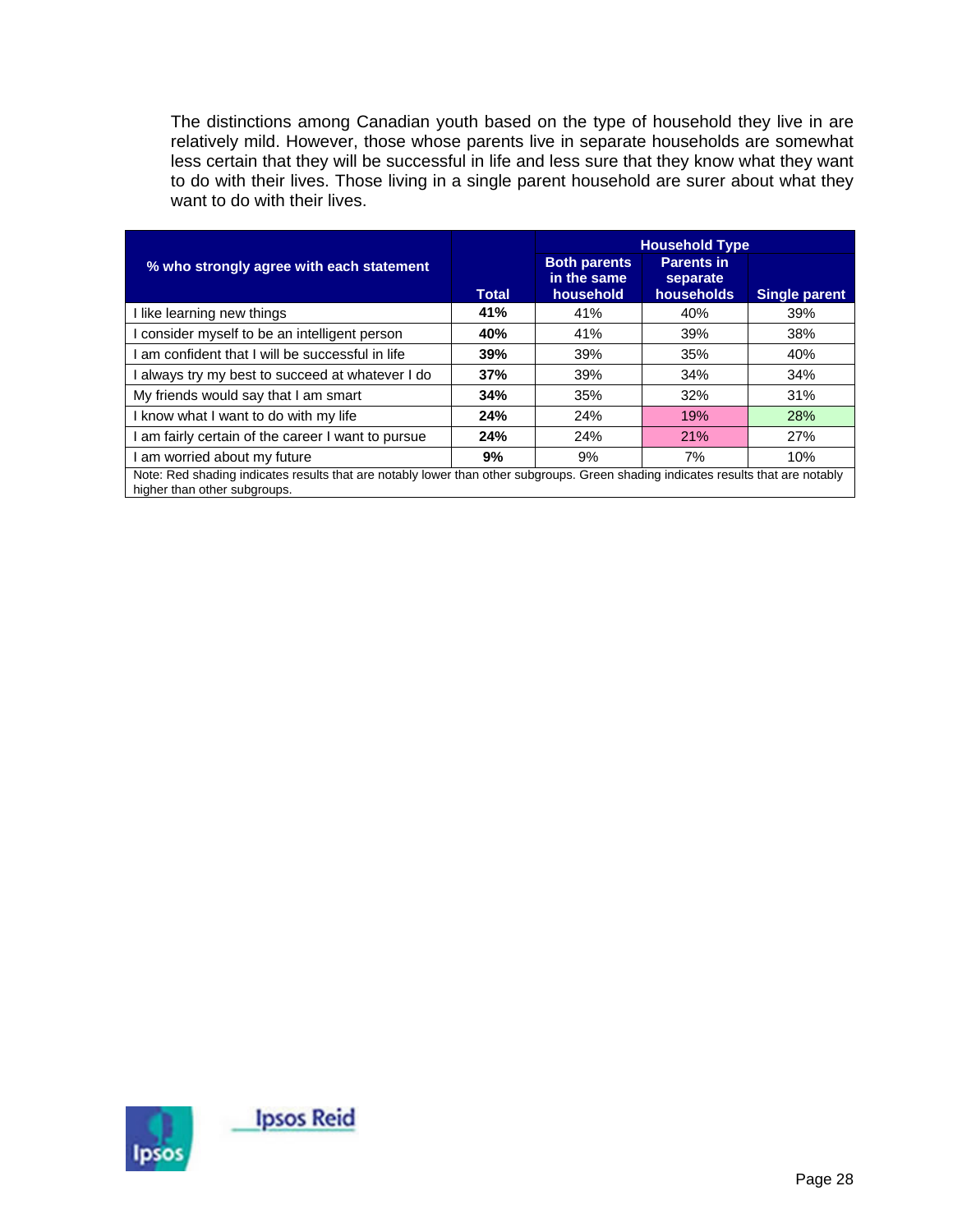The distinctions among Canadian youth based on the type of household they live in are relatively mild. However, those whose parents live in separate households are somewhat less certain that they will be successful in life and less sure that they know what they want to do with their lives. Those living in a single parent household are surer about what they want to do with their lives.

| % who strongly agree with each statement | Total | Household Type | | |
|---|---|---|---|---|
| | | Both parents in the same household | Parents in separate households | Single parent |
| I like learning new things | **41%** | 41% | 40% | 39% |
| I consider myself to be an intelligent person | **40%** | 41% | 39% | 38% |
| I am confident that I will be successful in life | **39%** | 39% | 35% | 40% |
| I always try my best to succeed at whatever I do | **37%** | 39% | 34% | 34% |
| My friends would say that I am smart | **34%** | 35% | 32% | 31% |
| I know what I want to do with my life | **24%** | 24% | 19% | 28% |
| I am fairly certain of the career I want to pursue | **24%** | 24% | 21% | 27% |
| I am worried about my future | **9%** | 9% | 7% | 10% |

Note: Red shading indicates results that are notably lower than other subgroups. Green shading indicates results that are notably higher than other subgroups.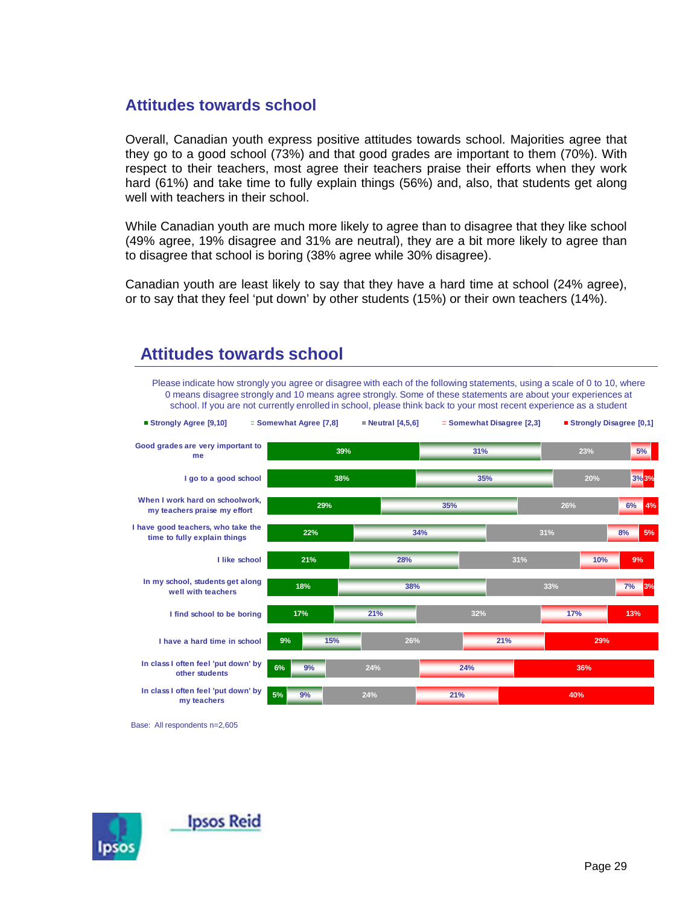## Attitudes towards school

Overall, Canadian youth express positive attitudes towards school. Majorities agree that they go to a good school (73%) and that good grades are important to them (70%). With respect to their teachers, most agree their teachers praise their efforts when they work hard (61%) and take time to fully explain things (56%) and, also, that students get along well with teachers in their school.

While Canadian youth are much more likely to agree than to disagree that they like school (49% agree, 19% disagree and 31% are neutral), they are a bit more likely to agree than to disagree that school is boring (38% agree while 30% disagree).

Canadian youth are least likely to say that they have a hard time at school (24% agree), or to say that they feel 'put down' by other students (15%) or their own teachers (14%).

## Attitudes towards school

Please indicate how strongly you agree or disagree with each of the following statements, using a scale of 0 to 10, where 0 means disagree strongly and 10 means agree strongly. Some of these statements are about your experiences at school. If you are not currently enrolled in school, please think back to your most recent experience as a student

| Statement | Strongly Agree [9,10] | Somewhat Agree [7,8] | Neutral [4,5,6] | Somewhat Disagree [2,3] | Strongly Disagree [0,1] |
|---|---|---|---|---|---|
| Good grades are very important to me | 39% | 31% | 23% | 5% | |
| I go to a good school | 38% | 35% | 20% | 3% | 3% |
| When I work hard on schoolwork, my teachers praise my effort | 29% | 35% | 26% | 6% | 4% |
| I have good teachers, who take the time to fully explain things | 22% | 34% | 31% | 8% | 5% |
| I like school | 21% | 28% | 31% | 10% | 9% |
| In my school, students get along well with teachers | 18% | 38% | 33% | 7% | 3% |
| I find school to be boring | 17% | 21% | 32% | 17% | 13% |
| I have a hard time in school | 9% | 15% | 26% | 21% | 29% |
| In class I often feel 'put down' by other students | 6% | 9% | 24% | 24% | 36% |
| In class I often feel 'put down' by my teachers | 5% | 9% | 24% | 21% | 40% |

Base: All respondents n=2,605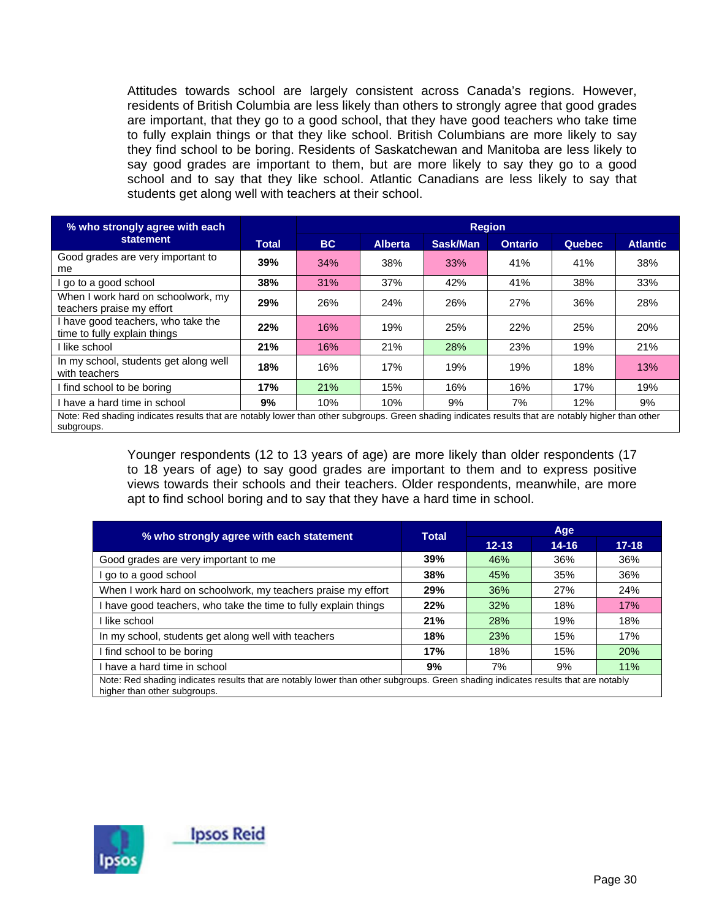Attitudes towards school are largely consistent across Canada's regions. However, residents of British Columbia are less likely than others to strongly agree that good grades are important, that they go to a good school, that they have good teachers who take time to fully explain things or that they like school. British Columbians are more likely to say they find school to be boring. Residents of Saskatchewan and Manitoba are less likely to say good grades are important to them, but are more likely to say they go to a good school and to say that they like school. Atlantic Canadians are less likely to say that students get along well with teachers at their school.

| % who strongly agree with each statement | Total | Region | | | | | |
|---|---|---|---|---|---|---|---|
| | | BC | Alberta | Sask/Man | Ontario | Quebec | Atlantic |
| Good grades are very important to me | **39%** | 34% | 38% | 33% | 41% | 41% | 38% |
| I go to a good school | **38%** | 31% | 37% | 42% | 41% | 38% | 33% |
| When I work hard on schoolwork, my teachers praise my effort | **29%** | 26% | 24% | 26% | 27% | 36% | 28% |
| I have good teachers, who take the time to fully explain things | **22%** | 16% | 19% | 25% | 22% | 25% | 20% |
| I like school | **21%** | 16% | 21% | 28% | 23% | 19% | 21% |
| In my school, students get along well with teachers | **18%** | 16% | 17% | 19% | 19% | 18% | 13% |
| I find school to be boring | **17%** | 21% | 15% | 16% | 16% | 17% | 19% |
| I have a hard time in school | **9%** | 10% | 10% | 9% | 7% | 12% | 9% |

Note: Red shading indicates results that are notably lower than other subgroups. Green shading indicates results that are notably higher than other subgroups.

Younger respondents (12 to 13 years of age) are more likely than older respondents (17 to 18 years of age) to say good grades are important to them and to express positive views towards their schools and their teachers. Older respondents, meanwhile, are more apt to find school boring and to say that they have a hard time in school.

| % who strongly agree with each statement | Total | Age | | |
|---|---|---|---|---|
| | | 12-13 | 14-16 | 17-18 |
| Good grades are very important to me | **39%** | 46% | 36% | 36% |
| I go to a good school | **38%** | 45% | 35% | 36% |
| When I work hard on schoolwork, my teachers praise my effort | **29%** | 36% | 27% | 24% |
| I have good teachers, who take the time to fully explain things | **22%** | 32% | 18% | 17% |
| I like school | **21%** | 28% | 19% | 18% |
| In my school, students get along well with teachers | **18%** | 23% | 15% | 17% |
| I find school to be boring | **17%** | 18% | 15% | 20% |
| I have a hard time in school | **9%** | 7% | 9% | 11% |

Note: Red shading indicates results that are notably lower than other subgroups. Green shading indicates results that are notably higher than other subgroups.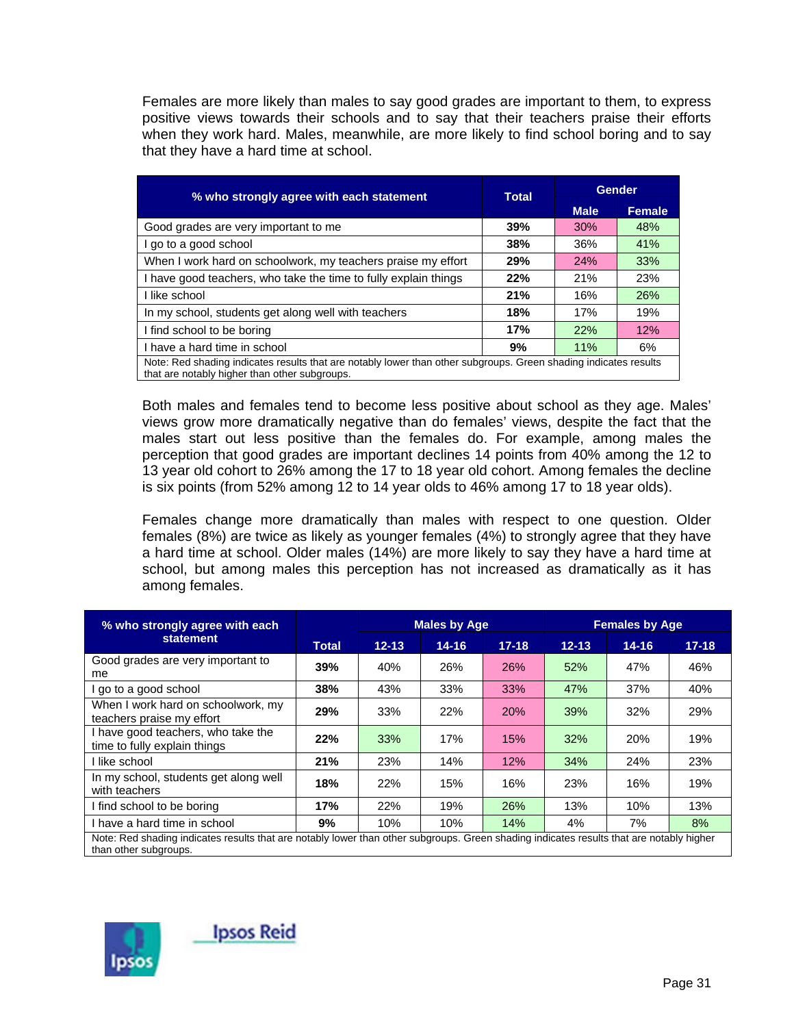Females are more likely than males to say good grades are important to them, to express positive views towards their schools and to say that their teachers praise their efforts when they work hard. Males, meanwhile, are more likely to find school boring and to say that they have a hard time at school.

| % who strongly agree with each statement | Total | Gender | |
|---|---|---|---|
| | | Male | Female |
| Good grades are very important to me | **39%** | 30% | 48% |
| I go to a good school | **38%** | 36% | 41% |
| When I work hard on schoolwork, my teachers praise my effort | **29%** | 24% | 33% |
| I have good teachers, who take the time to fully explain things | **22%** | 21% | 23% |
| I like school | **21%** | 16% | 26% |
| In my school, students get along well with teachers | **18%** | 17% | 19% |
| I find school to be boring | **17%** | 22% | 12% |
| I have a hard time in school | **9%** | 11% | 6% |

Note: Red shading indicates results that are notably lower than other subgroups. Green shading indicates results that are notably higher than other subgroups.

Both males and females tend to become less positive about school as they age. Males' views grow more dramatically negative than do females' views, despite the fact that the males start out less positive than the females do. For example, among males the perception that good grades are important declines 14 points from 40% among the 12 to 13 year old cohort to 26% among the 17 to 18 year old cohort. Among females the decline is six points (from 52% among 12 to 14 year olds to 46% among 17 to 18 year olds).

Females change more dramatically than males with respect to one question. Older females (8%) are twice as likely as younger females (4%) to strongly agree that they have a hard time at school. Older males (14%) are more likely to say they have a hard time at school, but among males this perception has not increased as dramatically as it has among females.

| % who strongly agree with each statement | Total | Males by Age | | | Females by Age | | |
|---|---|---|---|---|---|---|---|
| | | 12-13 | 14-16 | 17-18 | 12-13 | 14-16 | 17-18 |
| Good grades are very important to me | **39%** | 40% | 26% | 26% | 52% | 47% | 46% |
| I go to a good school | **38%** | 43% | 33% | 33% | 47% | 37% | 40% |
| When I work hard on schoolwork, my teachers praise my effort | **29%** | 33% | 22% | 20% | 39% | 32% | 29% |
| I have good teachers, who take the time to fully explain things | **22%** | 33% | 17% | 15% | 32% | 20% | 19% |
| I like school | **21%** | 23% | 14% | 12% | 34% | 24% | 23% |
| In my school, students get along well with teachers | **18%** | 22% | 15% | 16% | 23% | 16% | 19% |
| I find school to be boring | **17%** | 22% | 19% | 26% | 13% | 10% | 13% |
| I have a hard time in school | **9%** | 10% | 10% | 14% | 4% | 7% | 8% |

Note: Red shading indicates results that are notably lower than other subgroups. Green shading indicates results that are notably higher than other subgroups.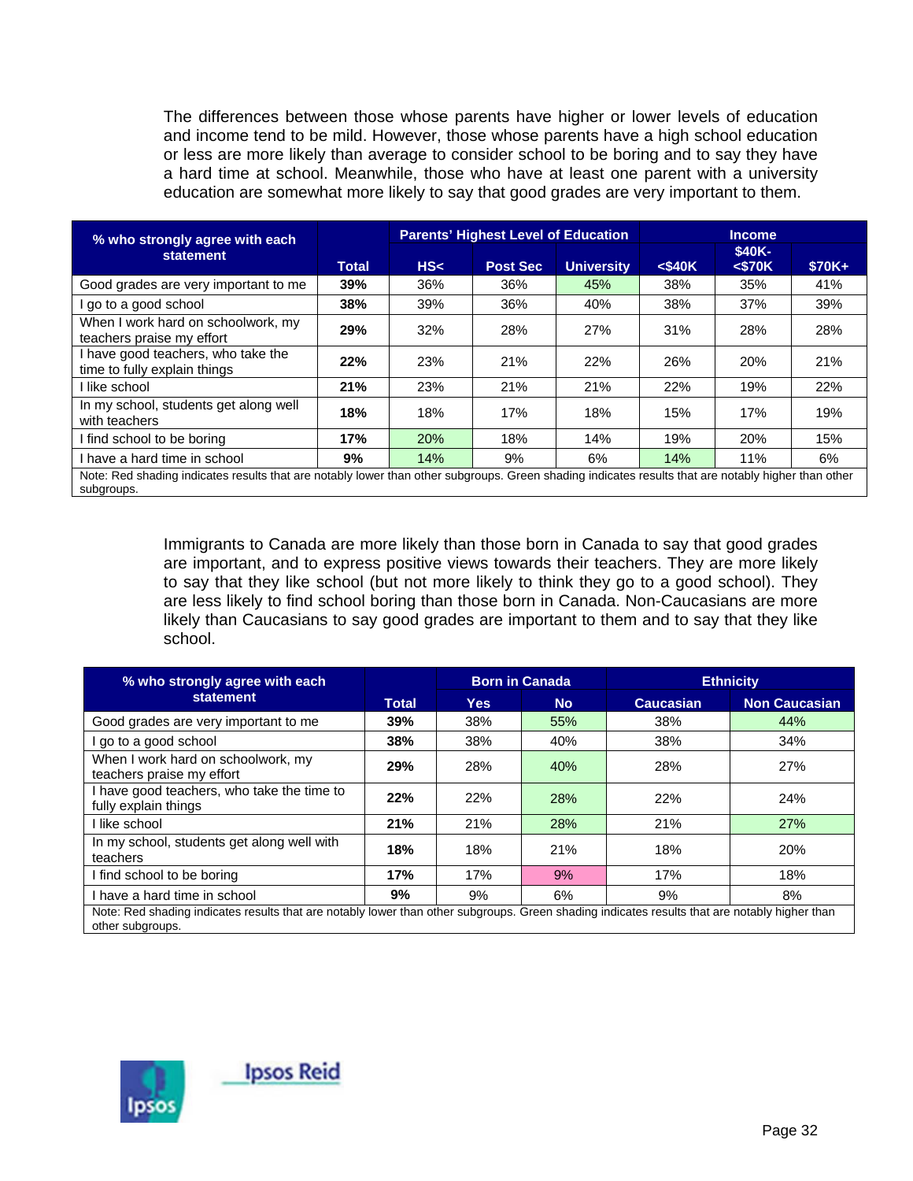The differences between those whose parents have higher or lower levels of education and income tend to be mild. However, those whose parents have a high school education or less are more likely than average to consider school to be boring and to say they have a hard time at school. Meanwhile, those who have at least one parent with a university education are somewhat more likely to say that good grades are very important to them.

| % who strongly agree with each statement | Total | Parents' Highest Level of Education | | | Income | | |
|---|---|---|---|---|---|---|---|
| | | HS< | Post Sec | University | <$40K | $40K-<$70K | $70K+ |
| Good grades are very important to me | **39%** | 36% | 36% | 45% | 38% | 35% | 41% |
| I go to a good school | **38%** | 39% | 36% | 40% | 38% | 37% | 39% |
| When I work hard on schoolwork, my teachers praise my effort | **29%** | 32% | 28% | 27% | 31% | 28% | 28% |
| I have good teachers, who take the time to fully explain things | **22%** | 23% | 21% | 22% | 26% | 20% | 21% |
| I like school | **21%** | 23% | 21% | 21% | 22% | 19% | 22% |
| In my school, students get along well with teachers | **18%** | 18% | 17% | 18% | 15% | 17% | 19% |
| I find school to be boring | **17%** | 20% | 18% | 14% | 19% | 20% | 15% |
| I have a hard time in school | **9%** | 14% | 9% | 6% | 14% | 11% | 6% |

Note: Red shading indicates results that are notably lower than other subgroups. Green shading indicates results that are notably higher than other subgroups.

Immigrants to Canada are more likely than those born in Canada to say that good grades are important, and to express positive views towards their teachers. They are more likely to say that they like school (but not more likely to think they go to a good school). They are less likely to find school boring than those born in Canada. Non-Caucasians are more likely than Caucasians to say good grades are important to them and to say that they like school.

| % who strongly agree with each statement | Total | Born in Canada | | Ethnicity | |
|---|---|---|---|---|---|
| | | Yes | No | Caucasian | Non Caucasian |
| Good grades are very important to me | **39%** | 38% | 55% | 38% | 44% |
| I go to a good school | **38%** | 38% | 40% | 38% | 34% |
| When I work hard on schoolwork, my teachers praise my effort | **29%** | 28% | 40% | 28% | 27% |
| I have good teachers, who take the time to fully explain things | **22%** | 22% | 28% | 22% | 24% |
| I like school | **21%** | 21% | 28% | 21% | 27% |
| In my school, students get along well with teachers | **18%** | 18% | 21% | 18% | 20% |
| I find school to be boring | **17%** | 17% | 9% | 17% | 18% |
| I have a hard time in school | **9%** | 9% | 6% | 9% | 8% |

Note: Red shading indicates results that are notably lower than other subgroups. Green shading indicates results that are notably higher than other subgroups.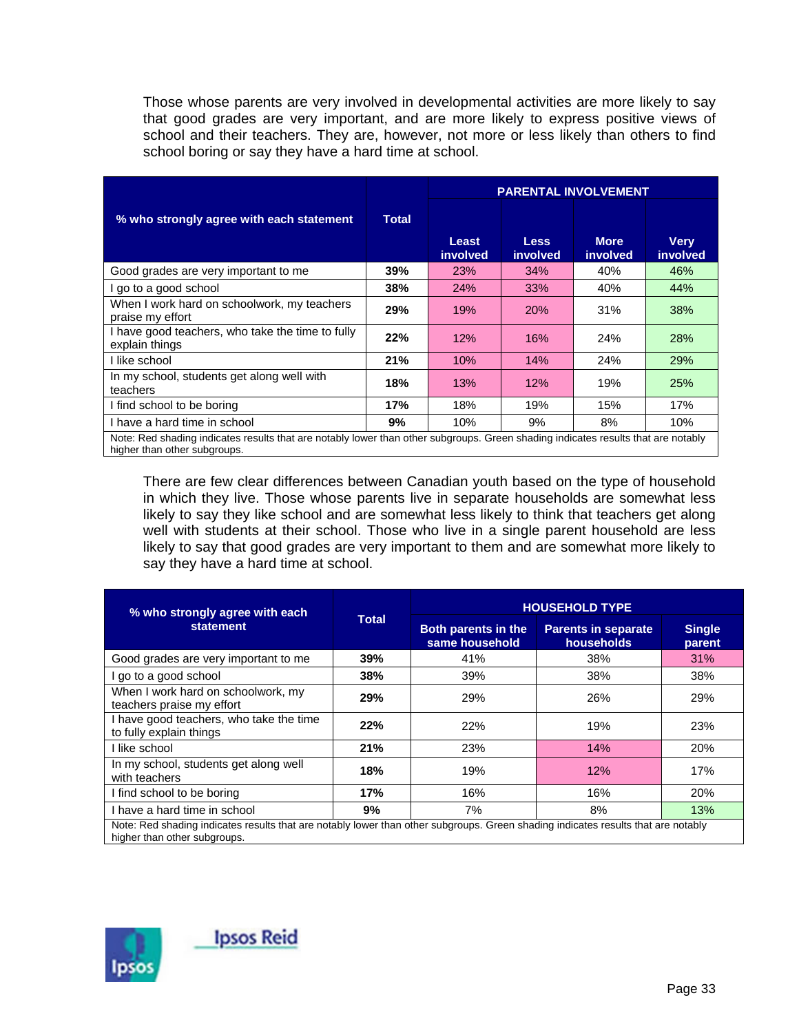Those whose parents are very involved in developmental activities are more likely to say that good grades are very important, and are more likely to express positive views of school and their teachers. They are, however, not more or less likely than others to find school boring or say they have a hard time at school.

| % who strongly agree with each statement | Total | PARENTAL INVOLVEMENT | | | |
|---|---|---|---|---|---|
| | | Least involved | Less involved | More involved | Very involved |
| Good grades are very important to me | **39%** | 23% | 34% | 40% | 46% |
| I go to a good school | **38%** | 24% | 33% | 40% | 44% |
| When I work hard on schoolwork, my teachers praise my effort | **29%** | 19% | 20% | 31% | 38% |
| I have good teachers, who take the time to fully explain things | **22%** | 12% | 16% | 24% | 28% |
| I like school | **21%** | 10% | 14% | 24% | 29% |
| In my school, students get along well with teachers | **18%** | 13% | 12% | 19% | 25% |
| I find school to be boring | **17%** | 18% | 19% | 15% | 17% |
| I have a hard time in school | **9%** | 10% | 9% | 8% | 10% |

Note: Red shading indicates results that are notably lower than other subgroups. Green shading indicates results that are notably higher than other subgroups.

There are few clear differences between Canadian youth based on the type of household in which they live. Those whose parents live in separate households are somewhat less likely to say they like school and are somewhat less likely to think that teachers get along well with students at their school. Those who live in a single parent household are less likely to say that good grades are very important to them and are somewhat more likely to say they have a hard time at school.

| % who strongly agree with each statement | Total | HOUSEHOLD TYPE | | |
|---|---|---|---|---|
| | | Both parents in the same household | Parents in separate households | Single parent |
| Good grades are very important to me | **39%** | 41% | 38% | 31% |
| I go to a good school | **38%** | 39% | 38% | 38% |
| When I work hard on schoolwork, my teachers praise my effort | **29%** | 29% | 26% | 29% |
| I have good teachers, who take the time to fully explain things | **22%** | 22% | 19% | 23% |
| I like school | **21%** | 23% | 14% | 20% |
| In my school, students get along well with teachers | **18%** | 19% | 12% | 17% |
| I find school to be boring | **17%** | 16% | 16% | 20% |
| I have a hard time in school | **9%** | 7% | 8% | 13% |

Note: Red shading indicates results that are notably lower than other subgroups. Green shading indicates results that are notably higher than other subgroups.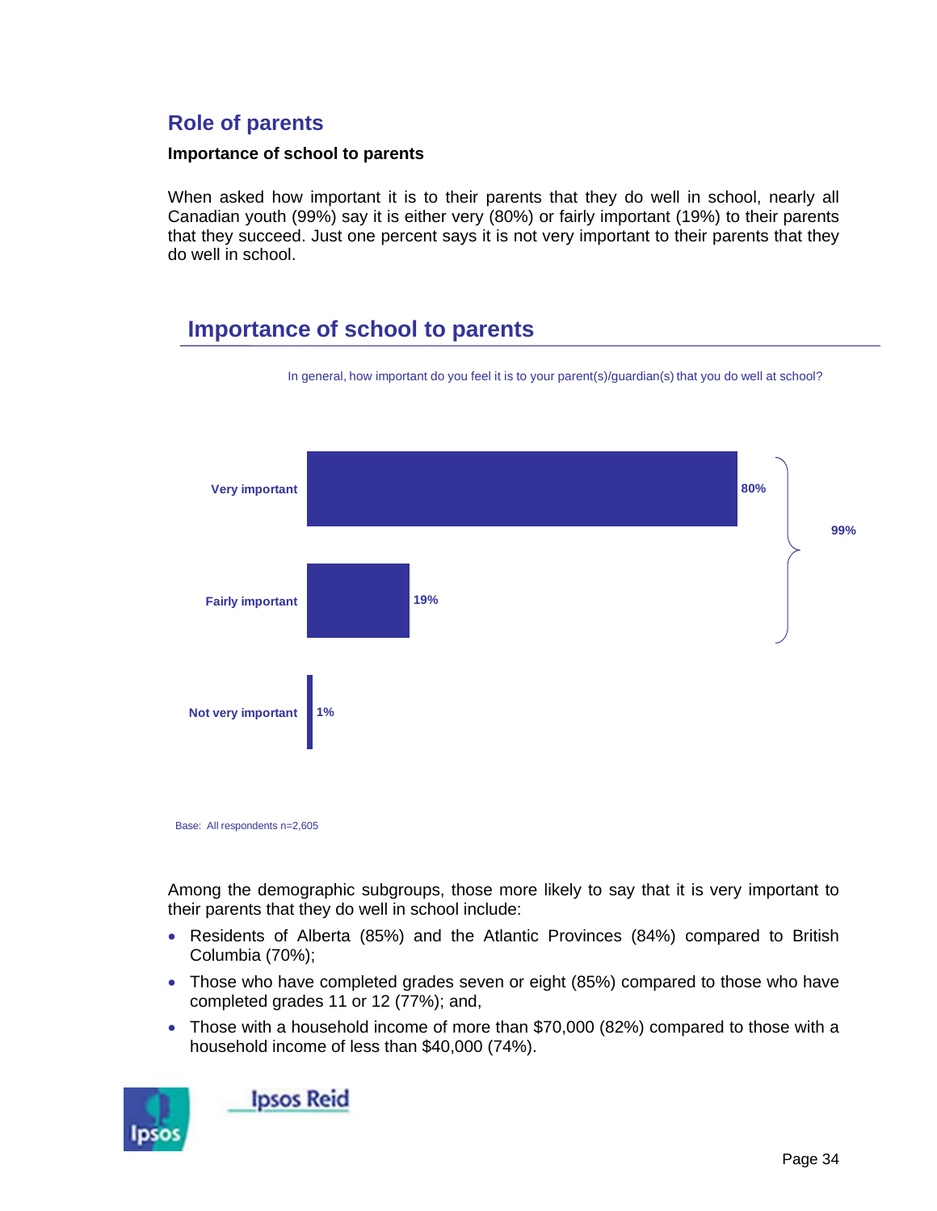## Role of parents

**Importance of school to parents**

When asked how important it is to their parents that they do well in school, nearly all Canadian youth (99%) say it is either very (80%) or fairly important (19%) to their parents that they succeed. Just one percent says it is not very important to their parents that they do well in school.

### Importance of school to parents

In general, how important do you feel it is to your parent(s)/guardian(s) that you do well at school?

| Response | % |
|---|---|
| Very important | 80% |
| Fairly important | 19% |
| Not very important | 1% |

Very important + Fairly important: 99%

Base: All respondents n=2,605

Among the demographic subgroups, those more likely to say that it is very important to their parents that they do well in school include:

- Residents of Alberta (85%) and the Atlantic Provinces (84%) compared to British Columbia (70%);
- Those who have completed grades seven or eight (85%) compared to those who have completed grades 11 or 12 (77%); and,
- Those with a household income of more than $70,000 (82%) compared to those with a household income of less than $40,000 (74%).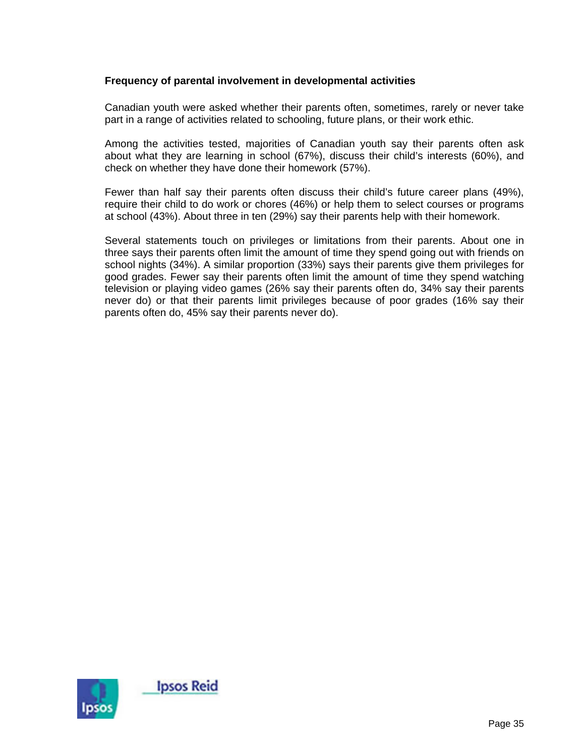**Frequency of parental involvement in developmental activities**

Canadian youth were asked whether their parents often, sometimes, rarely or never take part in a range of activities related to schooling, future plans, or their work ethic.

Among the activities tested, majorities of Canadian youth say their parents often ask about what they are learning in school (67%), discuss their child's interests (60%), and check on whether they have done their homework (57%).

Fewer than half say their parents often discuss their child's future career plans (49%), require their child to do work or chores (46%) or help them to select courses or programs at school (43%). About three in ten (29%) say their parents help with their homework.

Several statements touch on privileges or limitations from their parents. About one in three says their parents often limit the amount of time they spend going out with friends on school nights (34%). A similar proportion (33%) says their parents give them privileges for good grades. Fewer say their parents often limit the amount of time they spend watching television or playing video games (26% say their parents often do, 34% say their parents never do) or that their parents limit privileges because of poor grades (16% say their parents often do, 45% say their parents never do).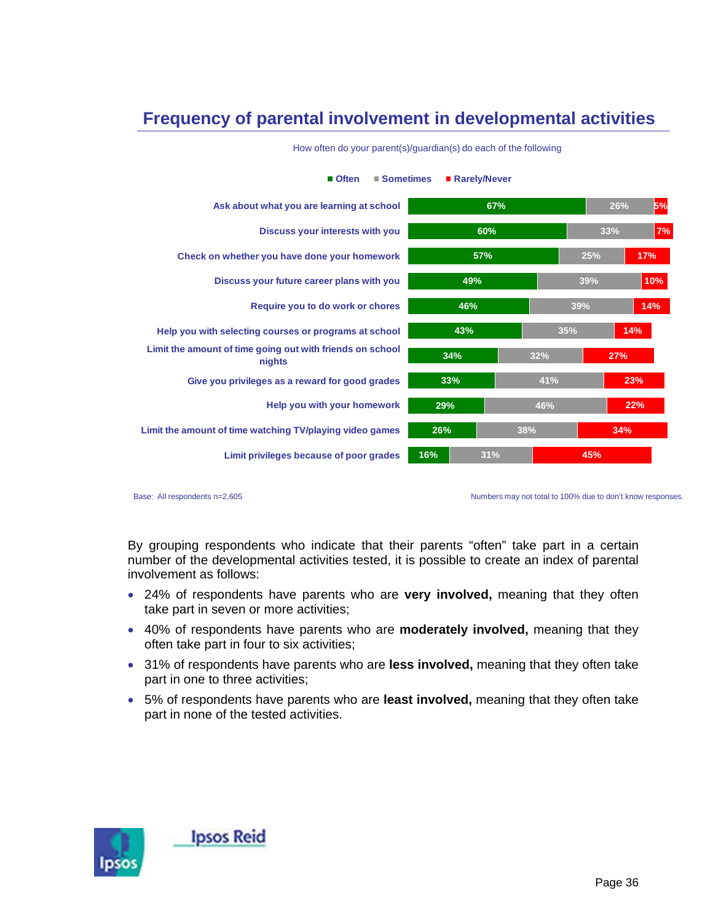## Frequency of parental involvement in developmental activities

How often do your parent(s)/guardian(s) do each of the following

| | Often | Sometimes | Rarely/Never |
|---|---|---|---|
| Ask about what you are learning at school | 67% | 26% | 5% |
| Discuss your interests with you | 60% | 33% | 7% |
| Check on whether you have done your homework | 57% | 25% | 17% |
| Discuss your future career plans with you | 49% | 39% | 10% |
| Require you to do work or chores | 46% | 39% | 14% |
| Help you with selecting courses or programs at school | 43% | 35% | 14% |
| Limit the amount of time going out with friends on school nights | 34% | 32% | 27% |
| Give you privileges as a reward for good grades | 33% | 41% | 23% |
| Help you with your homework | 29% | 46% | 22% |
| Limit the amount of time watching TV/playing video games | 26% | 38% | 34% |
| Limit privileges because of poor grades | 16% | 31% | 45% |

Base: All respondents n=2,605

Numbers may not total to 100% due to don't know responses.

By grouping respondents who indicate that their parents "often" take part in a certain number of the developmental activities tested, it is possible to create an index of parental involvement as follows:

- 24% of respondents have parents who are **very involved,** meaning that they often take part in seven or more activities;
- 40% of respondents have parents who are **moderately involved,** meaning that they often take part in four to six activities;
- 31% of respondents have parents who are **less involved,** meaning that they often take part in one to three activities;
- 5% of respondents have parents who are **least involved,** meaning that they often take part in none of the tested activities.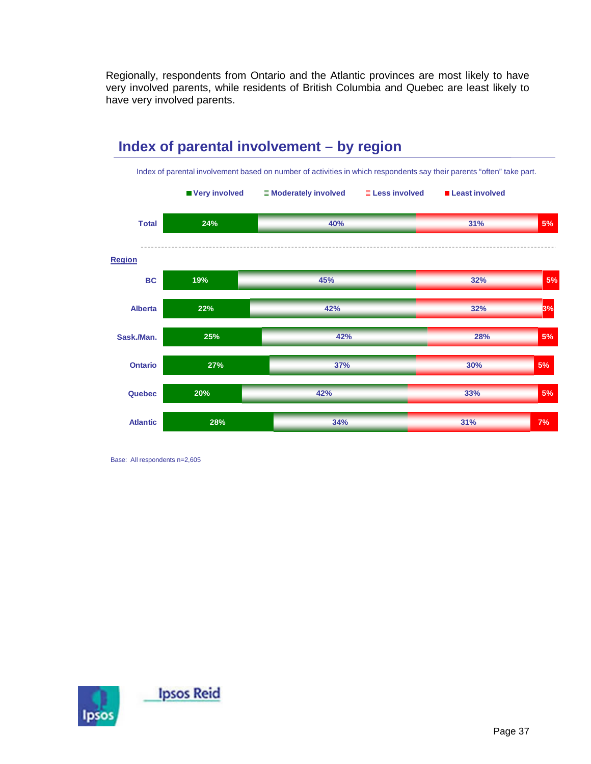Regionally, respondents from Ontario and the Atlantic provinces are most likely to have very involved parents, while residents of British Columbia and Quebec are least likely to have very involved parents.

## Index of parental involvement – by region

Index of parental involvement based on number of activities in which respondents say their parents "often" take part.

| | Very involved | Moderately involved | Less involved | Least involved |
|---|---|---|---|---|
| Total | 24% | 40% | 31% | 5% |
| **Region** | | | | |
| BC | 19% | 45% | 32% | 5% |
| Alberta | 22% | 42% | 32% | 3% |
| Sask./Man. | 25% | 42% | 28% | 5% |
| Ontario | 27% | 37% | 30% | 5% |
| Quebec | 20% | 42% | 33% | 5% |
| Atlantic | 28% | 34% | 31% | 7% |

Base: All respondents n=2,605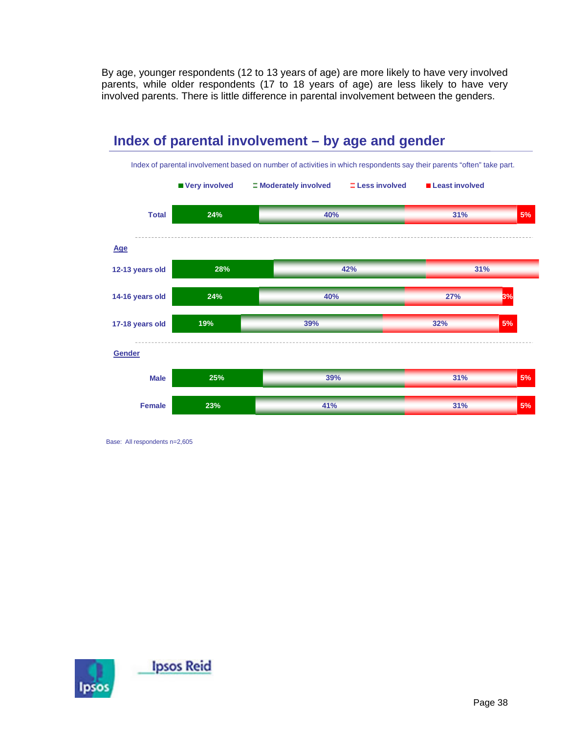By age, younger respondents (12 to 13 years of age) are more likely to have very involved parents, while older respondents (17 to 18 years of age) are less likely to have very involved parents. There is little difference in parental involvement between the genders.

## Index of parental involvement – by age and gender

Index of parental involvement based on number of activities in which respondents say their parents "often" take part.

| | Very involved | Moderately involved | Less involved | Least involved |
|---|---|---|---|---|
| Total | 24% | 40% | 31% | 5% |
| **Age** | | | | |
| 12-13 years old | 28% | 42% | 31% | |
| 14-16 years old | 24% | 40% | 27% | 3% |
| 17-18 years old | 19% | 39% | 32% | 5% |
| **Gender** | | | | |
| Male | 25% | 39% | 31% | 5% |
| Female | 23% | 41% | 31% | 5% |

Base: All respondents n=2,605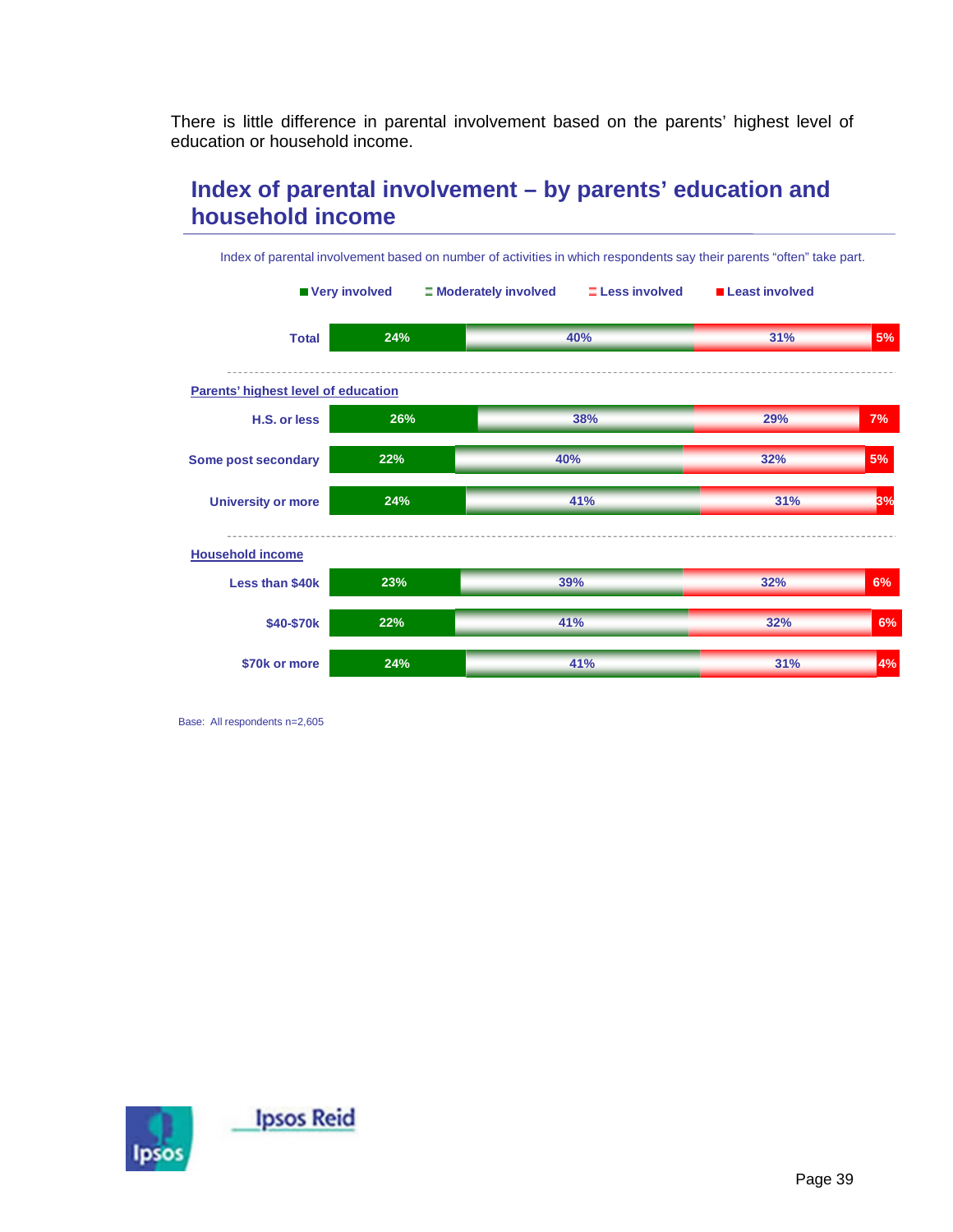There is little difference in parental involvement based on the parents' highest level of education or household income.

## Index of parental involvement – by parents' education and household income

Index of parental involvement based on number of activities in which respondents say their parents "often" take part.

| | Very involved | Moderately involved | Less involved | Least involved |
|---|---|---|---|---|
| **Total** | 24% | 40% | 31% | 5% |
| ***Parents' highest level of education*** | | | | |
| H.S. or less | 26% | 38% | 29% | 7% |
| Some post secondary | 22% | 40% | 32% | 5% |
| University or more | 24% | 41% | 31% | 3% |
| ***Household income*** | | | | |
| Less than $40k | 23% | 39% | 32% | 6% |
| $40-$70k | 22% | 41% | 32% | 6% |
| $70k or more | 24% | 41% | 31% | 4% |

Base: All respondents n=2,605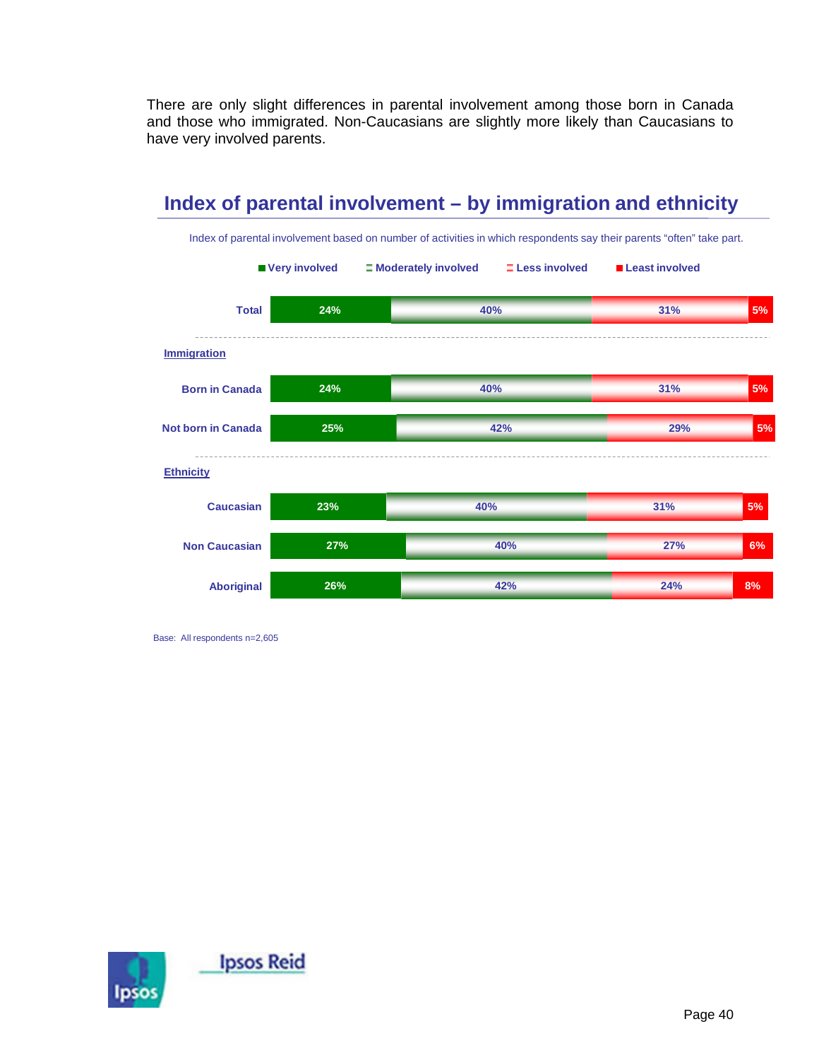There are only slight differences in parental involvement among those born in Canada and those who immigrated. Non-Caucasians are slightly more likely than Caucasians to have very involved parents.

## Index of parental involvement – by immigration and ethnicity

Index of parental involvement based on number of activities in which respondents say their parents "often" take part.

| | Very involved | Moderately involved | Less involved | Least involved |
|---|---|---|---|---|
| **Total** | 24% | 40% | 31% | 5% |
| ***Immigration*** | | | | |
| Born in Canada | 24% | 40% | 31% | 5% |
| Not born in Canada | 25% | 42% | 29% | 5% |
| ***Ethnicity*** | | | | |
| Caucasian | 23% | 40% | 31% | 5% |
| Non Caucasian | 27% | 40% | 27% | 6% |
| Aboriginal | 26% | 42% | 24% | 8% |

Base: All respondents n=2,605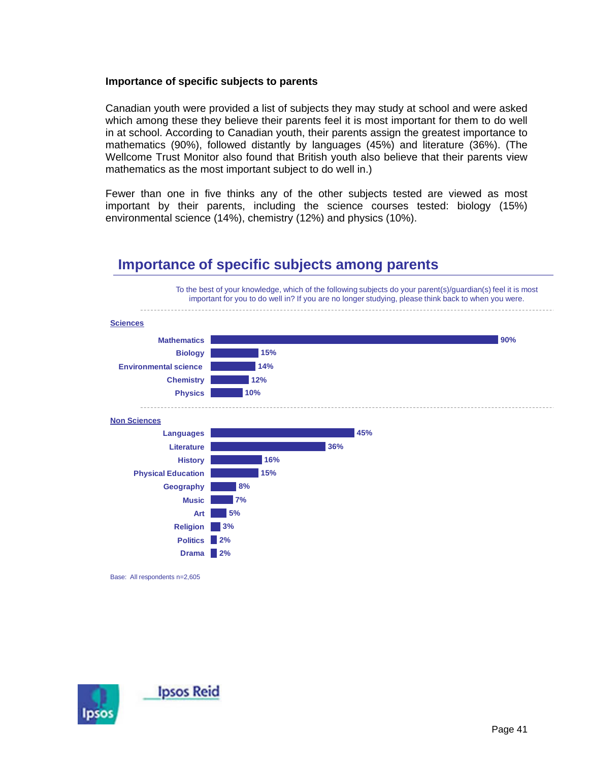### Importance of specific subjects to parents

Canadian youth were provided a list of subjects they may study at school and were asked which among these they believe their parents feel it is most important for them to do well in at school. According to Canadian youth, their parents assign the greatest importance to mathematics (90%), followed distantly by languages (45%) and literature (36%). (The Wellcome Trust Monitor also found that British youth also believe that their parents view mathematics as the most important subject to do well in.)

Fewer than one in five thinks any of the other subjects tested are viewed as most important by their parents, including the science courses tested: biology (15%) environmental science (14%), chemistry (12%) and physics (10%).

## Importance of specific subjects among parents

To the best of your knowledge, which of the following subjects do your parent(s)/guardian(s) feel it is most important for you to do well in? If you are no longer studying, please think back to when you were.

| Subject | % |
|---|---|
| **Sciences** | |
| Mathematics | 90% |
| Biology | 15% |
| Environmental science | 14% |
| Chemistry | 12% |
| Physics | 10% |
| **Non Sciences** | |
| Languages | 45% |
| Literature | 36% |
| History | 16% |
| Physical Education | 15% |
| Geography | 8% |
| Music | 7% |
| Art | 5% |
| Religion | 3% |
| Politics | 2% |
| Drama | 2% |

Base: All respondents n=2,605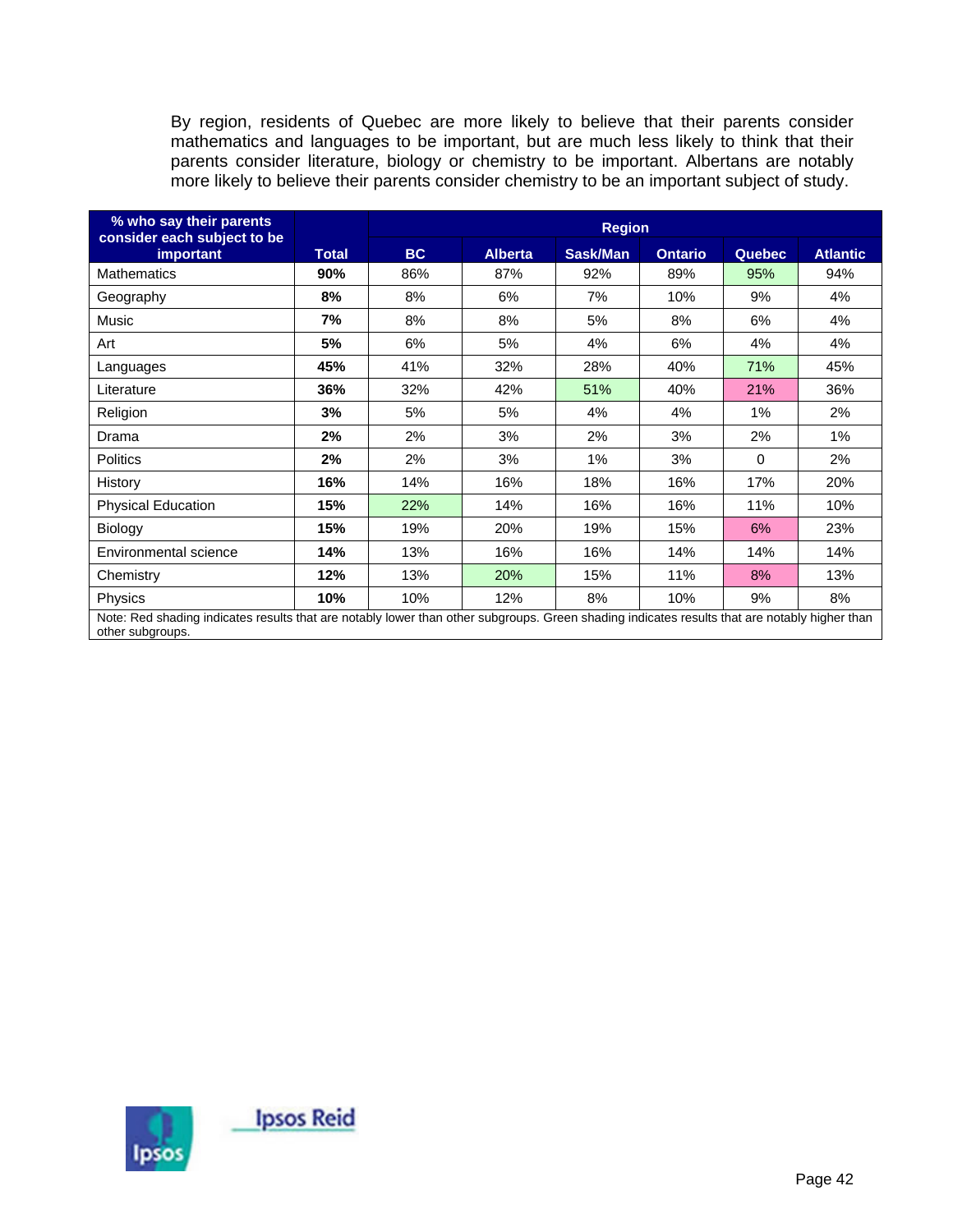By region, residents of Quebec are more likely to believe that their parents consider mathematics and languages to be important, but are much less likely to think that their parents consider literature, biology or chemistry to be important. Albertans are notably more likely to believe their parents consider chemistry to be an important subject of study.

| % who say their parents consider each subject to be important | Total | Region | | | | | |
|---|---|---|---|---|---|---|---|
| | | BC | Alberta | Sask/Man | Ontario | Quebec | Atlantic |
| Mathematics | **90%** | 86% | 87% | 92% | 89% | 95% | 94% |
| Geography | **8%** | 8% | 6% | 7% | 10% | 9% | 4% |
| Music | **7%** | 8% | 8% | 5% | 8% | 6% | 4% |
| Art | **5%** | 6% | 5% | 4% | 6% | 4% | 4% |
| Languages | **45%** | 41% | 32% | 28% | 40% | 71% | 45% |
| Literature | **36%** | 32% | 42% | 51% | 40% | 21% | 36% |
| Religion | **3%** | 5% | 5% | 4% | 4% | 1% | 2% |
| Drama | **2%** | 2% | 3% | 2% | 3% | 2% | 1% |
| Politics | **2%** | 2% | 3% | 1% | 3% | 0 | 2% |
| History | **16%** | 14% | 16% | 18% | 16% | 17% | 20% |
| Physical Education | **15%** | 22% | 14% | 16% | 16% | 11% | 10% |
| Biology | **15%** | 19% | 20% | 19% | 15% | 6% | 23% |
| Environmental science | **14%** | 13% | 16% | 16% | 14% | 14% | 14% |
| Chemistry | **12%** | 13% | 20% | 15% | 11% | 8% | 13% |
| Physics | **10%** | 10% | 12% | 8% | 10% | 9% | 8% |

Note: Red shading indicates results that are notably lower than other subgroups. Green shading indicates results that are notably higher than other subgroups.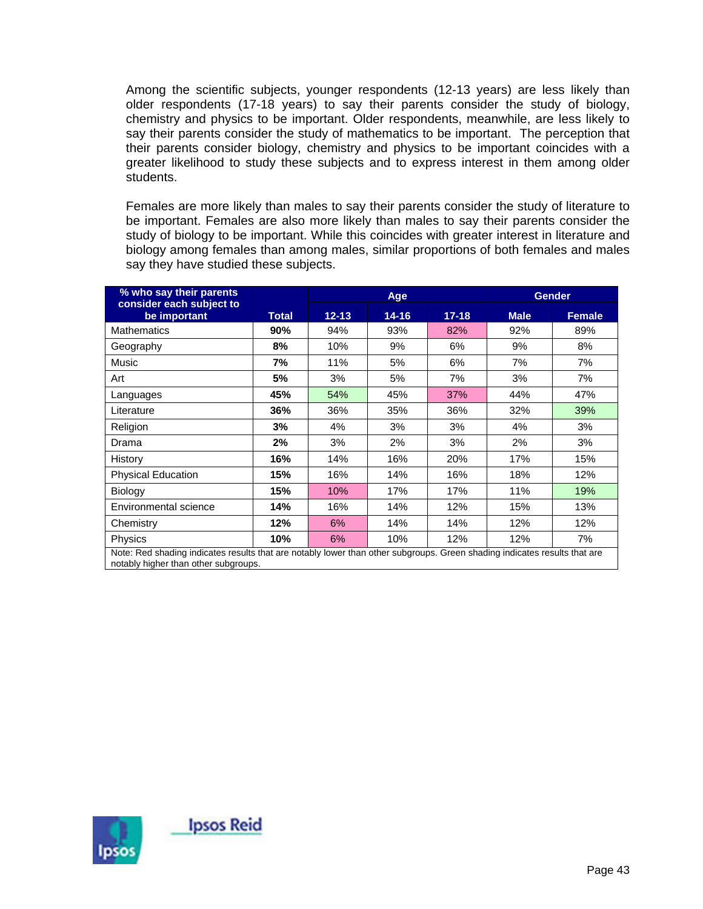Among the scientific subjects, younger respondents (12-13 years) are less likely than older respondents (17-18 years) to say their parents consider the study of biology, chemistry and physics to be important. Older respondents, meanwhile, are less likely to say their parents consider the study of mathematics to be important. The perception that their parents consider biology, chemistry and physics to be important coincides with a greater likelihood to study these subjects and to express interest in them among older students.

Females are more likely than males to say their parents consider the study of literature to be important. Females are also more likely than males to say their parents consider the study of biology to be important. While this coincides with greater interest in literature and biology among females than among males, similar proportions of both females and males say they have studied these subjects.

| % who say their parents consider each subject to be important | Total | Age | | | Gender | |
|---|---|---|---|---|---|---|
| | | 12-13 | 14-16 | 17-18 | Male | Female |
| Mathematics | **90%** | 94% | 93% | 82% | 92% | 89% |
| Geography | **8%** | 10% | 9% | 6% | 9% | 8% |
| Music | **7%** | 11% | 5% | 6% | 7% | 7% |
| Art | **5%** | 3% | 5% | 7% | 3% | 7% |
| Languages | **45%** | 54% | 45% | 37% | 44% | 47% |
| Literature | **36%** | 36% | 35% | 36% | 32% | 39% |
| Religion | **3%** | 4% | 3% | 3% | 4% | 3% |
| Drama | **2%** | 3% | 2% | 3% | 2% | 3% |
| History | **16%** | 14% | 16% | 20% | 17% | 15% |
| Physical Education | **15%** | 16% | 14% | 16% | 18% | 12% |
| Biology | **15%** | 10% | 17% | 17% | 11% | 19% |
| Environmental science | **14%** | 16% | 14% | 12% | 15% | 13% |
| Chemistry | **12%** | 6% | 14% | 14% | 12% | 12% |
| Physics | **10%** | 6% | 10% | 12% | 12% | 7% |

Note: Red shading indicates results that are notably lower than other subgroups. Green shading indicates results that are notably higher than other subgroups.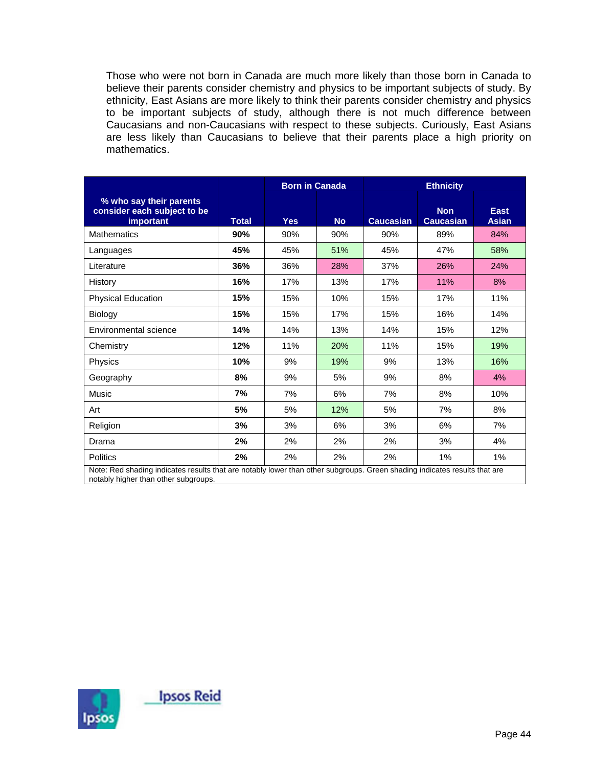Those who were not born in Canada are much more likely than those born in Canada to believe their parents consider chemistry and physics to be important subjects of study. By ethnicity, East Asians are more likely to think their parents consider chemistry and physics to be important subjects of study, although there is not much difference between Caucasians and non-Caucasians with respect to these subjects. Curiously, East Asians are less likely than Caucasians to believe that their parents place a high priority on mathematics.

| % who say their parents consider each subject to be important | Total | Born in Canada | | Ethnicity | | |
|---|---|---|---|---|---|---|
| | | Yes | No | Caucasian | Non Caucasian | East Asian |
| Mathematics | **90%** | 90% | 90% | 90% | 89% | 84% |
| Languages | **45%** | 45% | 51% | 45% | 47% | 58% |
| Literature | **36%** | 36% | 28% | 37% | 26% | 24% |
| History | **16%** | 17% | 13% | 17% | 11% | 8% |
| Physical Education | **15%** | 15% | 10% | 15% | 17% | 11% |
| Biology | **15%** | 15% | 17% | 15% | 16% | 14% |
| Environmental science | **14%** | 14% | 13% | 14% | 15% | 12% |
| Chemistry | **12%** | 11% | 20% | 11% | 15% | 19% |
| Physics | **10%** | 9% | 19% | 9% | 13% | 16% |
| Geography | **8%** | 9% | 5% | 9% | 8% | 4% |
| Music | **7%** | 7% | 6% | 7% | 8% | 10% |
| Art | **5%** | 5% | 12% | 5% | 7% | 8% |
| Religion | **3%** | 3% | 6% | 3% | 6% | 7% |
| Drama | **2%** | 2% | 2% | 2% | 3% | 4% |
| Politics | **2%** | 2% | 2% | 2% | 1% | 1% |

Note: Red shading indicates results that are notably lower than other subgroups. Green shading indicates results that are notably higher than other subgroups.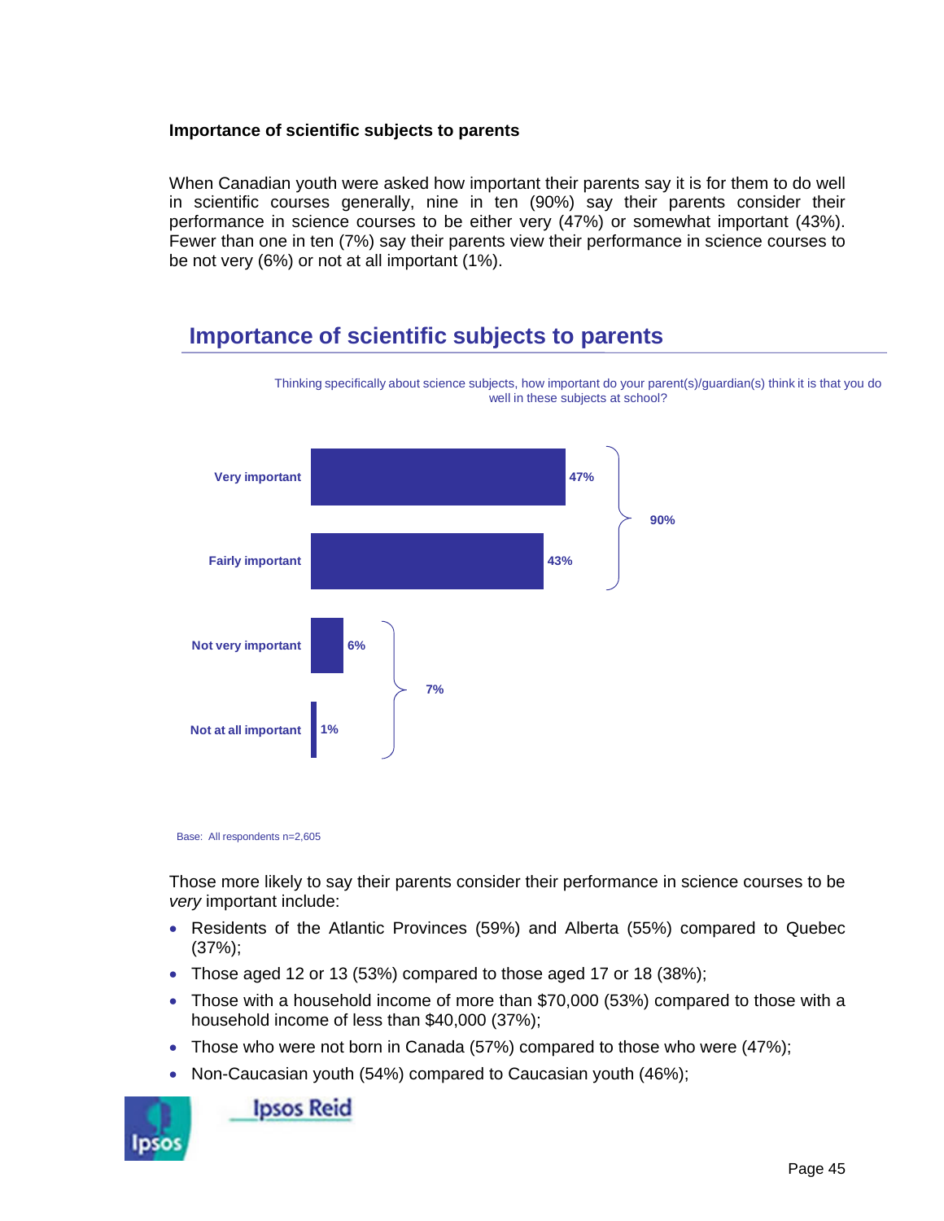**Importance of scientific subjects to parents**

When Canadian youth were asked how important their parents say it is for them to do well in scientific courses generally, nine in ten (90%) say their parents consider their performance in science courses to be either very (47%) or somewhat important (43%). Fewer than one in ten (7%) say their parents view their performance in science courses to be not very (6%) or not at all important (1%).

## Importance of scientific subjects to parents

Thinking specifically about science subjects, how important do your parent(s)/guardian(s) think it is that you do well in these subjects at school?

| Response | % | Net |
|---|---|---|
| Very important | 47% | 90% |
| Fairly important | 43% | |
| Not very important | 6% | 7% |
| Not at all important | 1% | |

Base: All respondents n=2,605

Those more likely to say their parents consider their performance in science courses to be *very* important include:

- Residents of the Atlantic Provinces (59%) and Alberta (55%) compared to Quebec (37%);
- Those aged 12 or 13 (53%) compared to those aged 17 or 18 (38%);
- Those with a household income of more than $70,000 (53%) compared to those with a household income of less than $40,000 (37%);
- Those who were not born in Canada (57%) compared to those who were (47%);
- Non-Caucasian youth (54%) compared to Caucasian youth (46%);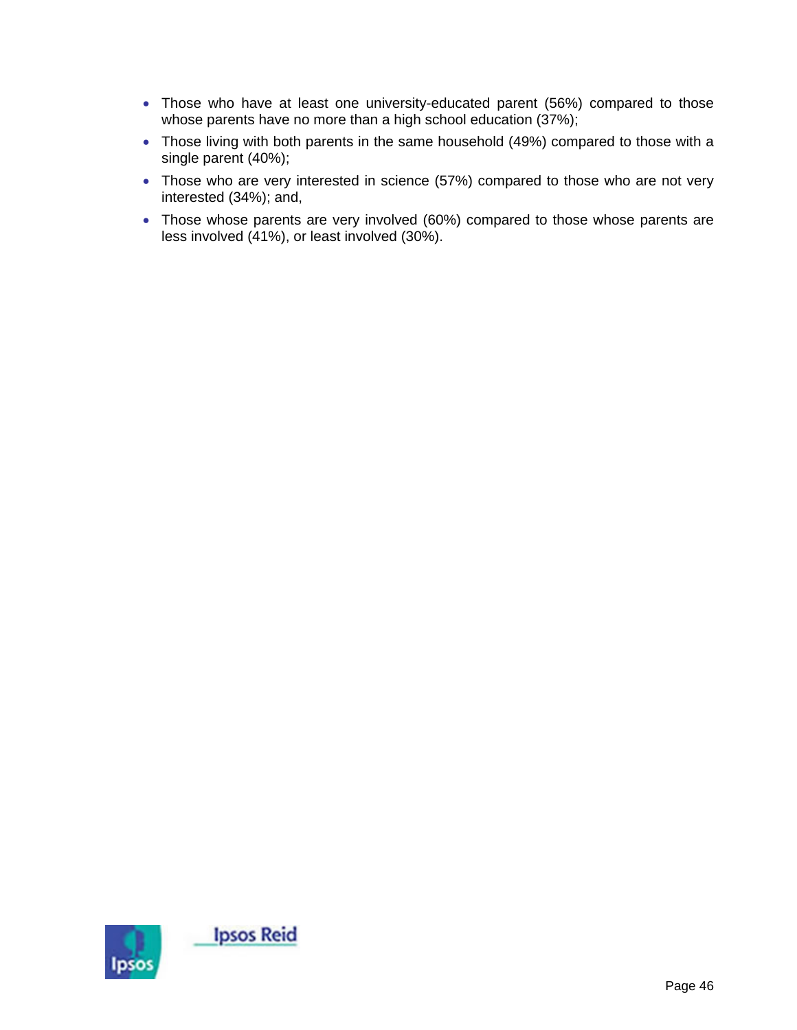- Those who have at least one university-educated parent (56%) compared to those whose parents have no more than a high school education (37%);
- Those living with both parents in the same household (49%) compared to those with a single parent (40%);
- Those who are very interested in science (57%) compared to those who are not very interested (34%); and,
- Those whose parents are very involved (60%) compared to those whose parents are less involved (41%), or least involved (30%).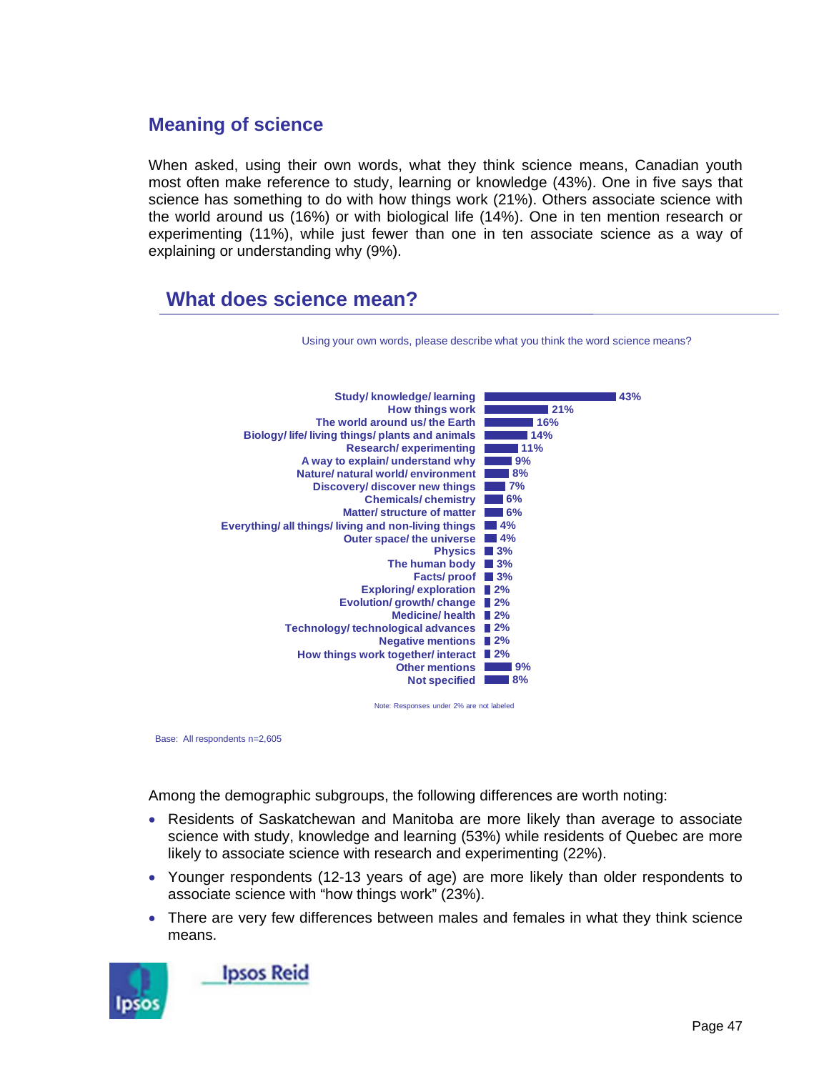## Meaning of science

When asked, using their own words, what they think science means, Canadian youth most often make reference to study, learning or knowledge (43%). One in five says that science has something to do with how things work (21%). Others associate science with the world around us (16%) or with biological life (14%). One in ten mention research or experimenting (11%), while just fewer than one in ten associate science as a way of explaining or understanding why (9%).

### What does science mean?

Using your own words, please describe what you think the word science means?

| Response | % |
|---|---|
| Study/ knowledge/ learning | 43% |
| How things work | 21% |
| The world around us/ the Earth | 16% |
| Biology/ life/ living things/ plants and animals | 14% |
| Research/ experimenting | 11% |
| A way to explain/ understand why | 9% |
| Nature/ natural world/ environment | 8% |
| Discovery/ discover new things | 7% |
| Chemicals/ chemistry | 6% |
| Matter/ structure of matter | 6% |
| Everything/ all things/ living and non-living things | 4% |
| Outer space/ the universe | 4% |
| Physics | 3% |
| The human body | 3% |
| Facts/ proof | 3% |
| Exploring/ exploration | 2% |
| Evolution/ growth/ change | 2% |
| Medicine/ health | 2% |
| Technology/ technological advances | 2% |
| Negative mentions | 2% |
| How things work together/ interact | 2% |
| Other mentions | 9% |
| Not specified | 8% |

Note: Responses under 2% are not labeled

Base: All respondents n=2,605

Among the demographic subgroups, the following differences are worth noting:

- Residents of Saskatchewan and Manitoba are more likely than average to associate science with study, knowledge and learning (53%) while residents of Quebec are more likely to associate science with research and experimenting (22%).
- Younger respondents (12-13 years of age) are more likely than older respondents to associate science with "how things work" (23%).
- There are very few differences between males and females in what they think science means.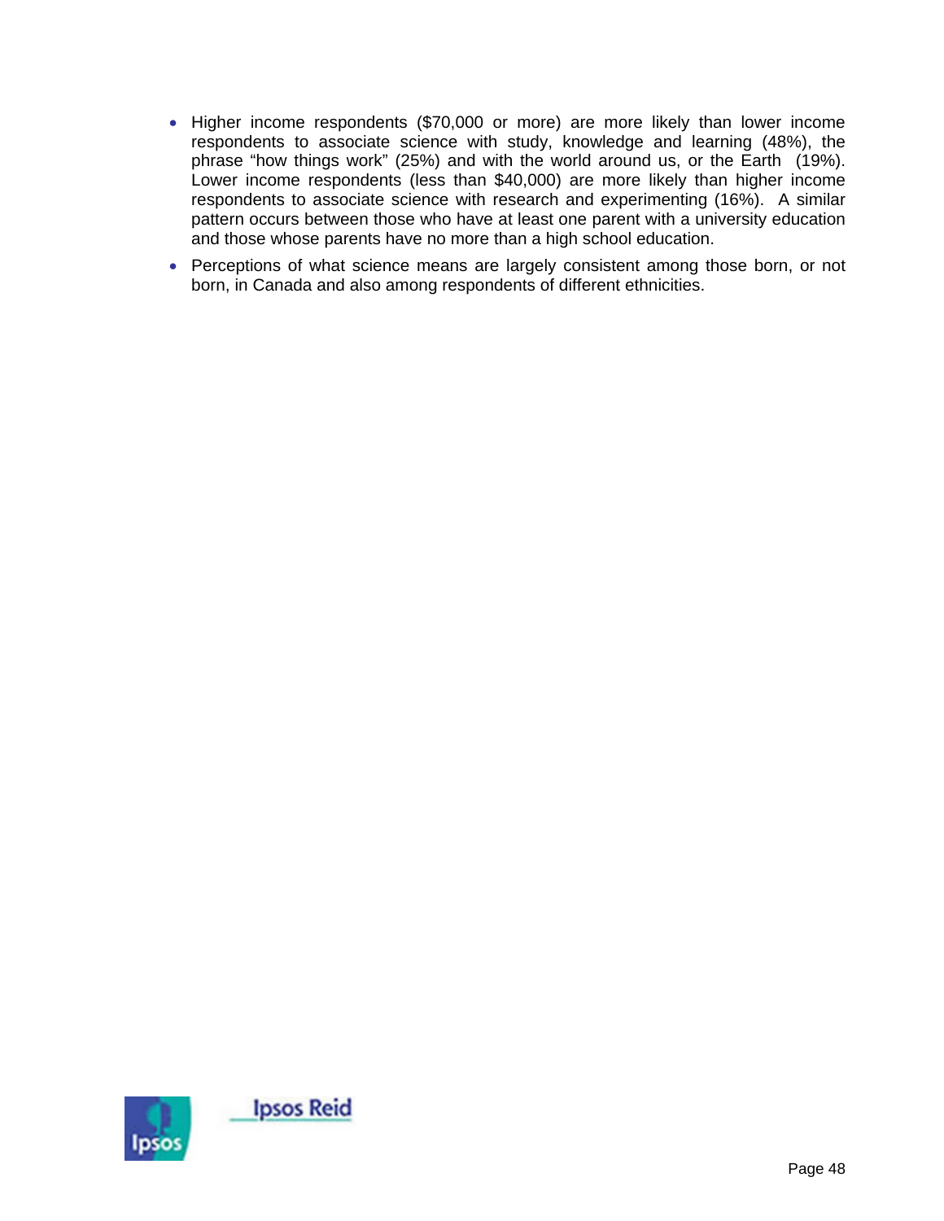- Higher income respondents ($70,000 or more) are more likely than lower income respondents to associate science with study, knowledge and learning (48%), the phrase "how things work" (25%) and with the world around us, or the Earth (19%). Lower income respondents (less than $40,000) are more likely than higher income respondents to associate science with research and experimenting (16%). A similar pattern occurs between those who have at least one parent with a university education and those whose parents have no more than a high school education.
- Perceptions of what science means are largely consistent among those born, or not born, in Canada and also among respondents of different ethnicities.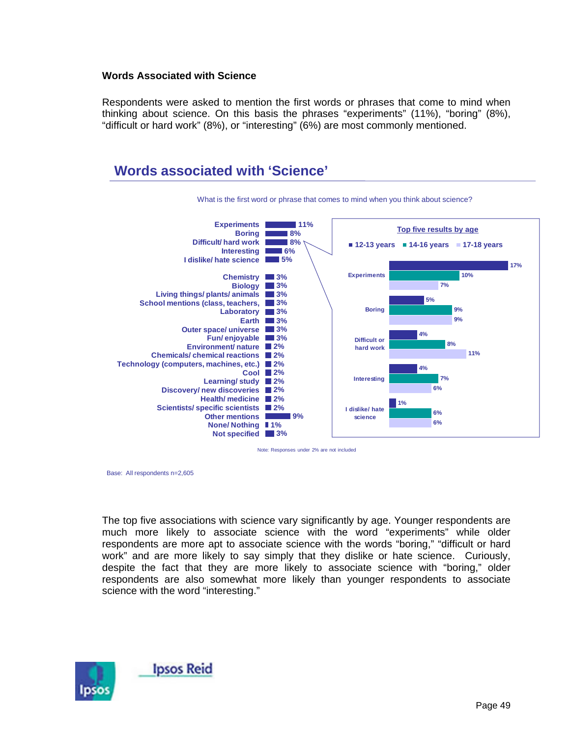### Words Associated with Science

Respondents were asked to mention the first words or phrases that come to mind when thinking about science. On this basis the phrases "experiments" (11%), "boring" (8%), "difficult or hard work" (8%), or "interesting" (6%) are most commonly mentioned.

## Words associated with 'Science'

What is the first word or phrase that comes to mind when you think about science?

| Response | % |
|---|---|
| Experiments | 11% |
| Boring | 8% |
| Difficult/ hard work | 8% |
| Interesting | 6% |
| I dislike/ hate science | 5% |
| Chemistry | 3% |
| Biology | 3% |
| Living things/ plants/ animals | 3% |
| School mentions (class, teachers, | 3% |
| Laboratory | 3% |
| Earth | 3% |
| Outer space/ universe | 3% |
| Fun/ enjoyable | 3% |
| Environment/ nature | 2% |
| Chemicals/ chemical reactions | 2% |
| Technology (computers, machines, etc.) | 2% |
| Cool | 2% |
| Learning/ study | 2% |
| Discovery/ new discoveries | 2% |
| Health/ medicine | 2% |
| Scientists/ specific scientists | 2% |
| Other mentions | 9% |
| None/ Nothing | 1% |
| Not specified | 3% |

**Top five results by age**

| | 12-13 years | 14-16 years | 17-18 years |
|---|---|---|---|
| Experiments | 17% | 10% | 7% |
| Boring | 5% | 9% | 9% |
| Difficult or hard work | 4% | 8% | 11% |
| Interesting | 4% | 7% | 6% |
| I dislike/ hate science | 1% | 6% | 6% |

Note: Responses under 2% are not included

Base: All respondents n=2,605

The top five associations with science vary significantly by age. Younger respondents are much more likely to associate science with the word "experiments" while older respondents are more apt to associate science with the words "boring," "difficult or hard work" and are more likely to say simply that they dislike or hate science. Curiously, despite the fact that they are more likely to associate science with "boring," older respondents are also somewhat more likely than younger respondents to associate science with the word "interesting."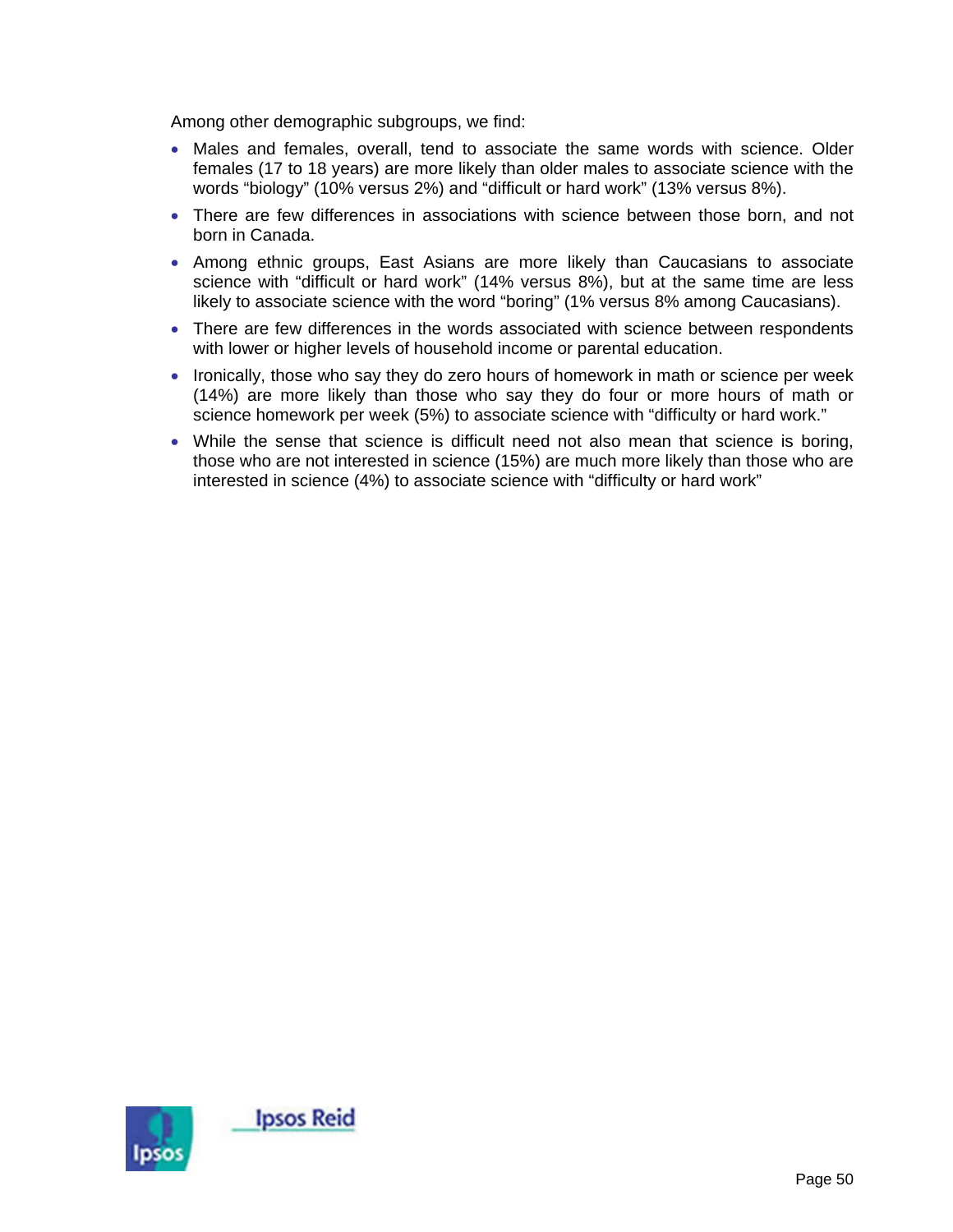Among other demographic subgroups, we find:

- Males and females, overall, tend to associate the same words with science. Older females (17 to 18 years) are more likely than older males to associate science with the words "biology" (10% versus 2%) and "difficult or hard work" (13% versus 8%).
- There are few differences in associations with science between those born, and not born in Canada.
- Among ethnic groups, East Asians are more likely than Caucasians to associate science with "difficult or hard work" (14% versus 8%), but at the same time are less likely to associate science with the word "boring" (1% versus 8% among Caucasians).
- There are few differences in the words associated with science between respondents with lower or higher levels of household income or parental education.
- Ironically, those who say they do zero hours of homework in math or science per week (14%) are more likely than those who say they do four or more hours of math or science homework per week (5%) to associate science with "difficulty or hard work."
- While the sense that science is difficult need not also mean that science is boring, those who are not interested in science (15%) are much more likely than those who are interested in science (4%) to associate science with "difficulty or hard work"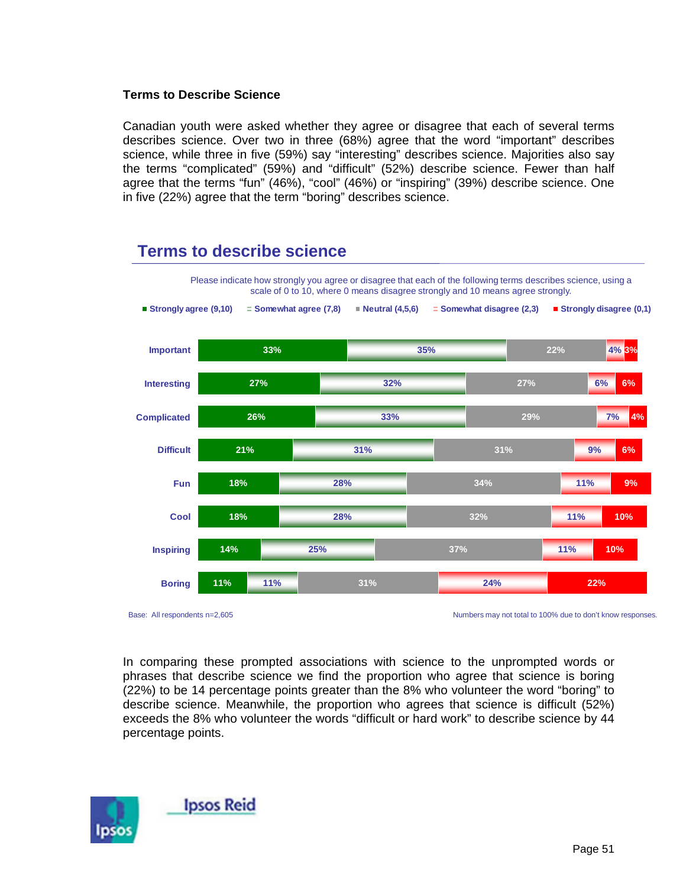### Terms to Describe Science

Canadian youth were asked whether they agree or disagree that each of several terms describes science. Over two in three (68%) agree that the word “important” describes science, while three in five (59%) say “interesting” describes science. Majorities also say the terms “complicated” (59%) and “difficult” (52%) describe science. Fewer than half agree that the terms “fun” (46%), “cool” (46%) or “inspiring” (39%) describe science. One in five (22%) agree that the term “boring” describes science.

## Terms to describe science

Please indicate how strongly you agree or disagree that each of the following terms describes science, using a scale of 0 to 10, where 0 means disagree strongly and 10 means agree strongly.

| | Strongly agree (9,10) | Somewhat agree (7,8) | Neutral (4,5,6) | Somewhat disagree (2,3) | Strongly disagree (0,1) |
|---|---|---|---|---|---|
| Important | 33% | 35% | 22% | 4% | 3% |
| Interesting | 27% | 32% | 27% | 6% | 6% |
| Complicated | 26% | 33% | 29% | 7% | 4% |
| Difficult | 21% | 31% | 31% | 9% | 6% |
| Fun | 18% | 28% | 34% | 11% | 9% |
| Cool | 18% | 28% | 32% | 11% | 10% |
| Inspiring | 14% | 25% | 37% | 11% | 10% |
| Boring | 11% | 11% | 31% | 24% | 22% |

Base: All respondents n=2,605

Numbers may not total to 100% due to don’t know responses.

In comparing these prompted associations with science to the unprompted words or phrases that describe science we find the proportion who agree that science is boring (22%) to be 14 percentage points greater than the 8% who volunteer the word “boring” to describe science. Meanwhile, the proportion who agrees that science is difficult (52%) exceeds the 8% who volunteer the words “difficult or hard work” to describe science by 44 percentage points.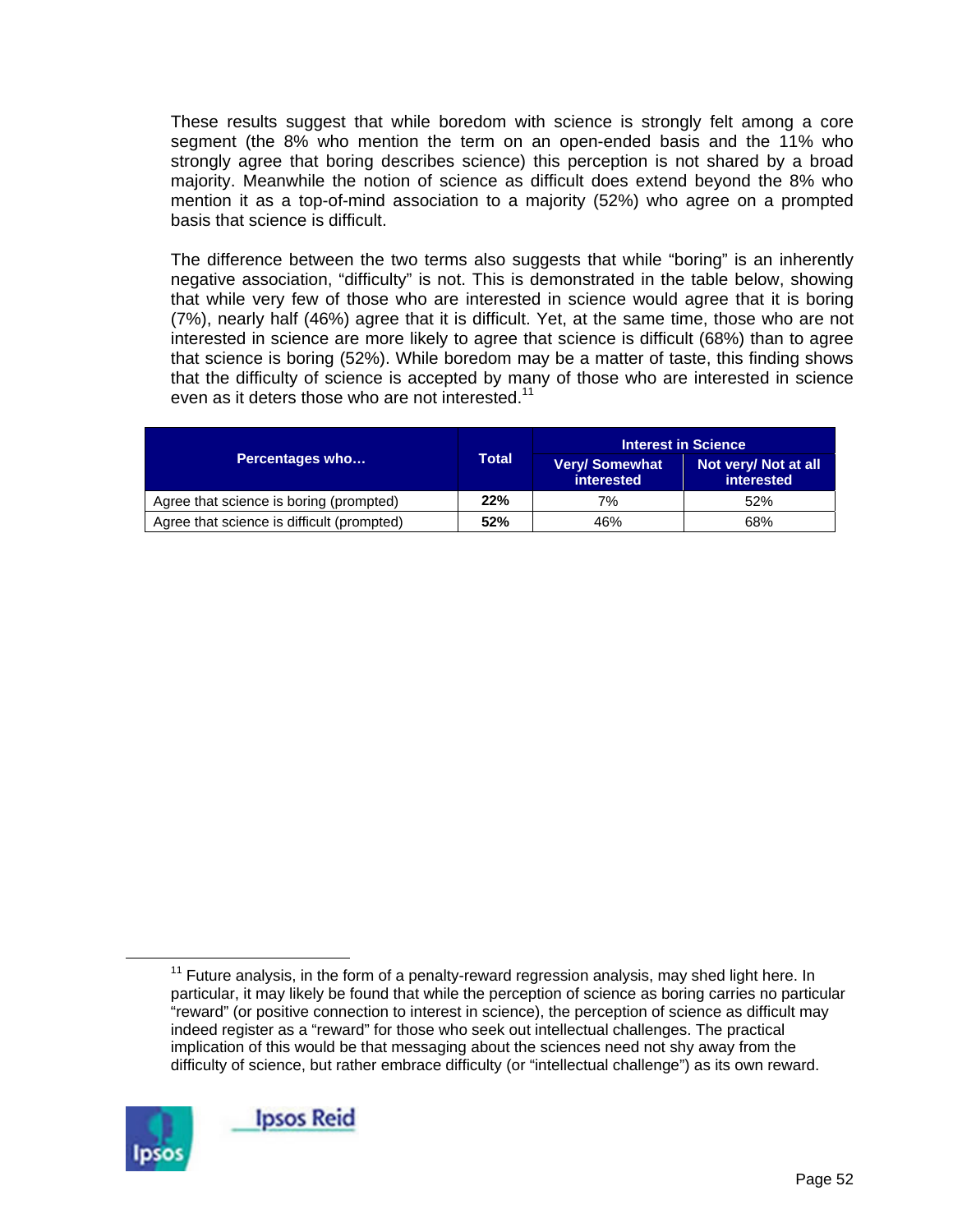These results suggest that while boredom with science is strongly felt among a core segment (the 8% who mention the term on an open-ended basis and the 11% who strongly agree that boring describes science) this perception is not shared by a broad majority. Meanwhile the notion of science as difficult does extend beyond the 8% who mention it as a top-of-mind association to a majority (52%) who agree on a prompted basis that science is difficult.

The difference between the two terms also suggests that while "boring" is an inherently negative association, "difficulty" is not. This is demonstrated in the table below, showing that while very few of those who are interested in science would agree that it is boring (7%), nearly half (46%) agree that it is difficult. Yet, at the same time, those who are not interested in science are more likely to agree that science is difficult (68%) than to agree that science is boring (52%). While boredom may be a matter of taste, this finding shows that the difficulty of science is accepted by many of those who are interested in science even as it deters those who are not interested.[11]

| Percentages who… | Total | Interest in Science | |
|---|---|---|---|
| | | Very/ Somewhat interested | Not very/ Not at all interested |
| Agree that science is boring (prompted) | **22%** | 7% | 52% |
| Agree that science is difficult (prompted) | **52%** | 46% | 68% |

[11] Future analysis, in the form of a penalty-reward regression analysis, may shed light here. In particular, it may likely be found that while the perception of science as boring carries no particular "reward" (or positive connection to interest in science), the perception of science as difficult may indeed register as a "reward" for those who seek out intellectual challenges. The practical implication of this would be that messaging about the sciences need not shy away from the difficulty of science, but rather embrace difficulty (or "intellectual challenge") as its own reward.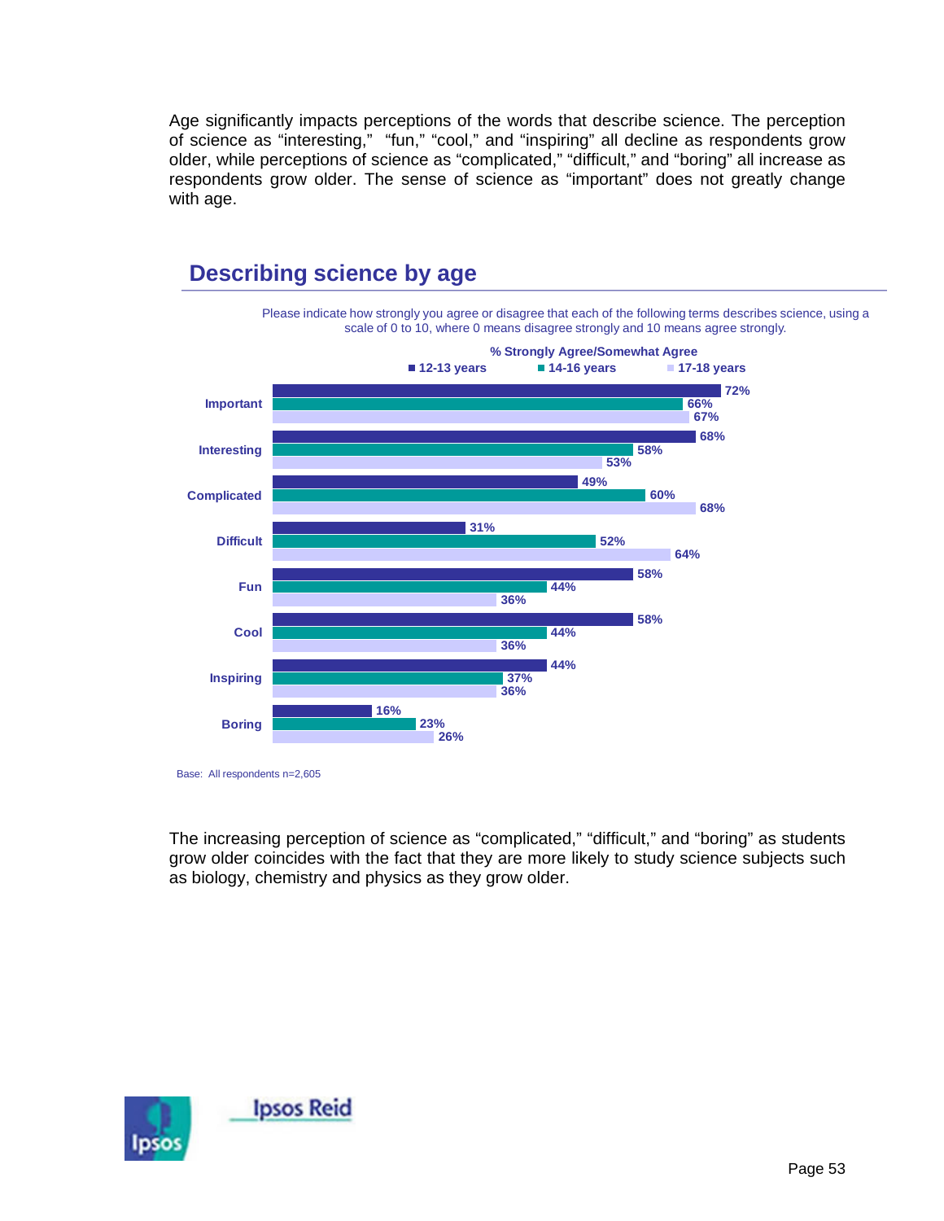Age significantly impacts perceptions of the words that describe science. The perception of science as "interesting," "fun," "cool," and "inspiring" all decline as respondents grow older, while perceptions of science as "complicated," "difficult," and "boring" all increase as respondents grow older. The sense of science as "important" does not greatly change with age.

## Describing science by age

Please indicate how strongly you agree or disagree that each of the following terms describes science, using a scale of 0 to 10, where 0 means disagree strongly and 10 means agree strongly.

% Strongly Agree/Somewhat Agree

| | 12-13 years | 14-16 years | 17-18 years |
|---|---|---|---|
| Important | 72% | 66% | 67% |
| Interesting | 68% | 58% | 53% |
| Complicated | 49% | 60% | 68% |
| Difficult | 31% | 52% | 64% |
| Fun | 58% | 44% | 36% |
| Cool | 58% | 44% | 36% |
| Inspiring | 44% | 37% | 36% |
| Boring | 16% | 23% | 26% |

Base: All respondents n=2,605

The increasing perception of science as "complicated," "difficult," and "boring" as students grow older coincides with the fact that they are more likely to study science subjects such as biology, chemistry and physics as they grow older.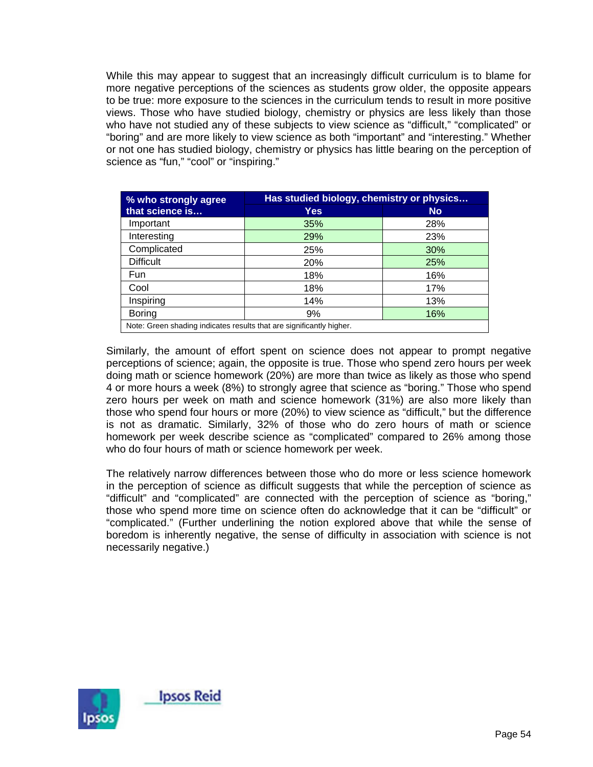While this may appear to suggest that an increasingly difficult curriculum is to blame for more negative perceptions of the sciences as students grow older, the opposite appears to be true: more exposure to the sciences in the curriculum tends to result in more positive views. Those who have studied biology, chemistry or physics are less likely than those who have not studied any of these subjects to view science as “difficult,” “complicated” or “boring” and are more likely to view science as both “important” and “interesting.” Whether or not one has studied biology, chemistry or physics has little bearing on the perception of science as “fun,” “cool” or “inspiring.”

| % who strongly agree that science is… | Has studied biology, chemistry or physics… | |
|---|---|---|
| | Yes | No |
| Important | 35% | 28% |
| Interesting | 29% | 23% |
| Complicated | 25% | 30% |
| Difficult | 20% | 25% |
| Fun | 18% | 16% |
| Cool | 18% | 17% |
| Inspiring | 14% | 13% |
| Boring | 9% | 16% |

Note: Green shading indicates results that are significantly higher.

Similarly, the amount of effort spent on science does not appear to prompt negative perceptions of science; again, the opposite is true. Those who spend zero hours per week doing math or science homework (20%) are more than twice as likely as those who spend 4 or more hours a week (8%) to strongly agree that science as “boring.” Those who spend zero hours per week on math and science homework (31%) are also more likely than those who spend four hours or more (20%) to view science as “difficult,” but the difference is not as dramatic. Similarly, 32% of those who do zero hours of math or science homework per week describe science as “complicated” compared to 26% among those who do four hours of math or science homework per week.

The relatively narrow differences between those who do more or less science homework in the perception of science as difficult suggests that while the perception of science as “difficult” and “complicated” are connected with the perception of science as “boring,” those who spend more time on science often do acknowledge that it can be “difficult” or “complicated.” (Further underlining the notion explored above that while the sense of boredom is inherently negative, the sense of difficulty in association with science is not necessarily negative.)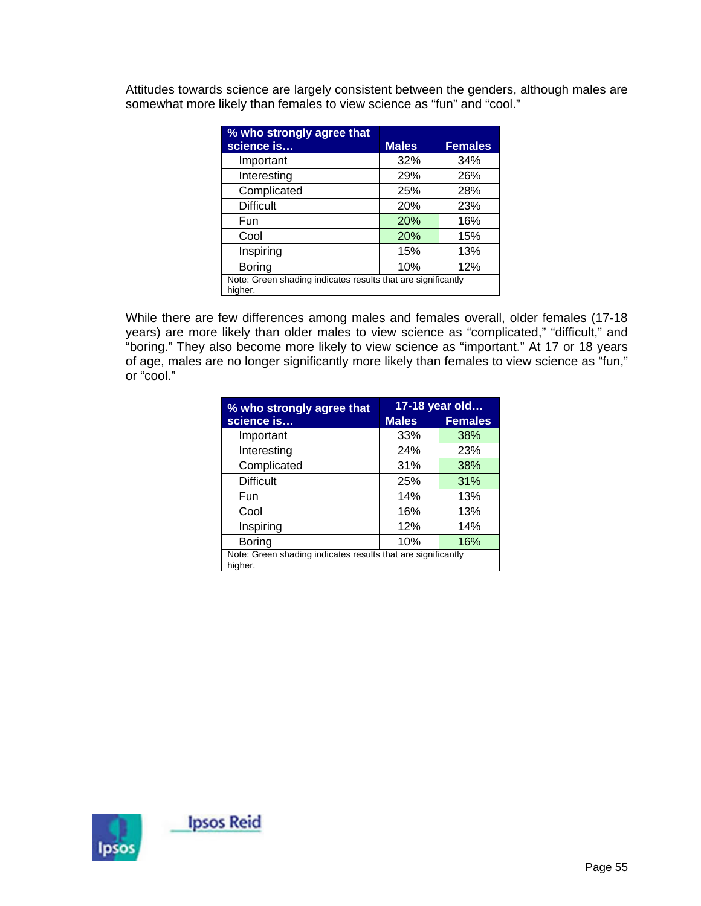Attitudes towards science are largely consistent between the genders, although males are somewhat more likely than females to view science as "fun" and "cool."

| % who strongly agree that science is… | Males | Females |
|---|---|---|
| Important | 32% | 34% |
| Interesting | 29% | 26% |
| Complicated | 25% | 28% |
| Difficult | 20% | 23% |
| Fun | 20% | 16% |
| Cool | 20% | 15% |
| Inspiring | 15% | 13% |
| Boring | 10% | 12% |
| Note: Green shading indicates results that are significantly higher. | | |

While there are few differences among males and females overall, older females (17-18 years) are more likely than older males to view science as "complicated," "difficult," and "boring." They also become more likely to view science as "important." At 17 or 18 years of age, males are no longer significantly more likely than females to view science as "fun," or "cool."

| % who strongly agree that science is… | 17-18 year old… | |
|---|---|---|
| | Males | Females |
| Important | 33% | 38% |
| Interesting | 24% | 23% |
| Complicated | 31% | 38% |
| Difficult | 25% | 31% |
| Fun | 14% | 13% |
| Cool | 16% | 13% |
| Inspiring | 12% | 14% |
| Boring | 10% | 16% |
| Note: Green shading indicates results that are significantly higher. | | |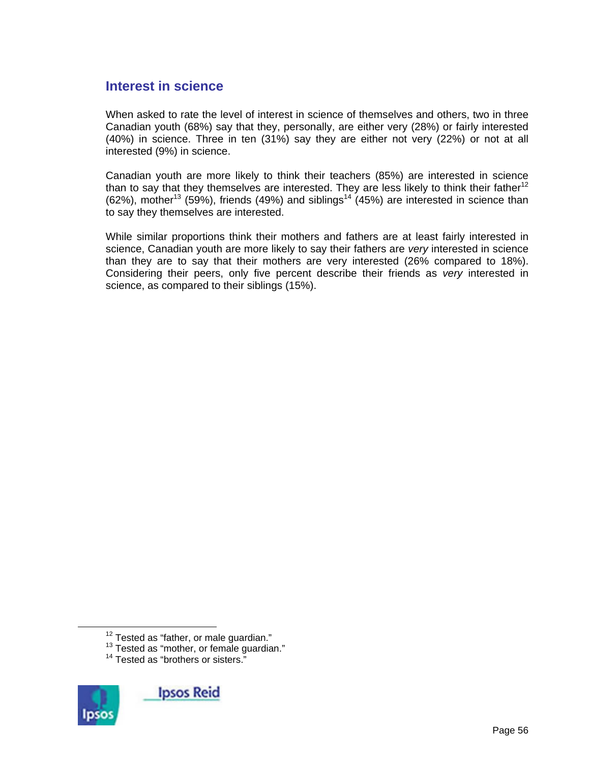## Interest in science

When asked to rate the level of interest in science of themselves and others, two in three Canadian youth (68%) say that they, personally, are either very (28%) or fairly interested (40%) in science. Three in ten (31%) say they are either not very (22%) or not at all interested (9%) in science.

Canadian youth are more likely to think their teachers (85%) are interested in science than to say that they themselves are interested. They are less likely to think their father[12] (62%), mother[13] (59%), friends (49%) and siblings[14] (45%) are interested in science than to say they themselves are interested.

While similar proportions think their mothers and fathers are at least fairly interested in science, Canadian youth are more likely to say their fathers are *very* interested in science than they are to say that their mothers are very interested (26% compared to 18%). Considering their peers, only five percent describe their friends as *very* interested in science, as compared to their siblings (15%).

---

[12] Tested as "father, or male guardian."
[13] Tested as "mother, or female guardian."
[14] Tested as "brothers or sisters."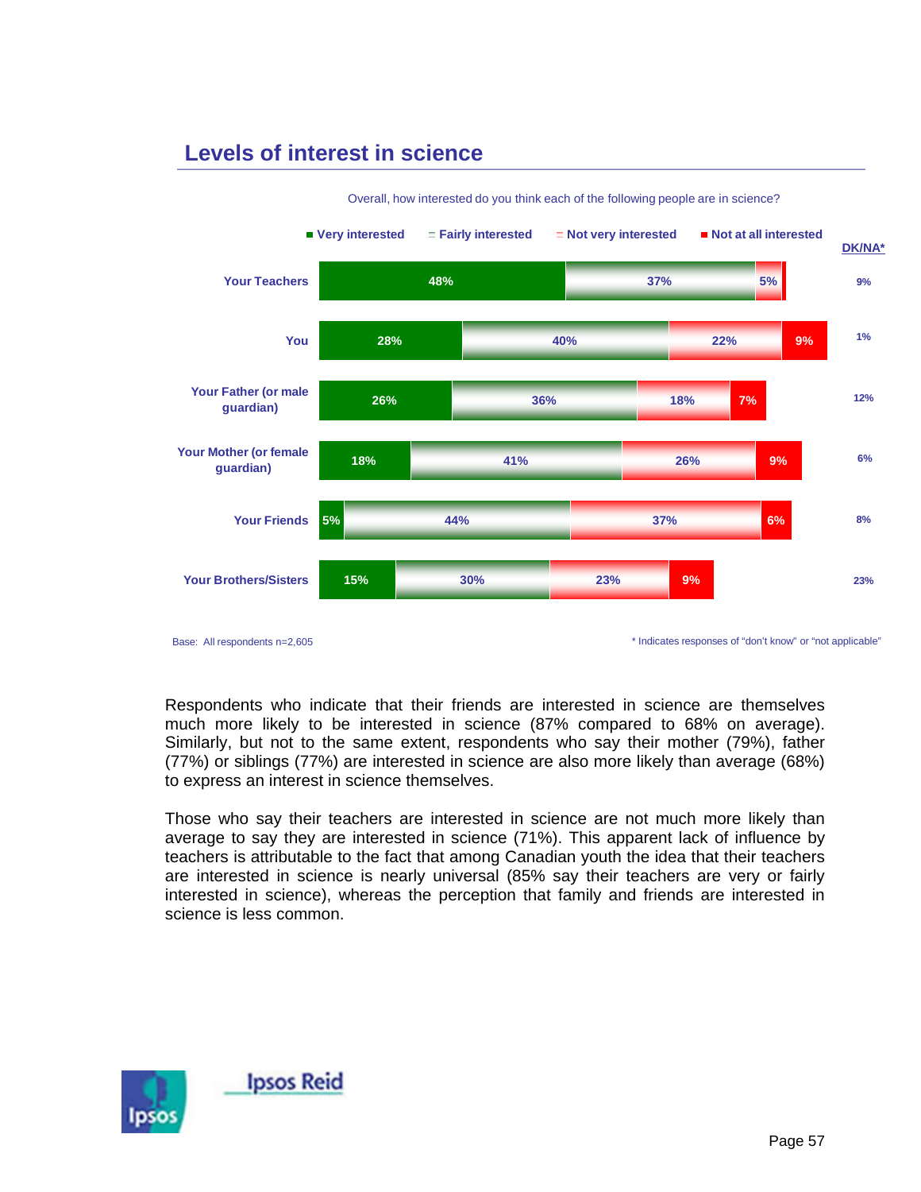## Levels of interest in science

Overall, how interested do you think each of the following people are in science?

| | Very interested | Fairly interested | Not very interested | Not at all interested | DK/NA* |
|---|---|---|---|---|---|
| Your Teachers | 48% | 37% | 5% | | 9% |
| You | 28% | 40% | 22% | 9% | 1% |
| Your Father (or male guardian) | 26% | 36% | 18% | 7% | 12% |
| Your Mother (or female guardian) | 18% | 41% | 26% | 9% | 6% |
| Your Friends | 5% | 44% | 37% | 6% | 8% |
| Your Brothers/Sisters | 15% | 30% | 23% | 9% | 23% |

Base: All respondents n=2,605

* Indicates responses of "don't know" or "not applicable"

Respondents who indicate that their friends are interested in science are themselves much more likely to be interested in science (87% compared to 68% on average). Similarly, but not to the same extent, respondents who say their mother (79%), father (77%) or siblings (77%) are interested in science are also more likely than average (68%) to express an interest in science themselves.

Those who say their teachers are interested in science are not much more likely than average to say they are interested in science (71%). This apparent lack of influence by teachers is attributable to the fact that among Canadian youth the idea that their teachers are interested in science is nearly universal (85% say their teachers are very or fairly interested in science), whereas the perception that family and friends are interested in science is less common.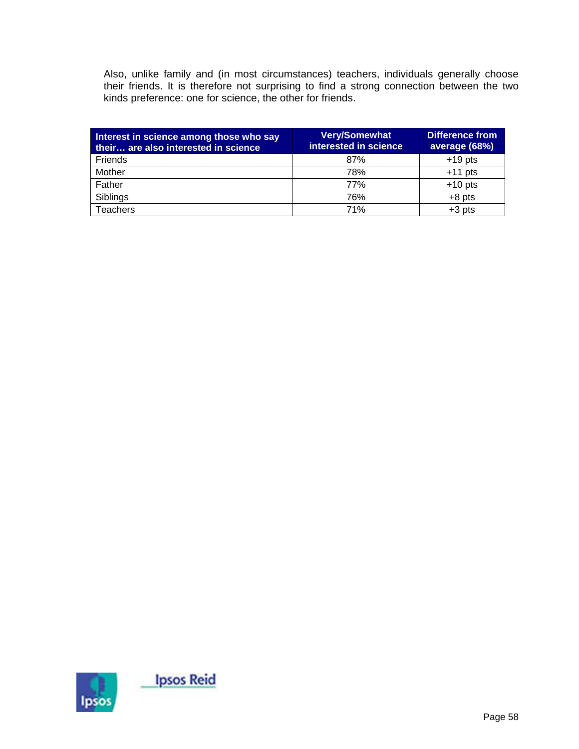Also, unlike family and (in most circumstances) teachers, individuals generally choose their friends. It is therefore not surprising to find a strong connection between the two kinds preference: one for science, the other for friends.

| Interest in science among those who say their… are also interested in science | Very/Somewhat interested in science | Difference from average (68%) |
|---|---|---|
| Friends | 87% | +19 pts |
| Mother | 78% | +11 pts |
| Father | 77% | +10 pts |
| Siblings | 76% | +8 pts |
| Teachers | 71% | +3 pts |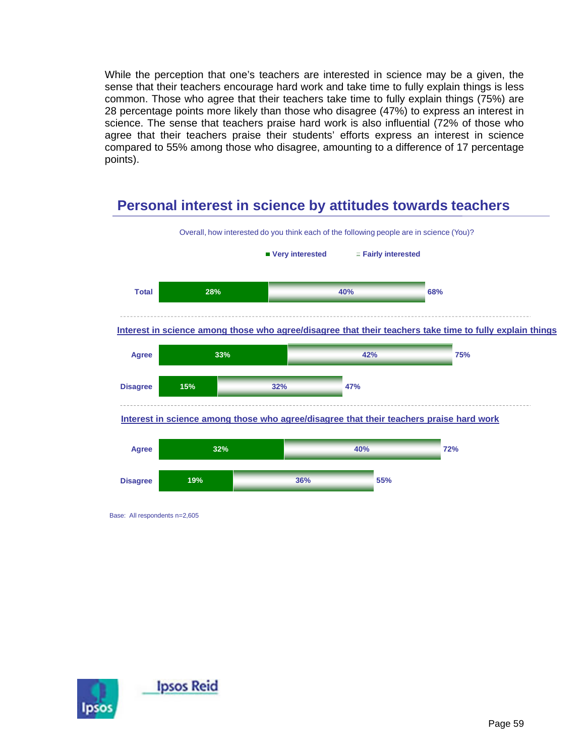While the perception that one's teachers are interested in science may be a given, the sense that their teachers encourage hard work and take time to fully explain things is less common. Those who agree that their teachers take time to fully explain things (75%) are 28 percentage points more likely than those who disagree (47%) to express an interest in science. The sense that teachers praise hard work is also influential (72% of those who agree that their teachers praise their students' efforts express an interest in science compared to 55% among those who disagree, amounting to a difference of 17 percentage points).

## Personal interest in science by attitudes towards teachers

Overall, how interested do you think each of the following people are in science (You)?

| | Very interested | Fairly interested | Total |
|---|---|---|---|
| Total | 28% | 40% | 68% |
| **Interest in science among those who agree/disagree that their teachers take time to fully explain things** | | | |
| Agree | 33% | 42% | 75% |
| Disagree | 15% | 32% | 47% |
| **Interest in science among those who agree/disagree that their teachers praise hard work** | | | |
| Agree | 32% | 40% | 72% |
| Disagree | 19% | 36% | 55% |

Base: All respondents n=2,605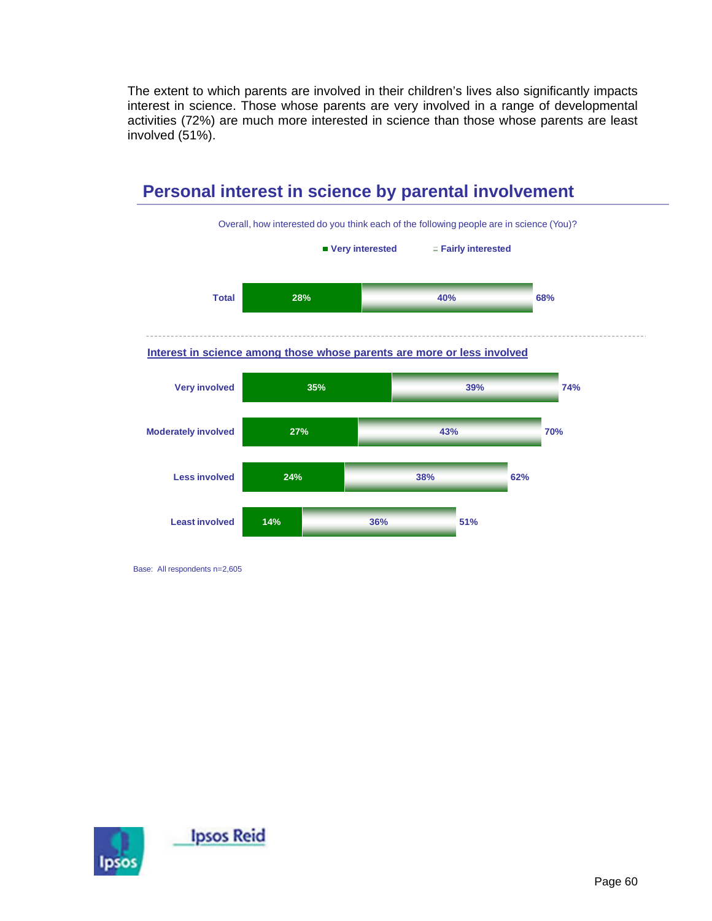The extent to which parents are involved in their children's lives also significantly impacts interest in science. Those whose parents are very involved in a range of developmental activities (72%) are much more interested in science than those whose parents are least involved (51%).

## Personal interest in science by parental involvement

Overall, how interested do you think each of the following people are in science (You)?

| | Very interested | Fairly interested | Total |
|---|---|---|---|
| Total | 28% | 40% | 68% |

**Interest in science among those whose parents are more or less involved**

| | Very interested | Fairly interested | Total |
|---|---|---|---|
| Very involved | 35% | 39% | 74% |
| Moderately involved | 27% | 43% | 70% |
| Less involved | 24% | 38% | 62% |
| Least involved | 14% | 36% | 51% |

Base: All respondents n=2,605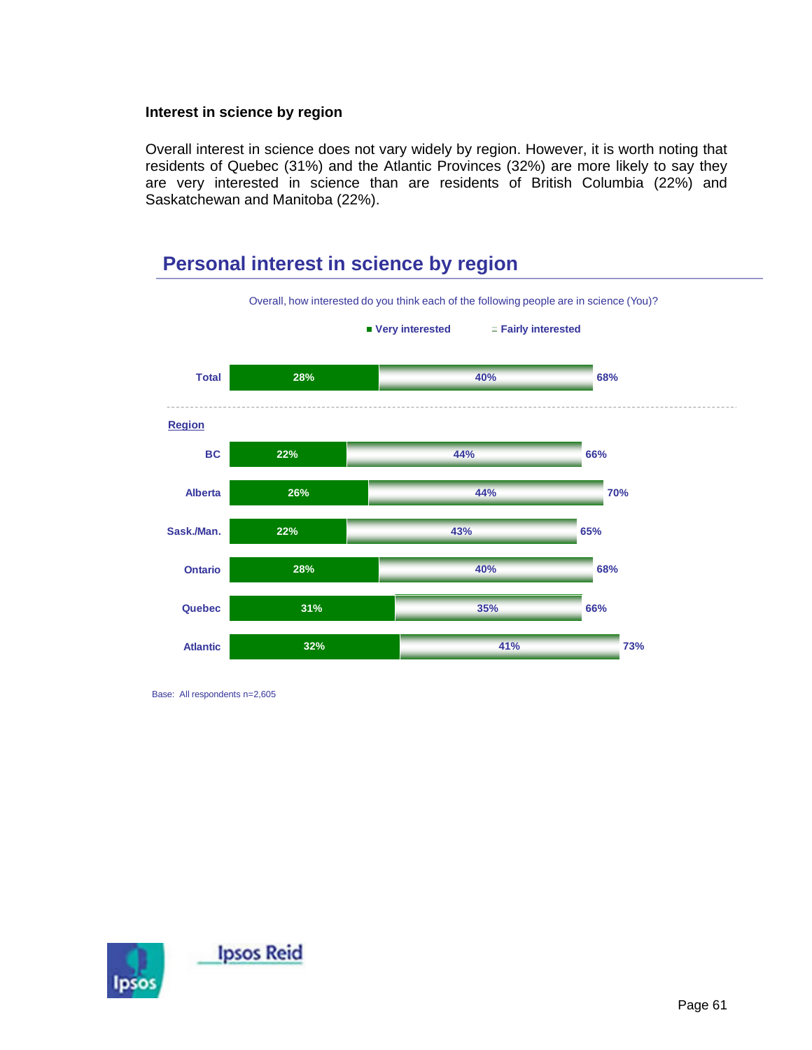### Interest in science by region

Overall interest in science does not vary widely by region. However, it is worth noting that residents of Quebec (31%) and the Atlantic Provinces (32%) are more likely to say they are very interested in science than are residents of British Columbia (22%) and Saskatchewan and Manitoba (22%).

## Personal interest in science by region

Overall, how interested do you think each of the following people are in science (You)?

| | Very interested | Fairly interested | Total |
|---|---|---|---|
| Total | 28% | 40% | 68% |
| **Region** | | | |
| BC | 22% | 44% | 66% |
| Alberta | 26% | 44% | 70% |
| Sask./Man. | 22% | 43% | 65% |
| Ontario | 28% | 40% | 68% |
| Quebec | 31% | 35% | 66% |
| Atlantic | 32% | 41% | 73% |

Base: All respondents n=2,605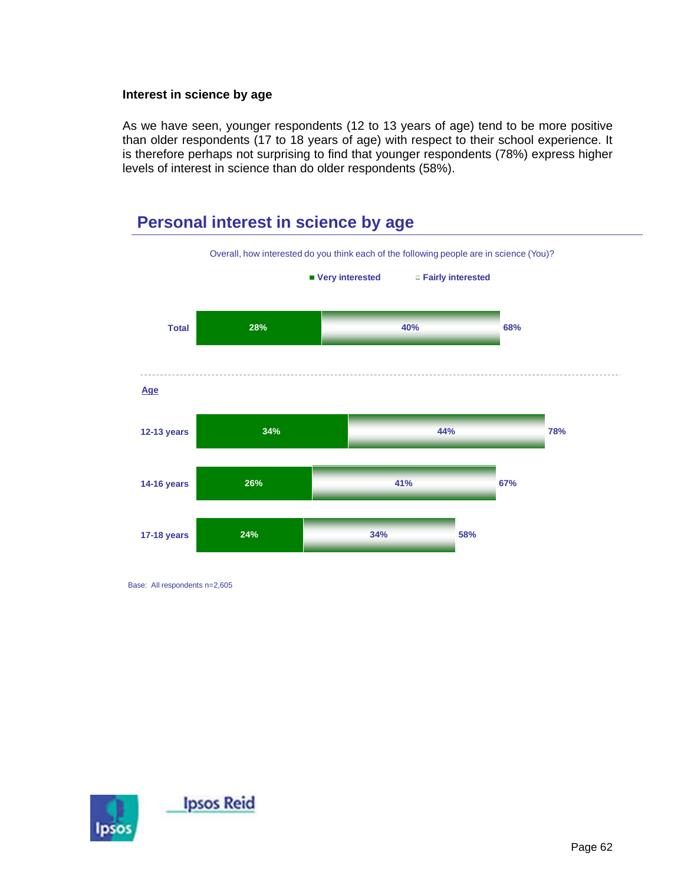### Interest in science by age

As we have seen, younger respondents (12 to 13 years of age) tend to be more positive than older respondents (17 to 18 years of age) with respect to their school experience. It is therefore perhaps not surprising to find that younger respondents (78%) express higher levels of interest in science than do older respondents (58%).

## Personal interest in science by age

Overall, how interested do you think each of the following people are in science (You)?

| | Very interested | Fairly interested | Total |
|---|---|---|---|
| Total | 28% | 40% | 68% |
| **Age** | | | |
| 12-13 years | 34% | 44% | 78% |
| 14-16 years | 26% | 41% | 67% |
| 17-18 years | 24% | 34% | 58% |

Base: All respondents n=2,605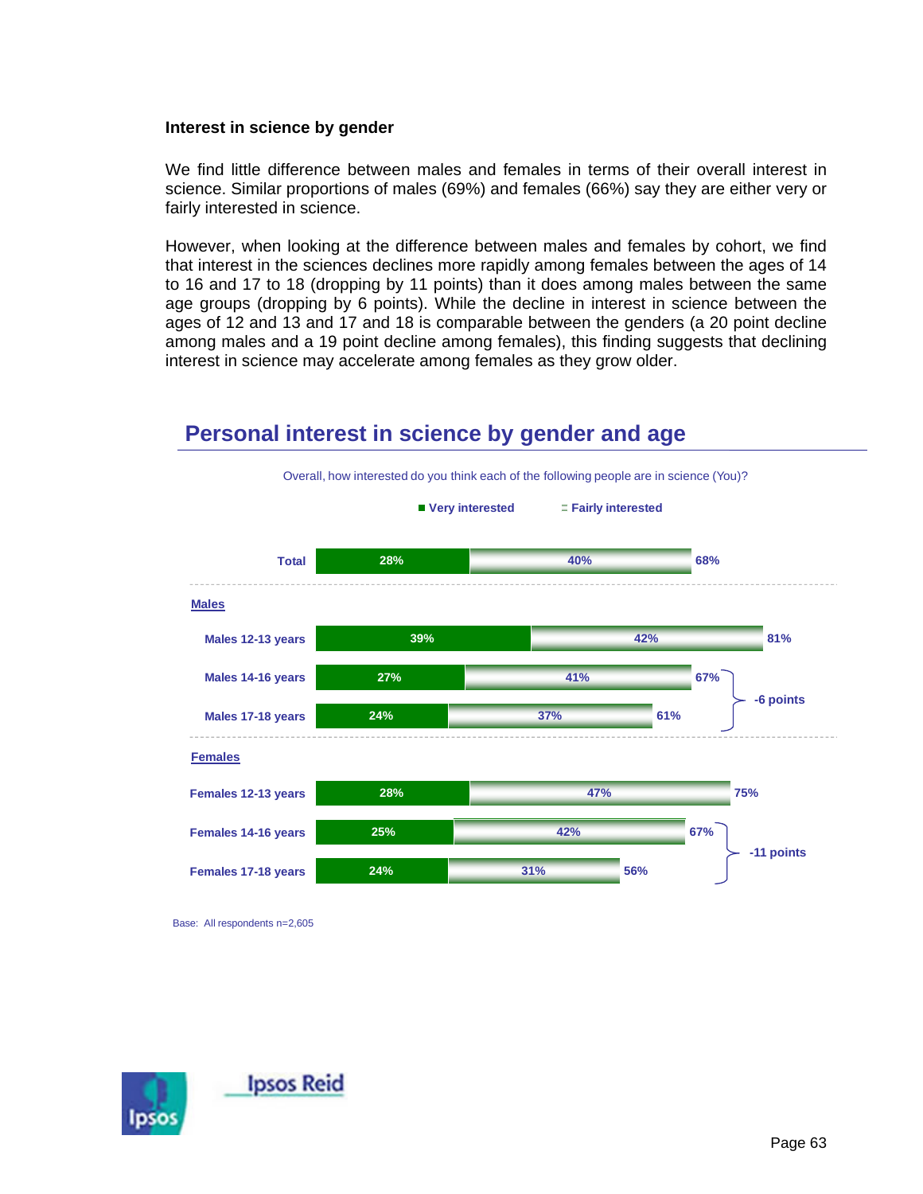**Interest in science by gender**

We find little difference between males and females in terms of their overall interest in science. Similar proportions of males (69%) and females (66%) say they are either very or fairly interested in science.

However, when looking at the difference between males and females by cohort, we find that interest in the sciences declines more rapidly among females between the ages of 14 to 16 and 17 to 18 (dropping by 11 points) than it does among males between the same age groups (dropping by 6 points). While the decline in interest in science between the ages of 12 and 13 and 17 and 18 is comparable between the genders (a 20 point decline among males and a 19 point decline among females), this finding suggests that declining interest in science may accelerate among females as they grow older.

## Personal interest in science by gender and age

Overall, how interested do you think each of the following people are in science (You)?

| | Very interested | Fairly interested | Total |
|---|---|---|---|
| Total | 28% | 40% | 68% |
| **Males** | | | |
| Males 12-13 years | 39% | 42% | 81% |
| Males 14-16 years | 27% | 41% | 67% |
| Males 17-18 years | 24% | 37% | 61% |
| **Females** | | | |
| Females 12-13 years | 28% | 47% | 75% |
| Females 14-16 years | 25% | 42% | 67% |
| Females 17-18 years | 24% | 31% | 56% |

Males 14-16 to 17-18 years: -6 points

Females 14-16 to 17-18 years: -11 points

Base: All respondents n=2,605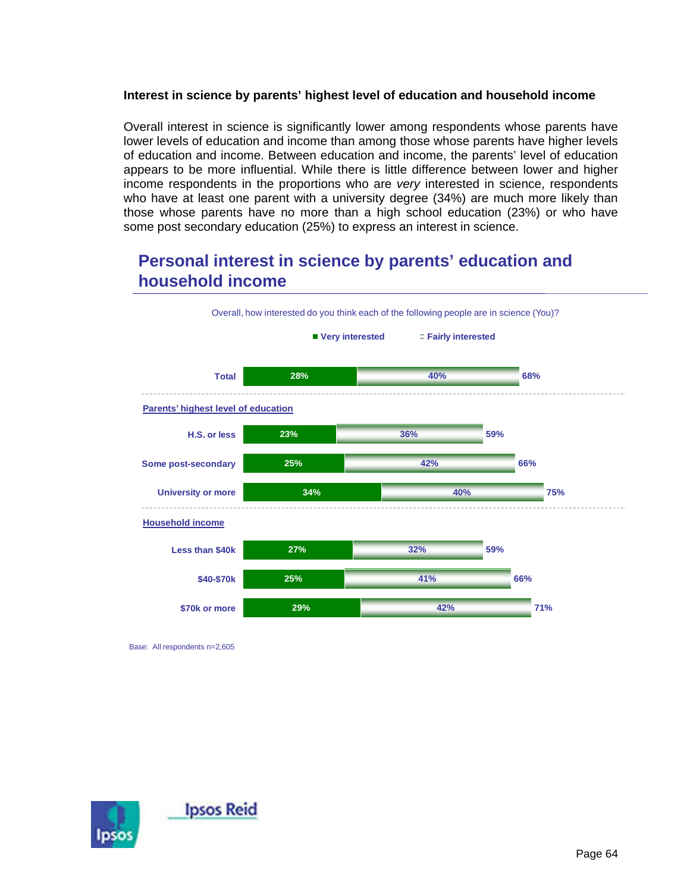**Interest in science by parents' highest level of education and household income**

Overall interest in science is significantly lower among respondents whose parents have lower levels of education and income than among those whose parents have higher levels of education and income. Between education and income, the parents' level of education appears to be more influential. While there is little difference between lower and higher income respondents in the proportions who are *very* interested in science, respondents who have at least one parent with a university degree (34%) are much more likely than those whose parents have no more than a high school education (23%) or who have some post secondary education (25%) to express an interest in science.

## Personal interest in science by parents' education and household income

Overall, how interested do you think each of the following people are in science (You)?

| | Very interested | Fairly interested | Total |
|---|---|---|---|
| Total | 28% | 40% | 68% |
| **Parents' highest level of education** | | | |
| H.S. or less | 23% | 36% | 59% |
| Some post-secondary | 25% | 42% | 66% |
| University or more | 34% | 40% | 75% |
| **Household income** | | | |
| Less than $40k | 27% | 32% | 59% |
| $40-$70k | 25% | 41% | 66% |
| $70k or more | 29% | 42% | 71% |

Base: All respondents n=2,605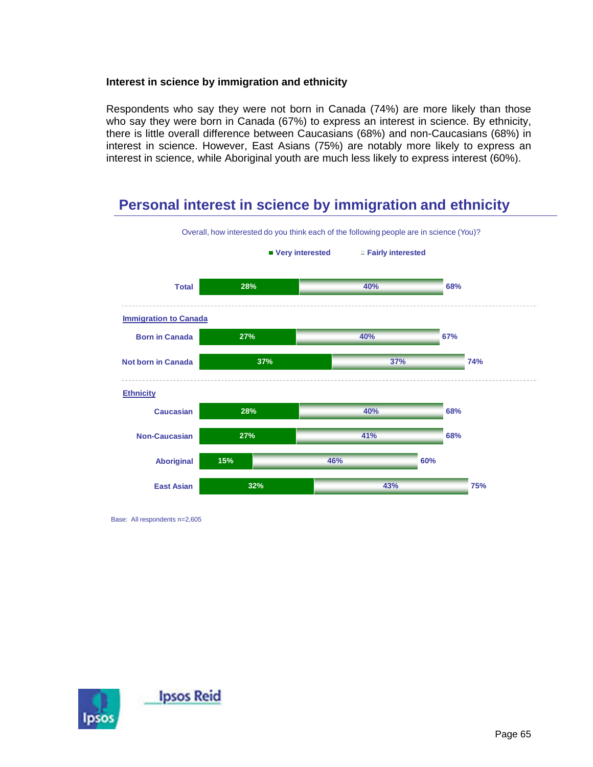### Interest in science by immigration and ethnicity

Respondents who say they were not born in Canada (74%) are more likely than those who say they were born in Canada (67%) to express an interest in science. By ethnicity, there is little overall difference between Caucasians (68%) and non-Caucasians (68%) in interest in science. However, East Asians (75%) are notably more likely to express an interest in science, while Aboriginal youth are much less likely to express interest (60%).

## Personal interest in science by immigration and ethnicity

Overall, how interested do you think each of the following people are in science (You)?

| | Very interested | Fairly interested | Total |
|---|---|---|---|
| Total | 28% | 40% | 68% |
| **Immigration to Canada** | | | |
| Born in Canada | 27% | 40% | 67% |
| Not born in Canada | 37% | 37% | 74% |
| **Ethnicity** | | | |
| Caucasian | 28% | 40% | 68% |
| Non-Caucasian | 27% | 41% | 68% |
| Aboriginal | 15% | 46% | 60% |
| East Asian | 32% | 43% | 75% |

Base: All respondents n=2,605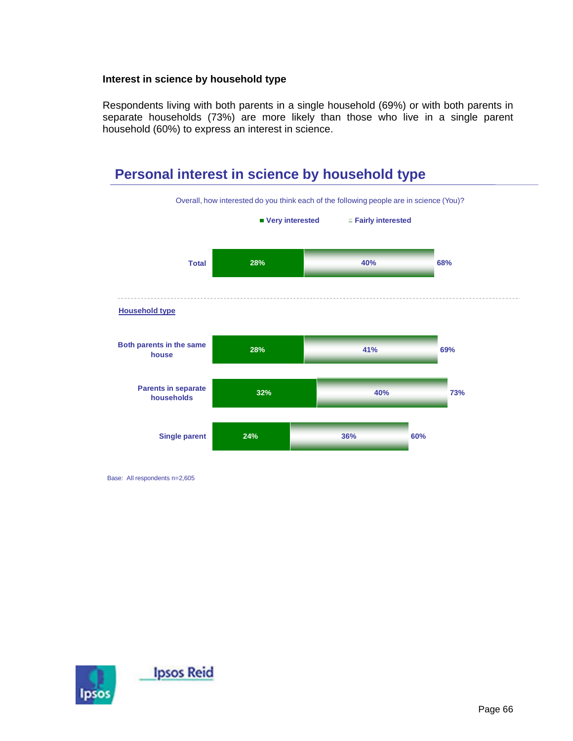### Interest in science by household type

Respondents living with both parents in a single household (69%) or with both parents in separate households (73%) are more likely than those who live in a single parent household (60%) to express an interest in science.

## Personal interest in science by household type

Overall, how interested do you think each of the following people are in science (You)?

| | Very interested | Fairly interested | Total |
|---|---|---|---|
| Total | 28% | 40% | 68% |
| **Household type** | | | |
| Both parents in the same house | 28% | 41% | 69% |
| Parents in separate households | 32% | 40% | 73% |
| Single parent | 24% | 36% | 60% |

Base: All respondents n=2,605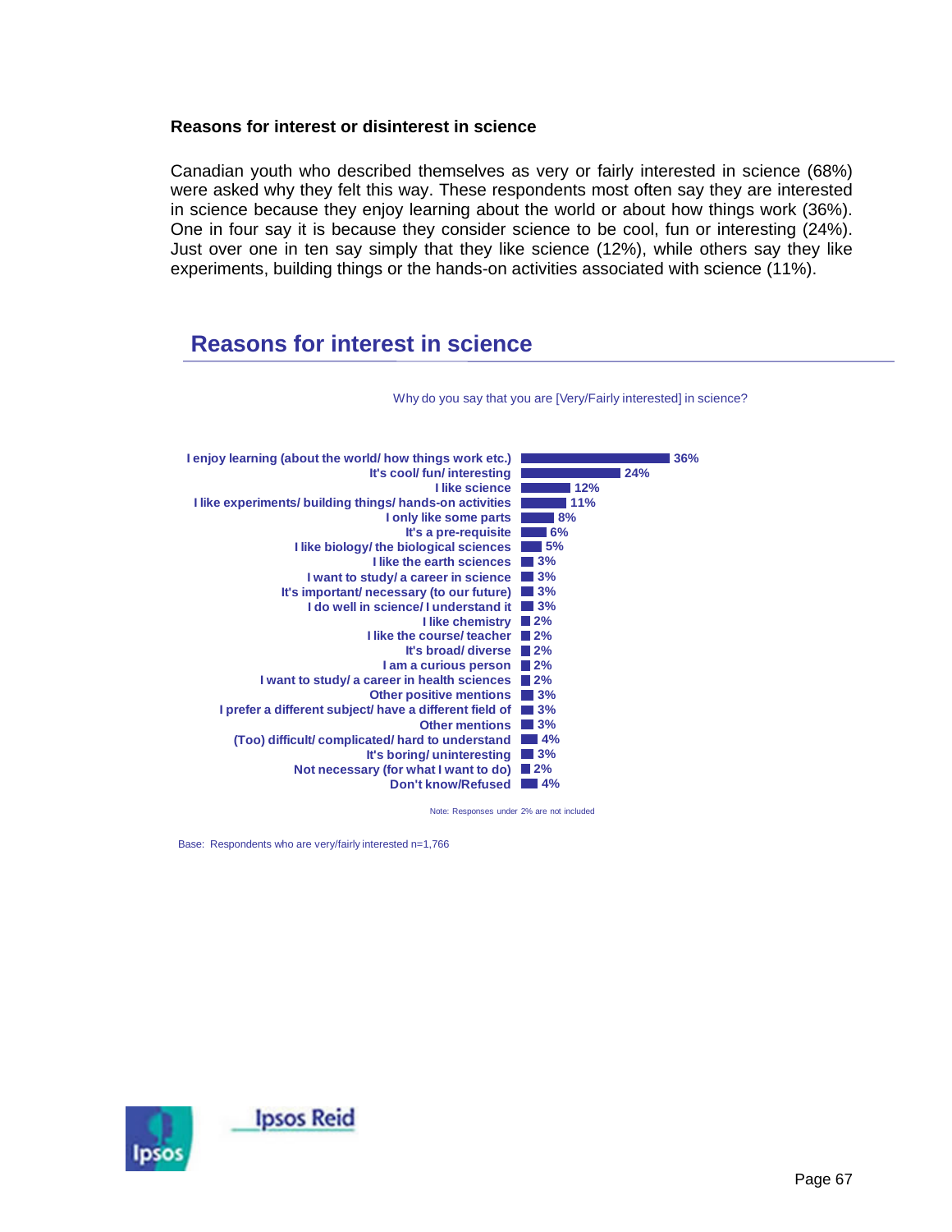### Reasons for interest or disinterest in science

Canadian youth who described themselves as very or fairly interested in science (68%) were asked why they felt this way. These respondents most often say they are interested in science because they enjoy learning about the world or about how things work (36%). One in four say it is because they consider science to be cool, fun or interesting (24%). Just over one in ten say simply that they like science (12%), while others say they like experiments, building things or the hands-on activities associated with science (11%).

## Reasons for interest in science

Why do you say that you are [Very/Fairly interested] in science?

| Reason | % |
|---|---|
| I enjoy learning (about the world/ how things work etc.) | 36% |
| It's cool/ fun/ interesting | 24% |
| I like science | 12% |
| I like experiments/ building things/ hands-on activities | 11% |
| I only like some parts | 8% |
| It's a pre-requisite | 6% |
| I like biology/ the biological sciences | 5% |
| I like the earth sciences | 3% |
| I want to study/ a career in science | 3% |
| It's important/ necessary (to our future) | 3% |
| I do well in science/ I understand it | 3% |
| I like chemistry | 2% |
| I like the course/ teacher | 2% |
| It's broad/ diverse | 2% |
| I am a curious person | 2% |
| I want to study/ a career in health sciences | 2% |
| Other positive mentions | 3% |
| I prefer a different subject/ have a different field of | 3% |
| Other mentions | 3% |
| (Too) difficult/ complicated/ hard to understand | 4% |
| It's boring/ uninteresting | 3% |
| Not necessary (for what I want to do) | 2% |
| Don't know/Refused | 4% |

Note: Responses under 2% are not included

Base: Respondents who are very/fairly interested n=1,766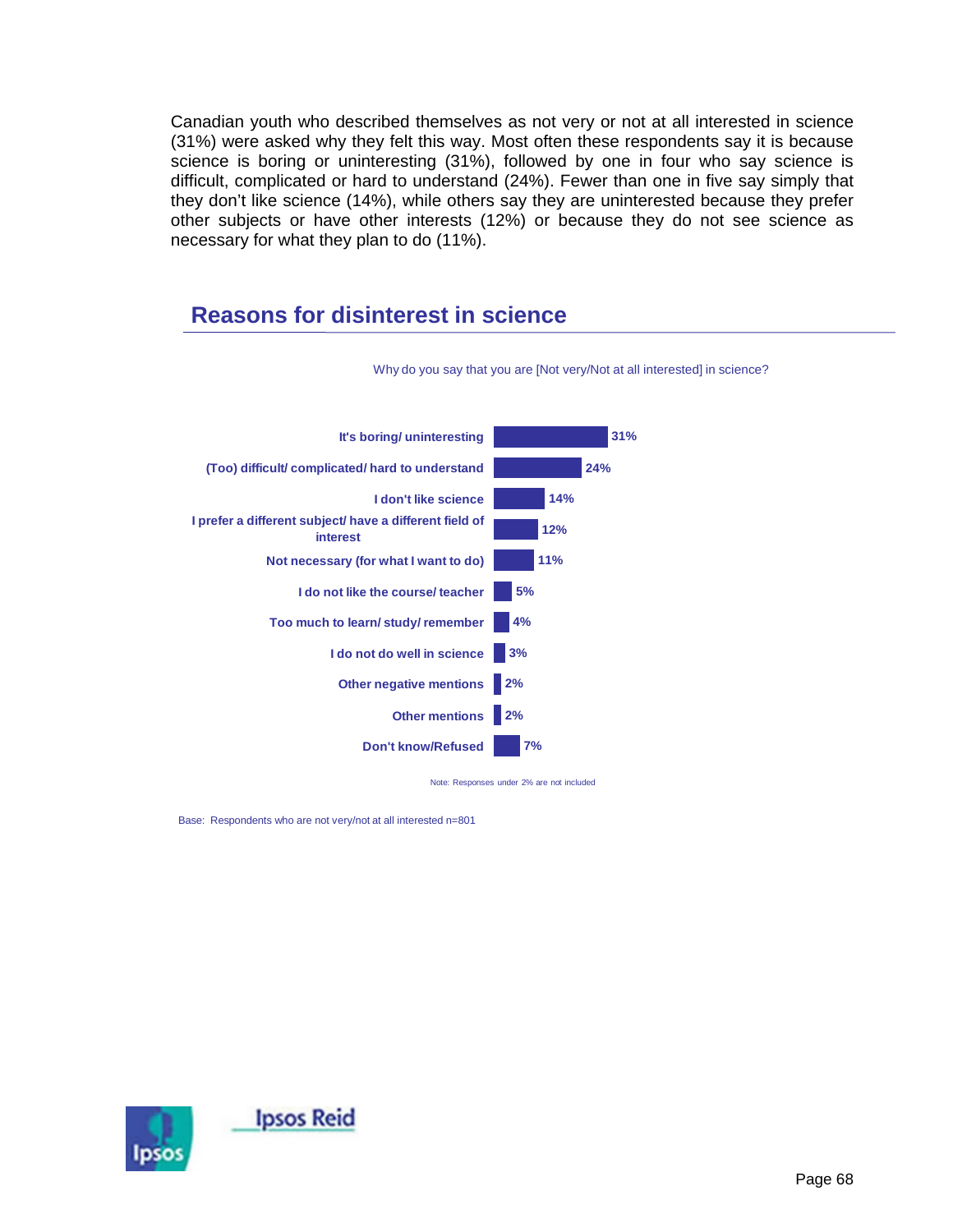Canadian youth who described themselves as not very or not at all interested in science (31%) were asked why they felt this way. Most often these respondents say it is because science is boring or uninteresting (31%), followed by one in four who say science is difficult, complicated or hard to understand (24%). Fewer than one in five say simply that they don't like science (14%), while others say they are uninterested because they prefer other subjects or have other interests (12%) or because they do not see science as necessary for what they plan to do (11%).

## Reasons for disinterest in science

Why do you say that you are [Not very/Not at all interested] in science?

| Reason | % |
|---|---|
| It's boring/ uninteresting | 31% |
| (Too) difficult/ complicated/ hard to understand | 24% |
| I don't like science | 14% |
| I prefer a different subject/ have a different field of interest | 12% |
| Not necessary (for what I want to do) | 11% |
| I do not like the course/ teacher | 5% |
| Too much to learn/ study/ remember | 4% |
| I do not do well in science | 3% |
| Other negative mentions | 2% |
| Other mentions | 2% |
| Don't know/Refused | 7% |

Note: Responses under 2% are not included

Base: Respondents who are not very/not at all interested n=801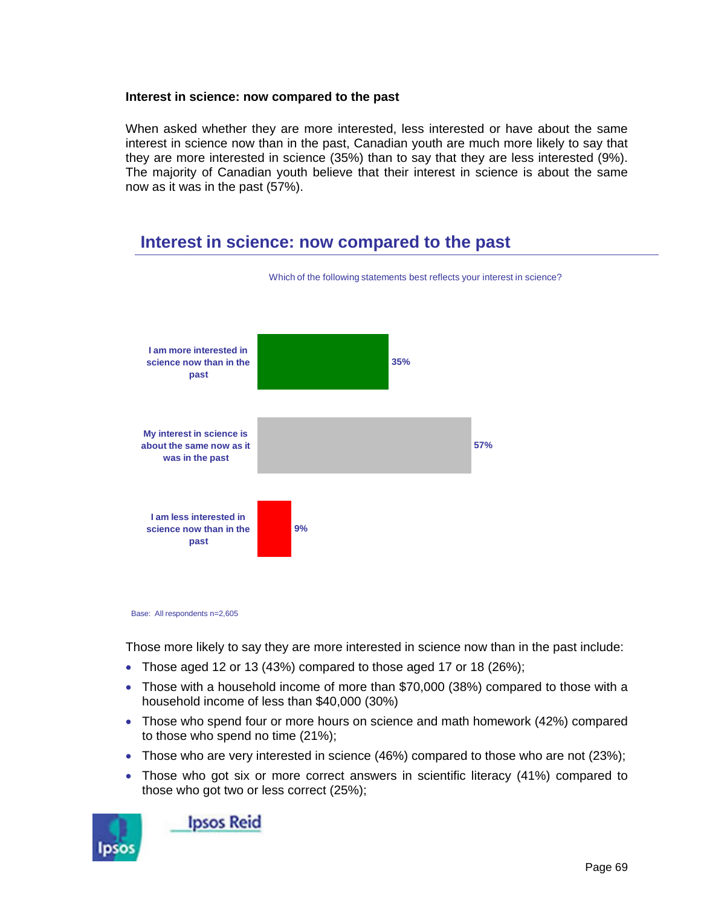**Interest in science: now compared to the past**

When asked whether they are more interested, less interested or have about the same interest in science now than in the past, Canadian youth are much more likely to say that they are more interested in science (35%) than to say that they are less interested (9%). The majority of Canadian youth believe that their interest in science is about the same now as it was in the past (57%).

## Interest in science: now compared to the past

Which of the following statements best reflects your interest in science?

| Statement | % |
|---|---|
| I am more interested in science now than in the past | 35% |
| My interest in science is about the same now as it was in the past | 57% |
| I am less interested in science now than in the past | 9% |

Base: All respondents n=2,605

Those more likely to say they are more interested in science now than in the past include:

- Those aged 12 or 13 (43%) compared to those aged 17 or 18 (26%);
- Those with a household income of more than $70,000 (38%) compared to those with a household income of less than $40,000 (30%)
- Those who spend four or more hours on science and math homework (42%) compared to those who spend no time (21%);
- Those who are very interested in science (46%) compared to those who are not (23%);
- Those who got six or more correct answers in scientific literacy (41%) compared to those who got two or less correct (25%);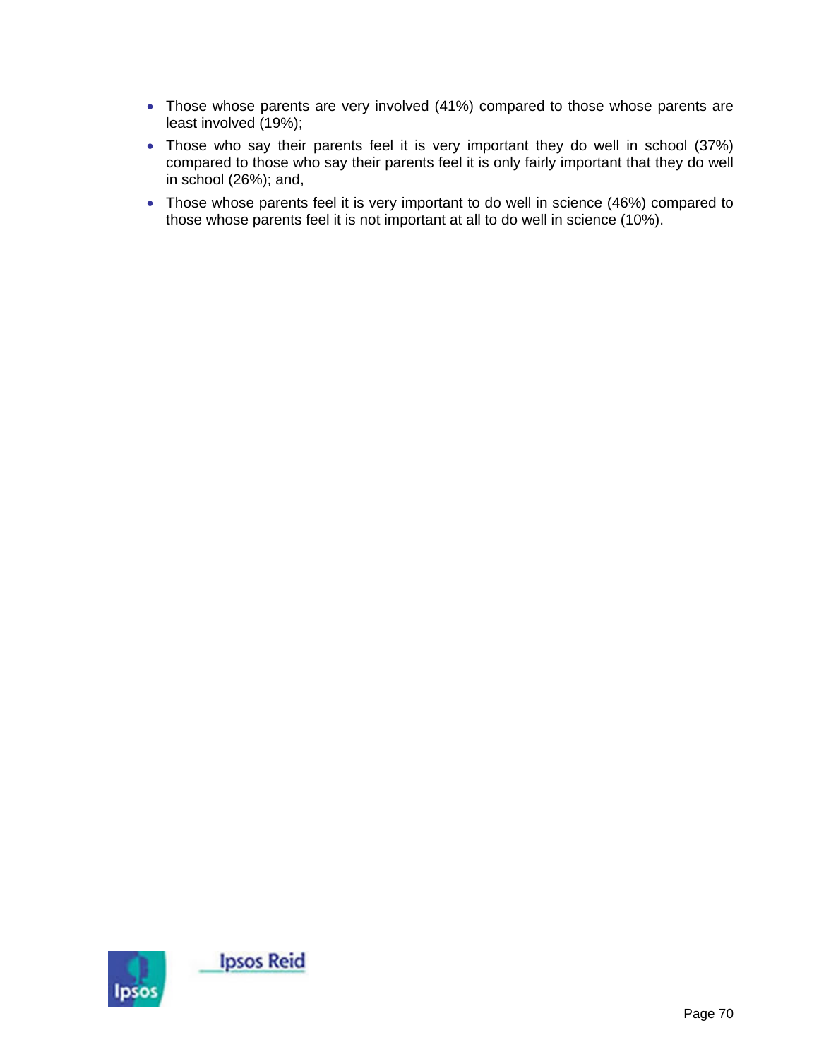- Those whose parents are very involved (41%) compared to those whose parents are least involved (19%);
- Those who say their parents feel it is very important they do well in school (37%) compared to those who say their parents feel it is only fairly important that they do well in school (26%); and,
- Those whose parents feel it is very important to do well in science (46%) compared to those whose parents feel it is not important at all to do well in science (10%).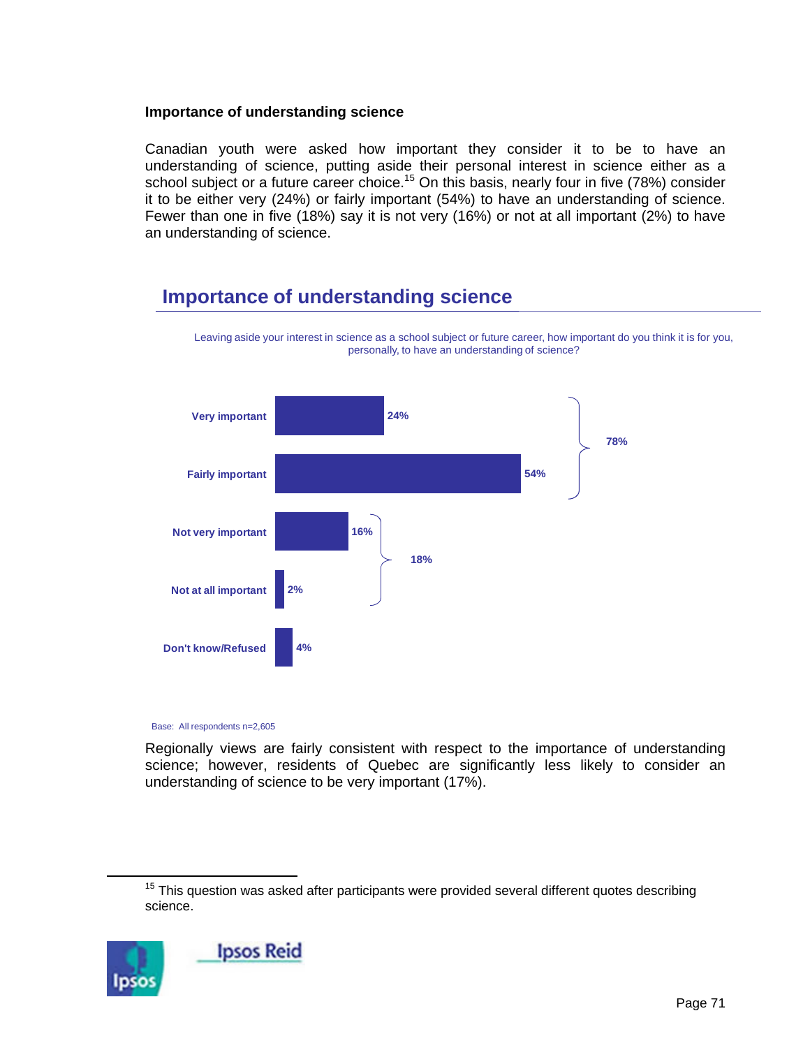### Importance of understanding science

Canadian youth were asked how important they consider it to be to have an understanding of science, putting aside their personal interest in science either as a school subject or a future career choice.[15] On this basis, nearly four in five (78%) consider it to be either very (24%) or fairly important (54%) to have an understanding of science. Fewer than one in five (18%) say it is not very (16%) or not at all important (2%) to have an understanding of science.

## Importance of understanding science

Leaving aside your interest in science as a school subject or future career, how important do you think it is for you, personally, to have an understanding of science?

| Response | % | Net |
|---|---|---|
| Very important | 24% | 78% |
| Fairly important | 54% | |
| Not very important | 16% | 18% |
| Not at all important | 2% | |
| Don't know/Refused | 4% | |

Base: All respondents n=2,605

Regionally views are fairly consistent with respect to the importance of understanding science; however, residents of Quebec are significantly less likely to consider an understanding of science to be very important (17%).

[15] This question was asked after participants were provided several different quotes describing science.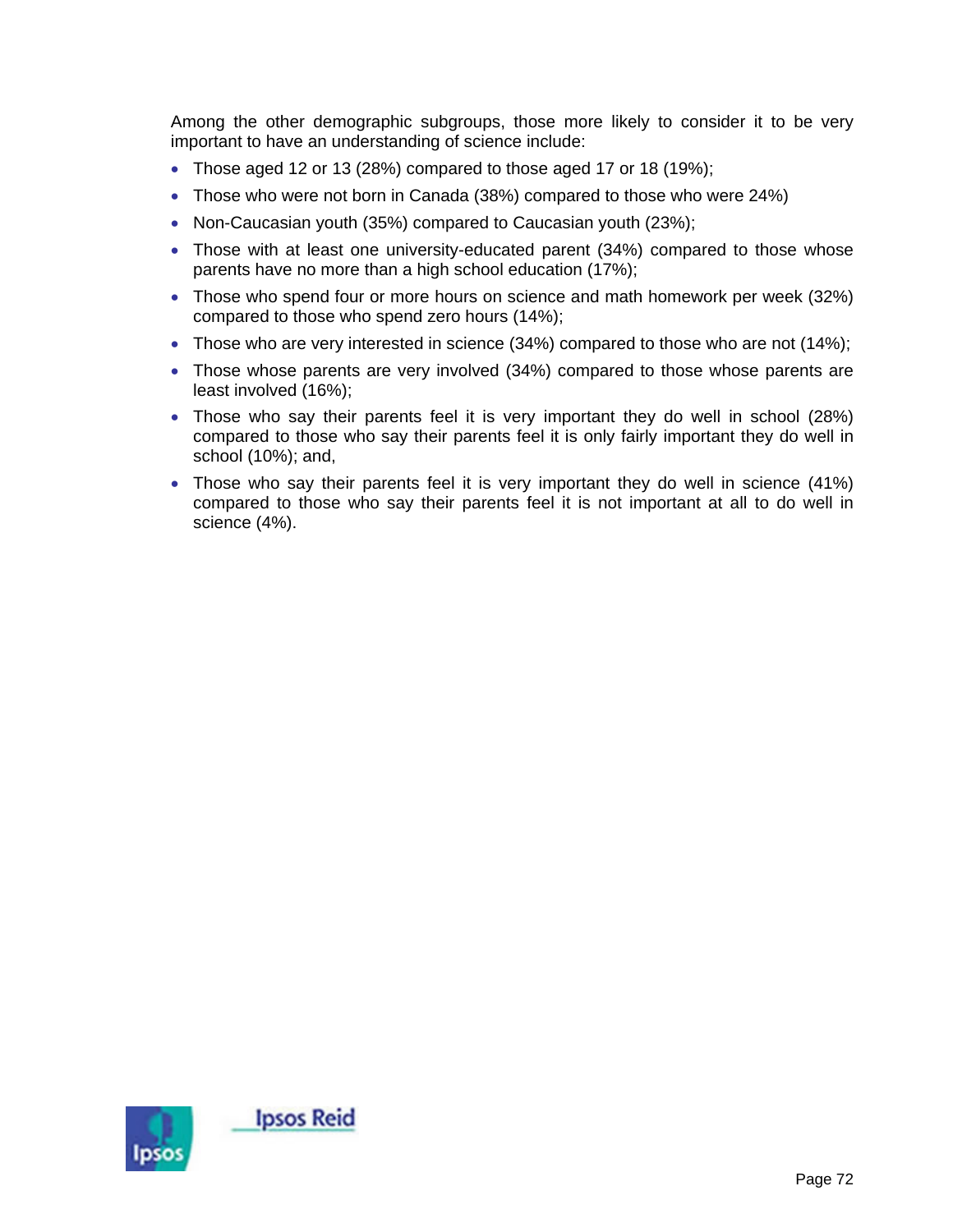Among the other demographic subgroups, those more likely to consider it to be very important to have an understanding of science include:

- Those aged 12 or 13 (28%) compared to those aged 17 or 18 (19%);
- Those who were not born in Canada (38%) compared to those who were 24%)
- Non-Caucasian youth (35%) compared to Caucasian youth (23%);
- Those with at least one university-educated parent (34%) compared to those whose parents have no more than a high school education (17%);
- Those who spend four or more hours on science and math homework per week (32%) compared to those who spend zero hours (14%);
- Those who are very interested in science (34%) compared to those who are not (14%);
- Those whose parents are very involved (34%) compared to those whose parents are least involved (16%);
- Those who say their parents feel it is very important they do well in school (28%) compared to those who say their parents feel it is only fairly important they do well in school (10%); and,
- Those who say their parents feel it is very important they do well in science (41%) compared to those who say their parents feel it is not important at all to do well in science (4%).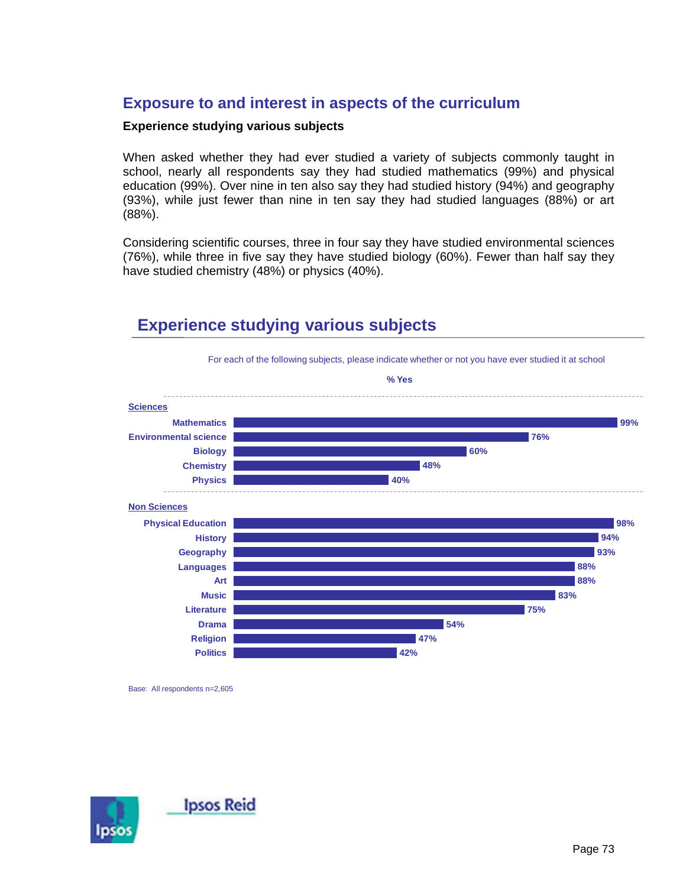## Exposure to and interest in aspects of the curriculum

### Experience studying various subjects

When asked whether they had ever studied a variety of subjects commonly taught in school, nearly all respondents say they had studied mathematics (99%) and physical education (99%). Over nine in ten also say they had studied history (94%) and geography (93%), while just fewer than nine in ten say they had studied languages (88%) or art (88%).

Considering scientific courses, three in four say they have studied environmental sciences (76%), while three in five say they have studied biology (60%). Fewer than half say they have studied chemistry (48%) or physics (40%).

## Experience studying various subjects

For each of the following subjects, please indicate whether or not you have ever studied it at school

| | % Yes |
|---|---|
| **Sciences** | |
| Mathematics | 99% |
| Environmental science | 76% |
| Biology | 60% |
| Chemistry | 48% |
| Physics | 40% |
| **Non Sciences** | |
| Physical Education | 98% |
| History | 94% |
| Geography | 93% |
| Languages | 88% |
| Art | 88% |
| Music | 83% |
| Literature | 75% |
| Drama | 54% |
| Religion | 47% |
| Politics | 42% |

Base: All respondents n=2,605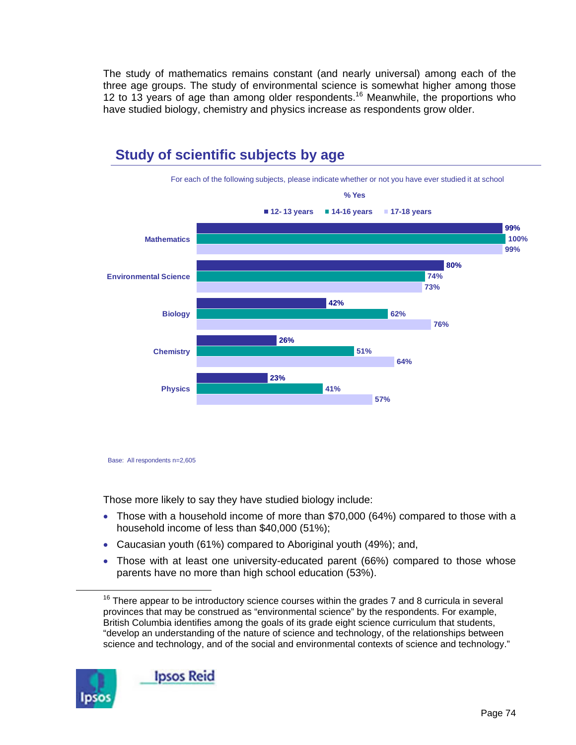The study of mathematics remains constant (and nearly universal) among each of the three age groups. The study of environmental science is somewhat higher among those 12 to 13 years of age than among older respondents.[16] Meanwhile, the proportions who have studied biology, chemistry and physics increase as respondents grow older.

## Study of scientific subjects by age

For each of the following subjects, please indicate whether or not you have ever studied it at school

% Yes

| Subject | 12- 13 years | 14-16 years | 17-18 years |
|---|---|---|---|
| Mathematics | 99% | 100% | 99% |
| Environmental Science | 80% | 74% | 73% |
| Biology | 42% | 62% | 76% |
| Chemistry | 26% | 51% | 64% |
| Physics | 23% | 41% | 57% |

Base: All respondents n=2,605

Those more likely to say they have studied biology include:

- Those with a household income of more than $70,000 (64%) compared to those with a household income of less than $40,000 (51%);
- Caucasian youth (61%) compared to Aboriginal youth (49%); and,
- Those with at least one university-educated parent (66%) compared to those whose parents have no more than high school education (53%).

[16] There appear to be introductory science courses within the grades 7 and 8 curricula in several provinces that may be construed as "environmental science" by the respondents. For example, British Columbia identifies among the goals of its grade eight science curriculum that students, "develop an understanding of the nature of science and technology, of the relationships between science and technology, and of the social and environmental contexts of science and technology."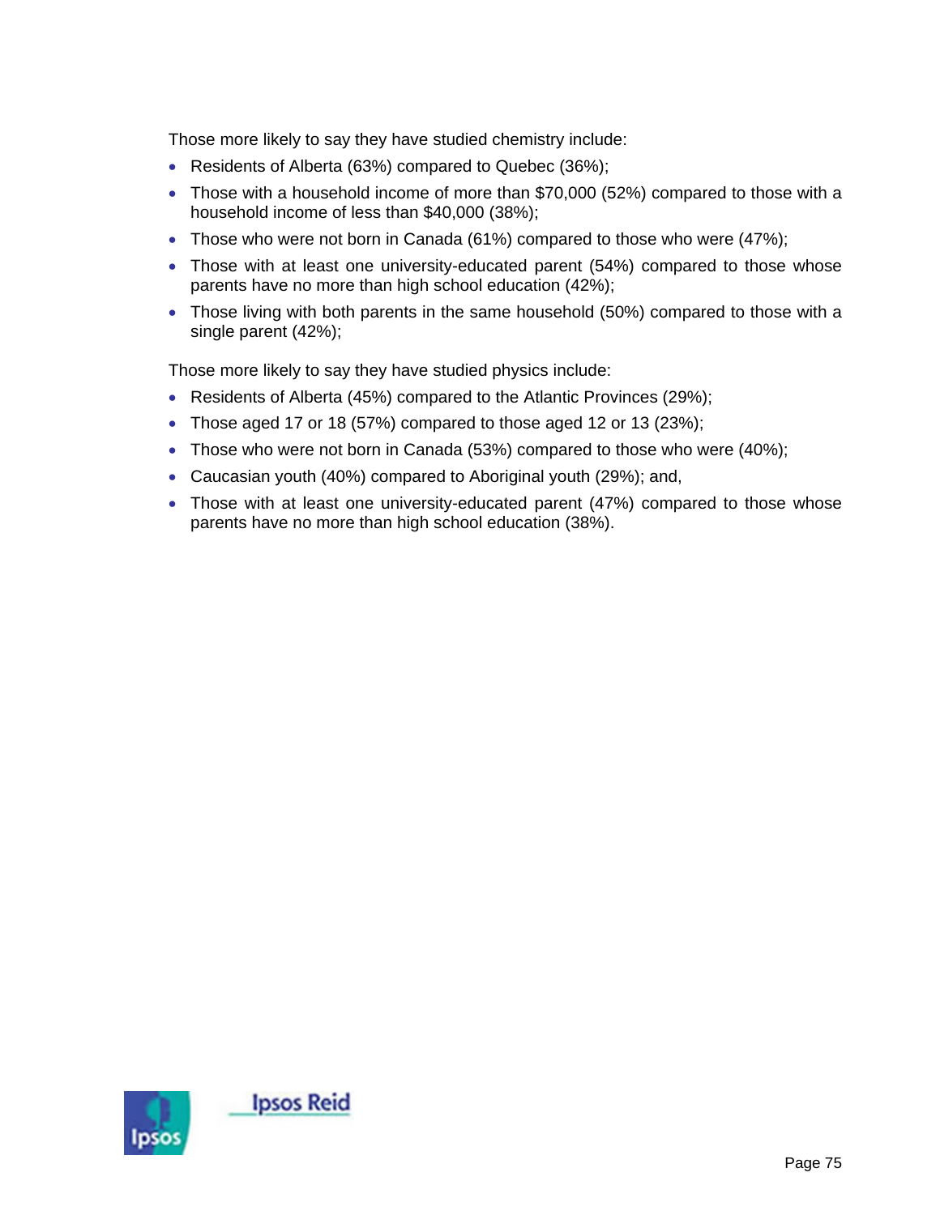Those more likely to say they have studied chemistry include:

- Residents of Alberta (63%) compared to Quebec (36%);
- Those with a household income of more than $70,000 (52%) compared to those with a household income of less than $40,000 (38%);
- Those who were not born in Canada (61%) compared to those who were (47%);
- Those with at least one university-educated parent (54%) compared to those whose parents have no more than high school education (42%);
- Those living with both parents in the same household (50%) compared to those with a single parent (42%);

Those more likely to say they have studied physics include:

- Residents of Alberta (45%) compared to the Atlantic Provinces (29%);
- Those aged 17 or 18 (57%) compared to those aged 12 or 13 (23%);
- Those who were not born in Canada (53%) compared to those who were (40%);
- Caucasian youth (40%) compared to Aboriginal youth (29%); and,
- Those with at least one university-educated parent (47%) compared to those whose parents have no more than high school education (38%).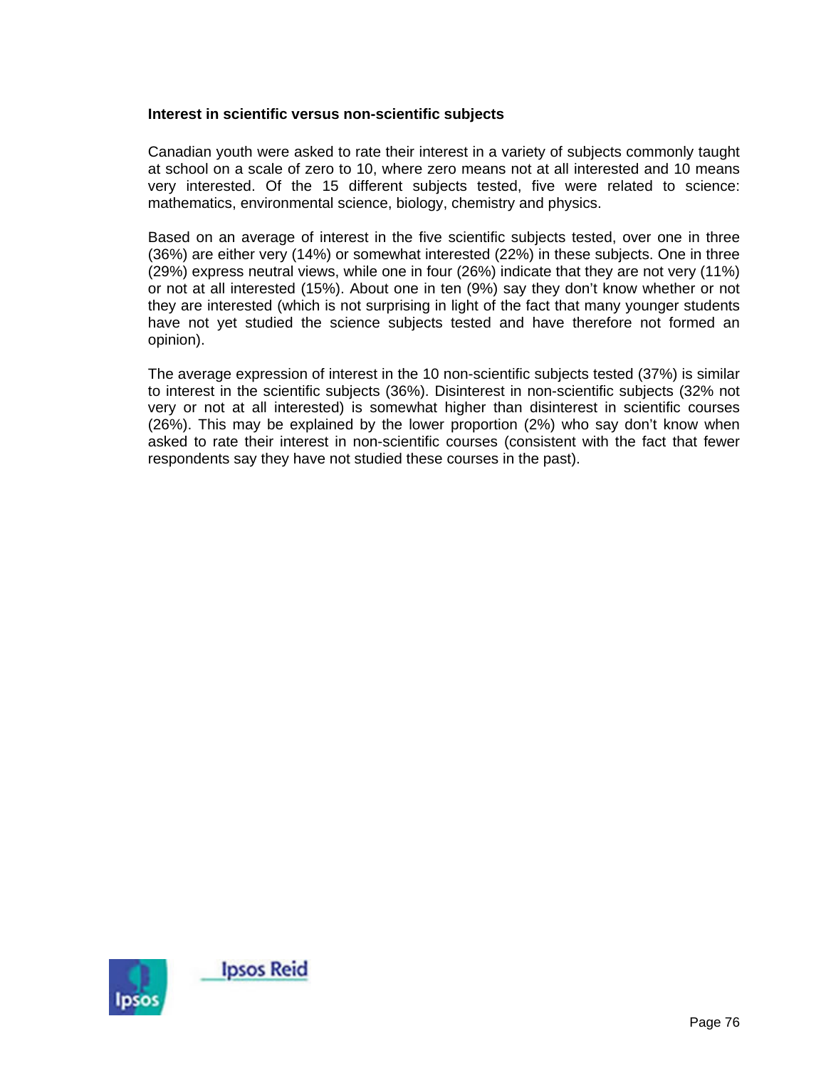### Interest in scientific versus non-scientific subjects

Canadian youth were asked to rate their interest in a variety of subjects commonly taught at school on a scale of zero to 10, where zero means not at all interested and 10 means very interested. Of the 15 different subjects tested, five were related to science: mathematics, environmental science, biology, chemistry and physics.

Based on an average of interest in the five scientific subjects tested, over one in three (36%) are either very (14%) or somewhat interested (22%) in these subjects. One in three (29%) express neutral views, while one in four (26%) indicate that they are not very (11%) or not at all interested (15%). About one in ten (9%) say they don't know whether or not they are interested (which is not surprising in light of the fact that many younger students have not yet studied the science subjects tested and have therefore not formed an opinion).

The average expression of interest in the 10 non-scientific subjects tested (37%) is similar to interest in the scientific subjects (36%). Disinterest in non-scientific subjects (32% not very or not at all interested) is somewhat higher than disinterest in scientific courses (26%). This may be explained by the lower proportion (2%) who say don't know when asked to rate their interest in non-scientific courses (consistent with the fact that fewer respondents say they have not studied these courses in the past).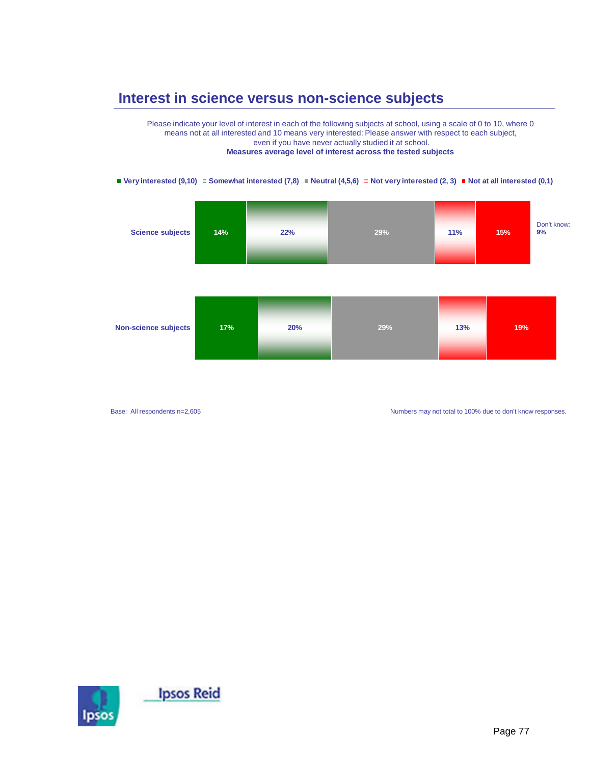## Interest in science versus non-science subjects

Please indicate your level of interest in each of the following subjects at school, using a scale of 0 to 10, where 0 means not at all interested and 10 means very interested: Please answer with respect to each subject, even if you have never actually studied it at school.
**Measures average level of interest across the tested subjects**

| | Very interested (9,10) | Somewhat interested (7,8) | Neutral (4,5,6) | Not very interested (2, 3) | Not at all interested (0,1) | Don't know |
|---|---|---|---|---|---|---|
| Science subjects | 14% | 22% | 29% | 11% | 15% | 9% |
| Non-science subjects | 17% | 20% | 29% | 13% | 19% | |

Base: All respondents n=2,605

Numbers may not total to 100% due to don't know responses.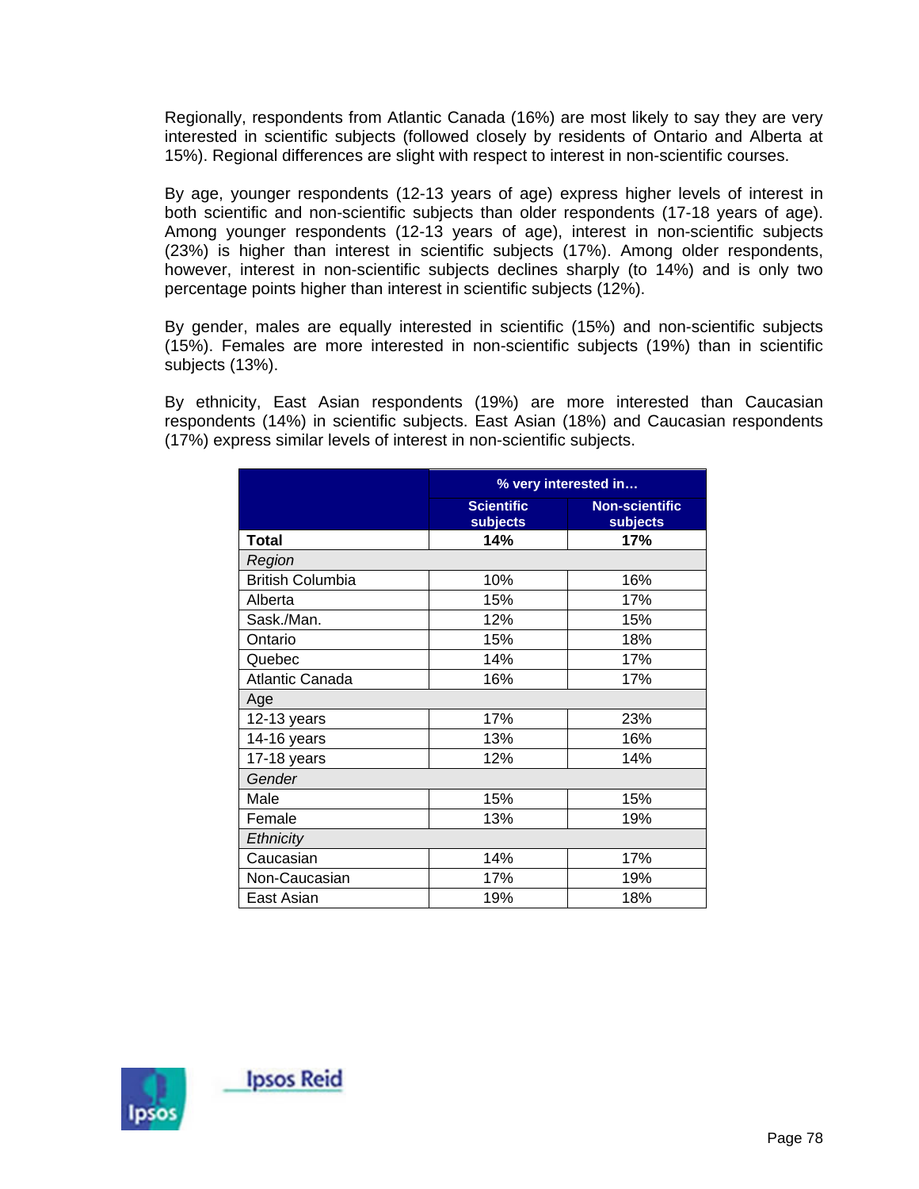Regionally, respondents from Atlantic Canada (16%) are most likely to say they are very interested in scientific subjects (followed closely by residents of Ontario and Alberta at 15%). Regional differences are slight with respect to interest in non-scientific courses.

By age, younger respondents (12-13 years of age) express higher levels of interest in both scientific and non-scientific subjects than older respondents (17-18 years of age). Among younger respondents (12-13 years of age), interest in non-scientific subjects (23%) is higher than interest in scientific subjects (17%). Among older respondents, however, interest in non-scientific subjects declines sharply (to 14%) and is only two percentage points higher than interest in scientific subjects (12%).

By gender, males are equally interested in scientific (15%) and non-scientific subjects (15%). Females are more interested in non-scientific subjects (19%) than in scientific subjects (13%).

By ethnicity, East Asian respondents (19%) are more interested than Caucasian respondents (14%) in scientific subjects. East Asian (18%) and Caucasian respondents (17%) express similar levels of interest in non-scientific subjects.

| | % very interested in… | |
|---|---|---|
| | **Scientific subjects** | **Non-scientific subjects** |
| **Total** | **14%** | **17%** |
| *Region* | | |
| British Columbia | 10% | 16% |
| Alberta | 15% | 17% |
| Sask./Man. | 12% | 15% |
| Ontario | 15% | 18% |
| Quebec | 14% | 17% |
| Atlantic Canada | 16% | 17% |
| Age | | |
| 12-13 years | 17% | 23% |
| 14-16 years | 13% | 16% |
| 17-18 years | 12% | 14% |
| *Gender* | | |
| Male | 15% | 15% |
| Female | 13% | 19% |
| *Ethnicity* | | |
| Caucasian | 14% | 17% |
| Non-Caucasian | 17% | 19% |
| East Asian | 19% | 18% |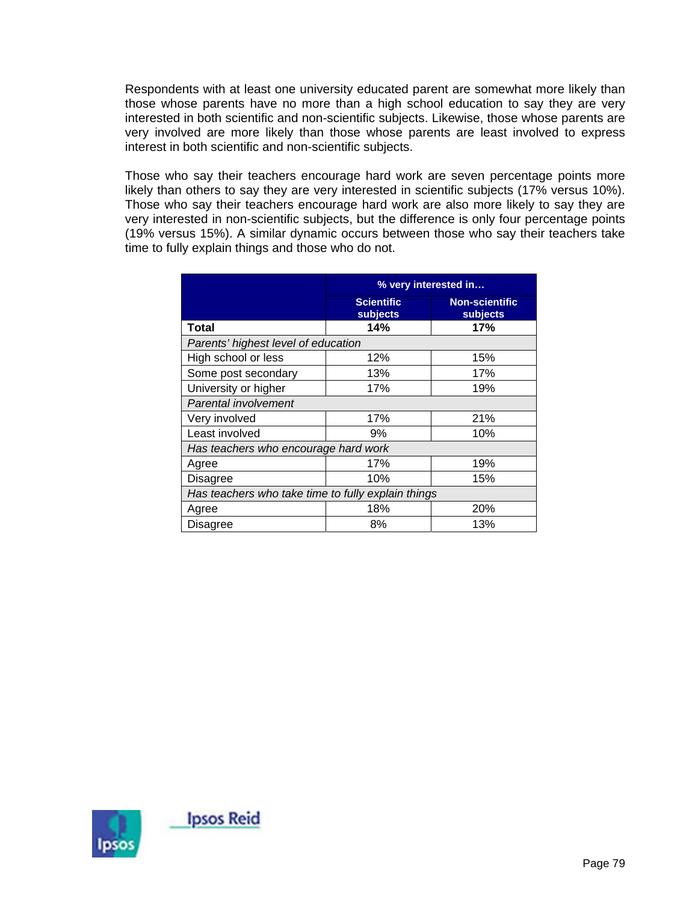Respondents with at least one university educated parent are somewhat more likely than those whose parents have no more than a high school education to say they are very interested in both scientific and non-scientific subjects. Likewise, those whose parents are very involved are more likely than those whose parents are least involved to express interest in both scientific and non-scientific subjects.

Those who say their teachers encourage hard work are seven percentage points more likely than others to say they are very interested in scientific subjects (17% versus 10%). Those who say their teachers encourage hard work are also more likely to say they are very interested in non-scientific subjects, but the difference is only four percentage points (19% versus 15%). A similar dynamic occurs between those who say their teachers take time to fully explain things and those who do not.

| | % very interested in… | |
|---|---|---|
| | Scientific subjects | Non-scientific subjects |
| **Total** | **14%** | **17%** |
| *Parents' highest level of education* | | |
| High school or less | 12% | 15% |
| Some post secondary | 13% | 17% |
| University or higher | 17% | 19% |
| *Parental involvement* | | |
| Very involved | 17% | 21% |
| Least involved | 9% | 10% |
| *Has teachers who encourage hard work* | | |
| Agree | 17% | 19% |
| Disagree | 10% | 15% |
| *Has teachers who take time to fully explain things* | | |
| Agree | 18% | 20% |
| Disagree | 8% | 13% |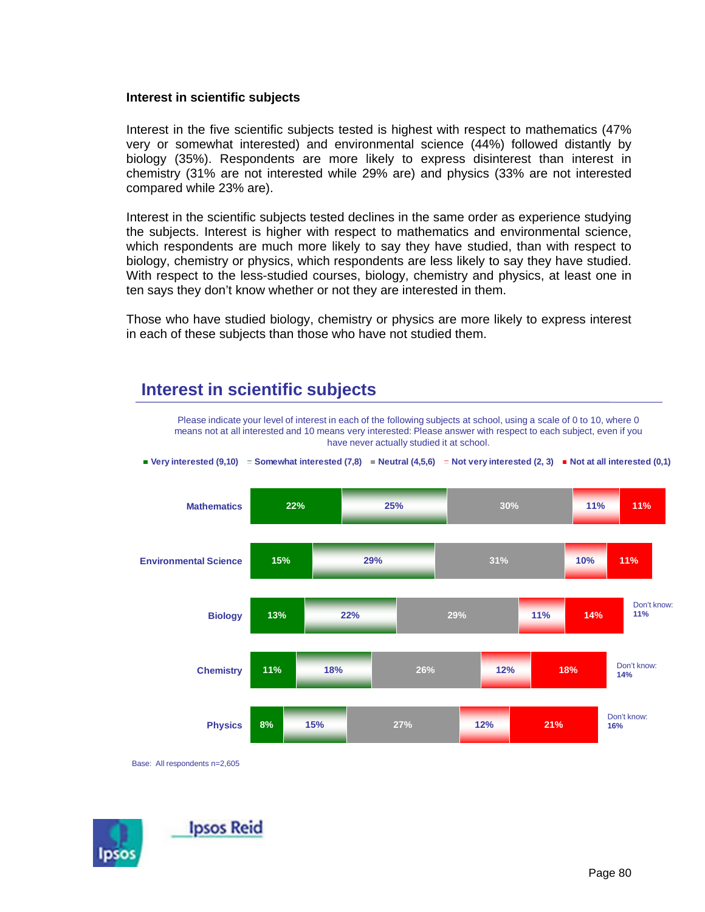### Interest in scientific subjects

Interest in the five scientific subjects tested is highest with respect to mathematics (47% very or somewhat interested) and environmental science (44%) followed distantly by biology (35%). Respondents are more likely to express disinterest than interest in chemistry (31% are not interested while 29% are) and physics (33% are not interested compared while 23% are).

Interest in the scientific subjects tested declines in the same order as experience studying the subjects. Interest is higher with respect to mathematics and environmental science, which respondents are much more likely to say they have studied, than with respect to biology, chemistry or physics, which respondents are less likely to say they have studied. With respect to the less-studied courses, biology, chemistry and physics, at least one in ten says they don't know whether or not they are interested in them.

Those who have studied biology, chemistry or physics are more likely to express interest in each of these subjects than those who have not studied them.

## Interest in scientific subjects

Please indicate your level of interest in each of the following subjects at school, using a scale of 0 to 10, where 0 means not at all interested and 10 means very interested: Please answer with respect to each subject, even if you have never actually studied it at school.

| | Very interested (9,10) | Somewhat interested (7,8) | Neutral (4,5,6) | Not very interested (2, 3) | Not at all interested (0,1) | Don't know |
|---|---|---|---|---|---|---|
| Mathematics | 22% | 25% | 30% | 11% | 11% | |
| Environmental Science | 15% | 29% | 31% | 10% | 11% | |
| Biology | 13% | 22% | 29% | 11% | 14% | 11% |
| Chemistry | 11% | 18% | 26% | 12% | 18% | 14% |
| Physics | 8% | 15% | 27% | 12% | 21% | 16% |

Base: All respondents n=2,605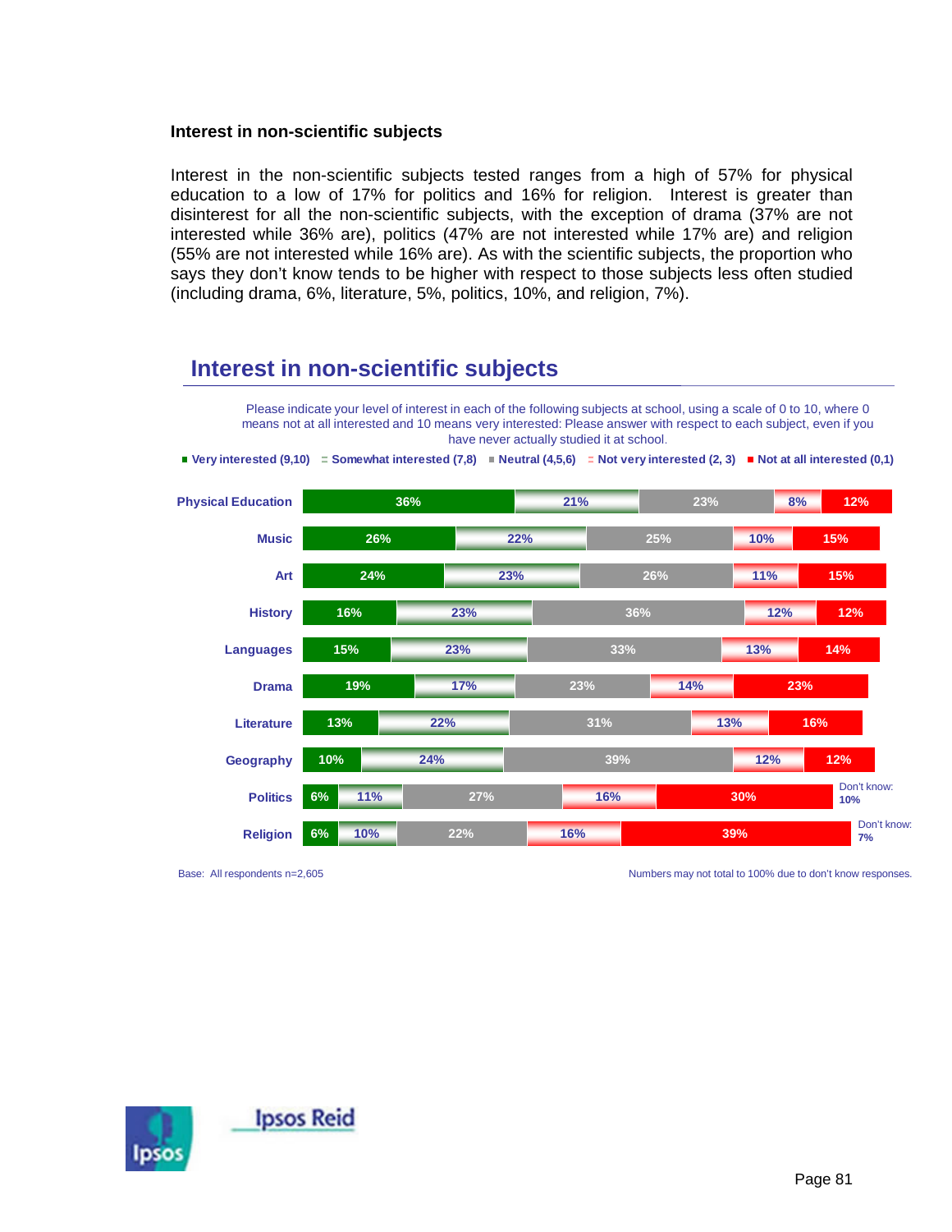### Interest in non-scientific subjects

Interest in the non-scientific subjects tested ranges from a high of 57% for physical education to a low of 17% for politics and 16% for religion. Interest is greater than disinterest for all the non-scientific subjects, with the exception of drama (37% are not interested while 36% are), politics (47% are not interested while 17% are) and religion (55% are not interested while 16% are). As with the scientific subjects, the proportion who says they don't know tends to be higher with respect to those subjects less often studied (including drama, 6%, literature, 5%, politics, 10%, and religion, 7%).

## Interest in non-scientific subjects

Please indicate your level of interest in each of the following subjects at school, using a scale of 0 to 10, where 0 means not at all interested and 10 means very interested: Please answer with respect to each subject, even if you have never actually studied it at school.

| Subject | Very interested (9,10) | Somewhat interested (7,8) | Neutral (4,5,6) | Not very interested (2, 3) | Not at all interested (0,1) | Don't know |
|---|---|---|---|---|---|---|
| Physical Education | 36% | 21% | 23% | 8% | 12% | |
| Music | 26% | 22% | 25% | 10% | 15% | |
| Art | 24% | 23% | 26% | 11% | 15% | |
| History | 16% | 23% | 36% | 12% | 12% | |
| Languages | 15% | 23% | 33% | 13% | 14% | |
| Drama | 19% | 17% | 23% | 14% | 23% | |
| Literature | 13% | 22% | 31% | 13% | 16% | |
| Geography | 10% | 24% | 39% | 12% | 12% | |
| Politics | 6% | 11% | 27% | 16% | 30% | 10% |
| Religion | 6% | 10% | 22% | 16% | 39% | 7% |

Base: All respondents n=2,605

Numbers may not total to 100% due to don't know responses.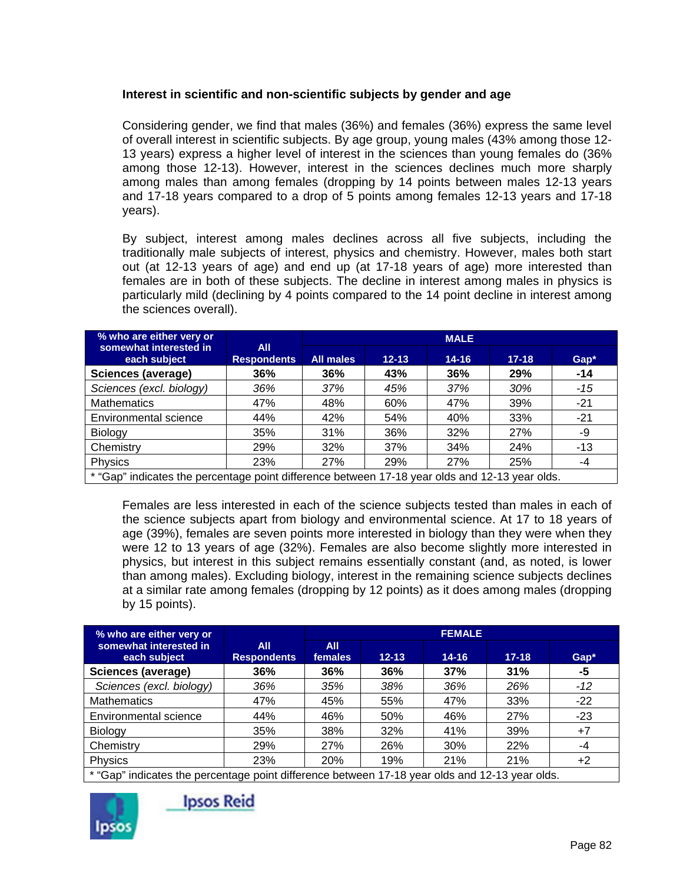### Interest in scientific and non-scientific subjects by gender and age

Considering gender, we find that males (36%) and females (36%) express the same level of overall interest in scientific subjects. By age group, young males (43% among those 12-13 years) express a higher level of interest in the sciences than young females do (36% among those 12-13). However, interest in the sciences declines much more sharply among males than among females (dropping by 14 points between males 12-13 years and 17-18 years compared to a drop of 5 points among females 12-13 years and 17-18 years).

By subject, interest among males declines across all five subjects, including the traditionally male subjects of interest, physics and chemistry. However, males both start out (at 12-13 years of age) and end up (at 17-18 years of age) more interested than females are in both of these subjects. The decline in interest among males in physics is particularly mild (declining by 4 points compared to the 14 point decline in interest among the sciences overall).

| % who are either very or somewhat interested in each subject | All Respondents | MALE | | | | |
|---|---|---|---|---|---|---|
| | | All males | 12-13 | 14-16 | 17-18 | Gap* |
| **Sciences (average)** | **36%** | **36%** | **43%** | **36%** | **29%** | **-14** |
| *Sciences (excl. biology)* | *36%* | *37%* | *45%* | *37%* | *30%* | *-15* |
| Mathematics | 47% | 48% | 60% | 47% | 39% | -21 |
| Environmental science | 44% | 42% | 54% | 40% | 33% | -21 |
| Biology | 35% | 31% | 36% | 32% | 27% | -9 |
| Chemistry | 29% | 32% | 37% | 34% | 24% | -13 |
| Physics | 23% | 27% | 29% | 27% | 25% | -4 |

* "Gap" indicates the percentage point difference between 17-18 year olds and 12-13 year olds.

Females are less interested in each of the science subjects tested than males in each of the science subjects apart from biology and environmental science. At 17 to 18 years of age (39%), females are seven points more interested in biology than they were when they were 12 to 13 years of age (32%). Females are also become slightly more interested in physics, but interest in this subject remains essentially constant (and, as noted, is lower than among males). Excluding biology, interest in the remaining science subjects declines at a similar rate among females (dropping by 12 points) as it does among males (dropping by 15 points).

| % who are either very or somewhat interested in each subject | All Respondents | FEMALE | | | | |
|---|---|---|---|---|---|---|
| | | All females | 12-13 | 14-16 | 17-18 | Gap* |
| **Sciences (average)** | **36%** | **36%** | **36%** | **37%** | **31%** | **-5** |
| *Sciences (excl. biology)* | *36%* | *35%* | *38%* | *36%* | *26%* | *-12* |
| Mathematics | 47% | 45% | 55% | 47% | 33% | -22 |
| Environmental science | 44% | 46% | 50% | 46% | 27% | -23 |
| Biology | 35% | 38% | 32% | 41% | 39% | +7 |
| Chemistry | 29% | 27% | 26% | 30% | 22% | -4 |
| Physics | 23% | 20% | 19% | 21% | 21% | +2 |

* "Gap" indicates the percentage point difference between 17-18 year olds and 12-13 year olds.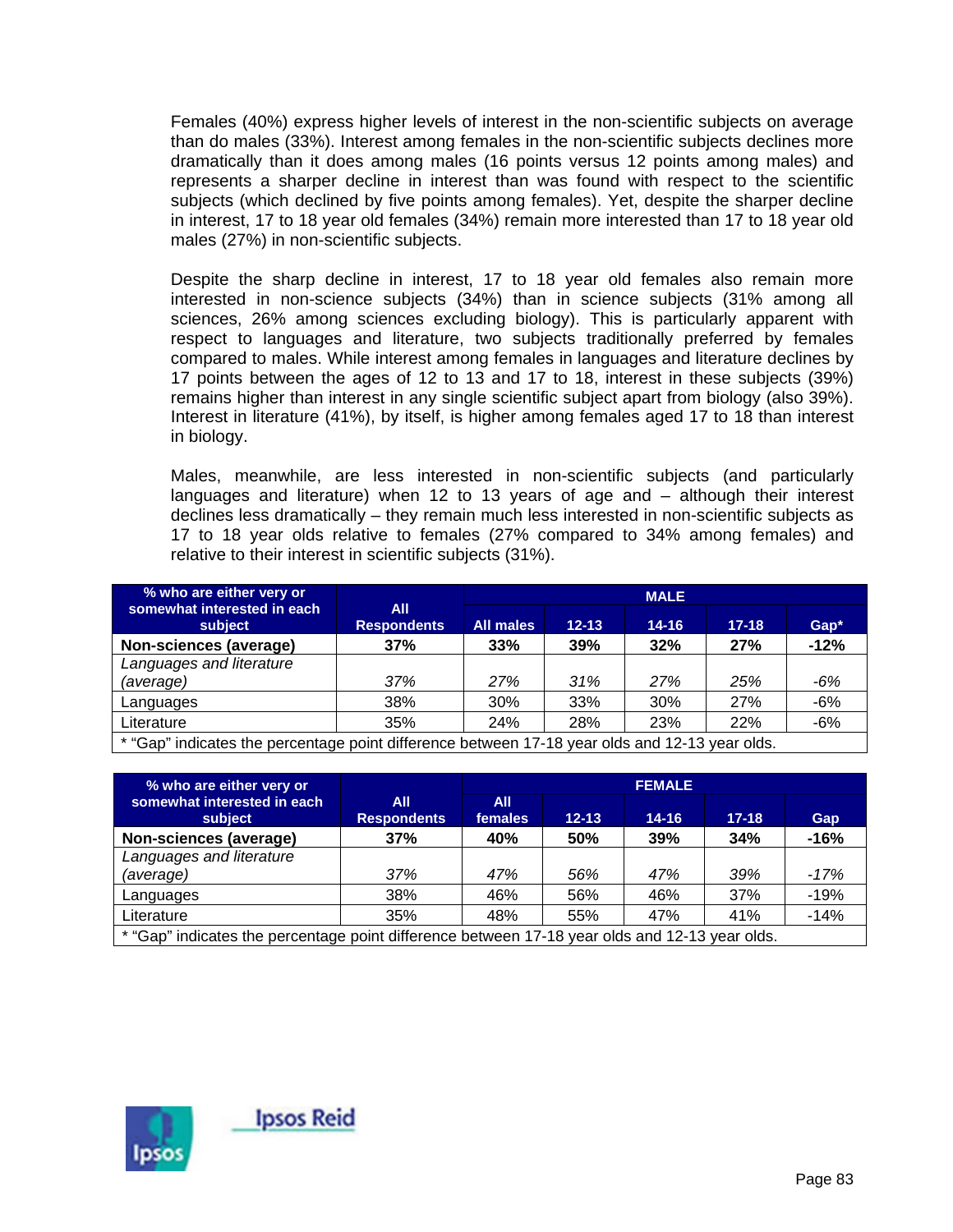Females (40%) express higher levels of interest in the non-scientific subjects on average than do males (33%). Interest among females in the non-scientific subjects declines more dramatically than it does among males (16 points versus 12 points among males) and represents a sharper decline in interest than was found with respect to the scientific subjects (which declined by five points among females). Yet, despite the sharper decline in interest, 17 to 18 year old females (34%) remain more interested than 17 to 18 year old males (27%) in non-scientific subjects.

Despite the sharp decline in interest, 17 to 18 year old females also remain more interested in non-science subjects (34%) than in science subjects (31% among all sciences, 26% among sciences excluding biology). This is particularly apparent with respect to languages and literature, two subjects traditionally preferred by females compared to males. While interest among females in languages and literature declines by 17 points between the ages of 12 to 13 and 17 to 18, interest in these subjects (39%) remains higher than interest in any single scientific subject apart from biology (also 39%). Interest in literature (41%), by itself, is higher among females aged 17 to 18 than interest in biology.

Males, meanwhile, are less interested in non-scientific subjects (and particularly languages and literature) when 12 to 13 years of age and – although their interest declines less dramatically – they remain much less interested in non-scientific subjects as 17 to 18 year olds relative to females (27% compared to 34% among females) and relative to their interest in scientific subjects (31%).

| % who are either very or somewhat interested in each subject | All Respondents | MALE | | | | |
|---|---|---|---|---|---|---|
| | | All males | 12-13 | 14-16 | 17-18 | Gap* |
| **Non-sciences (average)** | **37%** | **33%** | **39%** | **32%** | **27%** | **-12%** |
| *Languages and literature (average)* | *37%* | *27%* | *31%* | *27%* | *25%* | *-6%* |
| Languages | 38% | 30% | 33% | 30% | 27% | -6% |
| Literature | 35% | 24% | 28% | 23% | 22% | -6% |

* "Gap" indicates the percentage point difference between 17-18 year olds and 12-13 year olds.

| % who are either very or somewhat interested in each subject | All Respondents | FEMALE | | | | |
|---|---|---|---|---|---|---|
| | | All females | 12-13 | 14-16 | 17-18 | Gap |
| **Non-sciences (average)** | **37%** | **40%** | **50%** | **39%** | **34%** | **-16%** |
| *Languages and literature (average)* | *37%* | *47%* | *56%* | *47%* | *39%* | *-17%* |
| Languages | 38% | 46% | 56% | 46% | 37% | -19% |
| Literature | 35% | 48% | 55% | 47% | 41% | -14% |

* "Gap" indicates the percentage point difference between 17-18 year olds and 12-13 year olds.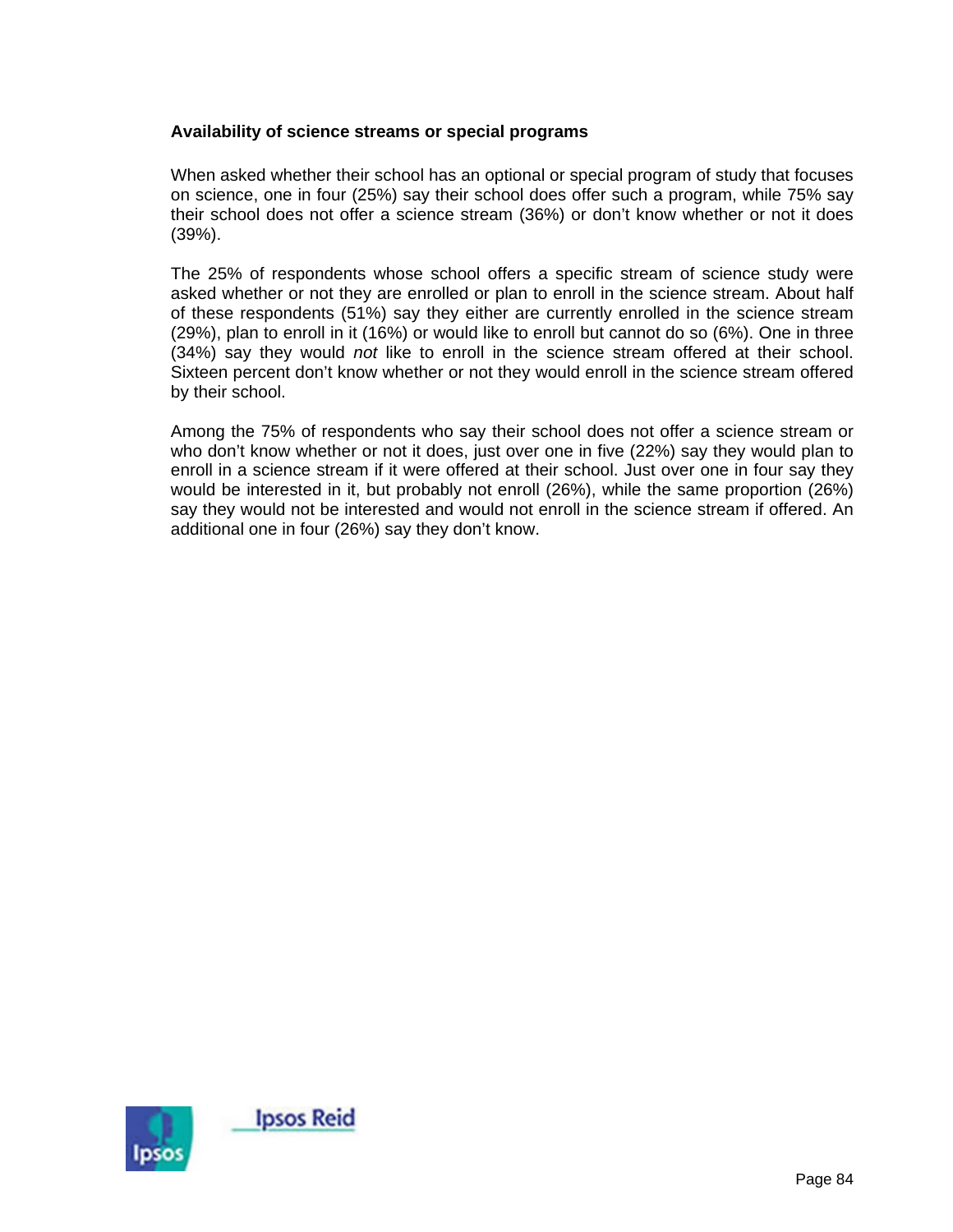**Availability of science streams or special programs**

When asked whether their school has an optional or special program of study that focuses on science, one in four (25%) say their school does offer such a program, while 75% say their school does not offer a science stream (36%) or don't know whether or not it does (39%).

The 25% of respondents whose school offers a specific stream of science study were asked whether or not they are enrolled or plan to enroll in the science stream. About half of these respondents (51%) say they either are currently enrolled in the science stream (29%), plan to enroll in it (16%) or would like to enroll but cannot do so (6%). One in three (34%) say they would *not* like to enroll in the science stream offered at their school. Sixteen percent don't know whether or not they would enroll in the science stream offered by their school.

Among the 75% of respondents who say their school does not offer a science stream or who don't know whether or not it does, just over one in five (22%) say they would plan to enroll in a science stream if it were offered at their school. Just over one in four say they would be interested in it, but probably not enroll (26%), while the same proportion (26%) say they would not be interested and would not enroll in the science stream if offered. An additional one in four (26%) say they don't know.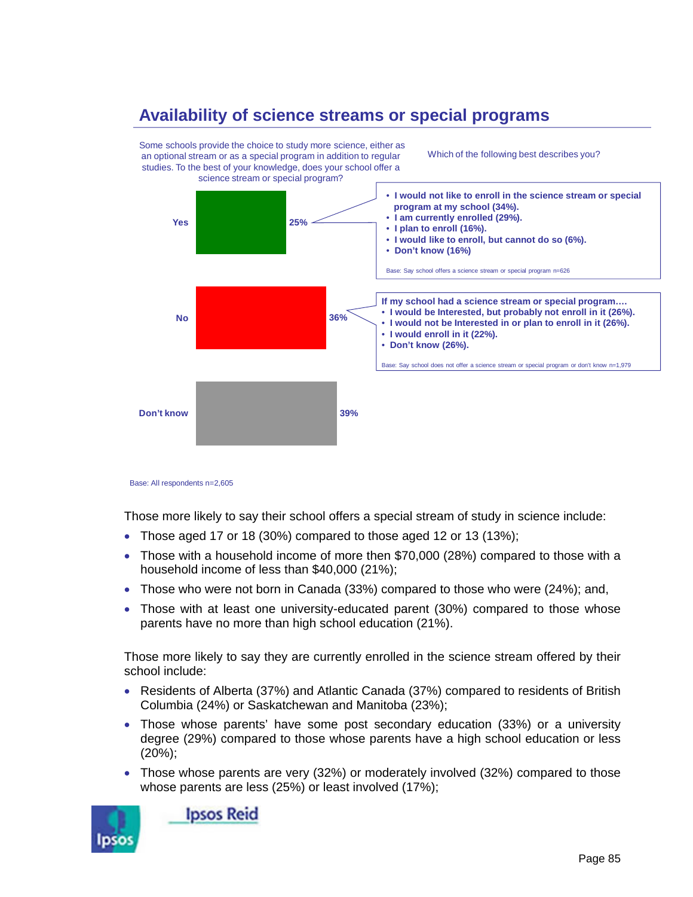## Availability of science streams or special programs

Some schools provide the choice to study more science, either as an optional stream or as a special program in addition to regular studies. To the best of your knowledge, does your school offer a science stream or special program?

| Response | % |
|---|---|
| Yes | 25% |
| No | 36% |
| Don't know | 39% |

Which of the following best describes you?

- **I would not like to enroll in the science stream or special program at my school (34%).**
- **I am currently enrolled (29%).**
- **I plan to enroll (16%).**
- **I would like to enroll, but cannot do so (6%).**
- **Don't know (16%)**

Base: Say school offers a science stream or special program n=626

**If my school had a science stream or special program….**

- **I would be Interested, but probably not enroll in it (26%).**
- **I would not be Interested in or plan to enroll in it (26%).**
- **I would enroll in it (22%).**
- **Don't know (26%).**

Base: Say school does not offer a science stream or special program or don't know n=1,979

Base: All respondents n=2,605

Those more likely to say their school offers a special stream of study in science include:

- Those aged 17 or 18 (30%) compared to those aged 12 or 13 (13%);
- Those with a household income of more then $70,000 (28%) compared to those with a household income of less than $40,000 (21%);
- Those who were not born in Canada (33%) compared to those who were (24%); and,
- Those with at least one university-educated parent (30%) compared to those whose parents have no more than high school education (21%).

Those more likely to say they are currently enrolled in the science stream offered by their school include:

- Residents of Alberta (37%) and Atlantic Canada (37%) compared to residents of British Columbia (24%) or Saskatchewan and Manitoba (23%);
- Those whose parents' have some post secondary education (33%) or a university degree (29%) compared to those whose parents have a high school education or less (20%);
- Those whose parents are very (32%) or moderately involved (32%) compared to those whose parents are less (25%) or least involved (17%);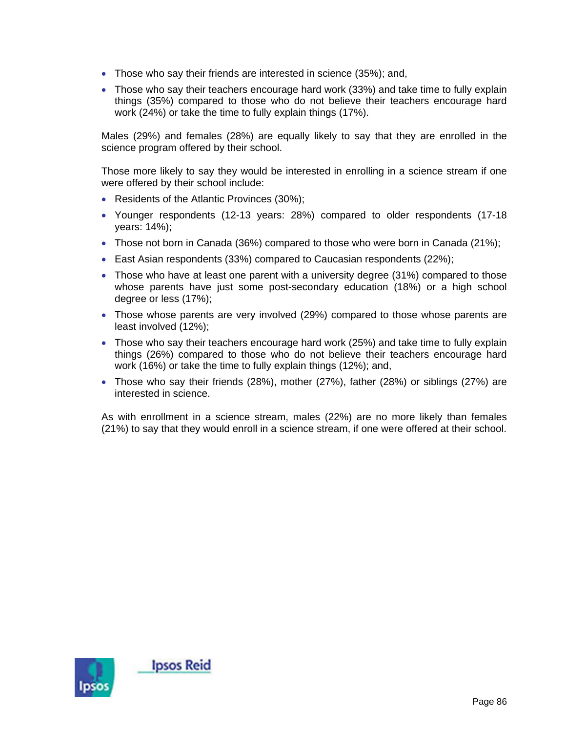- Those who say their friends are interested in science (35%); and,
- Those who say their teachers encourage hard work (33%) and take time to fully explain things (35%) compared to those who do not believe their teachers encourage hard work (24%) or take the time to fully explain things (17%).

Males (29%) and females (28%) are equally likely to say that they are enrolled in the science program offered by their school.

Those more likely to say they would be interested in enrolling in a science stream if one were offered by their school include:

- Residents of the Atlantic Provinces (30%);
- Younger respondents (12-13 years: 28%) compared to older respondents (17-18 years: 14%);
- Those not born in Canada (36%) compared to those who were born in Canada (21%);
- East Asian respondents (33%) compared to Caucasian respondents (22%);
- Those who have at least one parent with a university degree (31%) compared to those whose parents have just some post-secondary education (18%) or a high school degree or less (17%);
- Those whose parents are very involved (29%) compared to those whose parents are least involved (12%);
- Those who say their teachers encourage hard work (25%) and take time to fully explain things (26%) compared to those who do not believe their teachers encourage hard work (16%) or take the time to fully explain things (12%); and,
- Those who say their friends (28%), mother (27%), father (28%) or siblings (27%) are interested in science.

As with enrollment in a science stream, males (22%) are no more likely than females (21%) to say that they would enroll in a science stream, if one were offered at their school.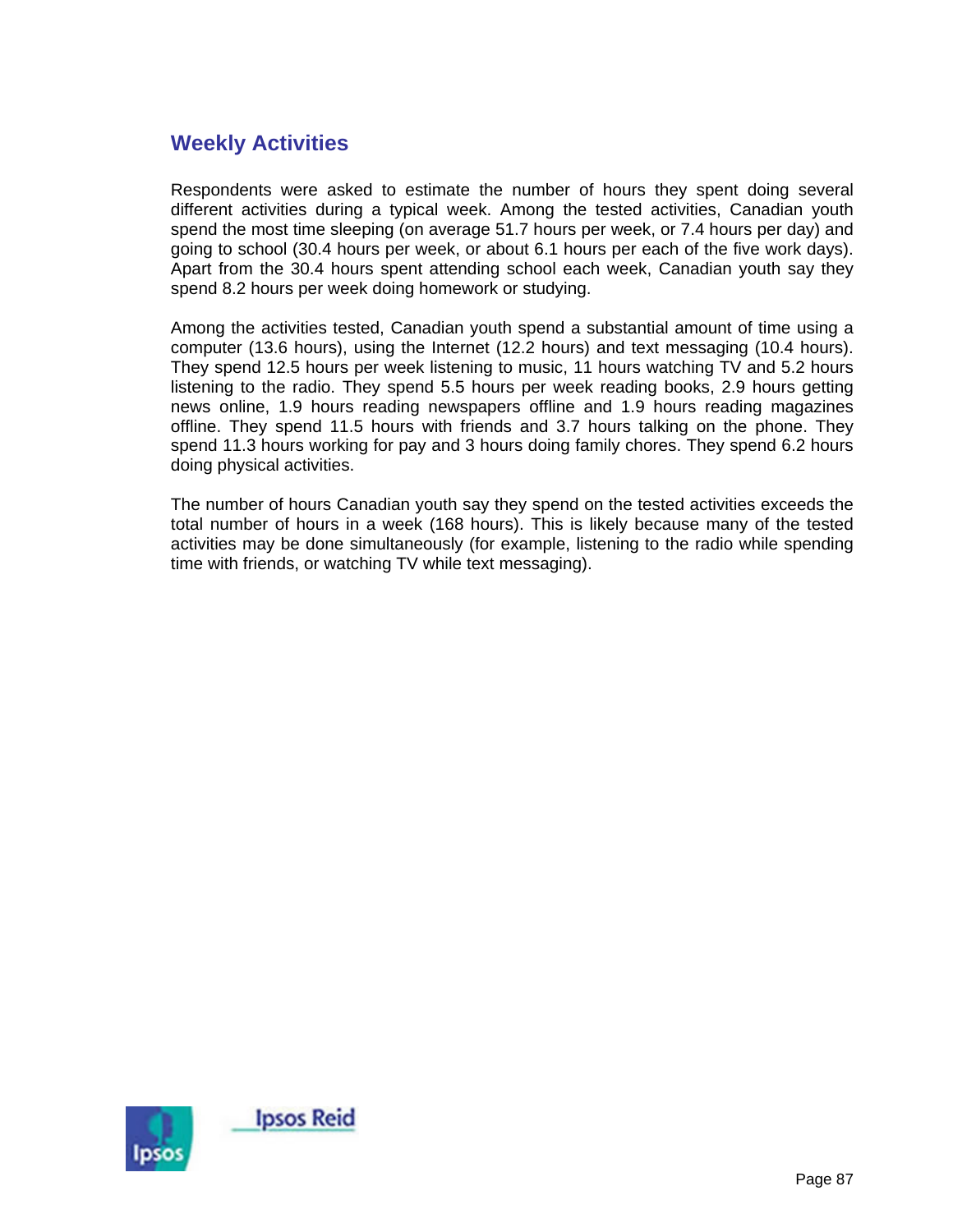## Weekly Activities

Respondents were asked to estimate the number of hours they spent doing several different activities during a typical week. Among the tested activities, Canadian youth spend the most time sleeping (on average 51.7 hours per week, or 7.4 hours per day) and going to school (30.4 hours per week, or about 6.1 hours per each of the five work days). Apart from the 30.4 hours spent attending school each week, Canadian youth say they spend 8.2 hours per week doing homework or studying.

Among the activities tested, Canadian youth spend a substantial amount of time using a computer (13.6 hours), using the Internet (12.2 hours) and text messaging (10.4 hours). They spend 12.5 hours per week listening to music, 11 hours watching TV and 5.2 hours listening to the radio. They spend 5.5 hours per week reading books, 2.9 hours getting news online, 1.9 hours reading newspapers offline and 1.9 hours reading magazines offline. They spend 11.5 hours with friends and 3.7 hours talking on the phone. They spend 11.3 hours working for pay and 3 hours doing family chores. They spend 6.2 hours doing physical activities.

The number of hours Canadian youth say they spend on the tested activities exceeds the total number of hours in a week (168 hours). This is likely because many of the tested activities may be done simultaneously (for example, listening to the radio while spending time with friends, or watching TV while text messaging).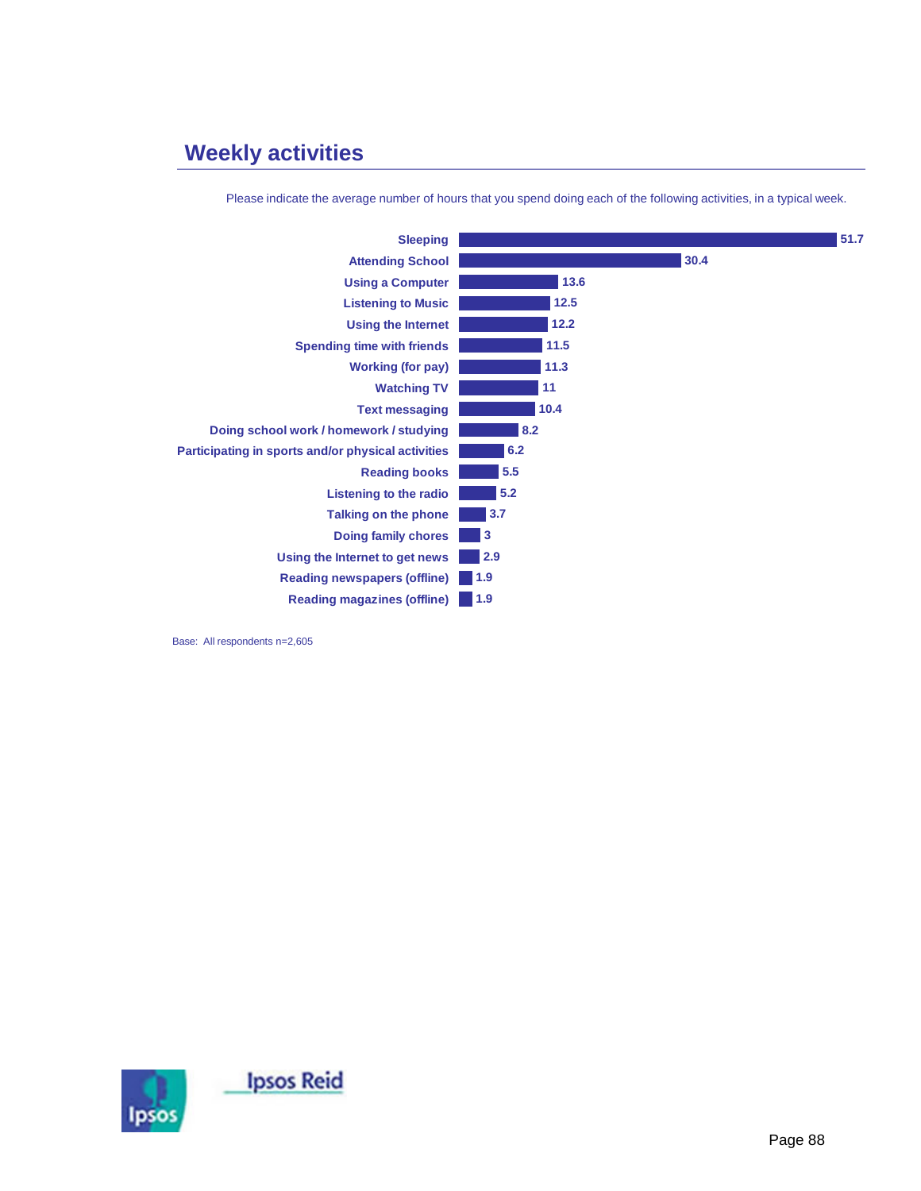## Weekly activities

Please indicate the average number of hours that you spend doing each of the following activities, in a typical week.

| Activity | Hours |
|---|---|
| Sleeping | 51.7 |
| Attending School | 30.4 |
| Using a Computer | 13.6 |
| Listening to Music | 12.5 |
| Using the Internet | 12.2 |
| Spending time with friends | 11.5 |
| Working (for pay) | 11.3 |
| Watching TV | 11 |
| Text messaging | 10.4 |
| Doing school work / homework / studying | 8.2 |
| Participating in sports and/or physical activities | 6.2 |
| Reading books | 5.5 |
| Listening to the radio | 5.2 |
| Talking on the phone | 3.7 |
| Doing family chores | 3 |
| Using the Internet to get news | 2.9 |
| Reading newspapers (offline) | 1.9 |
| Reading magazines (offline) | 1.9 |

Base: All respondents n=2,605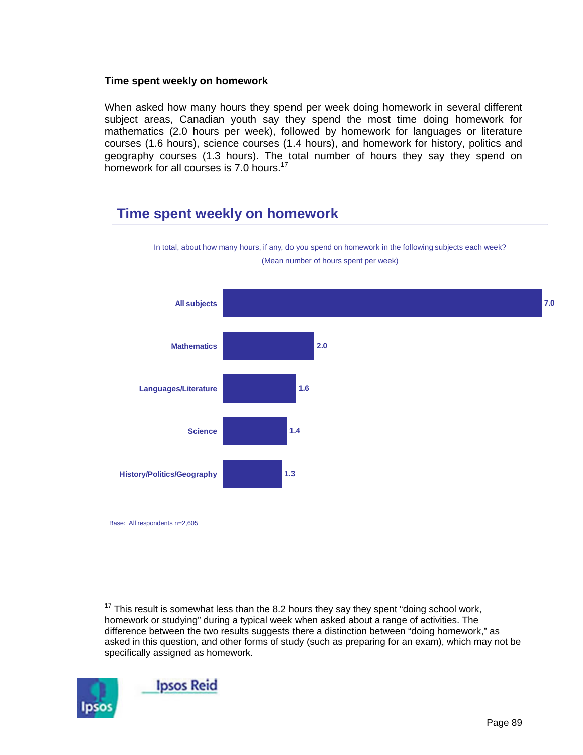### Time spent weekly on homework

When asked how many hours they spend per week doing homework in several different subject areas, Canadian youth say they spend the most time doing homework for mathematics (2.0 hours per week), followed by homework for languages or literature courses (1.6 hours), science courses (1.4 hours), and homework for history, politics and geography courses (1.3 hours). The total number of hours they say they spend on homework for all courses is 7.0 hours.[17]

## Time spent weekly on homework

In total, about how many hours, if any, do you spend on homework in the following subjects each week?

(Mean number of hours spent per week)

| Subject | Mean hours |
|---|---|
| All subjects | 7.0 |
| Mathematics | 2.0 |
| Languages/Literature | 1.6 |
| Science | 1.4 |
| History/Politics/Geography | 1.3 |

Base: All respondents n=2,605

[17] This result is somewhat less than the 8.2 hours they say they spent "doing school work, homework or studying" during a typical week when asked about a range of activities. The difference between the two results suggests there a distinction between "doing homework," as asked in this question, and other forms of study (such as preparing for an exam), which may not be specifically assigned as homework.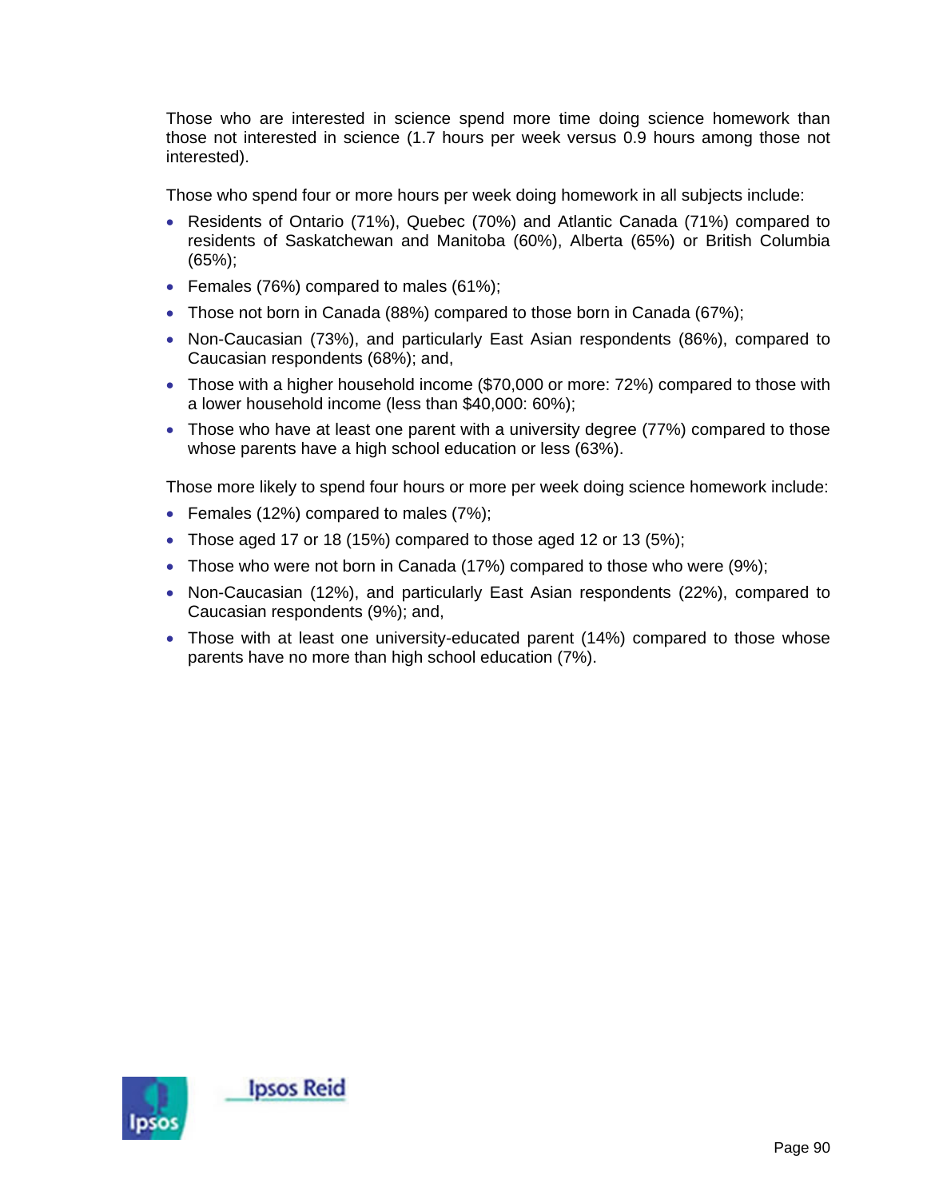Those who are interested in science spend more time doing science homework than those not interested in science (1.7 hours per week versus 0.9 hours among those not interested).

Those who spend four or more hours per week doing homework in all subjects include:

- Residents of Ontario (71%), Quebec (70%) and Atlantic Canada (71%) compared to residents of Saskatchewan and Manitoba (60%), Alberta (65%) or British Columbia (65%);
- Females (76%) compared to males (61%);
- Those not born in Canada (88%) compared to those born in Canada (67%);
- Non-Caucasian (73%), and particularly East Asian respondents (86%), compared to Caucasian respondents (68%); and,
- Those with a higher household income ($70,000 or more: 72%) compared to those with a lower household income (less than $40,000: 60%);
- Those who have at least one parent with a university degree (77%) compared to those whose parents have a high school education or less (63%).

Those more likely to spend four hours or more per week doing science homework include:

- Females (12%) compared to males (7%);
- Those aged 17 or 18 (15%) compared to those aged 12 or 13 (5%);
- Those who were not born in Canada (17%) compared to those who were (9%);
- Non-Caucasian (12%), and particularly East Asian respondents (22%), compared to Caucasian respondents (9%); and,
- Those with at least one university-educated parent (14%) compared to those whose parents have no more than high school education (7%).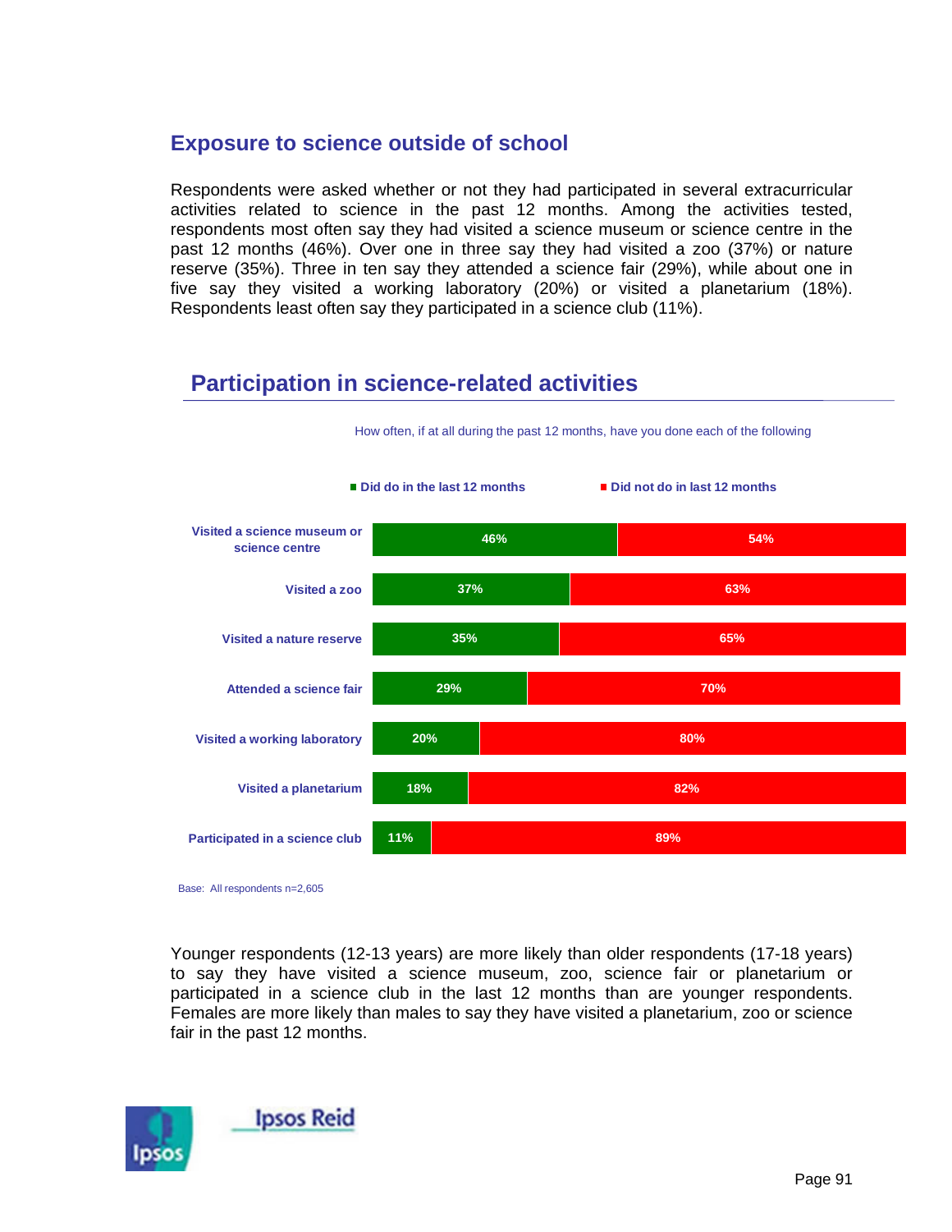## Exposure to science outside of school

Respondents were asked whether or not they had participated in several extracurricular activities related to science in the past 12 months. Among the activities tested, respondents most often say they had visited a science museum or science centre in the past 12 months (46%). Over one in three say they had visited a zoo (37%) or nature reserve (35%). Three in ten say they attended a science fair (29%), while about one in five say they visited a working laboratory (20%) or visited a planetarium (18%). Respondents least often say they participated in a science club (11%).

### Participation in science-related activities

How often, if at all during the past 12 months, have you done each of the following

| | Did do in the last 12 months | Did not do in last 12 months |
|---|---|---|
| Visited a science museum or science centre | 46% | 54% |
| Visited a zoo | 37% | 63% |
| Visited a nature reserve | 35% | 65% |
| Attended a science fair | 29% | 70% |
| Visited a working laboratory | 20% | 80% |
| Visited a planetarium | 18% | 82% |
| Participated in a science club | 11% | 89% |

Base: All respondents n=2,605

Younger respondents (12-13 years) are more likely than older respondents (17-18 years) to say they have visited a science museum, zoo, science fair or planetarium or participated in a science club in the last 12 months than are younger respondents. Females are more likely than males to say they have visited a planetarium, zoo or science fair in the past 12 months.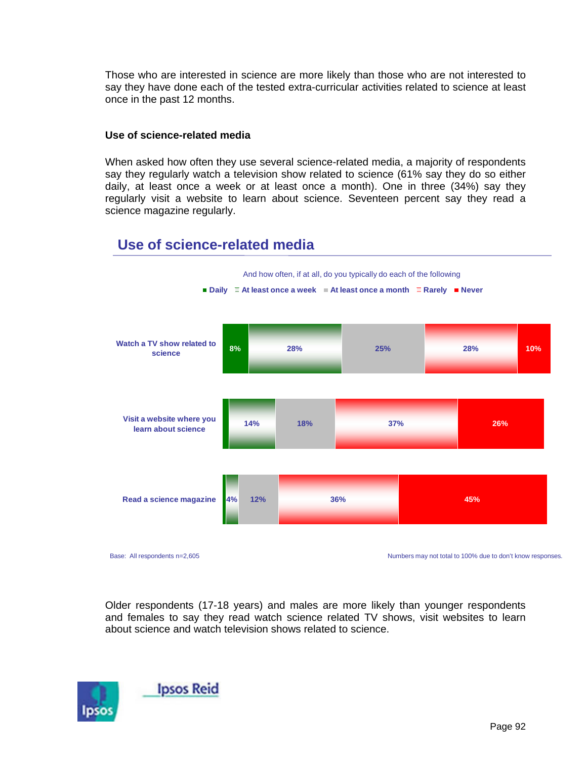Those who are interested in science are more likely than those who are not interested to say they have done each of the tested extra-curricular activities related to science at least once in the past 12 months.

### Use of science-related media

When asked how often they use several science-related media, a majority of respondents say they regularly watch a television show related to science (61% say they do so either daily, at least once a week or at least once a month). One in three (34%) say they regularly visit a website to learn about science. Seventeen percent say they read a science magazine regularly.

## Use of science-related media

And how often, if at all, do you typically do each of the following

| | Daily | At least once a week | At least once a month | Rarely | Never |
|---|---|---|---|---|---|
| Watch a TV show related to science | 8% | 28% | 25% | 28% | 10% |
| Visit a website where you learn about science | | 14% | 18% | 37% | 26% |
| Read a science magazine | | 4% | 12% | 36% | 45% |

Base: All respondents n=2,605

Numbers may not total to 100% due to don't know responses.

Older respondents (17-18 years) and males are more likely than younger respondents and females to say they read watch science related TV shows, visit websites to learn about science and watch television shows related to science.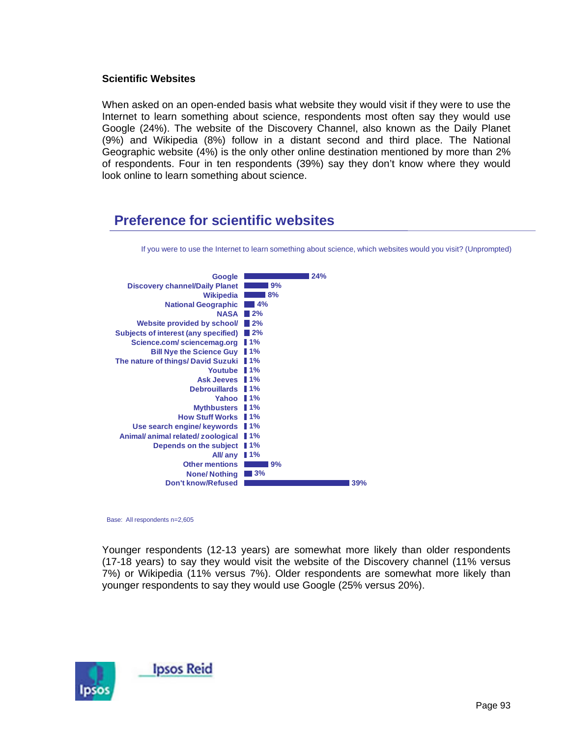### Scientific Websites

When asked on an open-ended basis what website they would visit if they were to use the Internet to learn something about science, respondents most often say they would use Google (24%). The website of the Discovery Channel, also known as the Daily Planet (9%) and Wikipedia (8%) follow in a distant second and third place. The National Geographic website (4%) is the only other online destination mentioned by more than 2% of respondents. Four in ten respondents (39%) say they don't know where they would look online to learn something about science.

## Preference for scientific websites

If you were to use the Internet to learn something about science, which websites would you visit? (Unprompted)

| Website | % |
| --- | --- |
| Google | 24% |
| Discovery channel/Daily Planet | 9% |
| Wikipedia | 8% |
| National Geographic | 4% |
| NASA | 2% |
| Website provided by school/ | 2% |
| Subjects of interest (any specified) | 2% |
| Science.com/ sciencemag.org | 1% |
| Bill Nye the Science Guy | 1% |
| The nature of things/ David Suzuki | 1% |
| Youtube | 1% |
| Ask Jeeves | 1% |
| Debrouillards | 1% |
| Yahoo | 1% |
| Mythbusters | 1% |
| How Stuff Works | 1% |
| Use search engine/ keywords | 1% |
| Animal/ animal related/ zoological | 1% |
| Depends on the subject | 1% |
| All/ any | 1% |
| Other mentions | 9% |
| None/ Nothing | 3% |
| Don't know/Refused | 39% |

Base: All respondents n=2,605

Younger respondents (12-13 years) are somewhat more likely than older respondents (17-18 years) to say they would visit the website of the Discovery channel (11% versus 7%) or Wikipedia (11% versus 7%). Older respondents are somewhat more likely than younger respondents to say they would use Google (25% versus 20%).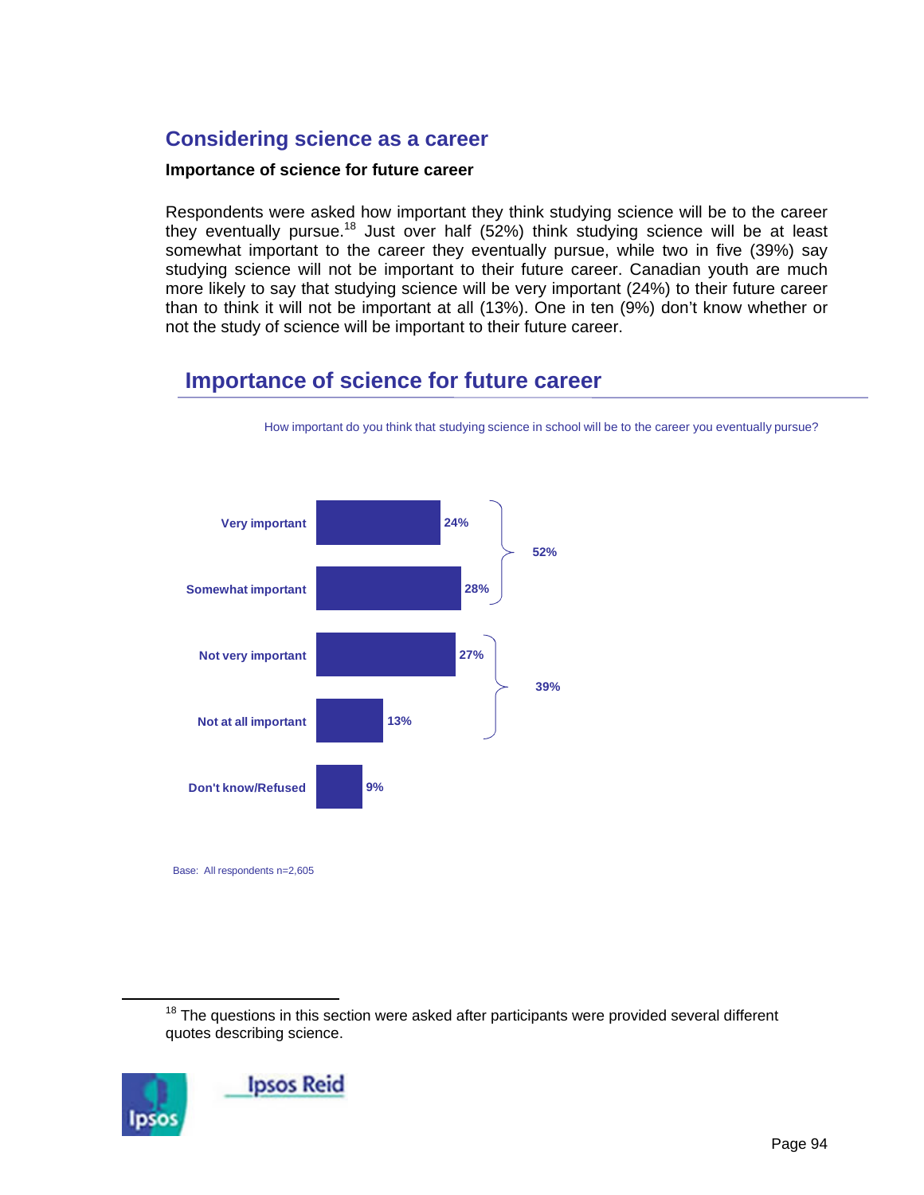## Considering science as a career

### Importance of science for future career

Respondents were asked how important they think studying science will be to the career they eventually pursue.[18] Just over half (52%) think studying science will be at least somewhat important to the career they eventually pursue, while two in five (39%) say studying science will not be important to their future career. Canadian youth are much more likely to say that studying science will be very important (24%) to their future career than to think it will not be important at all (13%). One in ten (9%) don't know whether or not the study of science will be important to their future career.

### Importance of science for future career

How important do you think that studying science in school will be to the career you eventually pursue?

| Response | % | Subtotal |
|---|---|---|
| Very important | 24% | 52% |
| Somewhat important | 28% | |
| Not very important | 27% | 39% |
| Not at all important | 13% | |
| Don't know/Refused | 9% | |

Base: All respondents n=2,605

[18] The questions in this section were asked after participants were provided several different quotes describing science.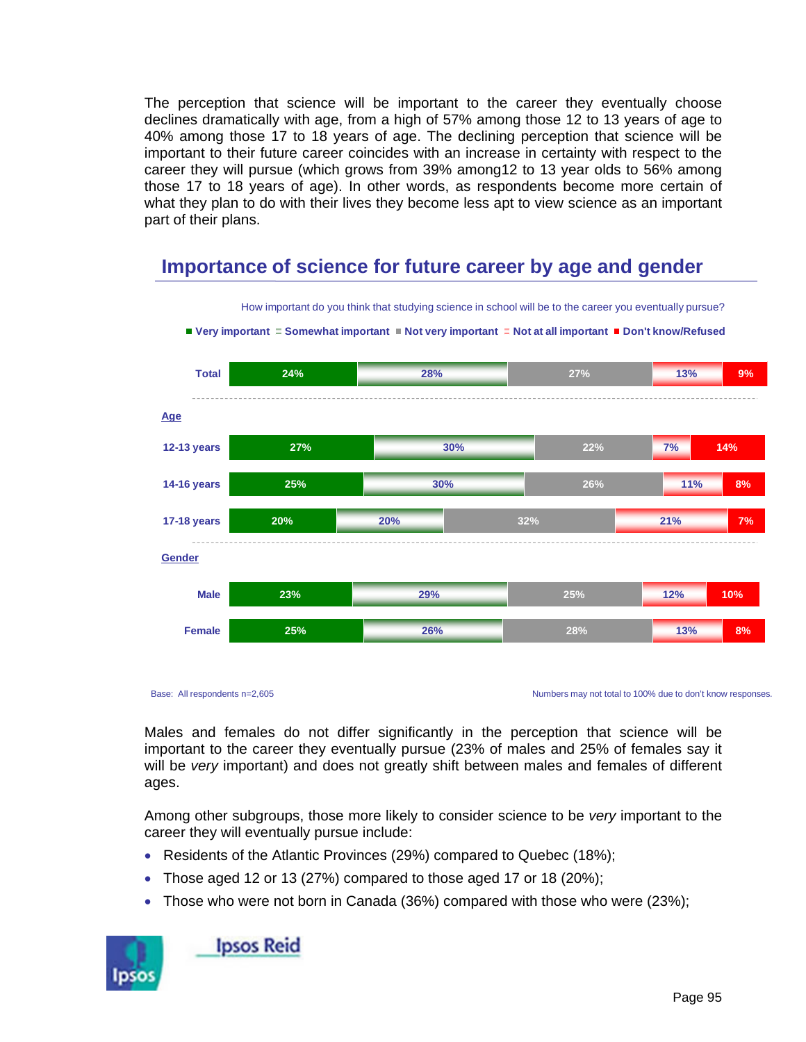The perception that science will be important to the career they eventually choose declines dramatically with age, from a high of 57% among those 12 to 13 years of age to 40% among those 17 to 18 years of age. The declining perception that science will be important to their future career coincides with an increase in certainty with respect to the career they will pursue (which grows from 39% among12 to 13 year olds to 56% among those 17 to 18 years of age). In other words, as respondents become more certain of what they plan to do with their lives they become less apt to view science as an important part of their plans.

## Importance of science for future career by age and gender

How important do you think that studying science in school will be to the career you eventually pursue?

| | Very important | Somewhat important | Not very important | Not at all important | Don't know/Refused |
|---|---|---|---|---|---|
| Total | 24% | 28% | 27% | 13% | 9% |
| **Age** | | | | | |
| 12-13 years | 27% | 30% | 22% | 7% | 14% |
| 14-16 years | 25% | 30% | 26% | 11% | 8% |
| 17-18 years | 20% | 20% | 32% | 21% | 7% |
| **Gender** | | | | | |
| Male | 23% | 29% | 25% | 12% | 10% |
| Female | 25% | 26% | 28% | 13% | 8% |

Base: All respondents n=2,605

Numbers may not total to 100% due to don't know responses.

Males and females do not differ significantly in the perception that science will be important to the career they eventually pursue (23% of males and 25% of females say it will be *very* important) and does not greatly shift between males and females of different ages.

Among other subgroups, those more likely to consider science to be *very* important to the career they will eventually pursue include:

- Residents of the Atlantic Provinces (29%) compared to Quebec (18%);
- Those aged 12 or 13 (27%) compared to those aged 17 or 18 (20%);
- Those who were not born in Canada (36%) compared with those who were (23%);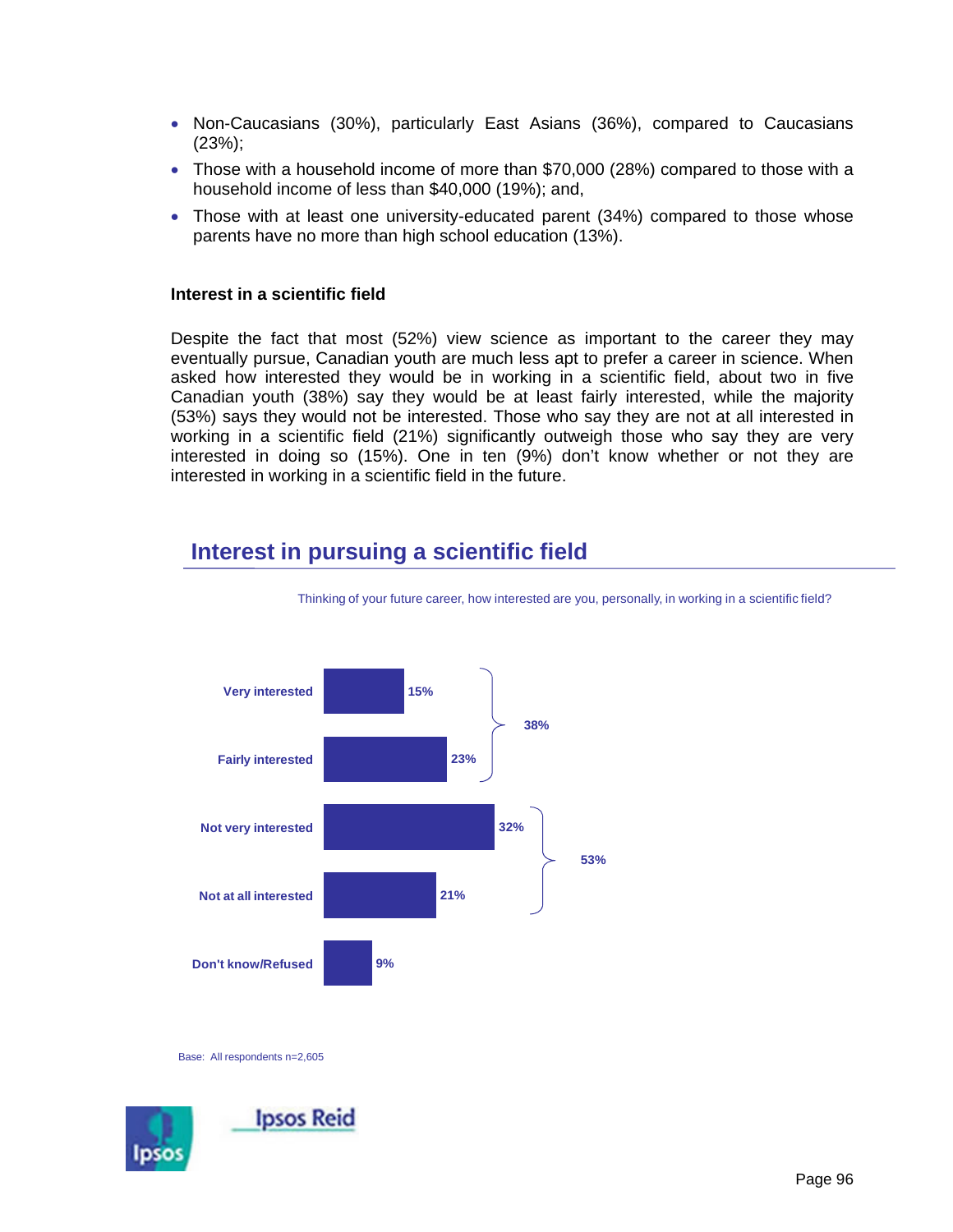- Non-Caucasians (30%), particularly East Asians (36%), compared to Caucasians (23%);
- Those with a household income of more than $70,000 (28%) compared to those with a household income of less than $40,000 (19%); and,
- Those with at least one university-educated parent (34%) compared to those whose parents have no more than high school education (13%).

### Interest in a scientific field

Despite the fact that most (52%) view science as important to the career they may eventually pursue, Canadian youth are much less apt to prefer a career in science. When asked how interested they would be in working in a scientific field, about two in five Canadian youth (38%) say they would be at least fairly interested, while the majority (53%) says they would not be interested. Those who say they are not at all interested in working in a scientific field (21%) significantly outweigh those who say they are very interested in doing so (15%). One in ten (9%) don't know whether or not they are interested in working in a scientific field in the future.

## Interest in pursuing a scientific field

Thinking of your future career, how interested are you, personally, in working in a scientific field?

| Response | % | Net |
|---|---|---|
| Very interested | 15% | 38% |
| Fairly interested | 23% | |
| Not very interested | 32% | 53% |
| Not at all interested | 21% | |
| Don't know/Refused | 9% | |

Base: All respondents n=2,605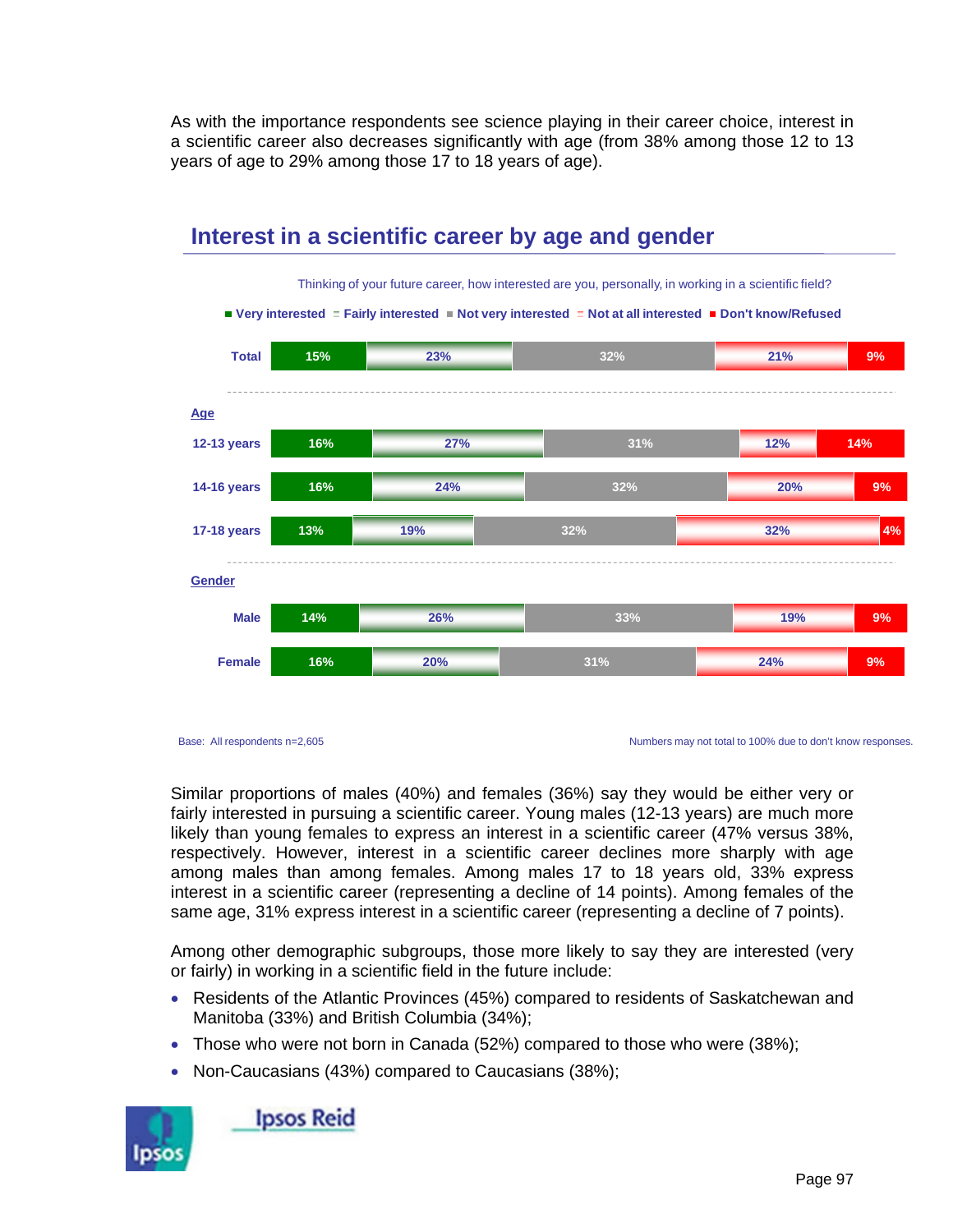As with the importance respondents see science playing in their career choice, interest in a scientific career also decreases significantly with age (from 38% among those 12 to 13 years of age to 29% among those 17 to 18 years of age).

## Interest in a scientific career by age and gender

Thinking of your future career, how interested are you, personally, in working in a scientific field?

| | Very interested | Fairly interested | Not very interested | Not at all interested | Don't know/Refused |
|---|---|---|---|---|---|
| **Total** | 15% | 23% | 32% | 21% | 9% |
| **Age** | | | | | |
| 12-13 years | 16% | 27% | 31% | 12% | 14% |
| 14-16 years | 16% | 24% | 32% | 20% | 9% |
| 17-18 years | 13% | 19% | 32% | 32% | 4% |
| **Gender** | | | | | |
| Male | 14% | 26% | 33% | 19% | 9% |
| Female | 16% | 20% | 31% | 24% | 9% |

Base: All respondents n=2,605

Numbers may not total to 100% due to don't know responses.

Similar proportions of males (40%) and females (36%) say they would be either very or fairly interested in pursuing a scientific career. Young males (12-13 years) are much more likely than young females to express an interest in a scientific career (47% versus 38%, respectively. However, interest in a scientific career declines more sharply with age among males than among females. Among males 17 to 18 years old, 33% express interest in a scientific career (representing a decline of 14 points). Among females of the same age, 31% express interest in a scientific career (representing a decline of 7 points).

Among other demographic subgroups, those more likely to say they are interested (very or fairly) in working in a scientific field in the future include:

- Residents of the Atlantic Provinces (45%) compared to residents of Saskatchewan and Manitoba (33%) and British Columbia (34%);
- Those who were not born in Canada (52%) compared to those who were (38%);
- Non-Caucasians (43%) compared to Caucasians (38%);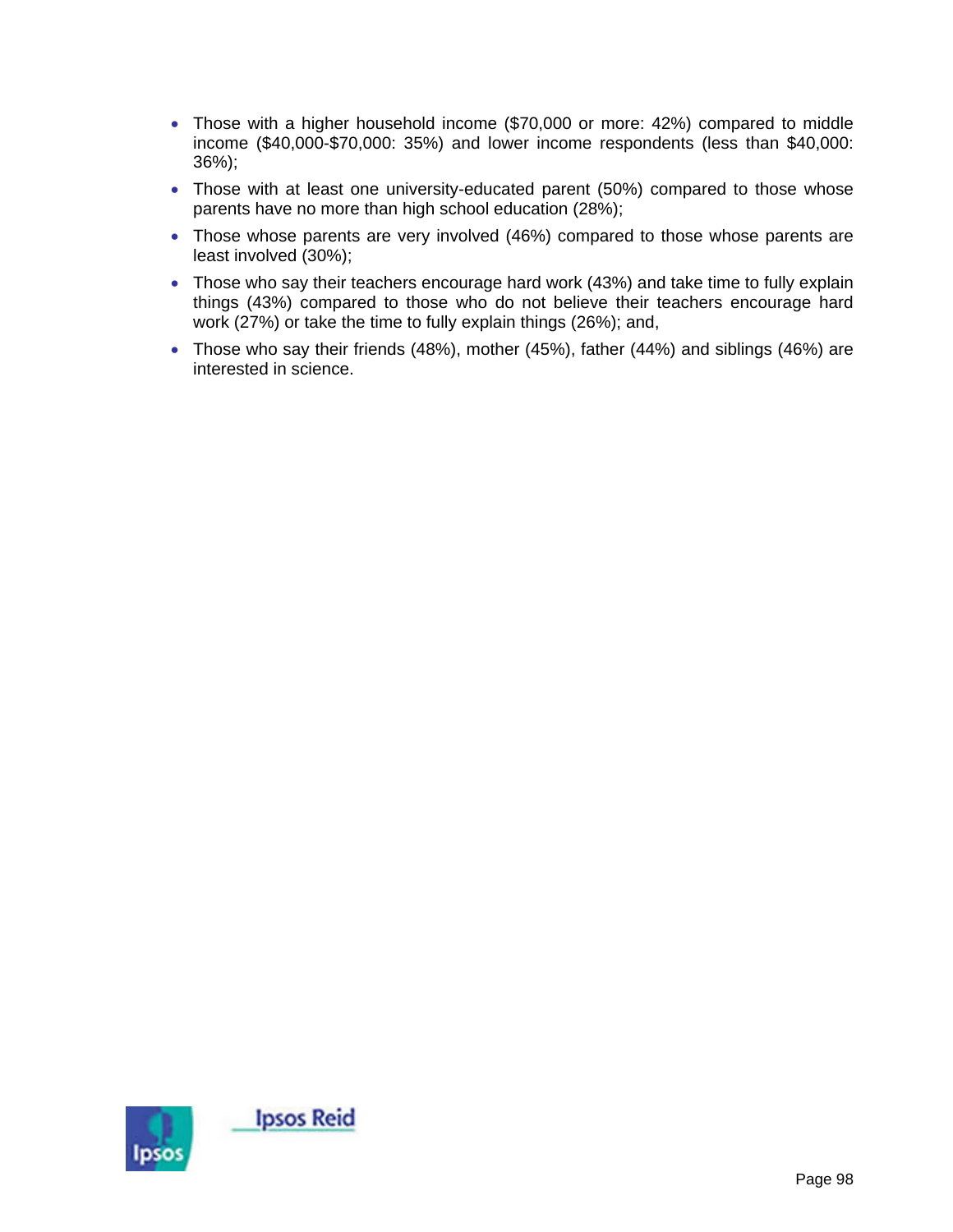- Those with a higher household income ($70,000 or more: 42%) compared to middle income ($40,000-$70,000: 35%) and lower income respondents (less than $40,000: 36%);
- Those with at least one university-educated parent (50%) compared to those whose parents have no more than high school education (28%);
- Those whose parents are very involved (46%) compared to those whose parents are least involved (30%);
- Those who say their teachers encourage hard work (43%) and take time to fully explain things (43%) compared to those who do not believe their teachers encourage hard work (27%) or take the time to fully explain things (26%); and,
- Those who say their friends (48%), mother (45%), father (44%) and siblings (46%) are interested in science.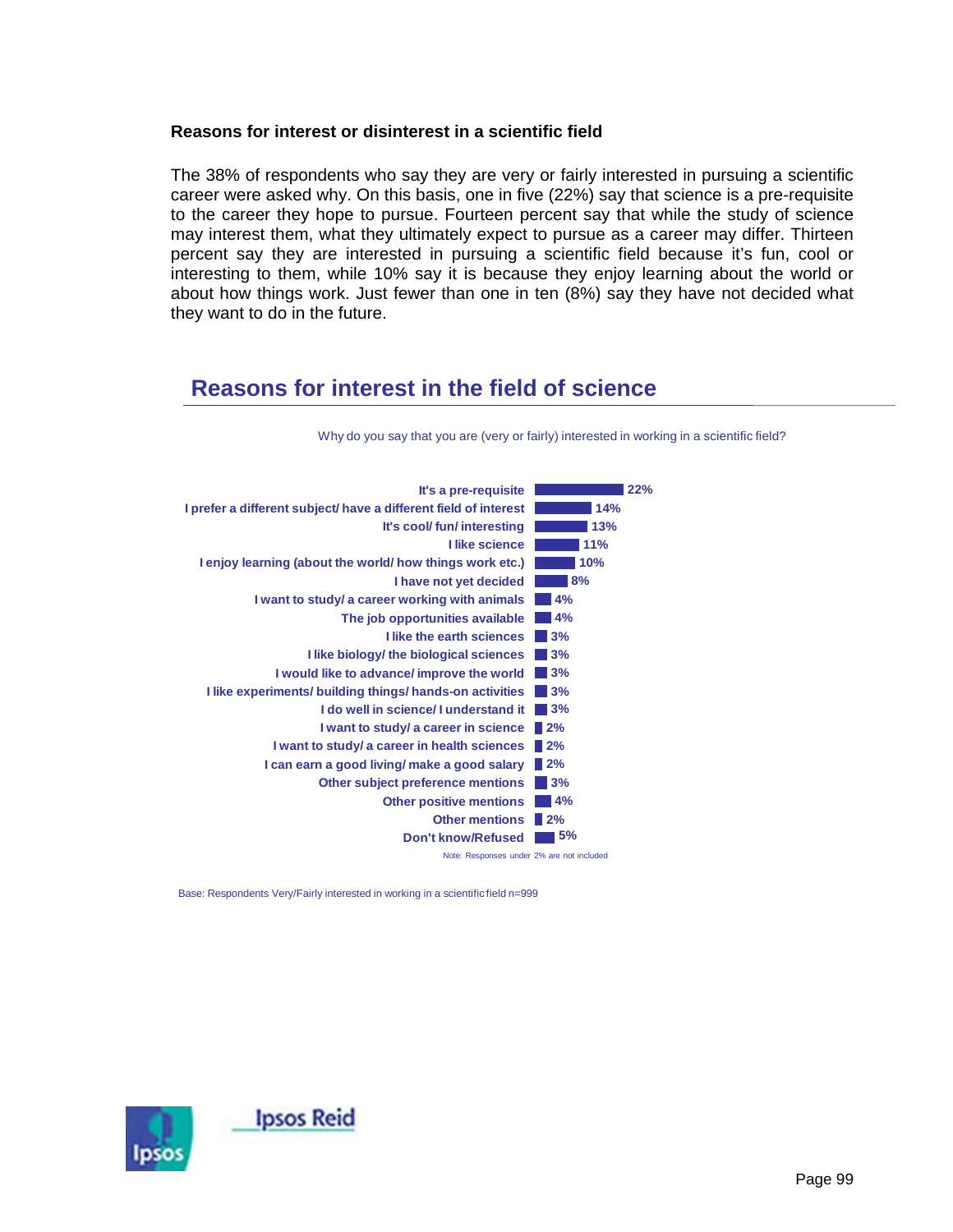**Reasons for interest or disinterest in a scientific field**

The 38% of respondents who say they are very or fairly interested in pursuing a scientific career were asked why. On this basis, one in five (22%) say that science is a pre-requisite to the career they hope to pursue. Fourteen percent say that while the study of science may interest them, what they ultimately expect to pursue as a career may differ. Thirteen percent say they are interested in pursuing a scientific field because it's fun, cool or interesting to them, while 10% say it is because they enjoy learning about the world or about how things work. Just fewer than one in ten (8%) say they have not decided what they want to do in the future.

## Reasons for interest in the field of science

Why do you say that you are (very or fairly) interested in working in a scientific field?

| Reason | % |
|---|---|
| It's a pre-requisite | 22% |
| I prefer a different subject/ have a different field of interest | 14% |
| It's cool/ fun/ interesting | 13% |
| I like science | 11% |
| I enjoy learning (about the world/ how things work etc.) | 10% |
| I have not yet decided | 8% |
| I want to study/ a career working with animals | 4% |
| The job opportunities available | 4% |
| I like the earth sciences | 3% |
| I like biology/ the biological sciences | 3% |
| I would like to advance/ improve the world | 3% |
| I like experiments/ building things/ hands-on activities | 3% |
| I do well in science/ I understand it | 3% |
| I want to study/ a career in science | 2% |
| I want to study/ a career in health sciences | 2% |
| I can earn a good living/ make a good salary | 2% |
| Other subject preference mentions | 3% |
| Other positive mentions | 4% |
| Other mentions | 2% |
| Don't know/Refused | 5% |

Note: Responses under 2% are not included

Base: Respondents Very/Fairly interested in working in a scientific field n=999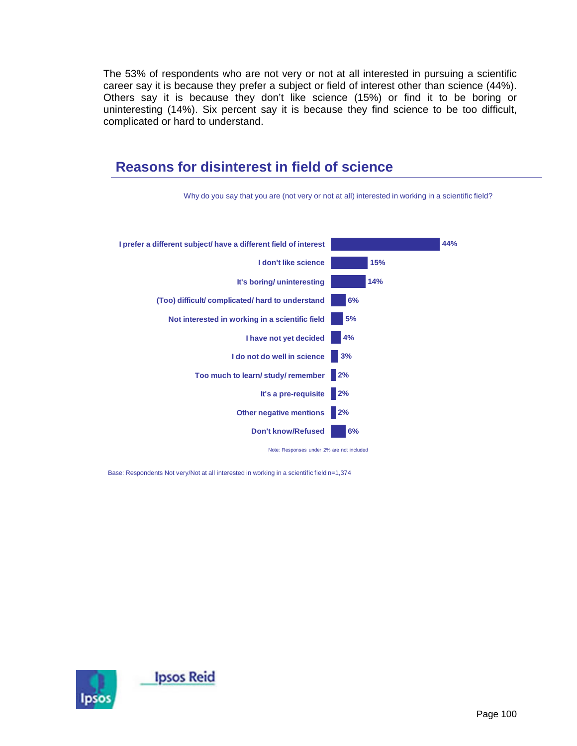The 53% of respondents who are not very or not at all interested in pursuing a scientific career say it is because they prefer a subject or field of interest other than science (44%). Others say it is because they don't like science (15%) or find it to be boring or uninteresting (14%). Six percent say it is because they find science to be too difficult, complicated or hard to understand.

## Reasons for disinterest in field of science

Why do you say that you are (not very or not at all) interested in working in a scientific field?

| Reason | % |
|---|---|
| I prefer a different subject/ have a different field of interest | 44% |
| I don't like science | 15% |
| It's boring/ uninteresting | 14% |
| (Too) difficult/ complicated/ hard to understand | 6% |
| Not interested in working in a scientific field | 5% |
| I have not yet decided | 4% |
| I do not do well in science | 3% |
| Too much to learn/ study/ remember | 2% |
| It's a pre-requisite | 2% |
| Other negative mentions | 2% |
| Don't know/Refused | 6% |

Note: Responses under 2% are not included

Base: Respondents Not very/Not at all interested in working in a scientific field n=1,374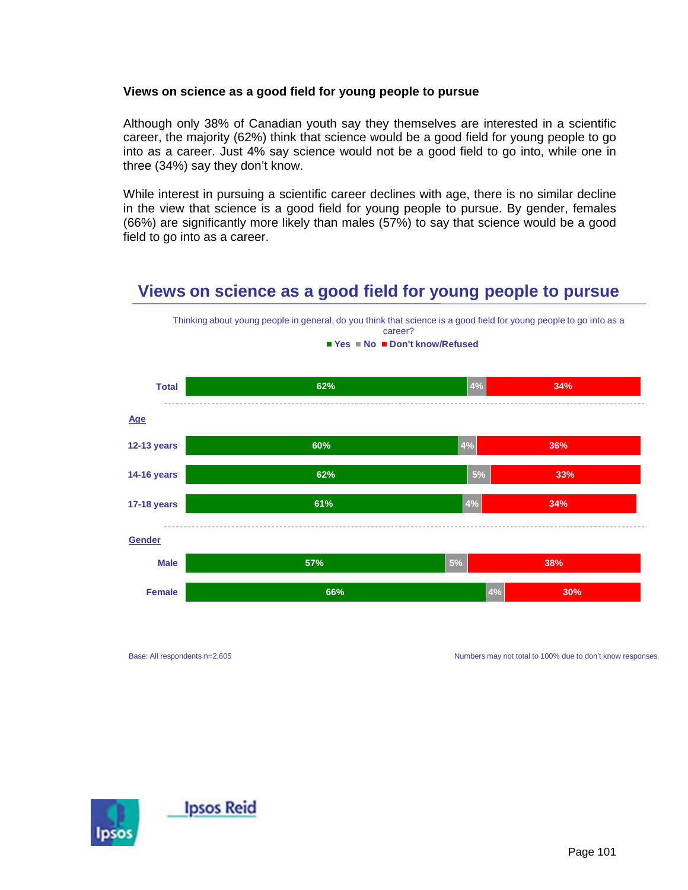### Views on science as a good field for young people to pursue

Although only 38% of Canadian youth say they themselves are interested in a scientific career, the majority (62%) think that science would be a good field for young people to go into as a career. Just 4% say science would not be a good field to go into, while one in three (34%) say they don't know.

While interest in pursuing a scientific career declines with age, there is no similar decline in the view that science is a good field for young people to pursue. By gender, females (66%) are significantly more likely than males (57%) to say that science would be a good field to go into as a career.

## Views on science as a good field for young people to pursue

Thinking about young people in general, do you think that science is a good field for young people to go into as a career?

| | Yes | No | Don't know/Refused |
|---|---|---|---|
| Total | 62% | 4% | 34% |
| **Age** | | | |
| 12-13 years | 60% | 4% | 36% |
| 14-16 years | 62% | 5% | 33% |
| 17-18 years | 61% | 4% | 34% |
| **Gender** | | | |
| Male | 57% | 5% | 38% |
| Female | 66% | 4% | 30% |

Base: All respondents n=2,605

Numbers may not total to 100% due to don't know responses.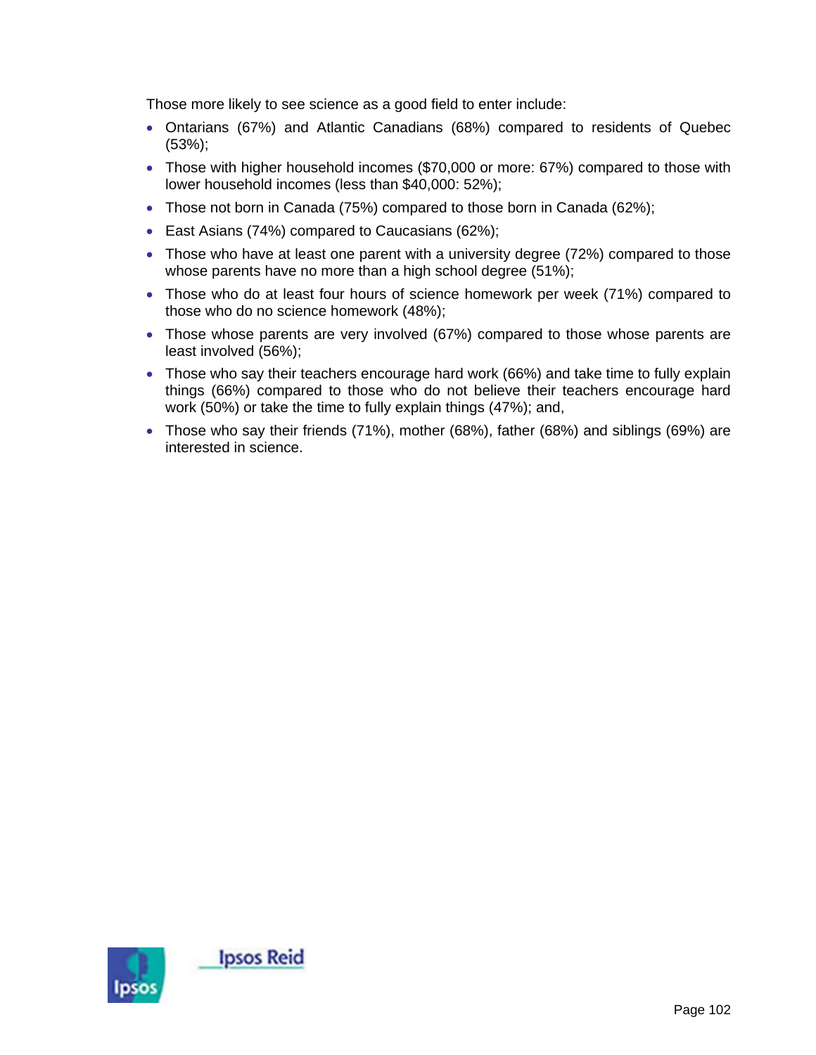Those more likely to see science as a good field to enter include:

- Ontarians (67%) and Atlantic Canadians (68%) compared to residents of Quebec (53%);
- Those with higher household incomes ($70,000 or more: 67%) compared to those with lower household incomes (less than $40,000: 52%);
- Those not born in Canada (75%) compared to those born in Canada (62%);
- East Asians (74%) compared to Caucasians (62%);
- Those who have at least one parent with a university degree (72%) compared to those whose parents have no more than a high school degree (51%);
- Those who do at least four hours of science homework per week (71%) compared to those who do no science homework (48%);
- Those whose parents are very involved (67%) compared to those whose parents are least involved (56%);
- Those who say their teachers encourage hard work (66%) and take time to fully explain things (66%) compared to those who do not believe their teachers encourage hard work (50%) or take the time to fully explain things (47%); and,
- Those who say their friends (71%), mother (68%), father (68%) and siblings (69%) are interested in science.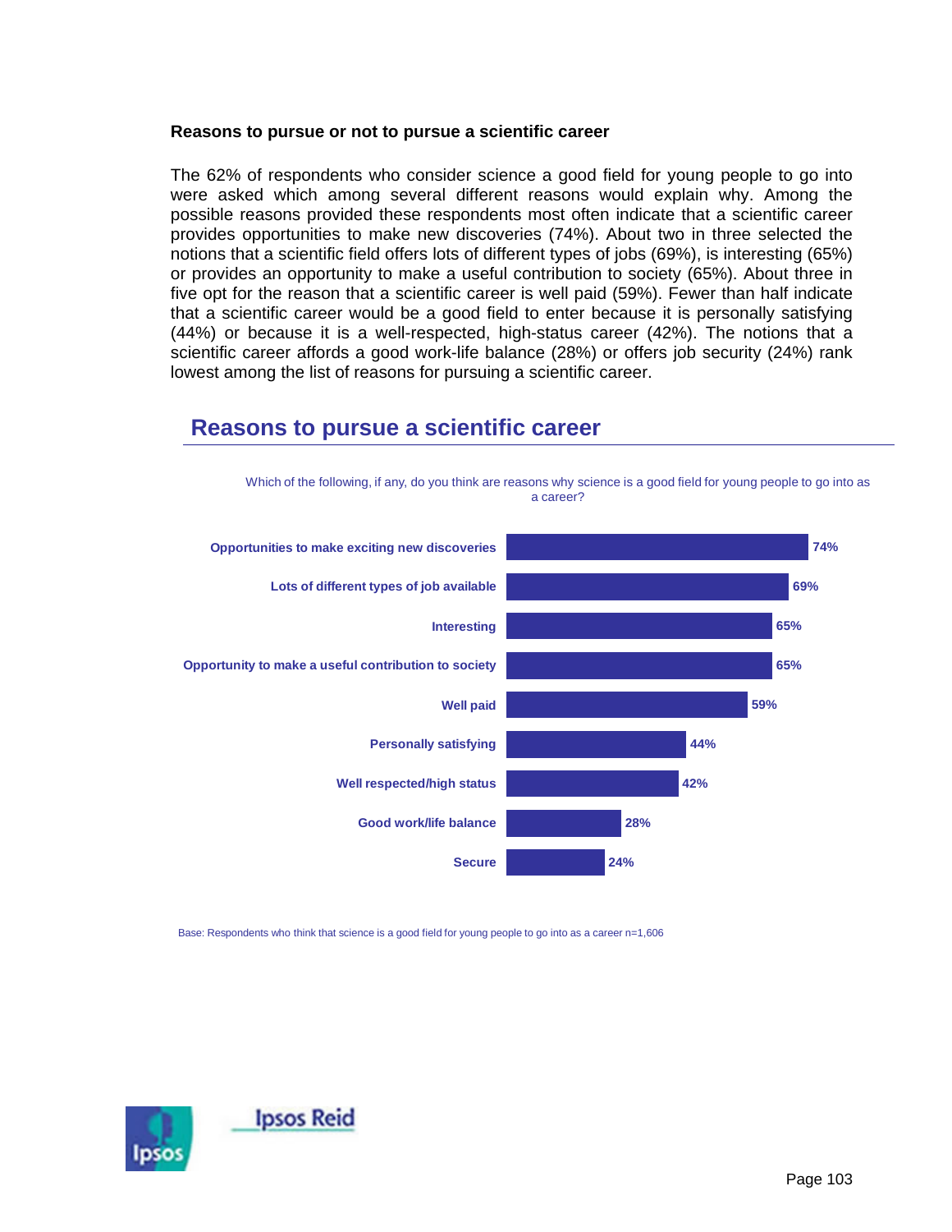### Reasons to pursue or not to pursue a scientific career

The 62% of respondents who consider science a good field for young people to go into were asked which among several different reasons would explain why. Among the possible reasons provided these respondents most often indicate that a scientific career provides opportunities to make new discoveries (74%). About two in three selected the notions that a scientific field offers lots of different types of jobs (69%), is interesting (65%) or provides an opportunity to make a useful contribution to society (65%). About three in five opt for the reason that a scientific career is well paid (59%). Fewer than half indicate that a scientific career would be a good field to enter because it is personally satisfying (44%) or because it is a well-respected, high-status career (42%). The notions that a scientific career affords a good work-life balance (28%) or offers job security (24%) rank lowest among the list of reasons for pursuing a scientific career.

## Reasons to pursue a scientific career

Which of the following, if any, do you think are reasons why science is a good field for young people to go into as a career?

| Reason | % |
|---|---|
| Opportunities to make exciting new discoveries | 74% |
| Lots of different types of job available | 69% |
| Interesting | 65% |
| Opportunity to make a useful contribution to society | 65% |
| Well paid | 59% |
| Personally satisfying | 44% |
| Well respected/high status | 42% |
| Good work/life balance | 28% |
| Secure | 24% |

Base: Respondents who think that science is a good field for young people to go into as a career n=1,606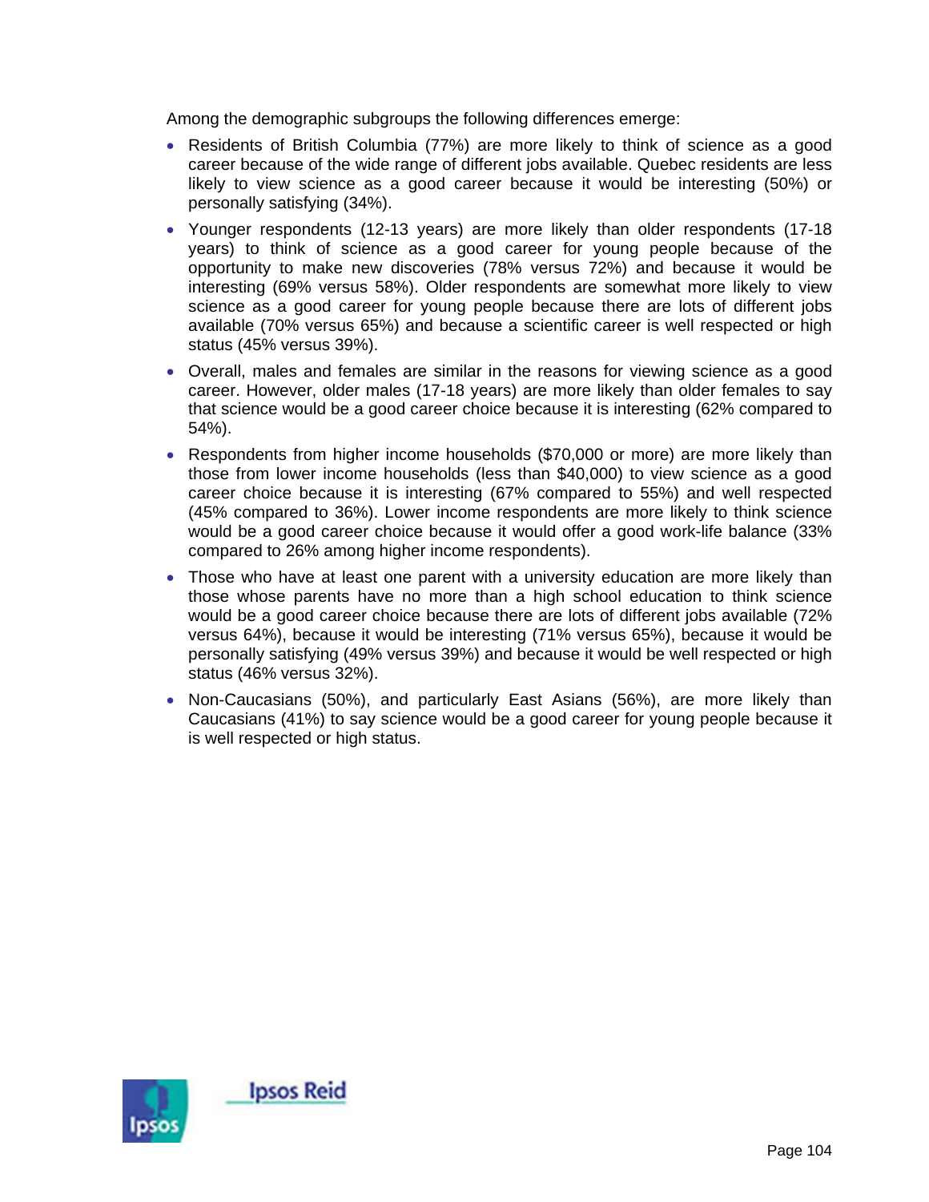Among the demographic subgroups the following differences emerge:

- Residents of British Columbia (77%) are more likely to think of science as a good career because of the wide range of different jobs available. Quebec residents are less likely to view science as a good career because it would be interesting (50%) or personally satisfying (34%).
- Younger respondents (12-13 years) are more likely than older respondents (17-18 years) to think of science as a good career for young people because of the opportunity to make new discoveries (78% versus 72%) and because it would be interesting (69% versus 58%). Older respondents are somewhat more likely to view science as a good career for young people because there are lots of different jobs available (70% versus 65%) and because a scientific career is well respected or high status (45% versus 39%).
- Overall, males and females are similar in the reasons for viewing science as a good career. However, older males (17-18 years) are more likely than older females to say that science would be a good career choice because it is interesting (62% compared to 54%).
- Respondents from higher income households ($70,000 or more) are more likely than those from lower income households (less than $40,000) to view science as a good career choice because it is interesting (67% compared to 55%) and well respected (45% compared to 36%). Lower income respondents are more likely to think science would be a good career choice because it would offer a good work-life balance (33% compared to 26% among higher income respondents).
- Those who have at least one parent with a university education are more likely than those whose parents have no more than a high school education to think science would be a good career choice because there are lots of different jobs available (72% versus 64%), because it would be interesting (71% versus 65%), because it would be personally satisfying (49% versus 39%) and because it would be well respected or high status (46% versus 32%).
- Non-Caucasians (50%), and particularly East Asians (56%), are more likely than Caucasians (41%) to say science would be a good career for young people because it is well respected or high status.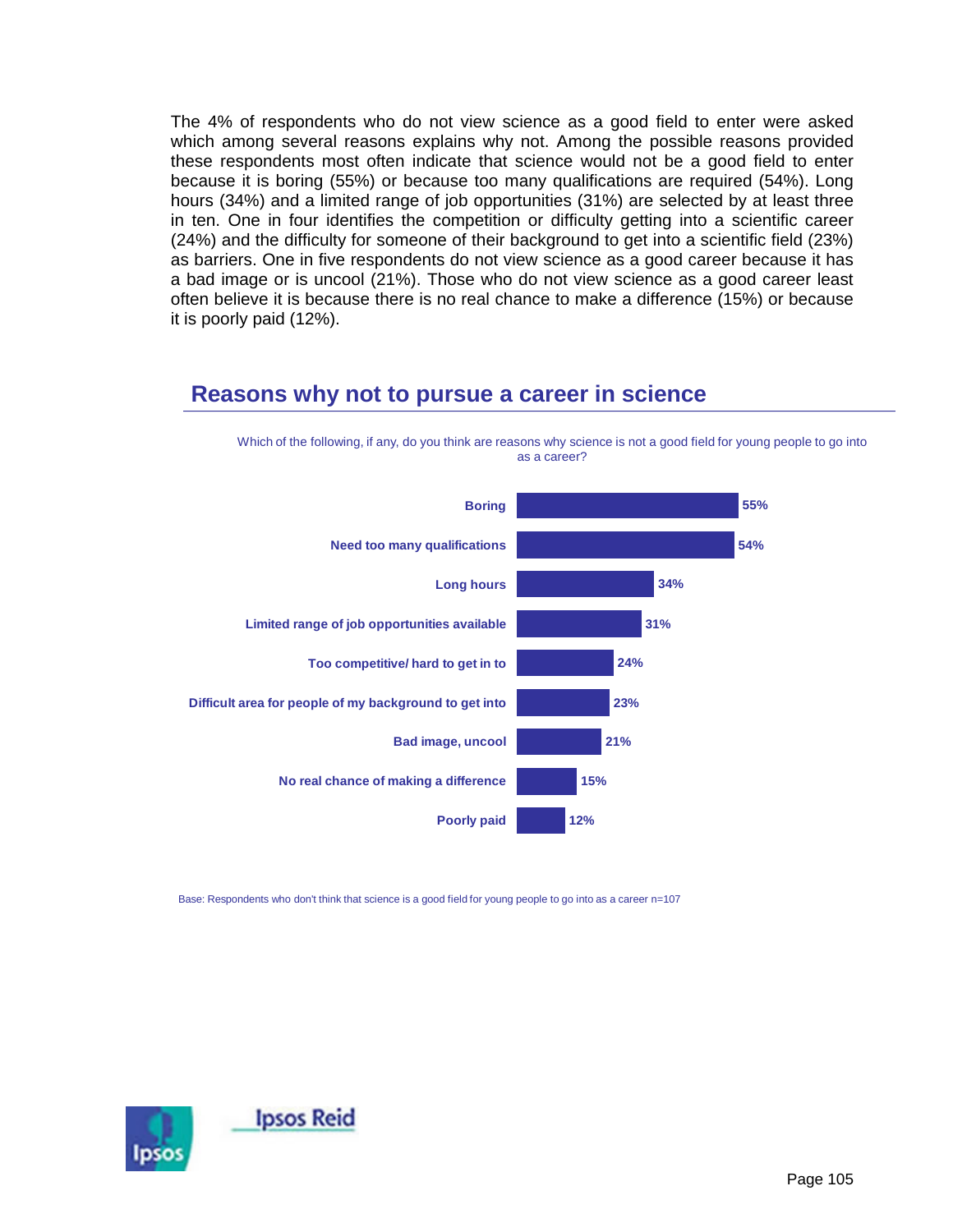The 4% of respondents who do not view science as a good field to enter were asked which among several reasons explains why not. Among the possible reasons provided these respondents most often indicate that science would not be a good field to enter because it is boring (55%) or because too many qualifications are required (54%). Long hours (34%) and a limited range of job opportunities (31%) are selected by at least three in ten. One in four identifies the competition or difficulty getting into a scientific career (24%) and the difficulty for someone of their background to get into a scientific field (23%) as barriers. One in five respondents do not view science as a good career because it has a bad image or is uncool (21%). Those who do not view science as a good career least often believe it is because there is no real chance to make a difference (15%) or because it is poorly paid (12%).

## Reasons why not to pursue a career in science

Which of the following, if any, do you think are reasons why science is not a good field for young people to go into as a career?

| Reason | % |
|---|---|
| Boring | 55% |
| Need too many qualifications | 54% |
| Long hours | 34% |
| Limited range of job opportunities available | 31% |
| Too competitive/ hard to get in to | 24% |
| Difficult area for people of my background to get into | 23% |
| Bad image, uncool | 21% |
| No real chance of making a difference | 15% |
| Poorly paid | 12% |

Base: Respondents who don't think that science is a good field for young people to go into as a career n=107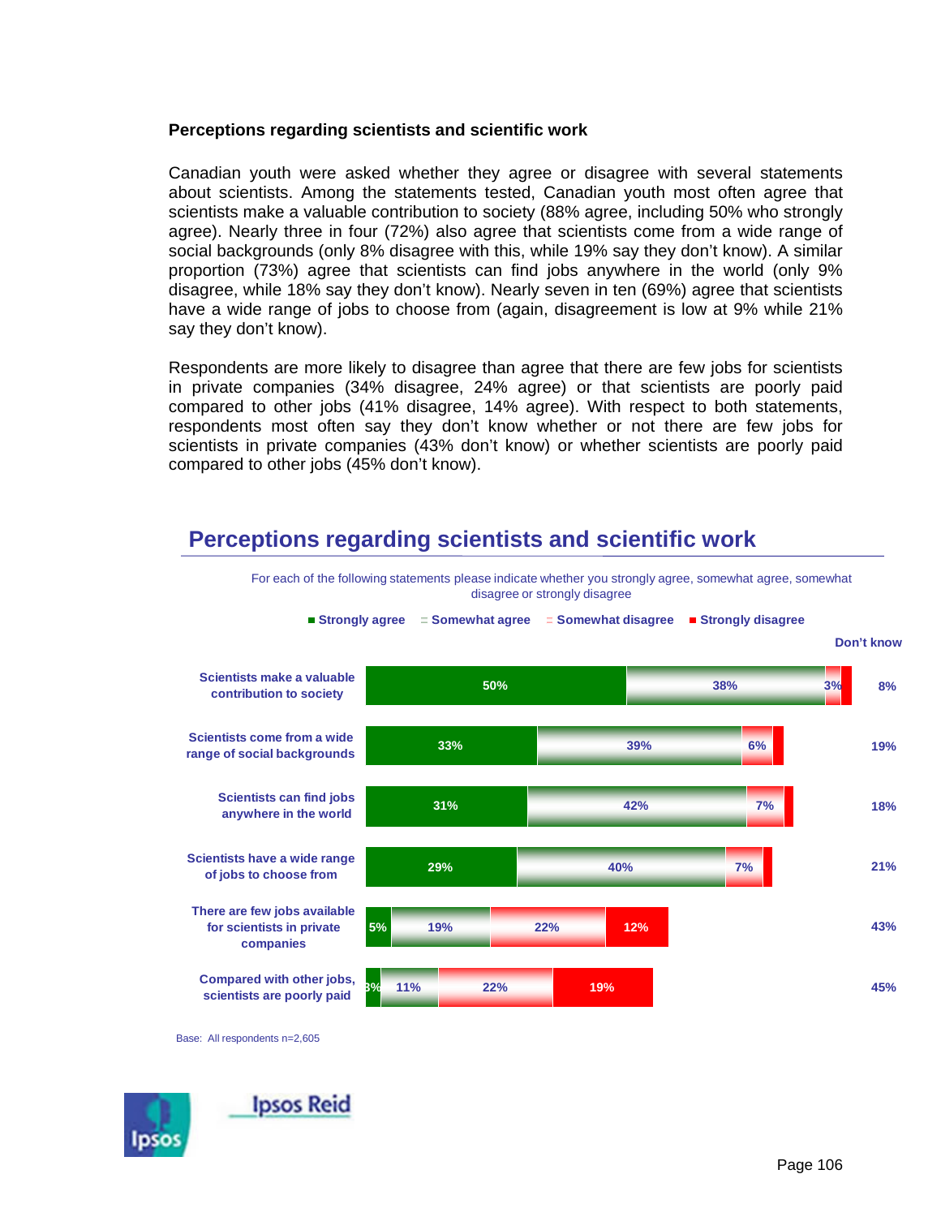**Perceptions regarding scientists and scientific work**

Canadian youth were asked whether they agree or disagree with several statements about scientists. Among the statements tested, Canadian youth most often agree that scientists make a valuable contribution to society (88% agree, including 50% who strongly agree). Nearly three in four (72%) also agree that scientists come from a wide range of social backgrounds (only 8% disagree with this, while 19% say they don't know). A similar proportion (73%) agree that scientists can find jobs anywhere in the world (only 9% disagree, while 18% say they don't know). Nearly seven in ten (69%) agree that scientists have a wide range of jobs to choose from (again, disagreement is low at 9% while 21% say they don't know).

Respondents are more likely to disagree than agree that there are few jobs for scientists in private companies (34% disagree, 24% agree) or that scientists are poorly paid compared to other jobs (41% disagree, 14% agree). With respect to both statements, respondents most often say they don't know whether or not there are few jobs for scientists in private companies (43% don't know) or whether scientists are poorly paid compared to other jobs (45% don't know).

## Perceptions regarding scientists and scientific work

For each of the following statements please indicate whether you strongly agree, somewhat agree, somewhat disagree or strongly disagree

| Statement | Strongly agree | Somewhat agree | Somewhat disagree | Strongly disagree | Don't know |
|---|---|---|---|---|---|
| Scientists make a valuable contribution to society | 50% | 38% | 3% | | 8% |
| Scientists come from a wide range of social backgrounds | 33% | 39% | 6% | | 19% |
| Scientists can find jobs anywhere in the world | 31% | 42% | 7% | | 18% |
| Scientists have a wide range of jobs to choose from | 29% | 40% | 7% | | 21% |
| There are few jobs available for scientists in private companies | 5% | 19% | 22% | 12% | 43% |
| Compared with other jobs, scientists are poorly paid | 3% | 11% | 22% | 19% | 45% |

Base: All respondents n=2,605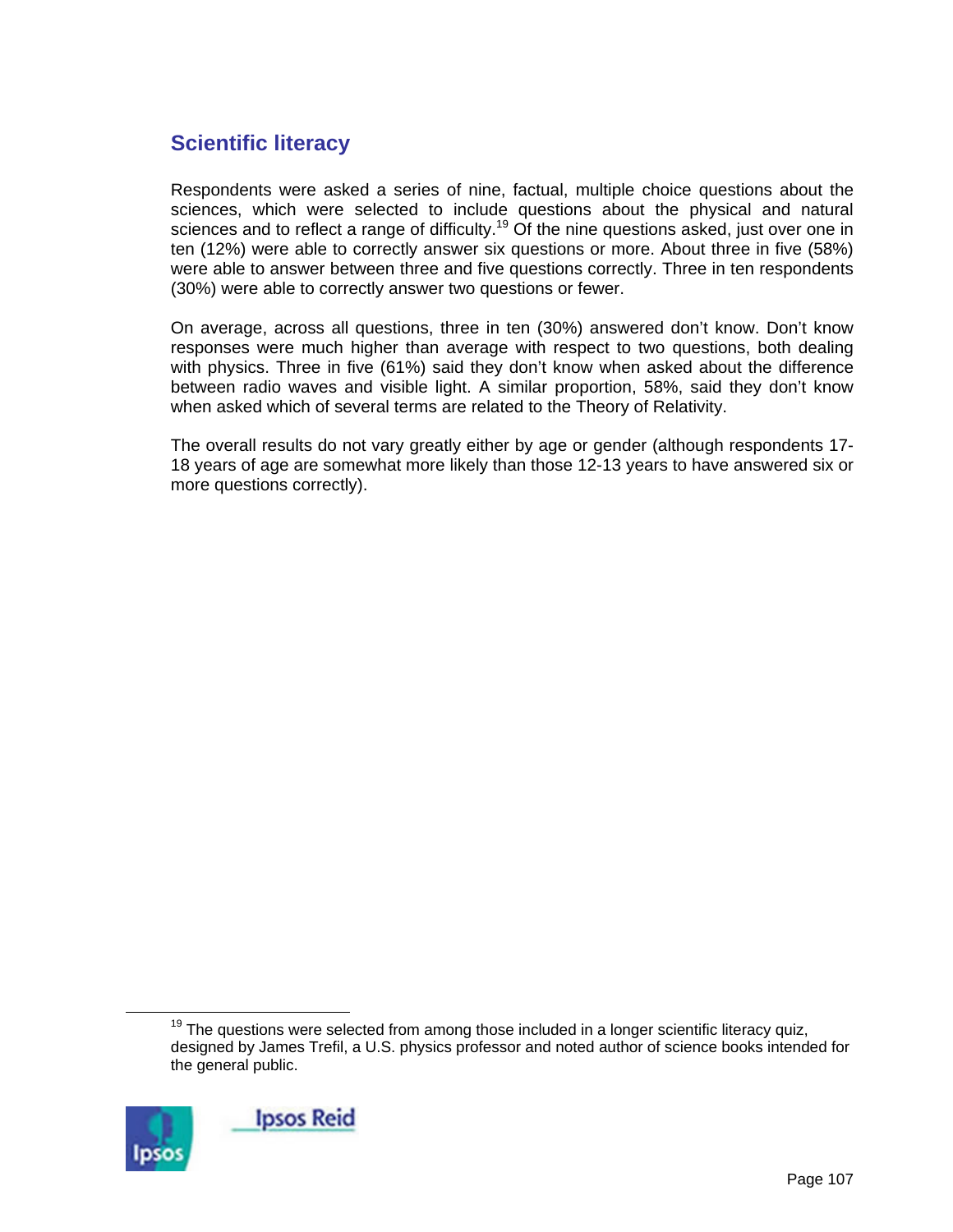## Scientific literacy

Respondents were asked a series of nine, factual, multiple choice questions about the sciences, which were selected to include questions about the physical and natural sciences and to reflect a range of difficulty.[19] Of the nine questions asked, just over one in ten (12%) were able to correctly answer six questions or more. About three in five (58%) were able to answer between three and five questions correctly. Three in ten respondents (30%) were able to correctly answer two questions or fewer.

On average, across all questions, three in ten (30%) answered don't know. Don't know responses were much higher than average with respect to two questions, both dealing with physics. Three in five (61%) said they don't know when asked about the difference between radio waves and visible light. A similar proportion, 58%, said they don't know when asked which of several terms are related to the Theory of Relativity.

The overall results do not vary greatly either by age or gender (although respondents 17-18 years of age are somewhat more likely than those 12-13 years to have answered six or more questions correctly).

---

[19] The questions were selected from among those included in a longer scientific literacy quiz, designed by James Trefil, a U.S. physics professor and noted author of science books intended for the general public.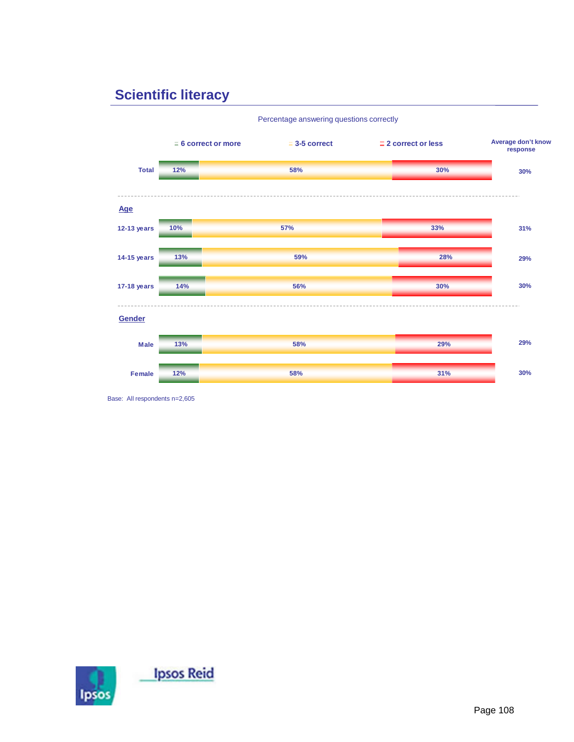## Scientific literacy

Percentage answering questions correctly

| | 6 correct or more | 3-5 correct | 2 correct or less | Average don't know response |
|---|---|---|---|---|
| Total | 12% | 58% | 30% | 30% |
| **Age** | | | | |
| 12-13 years | 10% | 57% | 33% | 31% |
| 14-15 years | 13% | 59% | 28% | 29% |
| 17-18 years | 14% | 56% | 30% | 30% |
| **Gender** | | | | |
| Male | 13% | 58% | 29% | 29% |
| Female | 12% | 58% | 31% | 30% |

Base: All respondents n=2,605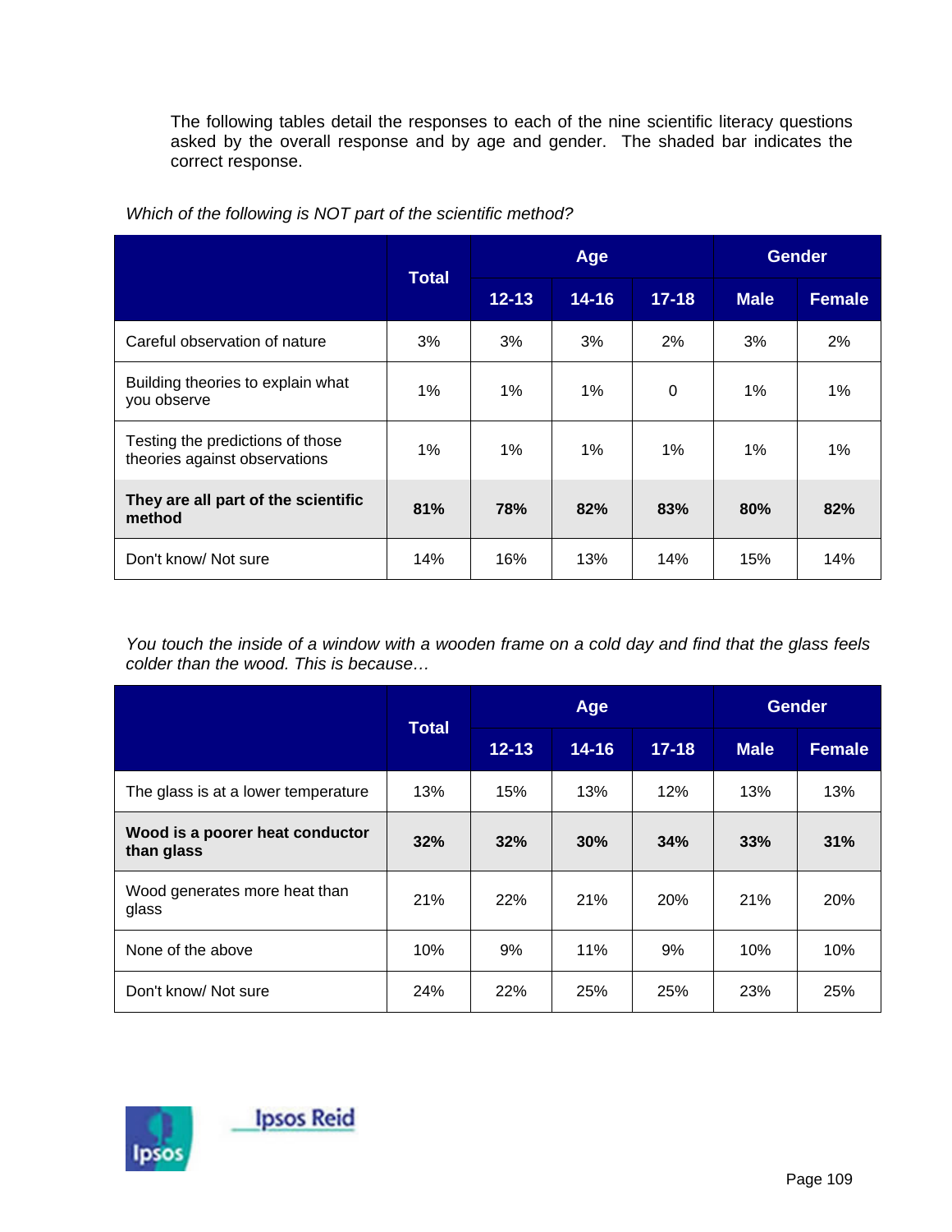The following tables detail the responses to each of the nine scientific literacy questions asked by the overall response and by age and gender. The shaded bar indicates the correct response.

*Which of the following is NOT part of the scientific method?*

| | Total | Age | | | Gender | |
|---|---|---|---|---|---|---|
| | | 12-13 | 14-16 | 17-18 | Male | Female |
| Careful observation of nature | 3% | 3% | 3% | 2% | 3% | 2% |
| Building theories to explain what you observe | 1% | 1% | 1% | 0 | 1% | 1% |
| Testing the predictions of those theories against observations | 1% | 1% | 1% | 1% | 1% | 1% |
| **They are all part of the scientific method** | **81%** | **78%** | **82%** | **83%** | **80%** | **82%** |
| Don't know/ Not sure | 14% | 16% | 13% | 14% | 15% | 14% |

*You touch the inside of a window with a wooden frame on a cold day and find that the glass feels colder than the wood. This is because…*

| | Total | Age | | | Gender | |
|---|---|---|---|---|---|---|
| | | 12-13 | 14-16 | 17-18 | Male | Female |
| The glass is at a lower temperature | 13% | 15% | 13% | 12% | 13% | 13% |
| **Wood is a poorer heat conductor than glass** | **32%** | **32%** | **30%** | **34%** | **33%** | **31%** |
| Wood generates more heat than glass | 21% | 22% | 21% | 20% | 21% | 20% |
| None of the above | 10% | 9% | 11% | 9% | 10% | 10% |
| Don't know/ Not sure | 24% | 22% | 25% | 25% | 23% | 25% |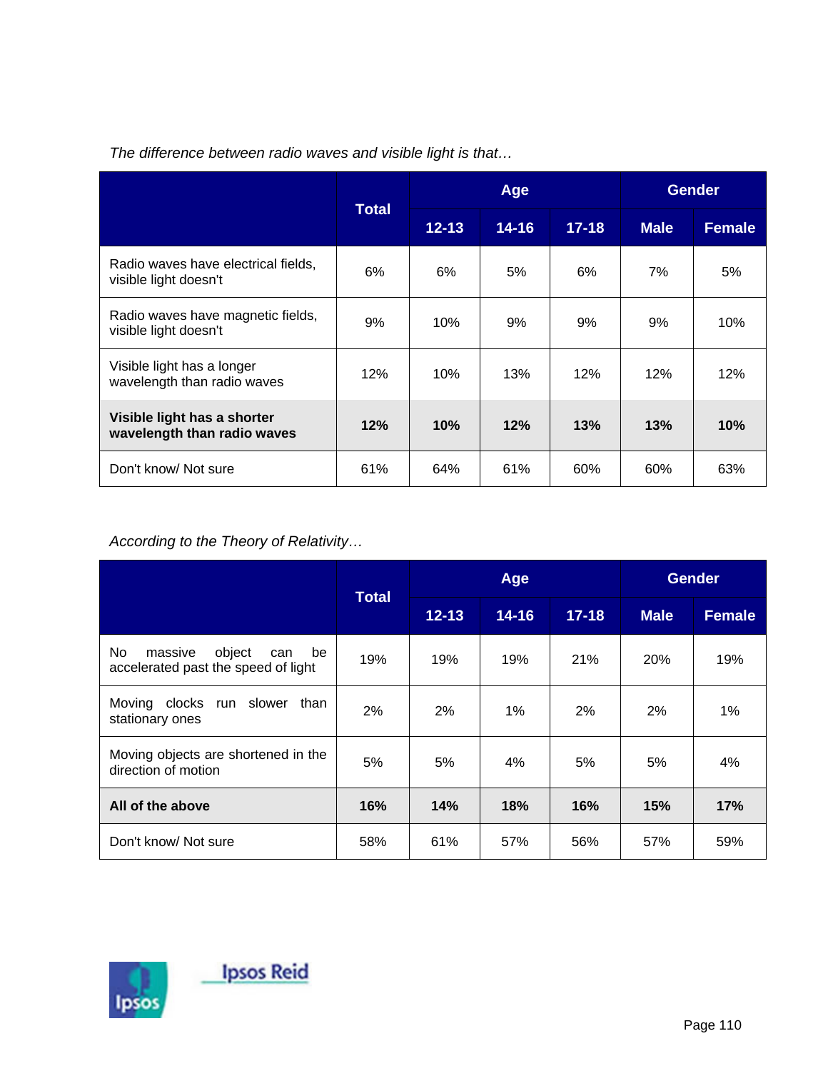*The difference between radio waves and visible light is that…*

| | Total | Age | | | Gender | |
|---|---|---|---|---|---|---|
| | | 12-13 | 14-16 | 17-18 | Male | Female |
| Radio waves have electrical fields, visible light doesn't | 6% | 6% | 5% | 6% | 7% | 5% |
| Radio waves have magnetic fields, visible light doesn't | 9% | 10% | 9% | 9% | 9% | 10% |
| Visible light has a longer wavelength than radio waves | 12% | 10% | 13% | 12% | 12% | 12% |
| **Visible light has a shorter wavelength than radio waves** | **12%** | **10%** | **12%** | **13%** | **13%** | **10%** |
| Don't know/ Not sure | 61% | 64% | 61% | 60% | 60% | 63% |

*According to the Theory of Relativity…*

| | Total | Age | | | Gender | |
|---|---|---|---|---|---|---|
| | | 12-13 | 14-16 | 17-18 | Male | Female |
| No massive object can be accelerated past the speed of light | 19% | 19% | 19% | 21% | 20% | 19% |
| Moving clocks run slower than stationary ones | 2% | 2% | 1% | 2% | 2% | 1% |
| Moving objects are shortened in the direction of motion | 5% | 5% | 4% | 5% | 5% | 4% |
| **All of the above** | **16%** | **14%** | **18%** | **16%** | **15%** | **17%** |
| Don't know/ Not sure | 58% | 61% | 57% | 56% | 57% | 59% |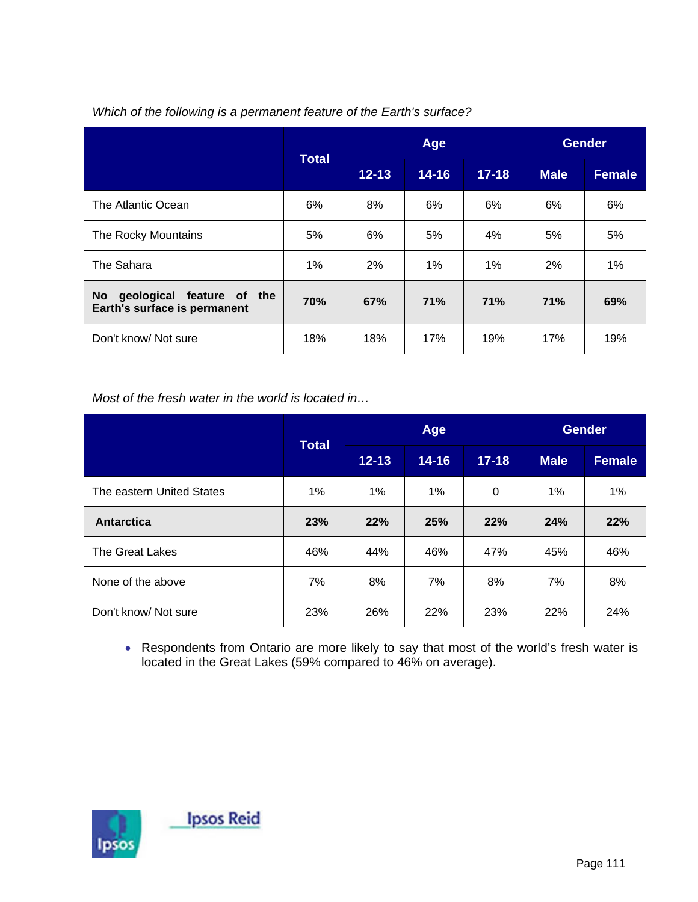*Which of the following is a permanent feature of the Earth's surface?*

| | Total | Age | | | Gender | |
|---|---|---|---|---|---|---|
| | | 12-13 | 14-16 | 17-18 | Male | Female |
| The Atlantic Ocean | 6% | 8% | 6% | 6% | 6% | 6% |
| The Rocky Mountains | 5% | 6% | 5% | 4% | 5% | 5% |
| The Sahara | 1% | 2% | 1% | 1% | 2% | 1% |
| **No geological feature of the Earth's surface is permanent** | **70%** | **67%** | **71%** | **71%** | **71%** | **69%** |
| Don't know/ Not sure | 18% | 18% | 17% | 19% | 17% | 19% |

*Most of the fresh water in the world is located in…*

| | Total | Age | | | Gender | |
|---|---|---|---|---|---|---|
| | | 12-13 | 14-16 | 17-18 | Male | Female |
| The eastern United States | 1% | 1% | 1% | 0 | 1% | 1% |
| **Antarctica** | **23%** | **22%** | **25%** | **22%** | **24%** | **22%** |
| The Great Lakes | 46% | 44% | 46% | 47% | 45% | 46% |
| None of the above | 7% | 8% | 7% | 8% | 7% | 8% |
| Don't know/ Not sure | 23% | 26% | 22% | 23% | 22% | 24% |

- Respondents from Ontario are more likely to say that most of the world's fresh water is located in the Great Lakes (59% compared to 46% on average).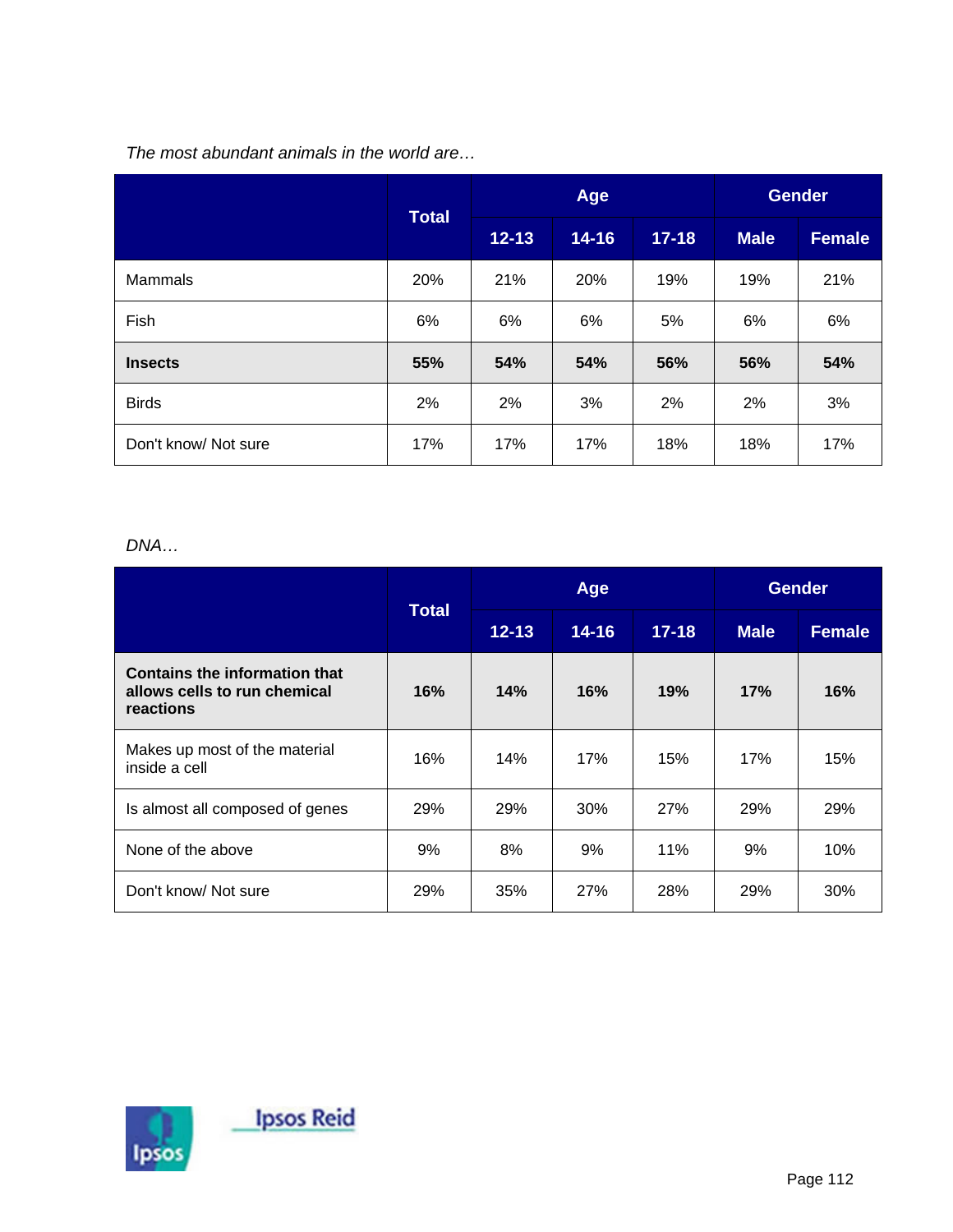*The most abundant animals in the world are…*

| | Total | Age | | | Gender | |
|---|---|---|---|---|---|---|
| | | 12-13 | 14-16 | 17-18 | Male | Female |
| Mammals | 20% | 21% | 20% | 19% | 19% | 21% |
| Fish | 6% | 6% | 6% | 5% | 6% | 6% |
| **Insects** | **55%** | **54%** | **54%** | **56%** | **56%** | **54%** |
| Birds | 2% | 2% | 3% | 2% | 2% | 3% |
| Don't know/ Not sure | 17% | 17% | 17% | 18% | 18% | 17% |

*DNA…*

| | Total | Age | | | Gender | |
|---|---|---|---|---|---|---|
| | | 12-13 | 14-16 | 17-18 | Male | Female |
| **Contains the information that allows cells to run chemical reactions** | **16%** | **14%** | **16%** | **19%** | **17%** | **16%** |
| Makes up most of the material inside a cell | 16% | 14% | 17% | 15% | 17% | 15% |
| Is almost all composed of genes | 29% | 29% | 30% | 27% | 29% | 29% |
| None of the above | 9% | 8% | 9% | 11% | 9% | 10% |
| Don't know/ Not sure | 29% | 35% | 27% | 28% | 29% | 30% |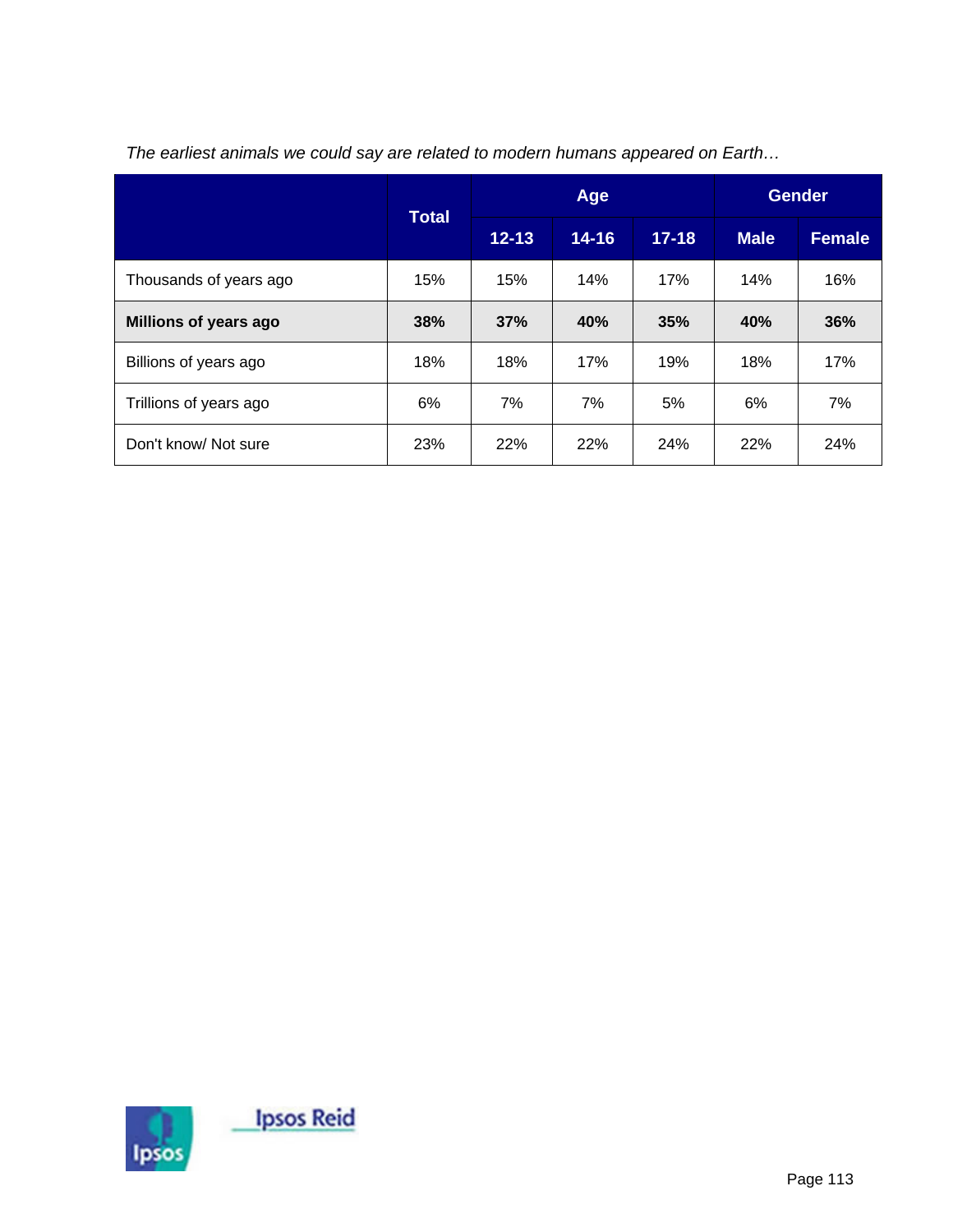*The earliest animals we could say are related to modern humans appeared on Earth…*

| | Total | Age | | | Gender | |
|---|---|---|---|---|---|---|
| | | 12-13 | 14-16 | 17-18 | Male | Female |
| Thousands of years ago | 15% | 15% | 14% | 17% | 14% | 16% |
| **Millions of years ago** | **38%** | **37%** | **40%** | **35%** | **40%** | **36%** |
| Billions of years ago | 18% | 18% | 17% | 19% | 18% | 17% |
| Trillions of years ago | 6% | 7% | 7% | 5% | 6% | 7% |
| Don't know/ Not sure | 23% | 22% | 22% | 24% | 22% | 24% |

Ipsos

Ipsos Reid